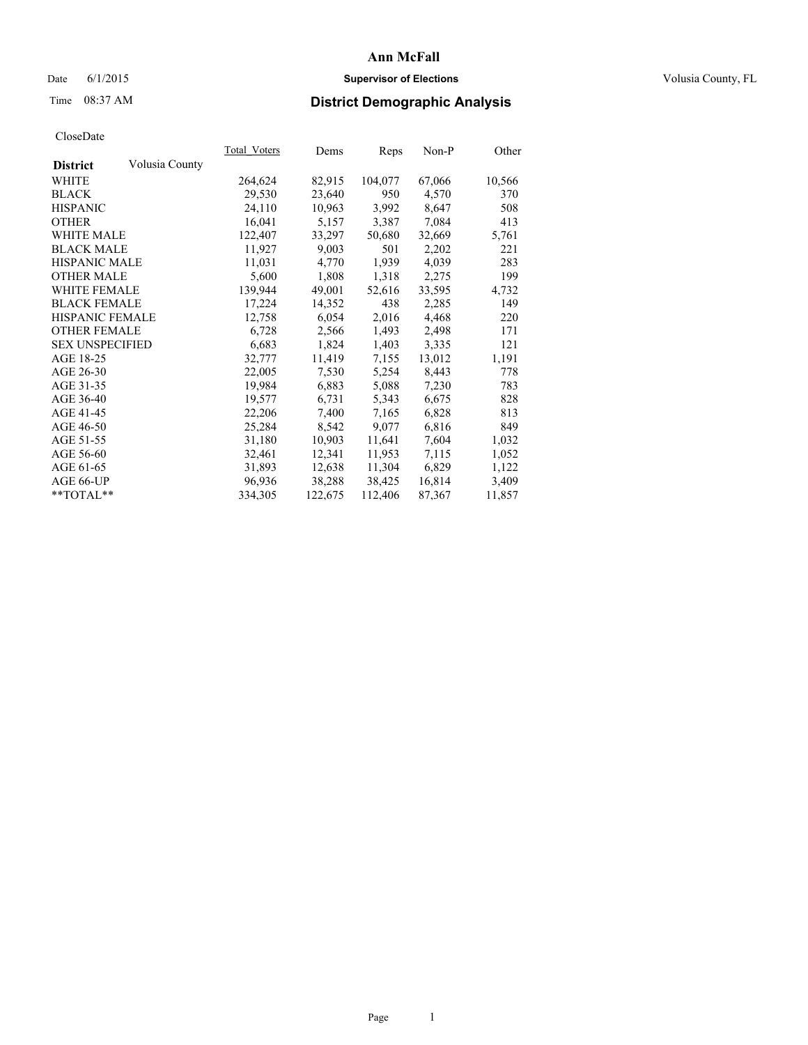# Ann McFall

Date 6/1/2015 **Supervisor of Elections** Volusia County, FL

Time 08:37 AM **District Demographic Analysis**

CloseDate

| **District** Volusia County | Total_Voters | Dems | Reps | Non-P | Other |
|---|---|---|---|---|---|
| WHITE | 264,624 | 82,915 | 104,077 | 67,066 | 10,566 |
| BLACK | 29,530 | 23,640 | 950 | 4,570 | 370 |
| HISPANIC | 24,110 | 10,963 | 3,992 | 8,647 | 508 |
| OTHER | 16,041 | 5,157 | 3,387 | 7,084 | 413 |
| WHITE MALE | 122,407 | 33,297 | 50,680 | 32,669 | 5,761 |
| BLACK MALE | 11,927 | 9,003 | 501 | 2,202 | 221 |
| HISPANIC MALE | 11,031 | 4,770 | 1,939 | 4,039 | 283 |
| OTHER MALE | 5,600 | 1,808 | 1,318 | 2,275 | 199 |
| WHITE FEMALE | 139,944 | 49,001 | 52,616 | 33,595 | 4,732 |
| BLACK FEMALE | 17,224 | 14,352 | 438 | 2,285 | 149 |
| HISPANIC FEMALE | 12,758 | 6,054 | 2,016 | 4,468 | 220 |
| OTHER FEMALE | 6,728 | 2,566 | 1,493 | 2,498 | 171 |
| SEX UNSPECIFIED | 6,683 | 1,824 | 1,403 | 3,335 | 121 |
| AGE 18-25 | 32,777 | 11,419 | 7,155 | 13,012 | 1,191 |
| AGE 26-30 | 22,005 | 7,530 | 5,254 | 8,443 | 778 |
| AGE 31-35 | 19,984 | 6,883 | 5,088 | 7,230 | 783 |
| AGE 36-40 | 19,577 | 6,731 | 5,343 | 6,675 | 828 |
| AGE 41-45 | 22,206 | 7,400 | 7,165 | 6,828 | 813 |
| AGE 46-50 | 25,284 | 8,542 | 9,077 | 6,816 | 849 |
| AGE 51-55 | 31,180 | 10,903 | 11,641 | 7,604 | 1,032 |
| AGE 56-60 | 32,461 | 12,341 | 11,953 | 7,115 | 1,052 |
| AGE 61-65 | 31,893 | 12,638 | 11,304 | 6,829 | 1,122 |
| AGE 66-UP | 96,936 | 38,288 | 38,425 | 16,814 | 3,409 |
| **TOTAL** | 334,305 | 122,675 | 112,406 | 87,367 | 11,857 |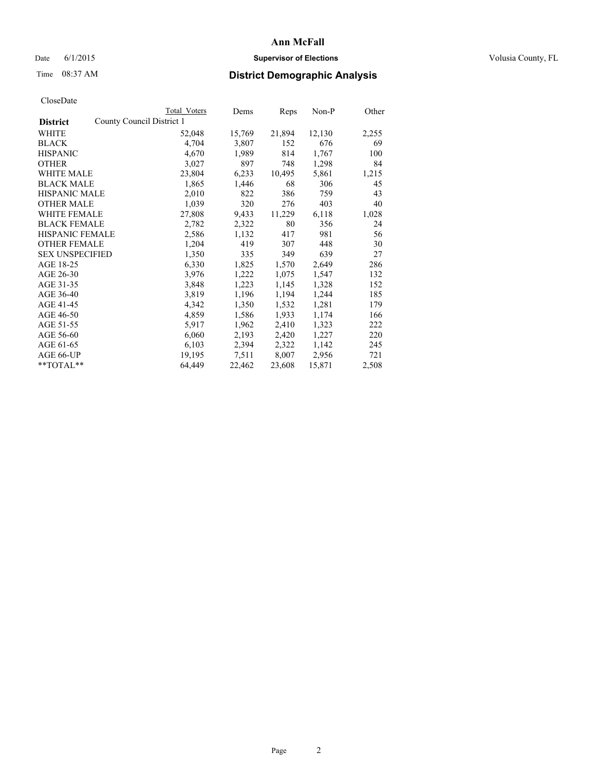# Ann McFall

Date 6/1/2015 **Supervisor of Elections** Volusia County, FL

Time 08:37 AM **District Demographic Analysis**

CloseDate

| District | County Council District 1 Total Voters | Dems | Reps | Non-P | Other |
|---|---|---|---|---|---|
| WHITE | 52,048 | 15,769 | 21,894 | 12,130 | 2,255 |
| BLACK | 4,704 | 3,807 | 152 | 676 | 69 |
| HISPANIC | 4,670 | 1,989 | 814 | 1,767 | 100 |
| OTHER | 3,027 | 897 | 748 | 1,298 | 84 |
| WHITE MALE | 23,804 | 6,233 | 10,495 | 5,861 | 1,215 |
| BLACK MALE | 1,865 | 1,446 | 68 | 306 | 45 |
| HISPANIC MALE | 2,010 | 822 | 386 | 759 | 43 |
| OTHER MALE | 1,039 | 320 | 276 | 403 | 40 |
| WHITE FEMALE | 27,808 | 9,433 | 11,229 | 6,118 | 1,028 |
| BLACK FEMALE | 2,782 | 2,322 | 80 | 356 | 24 |
| HISPANIC FEMALE | 2,586 | 1,132 | 417 | 981 | 56 |
| OTHER FEMALE | 1,204 | 419 | 307 | 448 | 30 |
| SEX UNSPECIFIED | 1,350 | 335 | 349 | 639 | 27 |
| AGE 18-25 | 6,330 | 1,825 | 1,570 | 2,649 | 286 |
| AGE 26-30 | 3,976 | 1,222 | 1,075 | 1,547 | 132 |
| AGE 31-35 | 3,848 | 1,223 | 1,145 | 1,328 | 152 |
| AGE 36-40 | 3,819 | 1,196 | 1,194 | 1,244 | 185 |
| AGE 41-45 | 4,342 | 1,350 | 1,532 | 1,281 | 179 |
| AGE 46-50 | 4,859 | 1,586 | 1,933 | 1,174 | 166 |
| AGE 51-55 | 5,917 | 1,962 | 2,410 | 1,323 | 222 |
| AGE 56-60 | 6,060 | 2,193 | 2,420 | 1,227 | 220 |
| AGE 61-65 | 6,103 | 2,394 | 2,322 | 1,142 | 245 |
| AGE 66-UP | 19,195 | 7,511 | 8,007 | 2,956 | 721 |
| **TOTAL** | 64,449 | 22,462 | 23,608 | 15,871 | 2,508 |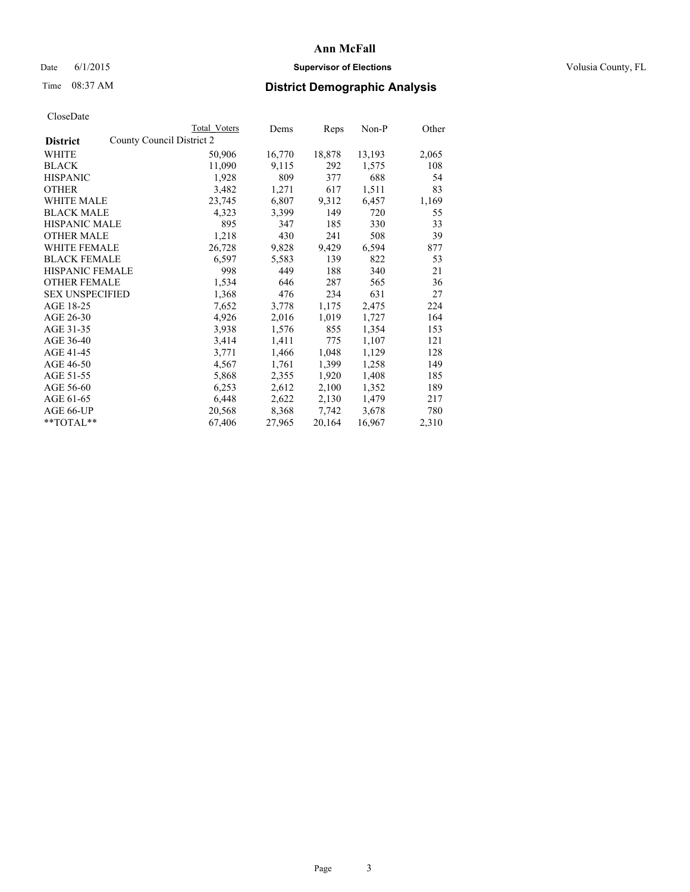# Ann McFall

Date 6/1/2015 **Supervisor of Elections** Volusia County, FL

Time 08:37 AM **District Demographic Analysis**

CloseDate

| | Total Voters | Dems | Reps | Non-P | Other |
|---|---|---|---|---|---|
| **District** County Council District 2 | | | | | |
| WHITE | 50,906 | 16,770 | 18,878 | 13,193 | 2,065 |
| BLACK | 11,090 | 9,115 | 292 | 1,575 | 108 |
| HISPANIC | 1,928 | 809 | 377 | 688 | 54 |
| OTHER | 3,482 | 1,271 | 617 | 1,511 | 83 |
| WHITE MALE | 23,745 | 6,807 | 9,312 | 6,457 | 1,169 |
| BLACK MALE | 4,323 | 3,399 | 149 | 720 | 55 |
| HISPANIC MALE | 895 | 347 | 185 | 330 | 33 |
| OTHER MALE | 1,218 | 430 | 241 | 508 | 39 |
| WHITE FEMALE | 26,728 | 9,828 | 9,429 | 6,594 | 877 |
| BLACK FEMALE | 6,597 | 5,583 | 139 | 822 | 53 |
| HISPANIC FEMALE | 998 | 449 | 188 | 340 | 21 |
| OTHER FEMALE | 1,534 | 646 | 287 | 565 | 36 |
| SEX UNSPECIFIED | 1,368 | 476 | 234 | 631 | 27 |
| AGE 18-25 | 7,652 | 3,778 | 1,175 | 2,475 | 224 |
| AGE 26-30 | 4,926 | 2,016 | 1,019 | 1,727 | 164 |
| AGE 31-35 | 3,938 | 1,576 | 855 | 1,354 | 153 |
| AGE 36-40 | 3,414 | 1,411 | 775 | 1,107 | 121 |
| AGE 41-45 | 3,771 | 1,466 | 1,048 | 1,129 | 128 |
| AGE 46-50 | 4,567 | 1,761 | 1,399 | 1,258 | 149 |
| AGE 51-55 | 5,868 | 2,355 | 1,920 | 1,408 | 185 |
| AGE 56-60 | 6,253 | 2,612 | 2,100 | 1,352 | 189 |
| AGE 61-65 | 6,448 | 2,622 | 2,130 | 1,479 | 217 |
| AGE 66-UP | 20,568 | 8,368 | 7,742 | 3,678 | 780 |
| **TOTAL** | 67,406 | 27,965 | 20,164 | 16,967 | 2,310 |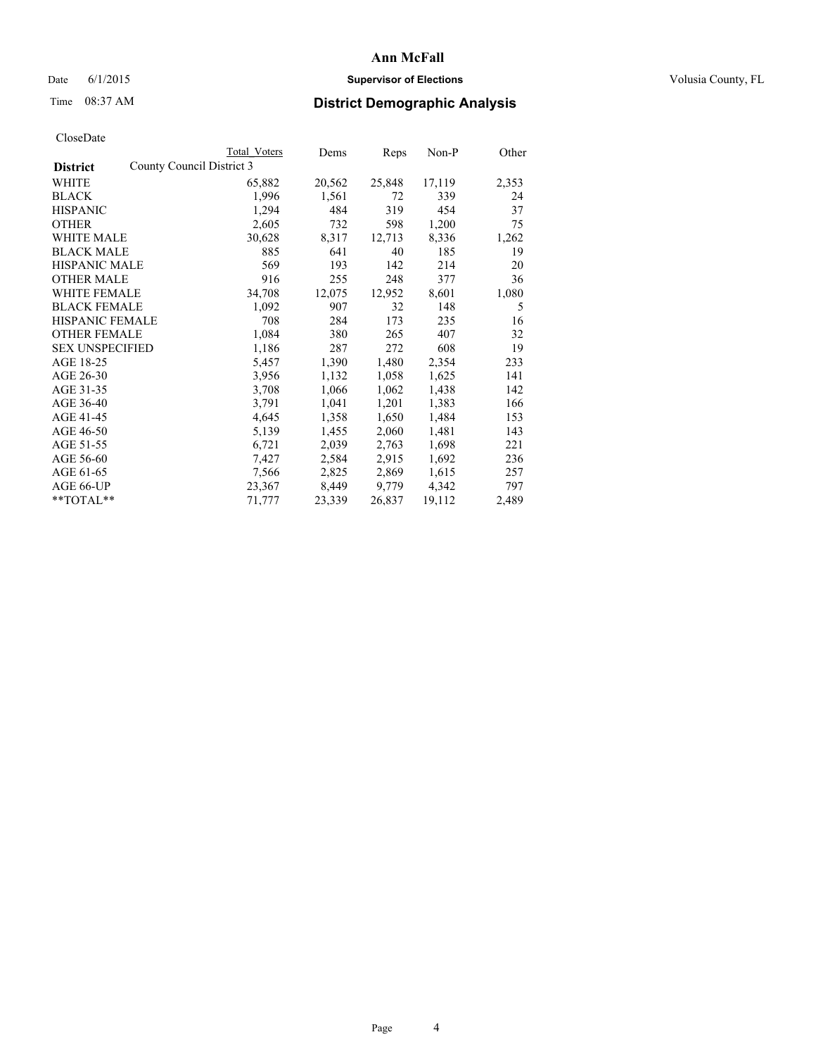# Ann McFall

Date 6/1/2015 **Supervisor of Elections** Volusia County, FL

Time 08:37 AM **District Demographic Analysis**

CloseDate

| District | County Council District 3 Total Voters | Dems | Reps | Non-P | Other |
|---|---|---|---|---|---|
| WHITE | 65,882 | 20,562 | 25,848 | 17,119 | 2,353 |
| BLACK | 1,996 | 1,561 | 72 | 339 | 24 |
| HISPANIC | 1,294 | 484 | 319 | 454 | 37 |
| OTHER | 2,605 | 732 | 598 | 1,200 | 75 |
| WHITE MALE | 30,628 | 8,317 | 12,713 | 8,336 | 1,262 |
| BLACK MALE | 885 | 641 | 40 | 185 | 19 |
| HISPANIC MALE | 569 | 193 | 142 | 214 | 20 |
| OTHER MALE | 916 | 255 | 248 | 377 | 36 |
| WHITE FEMALE | 34,708 | 12,075 | 12,952 | 8,601 | 1,080 |
| BLACK FEMALE | 1,092 | 907 | 32 | 148 | 5 |
| HISPANIC FEMALE | 708 | 284 | 173 | 235 | 16 |
| OTHER FEMALE | 1,084 | 380 | 265 | 407 | 32 |
| SEX UNSPECIFIED | 1,186 | 287 | 272 | 608 | 19 |
| AGE 18-25 | 5,457 | 1,390 | 1,480 | 2,354 | 233 |
| AGE 26-30 | 3,956 | 1,132 | 1,058 | 1,625 | 141 |
| AGE 31-35 | 3,708 | 1,066 | 1,062 | 1,438 | 142 |
| AGE 36-40 | 3,791 | 1,041 | 1,201 | 1,383 | 166 |
| AGE 41-45 | 4,645 | 1,358 | 1,650 | 1,484 | 153 |
| AGE 46-50 | 5,139 | 1,455 | 2,060 | 1,481 | 143 |
| AGE 51-55 | 6,721 | 2,039 | 2,763 | 1,698 | 221 |
| AGE 56-60 | 7,427 | 2,584 | 2,915 | 1,692 | 236 |
| AGE 61-65 | 7,566 | 2,825 | 2,869 | 1,615 | 257 |
| AGE 66-UP | 23,367 | 8,449 | 9,779 | 4,342 | 797 |
| **TOTAL** | 71,777 | 23,339 | 26,837 | 19,112 | 2,489 |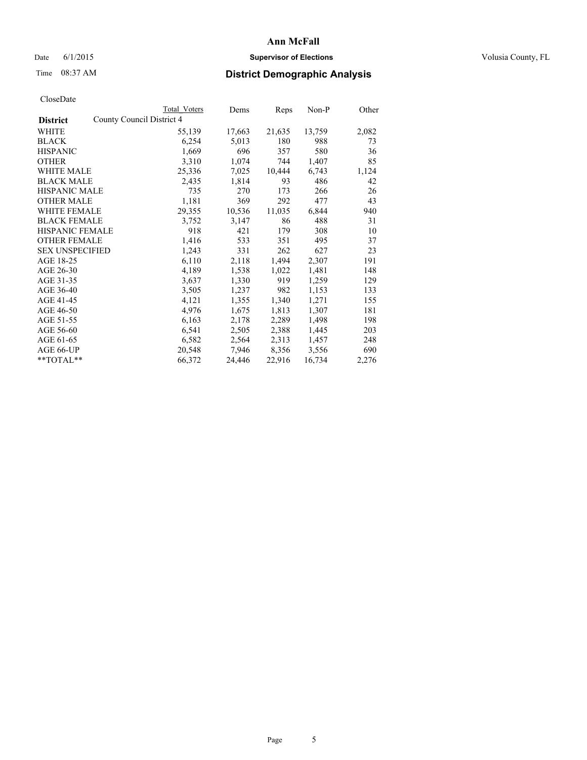# Ann McFall

Date 6/1/2015 **Supervisor of Elections** Volusia County, FL

Time 08:37 AM **District Demographic Analysis**

CloseDate

| District | Total Voters | Dems | Reps | Non-P | Other |
|---|---|---|---|---|---|
| County Council District 4 | | | | | |
| WHITE | 55,139 | 17,663 | 21,635 | 13,759 | 2,082 |
| BLACK | 6,254 | 5,013 | 180 | 988 | 73 |
| HISPANIC | 1,669 | 696 | 357 | 580 | 36 |
| OTHER | 3,310 | 1,074 | 744 | 1,407 | 85 |
| WHITE MALE | 25,336 | 7,025 | 10,444 | 6,743 | 1,124 |
| BLACK MALE | 2,435 | 1,814 | 93 | 486 | 42 |
| HISPANIC MALE | 735 | 270 | 173 | 266 | 26 |
| OTHER MALE | 1,181 | 369 | 292 | 477 | 43 |
| WHITE FEMALE | 29,355 | 10,536 | 11,035 | 6,844 | 940 |
| BLACK FEMALE | 3,752 | 3,147 | 86 | 488 | 31 |
| HISPANIC FEMALE | 918 | 421 | 179 | 308 | 10 |
| OTHER FEMALE | 1,416 | 533 | 351 | 495 | 37 |
| SEX UNSPECIFIED | 1,243 | 331 | 262 | 627 | 23 |
| AGE 18-25 | 6,110 | 2,118 | 1,494 | 2,307 | 191 |
| AGE 26-30 | 4,189 | 1,538 | 1,022 | 1,481 | 148 |
| AGE 31-35 | 3,637 | 1,330 | 919 | 1,259 | 129 |
| AGE 36-40 | 3,505 | 1,237 | 982 | 1,153 | 133 |
| AGE 41-45 | 4,121 | 1,355 | 1,340 | 1,271 | 155 |
| AGE 46-50 | 4,976 | 1,675 | 1,813 | 1,307 | 181 |
| AGE 51-55 | 6,163 | 2,178 | 2,289 | 1,498 | 198 |
| AGE 56-60 | 6,541 | 2,505 | 2,388 | 1,445 | 203 |
| AGE 61-65 | 6,582 | 2,564 | 2,313 | 1,457 | 248 |
| AGE 66-UP | 20,548 | 7,946 | 8,356 | 3,556 | 690 |
| **TOTAL** | 66,372 | 24,446 | 22,916 | 16,734 | 2,276 |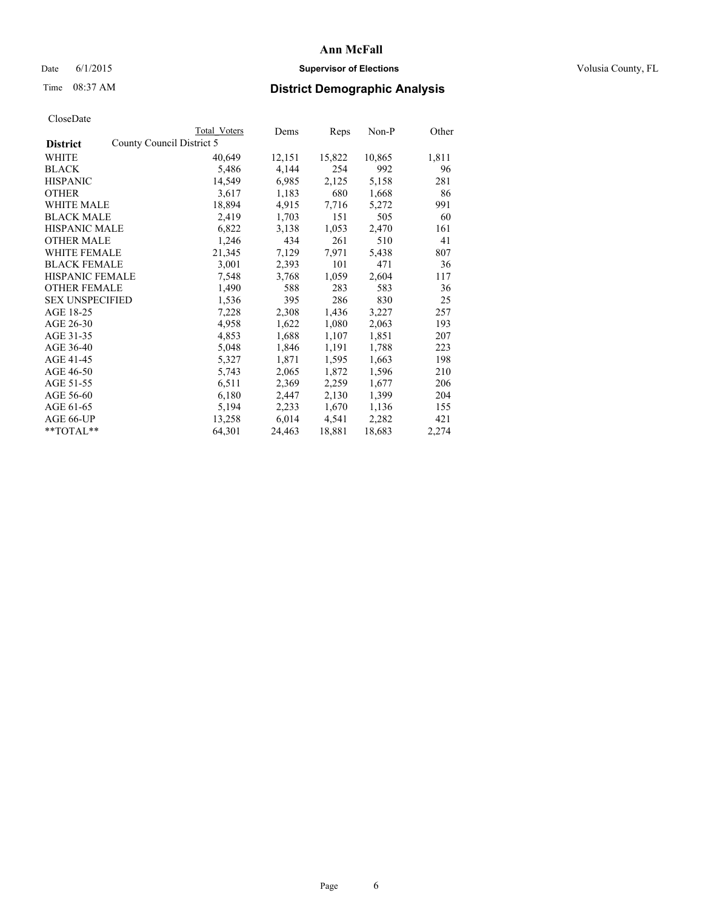# Ann McFall

Date 6/1/2015 **Supervisor of Elections** Volusia County, FL

Time 08:37 AM **District Demographic Analysis**

CloseDate

| **District** | County Council District 5 | Total Voters | Dems | Reps | Non-P | Other |
|---|---|---|---|---|---|---|
| WHITE | | 40,649 | 12,151 | 15,822 | 10,865 | 1,811 |
| BLACK | | 5,486 | 4,144 | 254 | 992 | 96 |
| HISPANIC | | 14,549 | 6,985 | 2,125 | 5,158 | 281 |
| OTHER | | 3,617 | 1,183 | 680 | 1,668 | 86 |
| WHITE MALE | | 18,894 | 4,915 | 7,716 | 5,272 | 991 |
| BLACK MALE | | 2,419 | 1,703 | 151 | 505 | 60 |
| HISPANIC MALE | | 6,822 | 3,138 | 1,053 | 2,470 | 161 |
| OTHER MALE | | 1,246 | 434 | 261 | 510 | 41 |
| WHITE FEMALE | | 21,345 | 7,129 | 7,971 | 5,438 | 807 |
| BLACK FEMALE | | 3,001 | 2,393 | 101 | 471 | 36 |
| HISPANIC FEMALE | | 7,548 | 3,768 | 1,059 | 2,604 | 117 |
| OTHER FEMALE | | 1,490 | 588 | 283 | 583 | 36 |
| SEX UNSPECIFIED | | 1,536 | 395 | 286 | 830 | 25 |
| AGE 18-25 | | 7,228 | 2,308 | 1,436 | 3,227 | 257 |
| AGE 26-30 | | 4,958 | 1,622 | 1,080 | 2,063 | 193 |
| AGE 31-35 | | 4,853 | 1,688 | 1,107 | 1,851 | 207 |
| AGE 36-40 | | 5,048 | 1,846 | 1,191 | 1,788 | 223 |
| AGE 41-45 | | 5,327 | 1,871 | 1,595 | 1,663 | 198 |
| AGE 46-50 | | 5,743 | 2,065 | 1,872 | 1,596 | 210 |
| AGE 51-55 | | 6,511 | 2,369 | 2,259 | 1,677 | 206 |
| AGE 56-60 | | 6,180 | 2,447 | 2,130 | 1,399 | 204 |
| AGE 61-65 | | 5,194 | 2,233 | 1,670 | 1,136 | 155 |
| AGE 66-UP | | 13,258 | 6,014 | 4,541 | 2,282 | 421 |
| **TOTAL** | | 64,301 | 24,463 | 18,881 | 18,683 | 2,274 |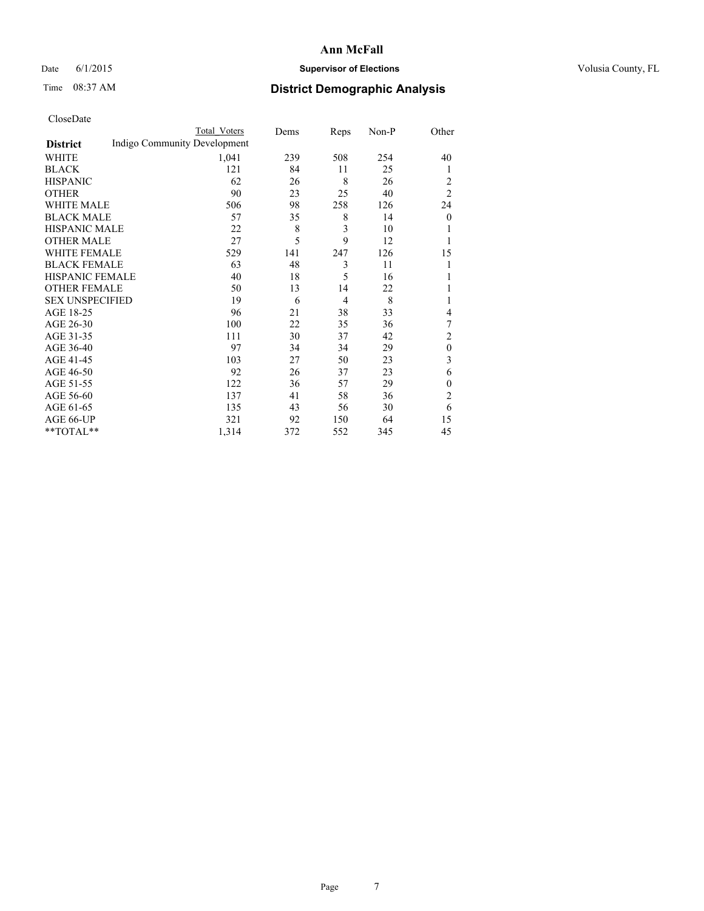# Ann McFall

Date 6/1/2015 **Supervisor of Elections** Volusia County, FL

Time 08:37 AM **District Demographic Analysis**

CloseDate

| District | Indigo Community Development Total Voters | Dems | Reps | Non-P | Other |
|---|---|---|---|---|---|
| WHITE | 1,041 | 239 | 508 | 254 | 40 |
| BLACK | 121 | 84 | 11 | 25 | 1 |
| HISPANIC | 62 | 26 | 8 | 26 | 2 |
| OTHER | 90 | 23 | 25 | 40 | 2 |
| WHITE MALE | 506 | 98 | 258 | 126 | 24 |
| BLACK MALE | 57 | 35 | 8 | 14 | 0 |
| HISPANIC MALE | 22 | 8 | 3 | 10 | 1 |
| OTHER MALE | 27 | 5 | 9 | 12 | 1 |
| WHITE FEMALE | 529 | 141 | 247 | 126 | 15 |
| BLACK FEMALE | 63 | 48 | 3 | 11 | 1 |
| HISPANIC FEMALE | 40 | 18 | 5 | 16 | 1 |
| OTHER FEMALE | 50 | 13 | 14 | 22 | 1 |
| SEX UNSPECIFIED | 19 | 6 | 4 | 8 | 1 |
| AGE 18-25 | 96 | 21 | 38 | 33 | 4 |
| AGE 26-30 | 100 | 22 | 35 | 36 | 7 |
| AGE 31-35 | 111 | 30 | 37 | 42 | 2 |
| AGE 36-40 | 97 | 34 | 34 | 29 | 0 |
| AGE 41-45 | 103 | 27 | 50 | 23 | 3 |
| AGE 46-50 | 92 | 26 | 37 | 23 | 6 |
| AGE 51-55 | 122 | 36 | 57 | 29 | 0 |
| AGE 56-60 | 137 | 41 | 58 | 36 | 2 |
| AGE 61-65 | 135 | 43 | 56 | 30 | 6 |
| AGE 66-UP | 321 | 92 | 150 | 64 | 15 |
| **TOTAL** | 1,314 | 372 | 552 | 345 | 45 |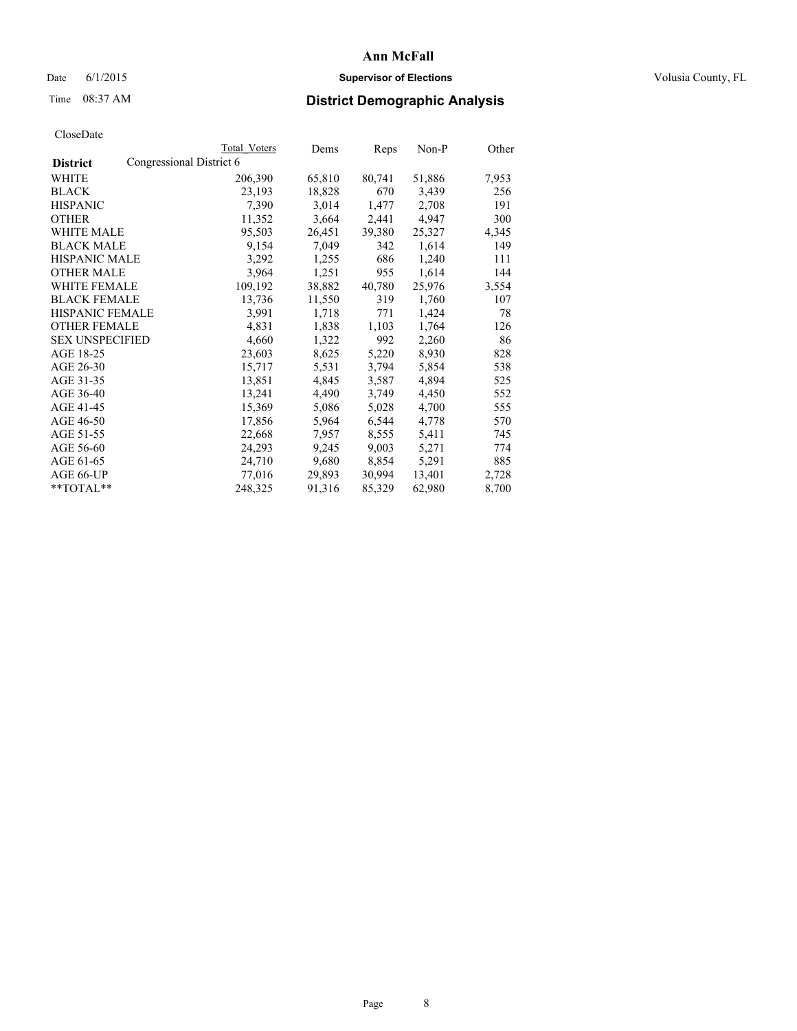**Ann McFall**

Date 6/1/2015 **Supervisor of Elections** Volusia County, FL

Time 08:37 AM **District Demographic Analysis**

CloseDate

| District | Total Voters | Dems | Reps | Non-P | Other |
|---|---|---|---|---|---|
| Congressional District 6 | | | | | |
| WHITE | 206,390 | 65,810 | 80,741 | 51,886 | 7,953 |
| BLACK | 23,193 | 18,828 | 670 | 3,439 | 256 |
| HISPANIC | 7,390 | 3,014 | 1,477 | 2,708 | 191 |
| OTHER | 11,352 | 3,664 | 2,441 | 4,947 | 300 |
| WHITE MALE | 95,503 | 26,451 | 39,380 | 25,327 | 4,345 |
| BLACK MALE | 9,154 | 7,049 | 342 | 1,614 | 149 |
| HISPANIC MALE | 3,292 | 1,255 | 686 | 1,240 | 111 |
| OTHER MALE | 3,964 | 1,251 | 955 | 1,614 | 144 |
| WHITE FEMALE | 109,192 | 38,882 | 40,780 | 25,976 | 3,554 |
| BLACK FEMALE | 13,736 | 11,550 | 319 | 1,760 | 107 |
| HISPANIC FEMALE | 3,991 | 1,718 | 771 | 1,424 | 78 |
| OTHER FEMALE | 4,831 | 1,838 | 1,103 | 1,764 | 126 |
| SEX UNSPECIFIED | 4,660 | 1,322 | 992 | 2,260 | 86 |
| AGE 18-25 | 23,603 | 8,625 | 5,220 | 8,930 | 828 |
| AGE 26-30 | 15,717 | 5,531 | 3,794 | 5,854 | 538 |
| AGE 31-35 | 13,851 | 4,845 | 3,587 | 4,894 | 525 |
| AGE 36-40 | 13,241 | 4,490 | 3,749 | 4,450 | 552 |
| AGE 41-45 | 15,369 | 5,086 | 5,028 | 4,700 | 555 |
| AGE 46-50 | 17,856 | 5,964 | 6,544 | 4,778 | 570 |
| AGE 51-55 | 22,668 | 7,957 | 8,555 | 5,411 | 745 |
| AGE 56-60 | 24,293 | 9,245 | 9,003 | 5,271 | 774 |
| AGE 61-65 | 24,710 | 9,680 | 8,854 | 5,291 | 885 |
| AGE 66-UP | 77,016 | 29,893 | 30,994 | 13,401 | 2,728 |
| **TOTAL** | 248,325 | 91,316 | 85,329 | 62,980 | 8,700 |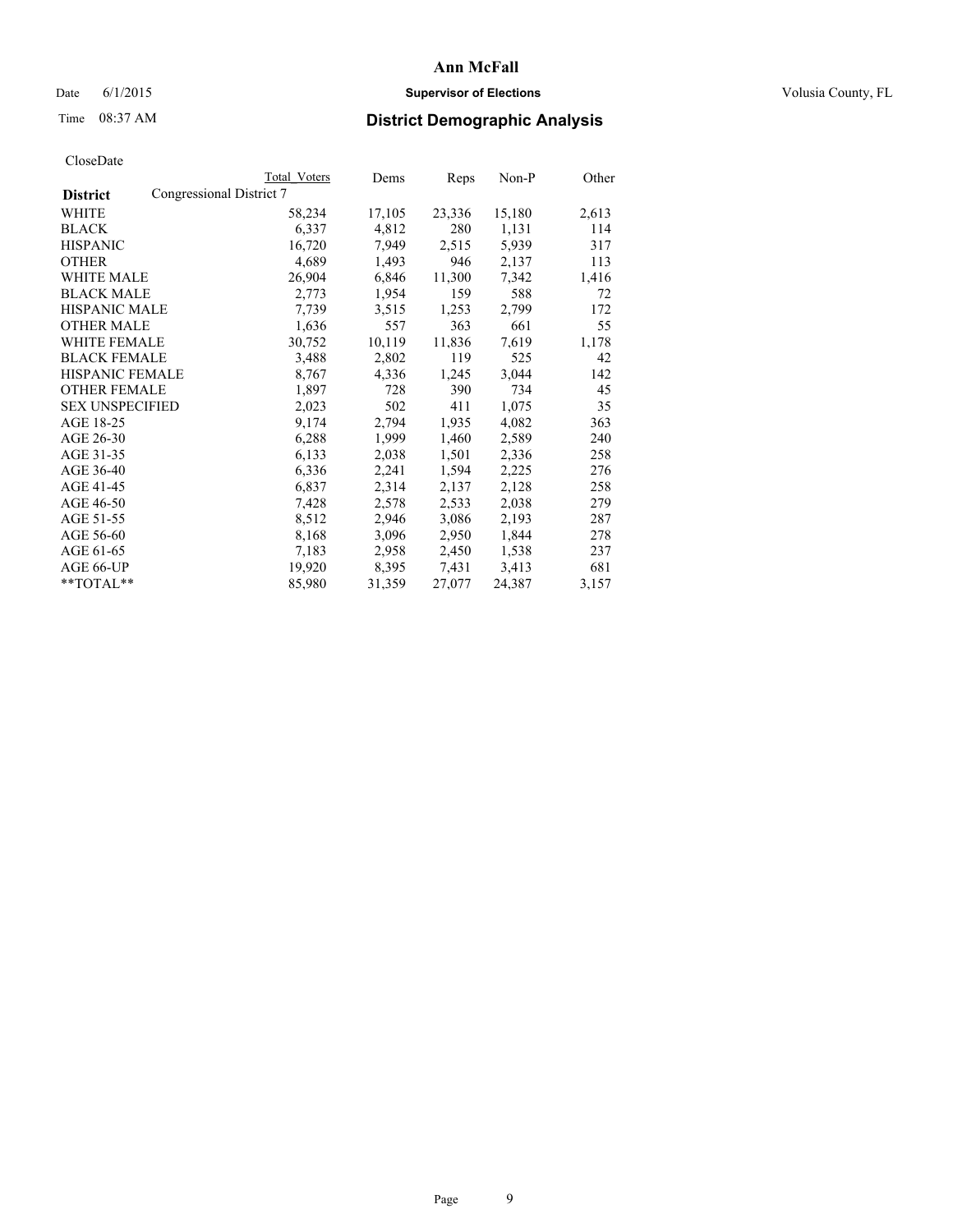**Ann McFall**

Date 6/1/2015 **Supervisor of Elections** Volusia County, FL

Time 08:37 AM **District Demographic Analysis**

CloseDate

| District | Congressional District 7 Total Voters | Dems | Reps | Non-P | Other |
|---|---|---|---|---|---|
| WHITE | 58,234 | 17,105 | 23,336 | 15,180 | 2,613 |
| BLACK | 6,337 | 4,812 | 280 | 1,131 | 114 |
| HISPANIC | 16,720 | 7,949 | 2,515 | 5,939 | 317 |
| OTHER | 4,689 | 1,493 | 946 | 2,137 | 113 |
| WHITE MALE | 26,904 | 6,846 | 11,300 | 7,342 | 1,416 |
| BLACK MALE | 2,773 | 1,954 | 159 | 588 | 72 |
| HISPANIC MALE | 7,739 | 3,515 | 1,253 | 2,799 | 172 |
| OTHER MALE | 1,636 | 557 | 363 | 661 | 55 |
| WHITE FEMALE | 30,752 | 10,119 | 11,836 | 7,619 | 1,178 |
| BLACK FEMALE | 3,488 | 2,802 | 119 | 525 | 42 |
| HISPANIC FEMALE | 8,767 | 4,336 | 1,245 | 3,044 | 142 |
| OTHER FEMALE | 1,897 | 728 | 390 | 734 | 45 |
| SEX UNSPECIFIED | 2,023 | 502 | 411 | 1,075 | 35 |
| AGE 18-25 | 9,174 | 2,794 | 1,935 | 4,082 | 363 |
| AGE 26-30 | 6,288 | 1,999 | 1,460 | 2,589 | 240 |
| AGE 31-35 | 6,133 | 2,038 | 1,501 | 2,336 | 258 |
| AGE 36-40 | 6,336 | 2,241 | 1,594 | 2,225 | 276 |
| AGE 41-45 | 6,837 | 2,314 | 2,137 | 2,128 | 258 |
| AGE 46-50 | 7,428 | 2,578 | 2,533 | 2,038 | 279 |
| AGE 51-55 | 8,512 | 2,946 | 3,086 | 2,193 | 287 |
| AGE 56-60 | 8,168 | 3,096 | 2,950 | 1,844 | 278 |
| AGE 61-65 | 7,183 | 2,958 | 2,450 | 1,538 | 237 |
| AGE 66-UP | 19,920 | 8,395 | 7,431 | 3,413 | 681 |
| **TOTAL** | 85,980 | 31,359 | 27,077 | 24,387 | 3,157 |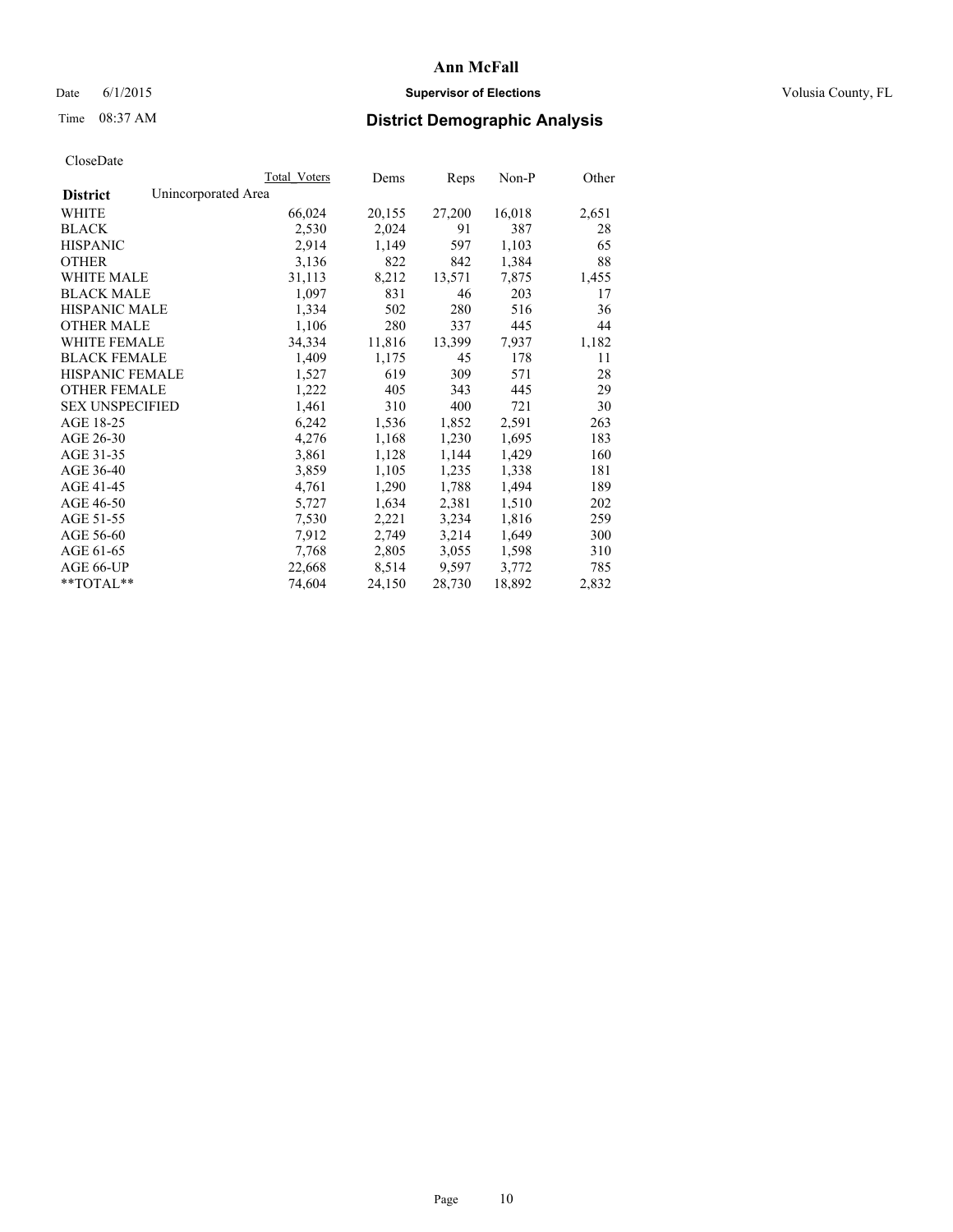# Ann McFall

Date 6/1/2015 **Supervisor of Elections** Volusia County, FL

Time 08:37 AM **District Demographic Analysis**

CloseDate

| | Total Voters | Dems | Reps | Non-P | Other |
|---|---|---|---|---|---|
| **District** Unincorporated Area | | | | | |
| WHITE | 66,024 | 20,155 | 27,200 | 16,018 | 2,651 |
| BLACK | 2,530 | 2,024 | 91 | 387 | 28 |
| HISPANIC | 2,914 | 1,149 | 597 | 1,103 | 65 |
| OTHER | 3,136 | 822 | 842 | 1,384 | 88 |
| WHITE MALE | 31,113 | 8,212 | 13,571 | 7,875 | 1,455 |
| BLACK MALE | 1,097 | 831 | 46 | 203 | 17 |
| HISPANIC MALE | 1,334 | 502 | 280 | 516 | 36 |
| OTHER MALE | 1,106 | 280 | 337 | 445 | 44 |
| WHITE FEMALE | 34,334 | 11,816 | 13,399 | 7,937 | 1,182 |
| BLACK FEMALE | 1,409 | 1,175 | 45 | 178 | 11 |
| HISPANIC FEMALE | 1,527 | 619 | 309 | 571 | 28 |
| OTHER FEMALE | 1,222 | 405 | 343 | 445 | 29 |
| SEX UNSPECIFIED | 1,461 | 310 | 400 | 721 | 30 |
| AGE 18-25 | 6,242 | 1,536 | 1,852 | 2,591 | 263 |
| AGE 26-30 | 4,276 | 1,168 | 1,230 | 1,695 | 183 |
| AGE 31-35 | 3,861 | 1,128 | 1,144 | 1,429 | 160 |
| AGE 36-40 | 3,859 | 1,105 | 1,235 | 1,338 | 181 |
| AGE 41-45 | 4,761 | 1,290 | 1,788 | 1,494 | 189 |
| AGE 46-50 | 5,727 | 1,634 | 2,381 | 1,510 | 202 |
| AGE 51-55 | 7,530 | 2,221 | 3,234 | 1,816 | 259 |
| AGE 56-60 | 7,912 | 2,749 | 3,214 | 1,649 | 300 |
| AGE 61-65 | 7,768 | 2,805 | 3,055 | 1,598 | 310 |
| AGE 66-UP | 22,668 | 8,514 | 9,597 | 3,772 | 785 |
| **TOTAL** | 74,604 | 24,150 | 28,730 | 18,892 | 2,832 |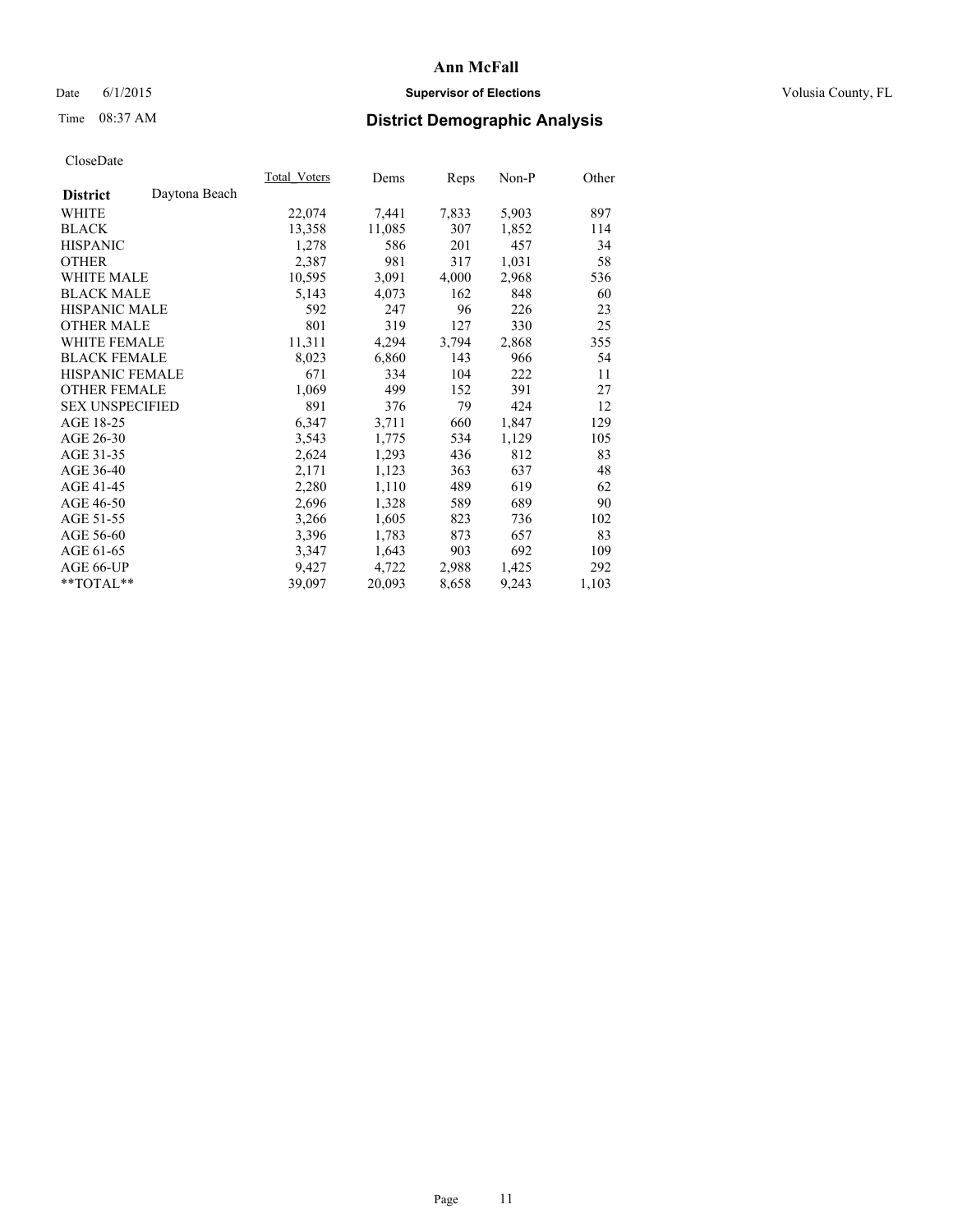# Ann McFall

Date 6/1/2015 **Supervisor of Elections** Volusia County, FL

Time 08:37 AM **District Demographic Analysis**

CloseDate

| | Total_Voters | Dems | Reps | Non-P | Other |
|---|---|---|---|---|---|
| **District** Daytona Beach | | | | | |
| WHITE | 22,074 | 7,441 | 7,833 | 5,903 | 897 |
| BLACK | 13,358 | 11,085 | 307 | 1,852 | 114 |
| HISPANIC | 1,278 | 586 | 201 | 457 | 34 |
| OTHER | 2,387 | 981 | 317 | 1,031 | 58 |
| WHITE MALE | 10,595 | 3,091 | 4,000 | 2,968 | 536 |
| BLACK MALE | 5,143 | 4,073 | 162 | 848 | 60 |
| HISPANIC MALE | 592 | 247 | 96 | 226 | 23 |
| OTHER MALE | 801 | 319 | 127 | 330 | 25 |
| WHITE FEMALE | 11,311 | 4,294 | 3,794 | 2,868 | 355 |
| BLACK FEMALE | 8,023 | 6,860 | 143 | 966 | 54 |
| HISPANIC FEMALE | 671 | 334 | 104 | 222 | 11 |
| OTHER FEMALE | 1,069 | 499 | 152 | 391 | 27 |
| SEX UNSPECIFIED | 891 | 376 | 79 | 424 | 12 |
| AGE 18-25 | 6,347 | 3,711 | 660 | 1,847 | 129 |
| AGE 26-30 | 3,543 | 1,775 | 534 | 1,129 | 105 |
| AGE 31-35 | 2,624 | 1,293 | 436 | 812 | 83 |
| AGE 36-40 | 2,171 | 1,123 | 363 | 637 | 48 |
| AGE 41-45 | 2,280 | 1,110 | 489 | 619 | 62 |
| AGE 46-50 | 2,696 | 1,328 | 589 | 689 | 90 |
| AGE 51-55 | 3,266 | 1,605 | 823 | 736 | 102 |
| AGE 56-60 | 3,396 | 1,783 | 873 | 657 | 83 |
| AGE 61-65 | 3,347 | 1,643 | 903 | 692 | 109 |
| AGE 66-UP | 9,427 | 4,722 | 2,988 | 1,425 | 292 |
| **TOTAL** | 39,097 | 20,093 | 8,658 | 9,243 | 1,103 |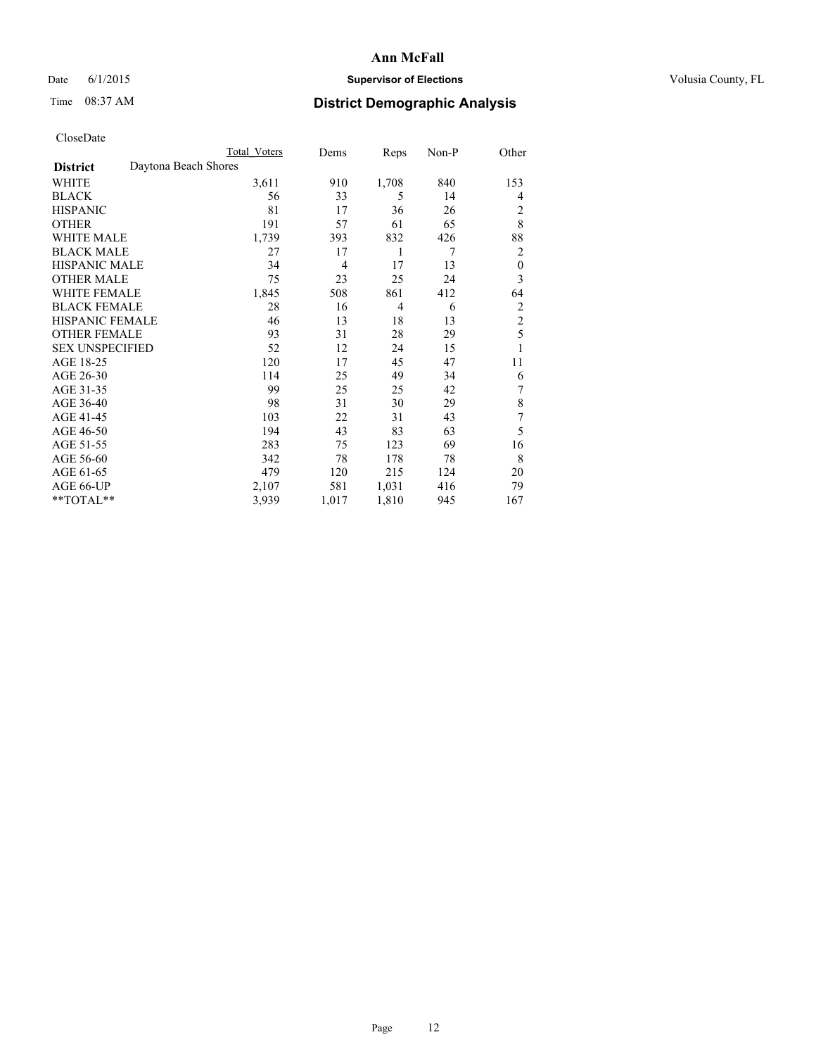# Ann McFall

Date 6/1/2015 **Supervisor of Elections** Volusia County, FL

Time 08:37 AM **District Demographic Analysis**

CloseDate

| | Total Voters | Dems | Reps | Non-P | Other |
|---|---|---|---|---|---|
| **District** Daytona Beach Shores | | | | | |
| WHITE | 3,611 | 910 | 1,708 | 840 | 153 |
| BLACK | 56 | 33 | 5 | 14 | 4 |
| HISPANIC | 81 | 17 | 36 | 26 | 2 |
| OTHER | 191 | 57 | 61 | 65 | 8 |
| WHITE MALE | 1,739 | 393 | 832 | 426 | 88 |
| BLACK MALE | 27 | 17 | 1 | 7 | 2 |
| HISPANIC MALE | 34 | 4 | 17 | 13 | 0 |
| OTHER MALE | 75 | 23 | 25 | 24 | 3 |
| WHITE FEMALE | 1,845 | 508 | 861 | 412 | 64 |
| BLACK FEMALE | 28 | 16 | 4 | 6 | 2 |
| HISPANIC FEMALE | 46 | 13 | 18 | 13 | 2 |
| OTHER FEMALE | 93 | 31 | 28 | 29 | 5 |
| SEX UNSPECIFIED | 52 | 12 | 24 | 15 | 1 |
| AGE 18-25 | 120 | 17 | 45 | 47 | 11 |
| AGE 26-30 | 114 | 25 | 49 | 34 | 6 |
| AGE 31-35 | 99 | 25 | 25 | 42 | 7 |
| AGE 36-40 | 98 | 31 | 30 | 29 | 8 |
| AGE 41-45 | 103 | 22 | 31 | 43 | 7 |
| AGE 46-50 | 194 | 43 | 83 | 63 | 5 |
| AGE 51-55 | 283 | 75 | 123 | 69 | 16 |
| AGE 56-60 | 342 | 78 | 178 | 78 | 8 |
| AGE 61-65 | 479 | 120 | 215 | 124 | 20 |
| AGE 66-UP | 2,107 | 581 | 1,031 | 416 | 79 |
| **TOTAL** | 3,939 | 1,017 | 1,810 | 945 | 167 |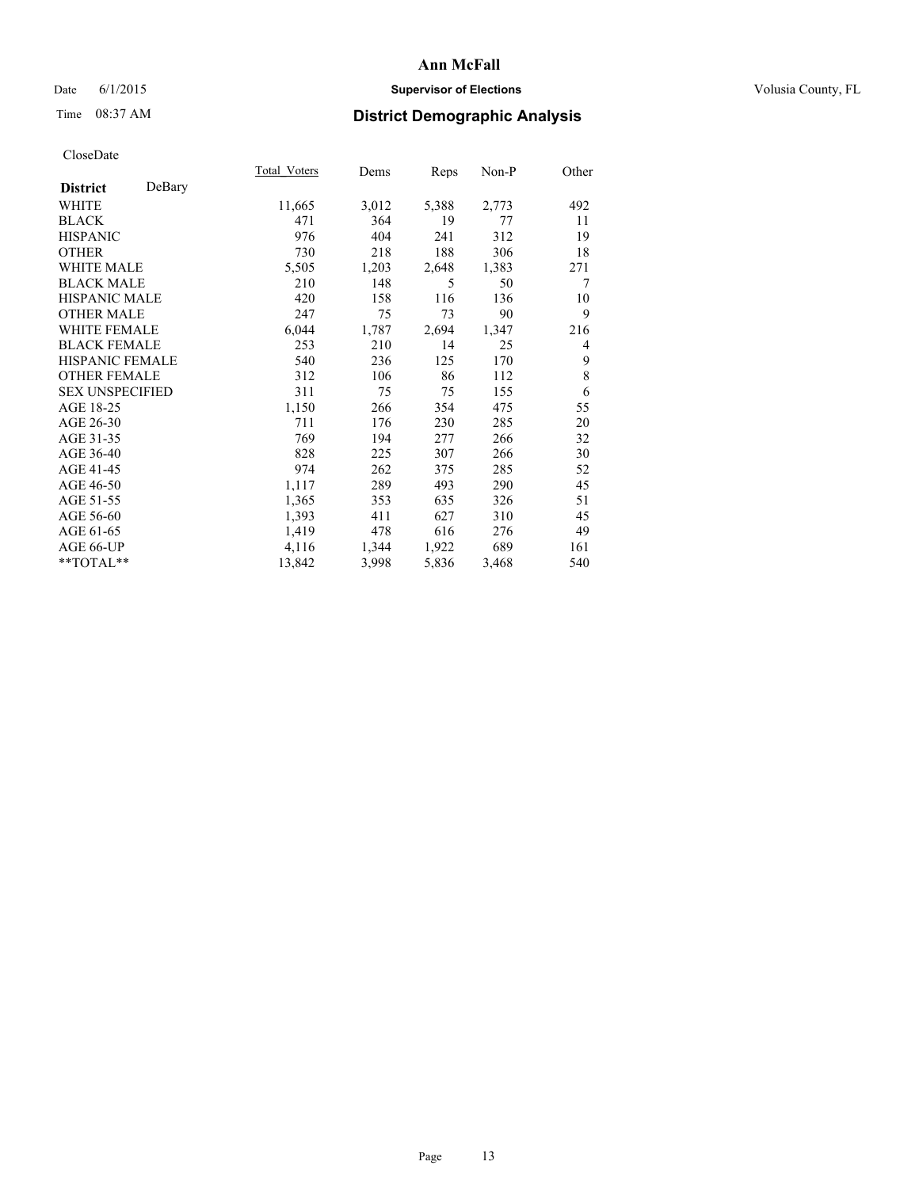# Ann McFall

Date 6/1/2015 **Supervisor of Elections** Volusia County, FL

Time 08:37 AM **District Demographic Analysis**

CloseDate

| **District** DeBary | Total_Voters | Dems | Reps | Non-P | Other |
|---|---|---|---|---|---|
| WHITE | 11,665 | 3,012 | 5,388 | 2,773 | 492 |
| BLACK | 471 | 364 | 19 | 77 | 11 |
| HISPANIC | 976 | 404 | 241 | 312 | 19 |
| OTHER | 730 | 218 | 188 | 306 | 18 |
| WHITE MALE | 5,505 | 1,203 | 2,648 | 1,383 | 271 |
| BLACK MALE | 210 | 148 | 5 | 50 | 7 |
| HISPANIC MALE | 420 | 158 | 116 | 136 | 10 |
| OTHER MALE | 247 | 75 | 73 | 90 | 9 |
| WHITE FEMALE | 6,044 | 1,787 | 2,694 | 1,347 | 216 |
| BLACK FEMALE | 253 | 210 | 14 | 25 | 4 |
| HISPANIC FEMALE | 540 | 236 | 125 | 170 | 9 |
| OTHER FEMALE | 312 | 106 | 86 | 112 | 8 |
| SEX UNSPECIFIED | 311 | 75 | 75 | 155 | 6 |
| AGE 18-25 | 1,150 | 266 | 354 | 475 | 55 |
| AGE 26-30 | 711 | 176 | 230 | 285 | 20 |
| AGE 31-35 | 769 | 194 | 277 | 266 | 32 |
| AGE 36-40 | 828 | 225 | 307 | 266 | 30 |
| AGE 41-45 | 974 | 262 | 375 | 285 | 52 |
| AGE 46-50 | 1,117 | 289 | 493 | 290 | 45 |
| AGE 51-55 | 1,365 | 353 | 635 | 326 | 51 |
| AGE 56-60 | 1,393 | 411 | 627 | 310 | 45 |
| AGE 61-65 | 1,419 | 478 | 616 | 276 | 49 |
| AGE 66-UP | 4,116 | 1,344 | 1,922 | 689 | 161 |
| **TOTAL** | 13,842 | 3,998 | 5,836 | 3,468 | 540 |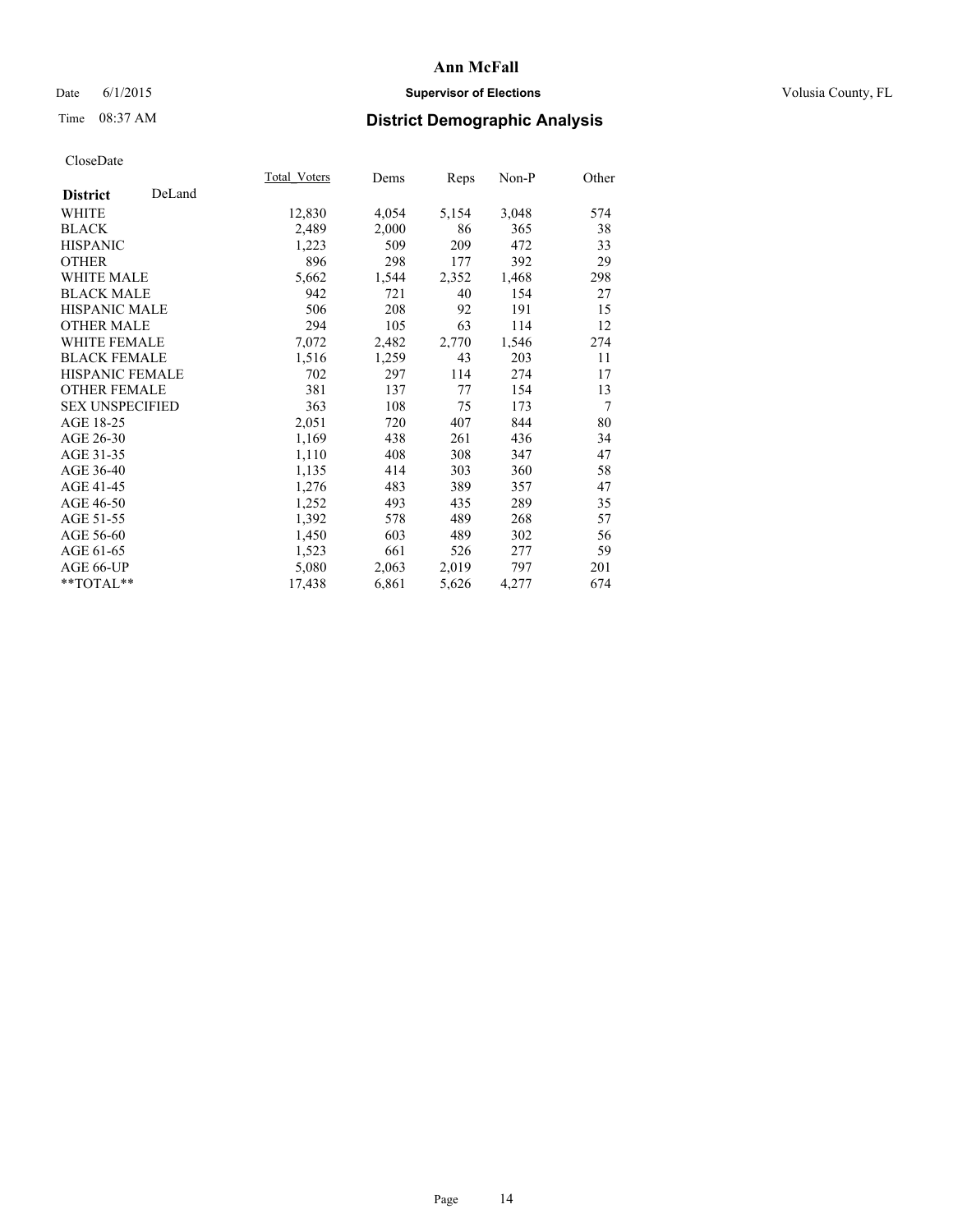# Ann McFall

Date 6/1/2015

**Supervisor of Elections**

Volusia County, FL

Time 08:37 AM

## District Demographic Analysis

CloseDate

| **District** DeLand | Total_Voters | Dems | Reps | Non-P | Other |
|---|---|---|---|---|---|
| WHITE | 12,830 | 4,054 | 5,154 | 3,048 | 574 |
| BLACK | 2,489 | 2,000 | 86 | 365 | 38 |
| HISPANIC | 1,223 | 509 | 209 | 472 | 33 |
| OTHER | 896 | 298 | 177 | 392 | 29 |
| WHITE MALE | 5,662 | 1,544 | 2,352 | 1,468 | 298 |
| BLACK MALE | 942 | 721 | 40 | 154 | 27 |
| HISPANIC MALE | 506 | 208 | 92 | 191 | 15 |
| OTHER MALE | 294 | 105 | 63 | 114 | 12 |
| WHITE FEMALE | 7,072 | 2,482 | 2,770 | 1,546 | 274 |
| BLACK FEMALE | 1,516 | 1,259 | 43 | 203 | 11 |
| HISPANIC FEMALE | 702 | 297 | 114 | 274 | 17 |
| OTHER FEMALE | 381 | 137 | 77 | 154 | 13 |
| SEX UNSPECIFIED | 363 | 108 | 75 | 173 | 7 |
| AGE 18-25 | 2,051 | 720 | 407 | 844 | 80 |
| AGE 26-30 | 1,169 | 438 | 261 | 436 | 34 |
| AGE 31-35 | 1,110 | 408 | 308 | 347 | 47 |
| AGE 36-40 | 1,135 | 414 | 303 | 360 | 58 |
| AGE 41-45 | 1,276 | 483 | 389 | 357 | 47 |
| AGE 46-50 | 1,252 | 493 | 435 | 289 | 35 |
| AGE 51-55 | 1,392 | 578 | 489 | 268 | 57 |
| AGE 56-60 | 1,450 | 603 | 489 | 302 | 56 |
| AGE 61-65 | 1,523 | 661 | 526 | 277 | 59 |
| AGE 66-UP | 5,080 | 2,063 | 2,019 | 797 | 201 |
| **TOTAL** | 17,438 | 6,861 | 5,626 | 4,277 | 674 |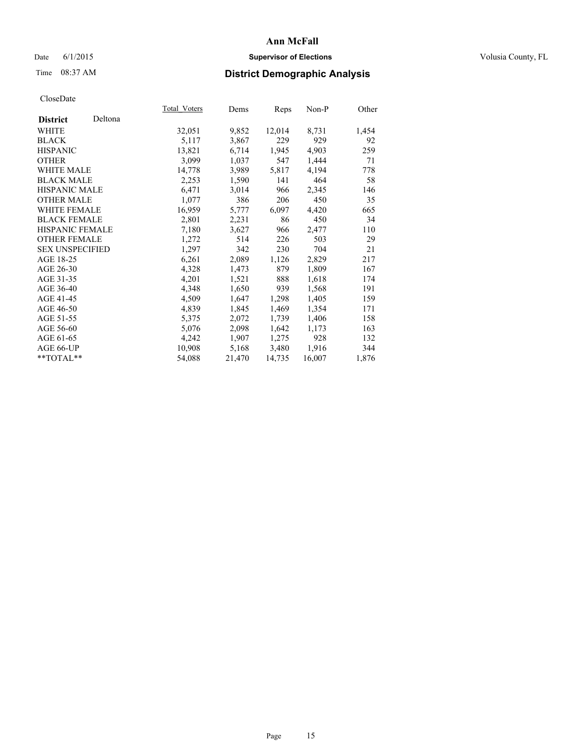# Ann McFall

Date 6/1/2015 **Supervisor of Elections** Volusia County, FL

Time 08:37 AM **District Demographic Analysis**

CloseDate

| **District** Deltona | Total_Voters | Dems | Reps | Non-P | Other |
|---|---|---|---|---|---|
| WHITE | 32,051 | 9,852 | 12,014 | 8,731 | 1,454 |
| BLACK | 5,117 | 3,867 | 229 | 929 | 92 |
| HISPANIC | 13,821 | 6,714 | 1,945 | 4,903 | 259 |
| OTHER | 3,099 | 1,037 | 547 | 1,444 | 71 |
| WHITE MALE | 14,778 | 3,989 | 5,817 | 4,194 | 778 |
| BLACK MALE | 2,253 | 1,590 | 141 | 464 | 58 |
| HISPANIC MALE | 6,471 | 3,014 | 966 | 2,345 | 146 |
| OTHER MALE | 1,077 | 386 | 206 | 450 | 35 |
| WHITE FEMALE | 16,959 | 5,777 | 6,097 | 4,420 | 665 |
| BLACK FEMALE | 2,801 | 2,231 | 86 | 450 | 34 |
| HISPANIC FEMALE | 7,180 | 3,627 | 966 | 2,477 | 110 |
| OTHER FEMALE | 1,272 | 514 | 226 | 503 | 29 |
| SEX UNSPECIFIED | 1,297 | 342 | 230 | 704 | 21 |
| AGE 18-25 | 6,261 | 2,089 | 1,126 | 2,829 | 217 |
| AGE 26-30 | 4,328 | 1,473 | 879 | 1,809 | 167 |
| AGE 31-35 | 4,201 | 1,521 | 888 | 1,618 | 174 |
| AGE 36-40 | 4,348 | 1,650 | 939 | 1,568 | 191 |
| AGE 41-45 | 4,509 | 1,647 | 1,298 | 1,405 | 159 |
| AGE 46-50 | 4,839 | 1,845 | 1,469 | 1,354 | 171 |
| AGE 51-55 | 5,375 | 2,072 | 1,739 | 1,406 | 158 |
| AGE 56-60 | 5,076 | 2,098 | 1,642 | 1,173 | 163 |
| AGE 61-65 | 4,242 | 1,907 | 1,275 | 928 | 132 |
| AGE 66-UP | 10,908 | 5,168 | 3,480 | 1,916 | 344 |
| **TOTAL** | 54,088 | 21,470 | 14,735 | 16,007 | 1,876 |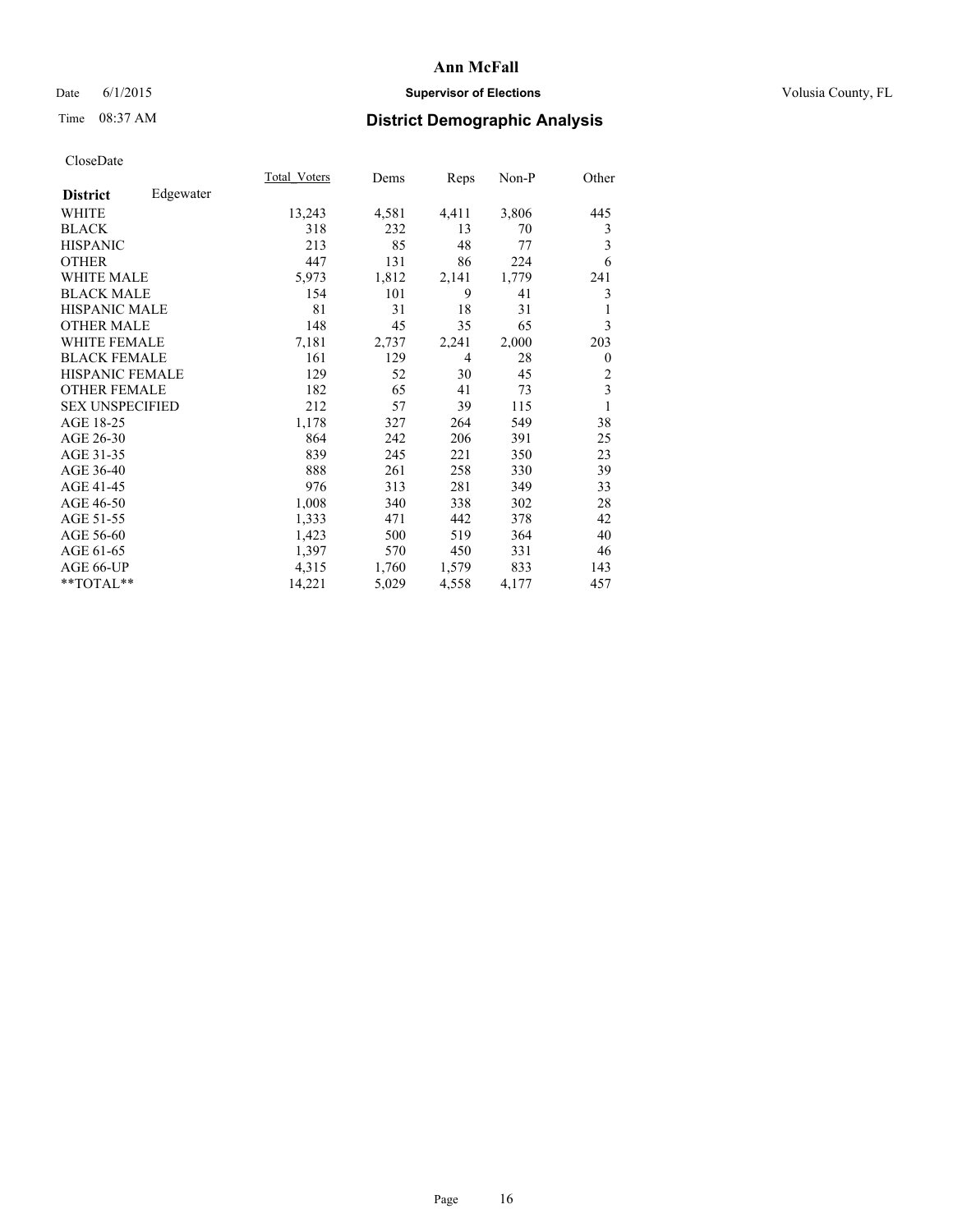# Ann McFall

Date 6/1/2015 **Supervisor of Elections** Volusia County, FL

Time 08:37 AM **District Demographic Analysis**

CloseDate

| District | Edgewater | Total_Voters | Dems | Reps | Non-P | Other |
|---|---|---|---|---|---|---|
| WHITE | | 13,243 | 4,581 | 4,411 | 3,806 | 445 |
| BLACK | | 318 | 232 | 13 | 70 | 3 |
| HISPANIC | | 213 | 85 | 48 | 77 | 3 |
| OTHER | | 447 | 131 | 86 | 224 | 6 |
| WHITE MALE | | 5,973 | 1,812 | 2,141 | 1,779 | 241 |
| BLACK MALE | | 154 | 101 | 9 | 41 | 3 |
| HISPANIC MALE | | 81 | 31 | 18 | 31 | 1 |
| OTHER MALE | | 148 | 45 | 35 | 65 | 3 |
| WHITE FEMALE | | 7,181 | 2,737 | 2,241 | 2,000 | 203 |
| BLACK FEMALE | | 161 | 129 | 4 | 28 | 0 |
| HISPANIC FEMALE | | 129 | 52 | 30 | 45 | 2 |
| OTHER FEMALE | | 182 | 65 | 41 | 73 | 3 |
| SEX UNSPECIFIED | | 212 | 57 | 39 | 115 | 1 |
| AGE 18-25 | | 1,178 | 327 | 264 | 549 | 38 |
| AGE 26-30 | | 864 | 242 | 206 | 391 | 25 |
| AGE 31-35 | | 839 | 245 | 221 | 350 | 23 |
| AGE 36-40 | | 888 | 261 | 258 | 330 | 39 |
| AGE 41-45 | | 976 | 313 | 281 | 349 | 33 |
| AGE 46-50 | | 1,008 | 340 | 338 | 302 | 28 |
| AGE 51-55 | | 1,333 | 471 | 442 | 378 | 42 |
| AGE 56-60 | | 1,423 | 500 | 519 | 364 | 40 |
| AGE 61-65 | | 1,397 | 570 | 450 | 331 | 46 |
| AGE 66-UP | | 4,315 | 1,760 | 1,579 | 833 | 143 |
| **TOTAL** | | 14,221 | 5,029 | 4,558 | 4,177 | 457 |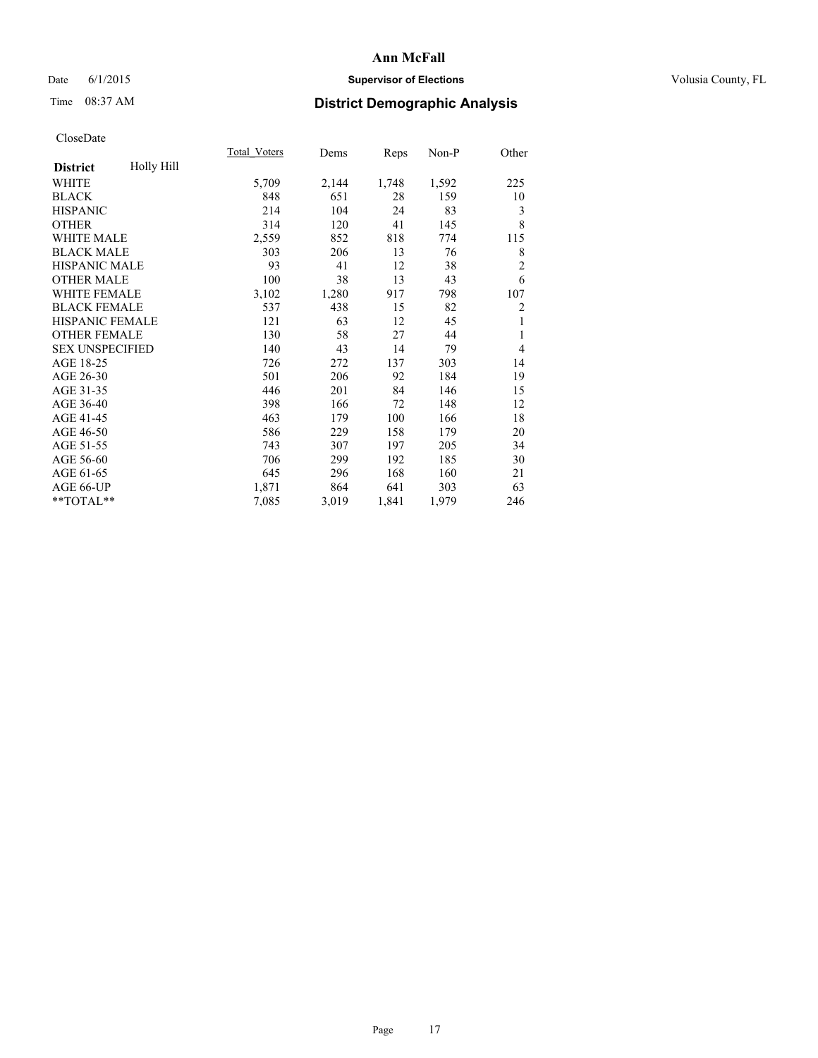**Ann McFall**

Date 6/1/2015 **Supervisor of Elections** Volusia County, FL

Time 08:37 AM **District Demographic Analysis**

CloseDate

| District Holly Hill | Total_Voters | Dems | Reps | Non-P | Other |
|---|---|---|---|---|---|
| WHITE | 5,709 | 2,144 | 1,748 | 1,592 | 225 |
| BLACK | 848 | 651 | 28 | 159 | 10 |
| HISPANIC | 214 | 104 | 24 | 83 | 3 |
| OTHER | 314 | 120 | 41 | 145 | 8 |
| WHITE MALE | 2,559 | 852 | 818 | 774 | 115 |
| BLACK MALE | 303 | 206 | 13 | 76 | 8 |
| HISPANIC MALE | 93 | 41 | 12 | 38 | 2 |
| OTHER MALE | 100 | 38 | 13 | 43 | 6 |
| WHITE FEMALE | 3,102 | 1,280 | 917 | 798 | 107 |
| BLACK FEMALE | 537 | 438 | 15 | 82 | 2 |
| HISPANIC FEMALE | 121 | 63 | 12 | 45 | 1 |
| OTHER FEMALE | 130 | 58 | 27 | 44 | 1 |
| SEX UNSPECIFIED | 140 | 43 | 14 | 79 | 4 |
| AGE 18-25 | 726 | 272 | 137 | 303 | 14 |
| AGE 26-30 | 501 | 206 | 92 | 184 | 19 |
| AGE 31-35 | 446 | 201 | 84 | 146 | 15 |
| AGE 36-40 | 398 | 166 | 72 | 148 | 12 |
| AGE 41-45 | 463 | 179 | 100 | 166 | 18 |
| AGE 46-50 | 586 | 229 | 158 | 179 | 20 |
| AGE 51-55 | 743 | 307 | 197 | 205 | 34 |
| AGE 56-60 | 706 | 299 | 192 | 185 | 30 |
| AGE 61-65 | 645 | 296 | 168 | 160 | 21 |
| AGE 66-UP | 1,871 | 864 | 641 | 303 | 63 |
| **TOTAL** | 7,085 | 3,019 | 1,841 | 1,979 | 246 |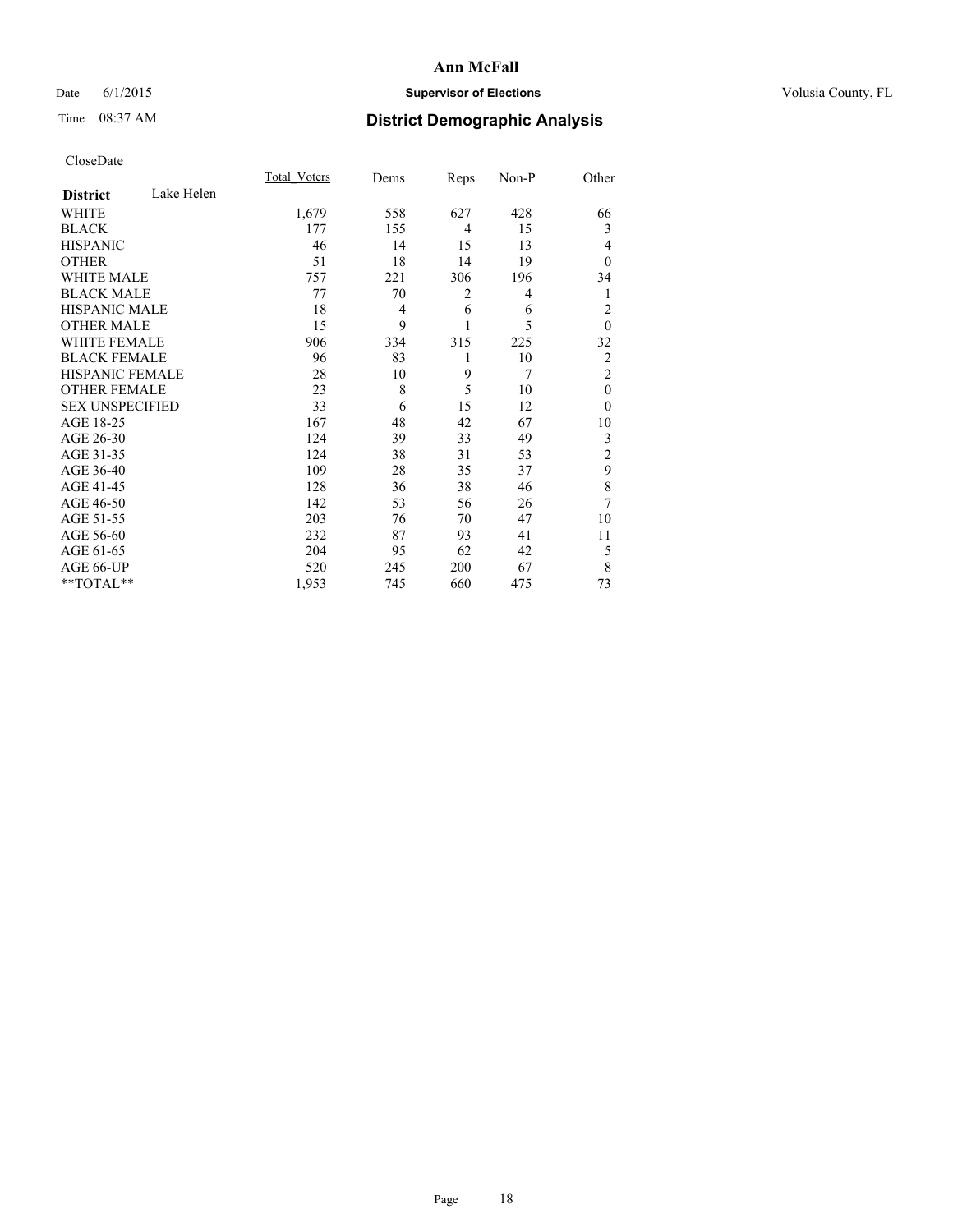**Ann McFall**

Date 6/1/2015 **Supervisor of Elections** Volusia County, FL

Time 08:37 AM **District Demographic Analysis**

CloseDate

| District | Lake Helen | Total_Voters | Dems | Reps | Non-P | Other |
|---|---|---|---|---|---|---|
| WHITE | | 1,679 | 558 | 627 | 428 | 66 |
| BLACK | | 177 | 155 | 4 | 15 | 3 |
| HISPANIC | | 46 | 14 | 15 | 13 | 4 |
| OTHER | | 51 | 18 | 14 | 19 | 0 |
| WHITE MALE | | 757 | 221 | 306 | 196 | 34 |
| BLACK MALE | | 77 | 70 | 2 | 4 | 1 |
| HISPANIC MALE | | 18 | 4 | 6 | 6 | 2 |
| OTHER MALE | | 15 | 9 | 1 | 5 | 0 |
| WHITE FEMALE | | 906 | 334 | 315 | 225 | 32 |
| BLACK FEMALE | | 96 | 83 | 1 | 10 | 2 |
| HISPANIC FEMALE | | 28 | 10 | 9 | 7 | 2 |
| OTHER FEMALE | | 23 | 8 | 5 | 10 | 0 |
| SEX UNSPECIFIED | | 33 | 6 | 15 | 12 | 0 |
| AGE 18-25 | | 167 | 48 | 42 | 67 | 10 |
| AGE 26-30 | | 124 | 39 | 33 | 49 | 3 |
| AGE 31-35 | | 124 | 38 | 31 | 53 | 2 |
| AGE 36-40 | | 109 | 28 | 35 | 37 | 9 |
| AGE 41-45 | | 128 | 36 | 38 | 46 | 8 |
| AGE 46-50 | | 142 | 53 | 56 | 26 | 7 |
| AGE 51-55 | | 203 | 76 | 70 | 47 | 10 |
| AGE 56-60 | | 232 | 87 | 93 | 41 | 11 |
| AGE 61-65 | | 204 | 95 | 62 | 42 | 5 |
| AGE 66-UP | | 520 | 245 | 200 | 67 | 8 |
| **TOTAL** | | 1,953 | 745 | 660 | 475 | 73 |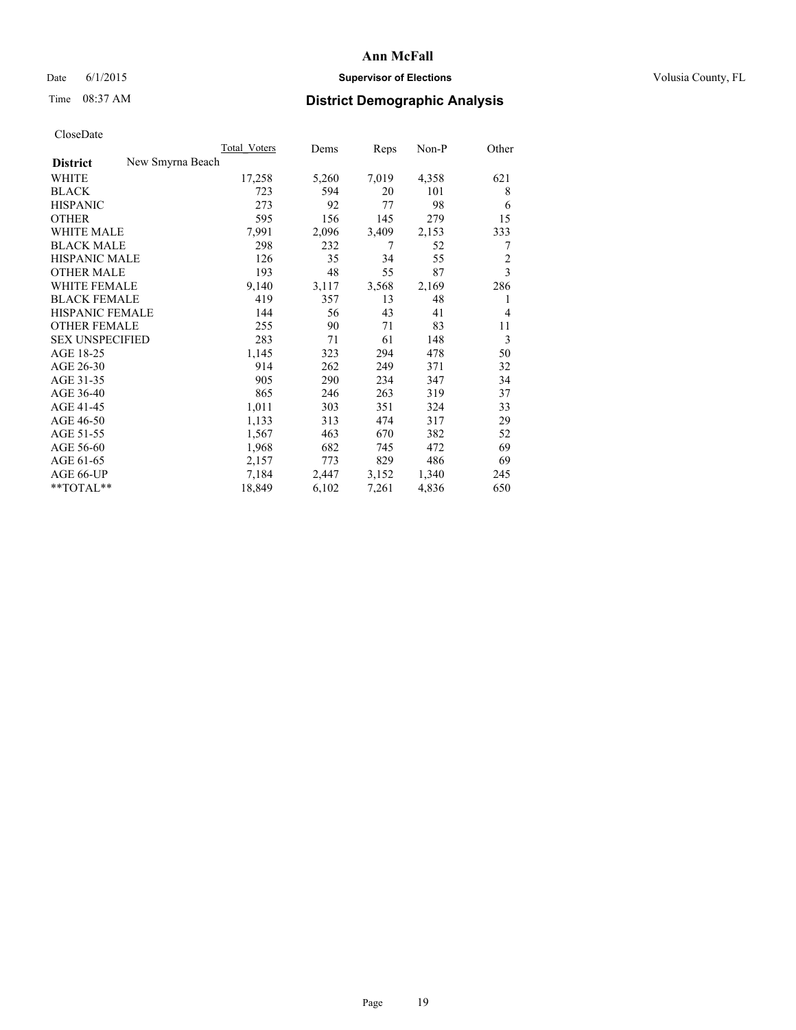**Ann McFall**

Date 6/1/2015 **Supervisor of Elections** Volusia County, FL

Time 08:37 AM **District Demographic Analysis**

CloseDate

| District | Total_Voters | Dems | Reps | Non-P | Other |
|---|---|---|---|---|---|
| New Smyrna Beach | | | | | |
| WHITE | 17,258 | 5,260 | 7,019 | 4,358 | 621 |
| BLACK | 723 | 594 | 20 | 101 | 8 |
| HISPANIC | 273 | 92 | 77 | 98 | 6 |
| OTHER | 595 | 156 | 145 | 279 | 15 |
| WHITE MALE | 7,991 | 2,096 | 3,409 | 2,153 | 333 |
| BLACK MALE | 298 | 232 | 7 | 52 | 7 |
| HISPANIC MALE | 126 | 35 | 34 | 55 | 2 |
| OTHER MALE | 193 | 48 | 55 | 87 | 3 |
| WHITE FEMALE | 9,140 | 3,117 | 3,568 | 2,169 | 286 |
| BLACK FEMALE | 419 | 357 | 13 | 48 | 1 |
| HISPANIC FEMALE | 144 | 56 | 43 | 41 | 4 |
| OTHER FEMALE | 255 | 90 | 71 | 83 | 11 |
| SEX UNSPECIFIED | 283 | 71 | 61 | 148 | 3 |
| AGE 18-25 | 1,145 | 323 | 294 | 478 | 50 |
| AGE 26-30 | 914 | 262 | 249 | 371 | 32 |
| AGE 31-35 | 905 | 290 | 234 | 347 | 34 |
| AGE 36-40 | 865 | 246 | 263 | 319 | 37 |
| AGE 41-45 | 1,011 | 303 | 351 | 324 | 33 |
| AGE 46-50 | 1,133 | 313 | 474 | 317 | 29 |
| AGE 51-55 | 1,567 | 463 | 670 | 382 | 52 |
| AGE 56-60 | 1,968 | 682 | 745 | 472 | 69 |
| AGE 61-65 | 2,157 | 773 | 829 | 486 | 69 |
| AGE 66-UP | 7,184 | 2,447 | 3,152 | 1,340 | 245 |
| **TOTAL** | 18,849 | 6,102 | 7,261 | 4,836 | 650 |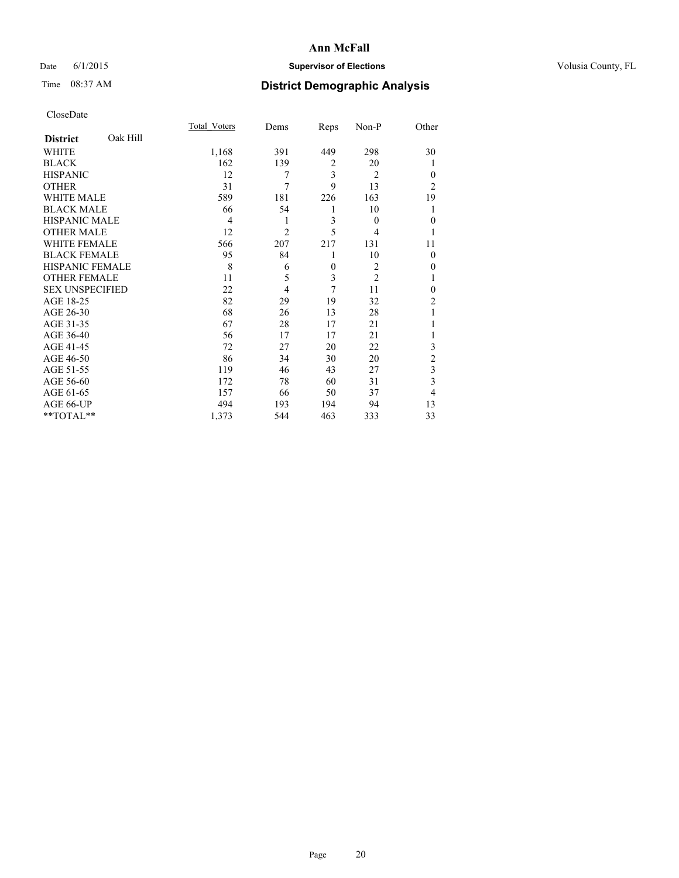**Ann McFall**

Date 6/1/2015 **Supervisor of Elections** Volusia County, FL

Time 08:37 AM **District Demographic Analysis**

CloseDate

| District Oak Hill | Total_Voters | Dems | Reps | Non-P | Other |
|---|---|---|---|---|---|
| WHITE | 1,168 | 391 | 449 | 298 | 30 |
| BLACK | 162 | 139 | 2 | 20 | 1 |
| HISPANIC | 12 | 7 | 3 | 2 | 0 |
| OTHER | 31 | 7 | 9 | 13 | 2 |
| WHITE MALE | 589 | 181 | 226 | 163 | 19 |
| BLACK MALE | 66 | 54 | 1 | 10 | 1 |
| HISPANIC MALE | 4 | 1 | 3 | 0 | 0 |
| OTHER MALE | 12 | 2 | 5 | 4 | 1 |
| WHITE FEMALE | 566 | 207 | 217 | 131 | 11 |
| BLACK FEMALE | 95 | 84 | 1 | 10 | 0 |
| HISPANIC FEMALE | 8 | 6 | 0 | 2 | 0 |
| OTHER FEMALE | 11 | 5 | 3 | 2 | 1 |
| SEX UNSPECIFIED | 22 | 4 | 7 | 11 | 0 |
| AGE 18-25 | 82 | 29 | 19 | 32 | 2 |
| AGE 26-30 | 68 | 26 | 13 | 28 | 1 |
| AGE 31-35 | 67 | 28 | 17 | 21 | 1 |
| AGE 36-40 | 56 | 17 | 17 | 21 | 1 |
| AGE 41-45 | 72 | 27 | 20 | 22 | 3 |
| AGE 46-50 | 86 | 34 | 30 | 20 | 2 |
| AGE 51-55 | 119 | 46 | 43 | 27 | 3 |
| AGE 56-60 | 172 | 78 | 60 | 31 | 3 |
| AGE 61-65 | 157 | 66 | 50 | 37 | 4 |
| AGE 66-UP | 494 | 193 | 194 | 94 | 13 |
| **TOTAL** | 1,373 | 544 | 463 | 333 | 33 |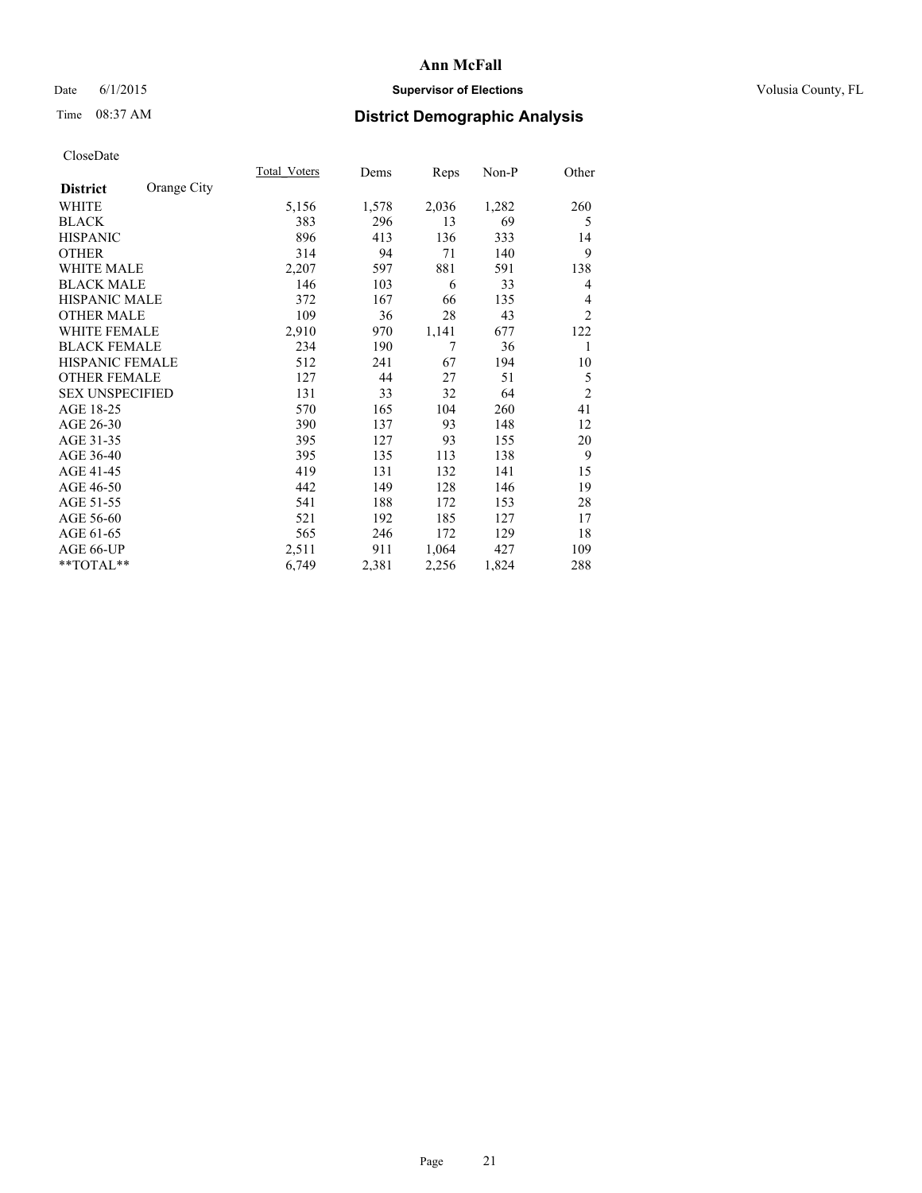# Ann McFall

Date 6/1/2015 **Supervisor of Elections** Volusia County, FL

Time 08:37 AM **District Demographic Analysis**

CloseDate

| **District** Orange City | Total_Voters | Dems | Reps | Non-P | Other |
|---|---|---|---|---|---|
| WHITE | 5,156 | 1,578 | 2,036 | 1,282 | 260 |
| BLACK | 383 | 296 | 13 | 69 | 5 |
| HISPANIC | 896 | 413 | 136 | 333 | 14 |
| OTHER | 314 | 94 | 71 | 140 | 9 |
| WHITE MALE | 2,207 | 597 | 881 | 591 | 138 |
| BLACK MALE | 146 | 103 | 6 | 33 | 4 |
| HISPANIC MALE | 372 | 167 | 66 | 135 | 4 |
| OTHER MALE | 109 | 36 | 28 | 43 | 2 |
| WHITE FEMALE | 2,910 | 970 | 1,141 | 677 | 122 |
| BLACK FEMALE | 234 | 190 | 7 | 36 | 1 |
| HISPANIC FEMALE | 512 | 241 | 67 | 194 | 10 |
| OTHER FEMALE | 127 | 44 | 27 | 51 | 5 |
| SEX UNSPECIFIED | 131 | 33 | 32 | 64 | 2 |
| AGE 18-25 | 570 | 165 | 104 | 260 | 41 |
| AGE 26-30 | 390 | 137 | 93 | 148 | 12 |
| AGE 31-35 | 395 | 127 | 93 | 155 | 20 |
| AGE 36-40 | 395 | 135 | 113 | 138 | 9 |
| AGE 41-45 | 419 | 131 | 132 | 141 | 15 |
| AGE 46-50 | 442 | 149 | 128 | 146 | 19 |
| AGE 51-55 | 541 | 188 | 172 | 153 | 28 |
| AGE 56-60 | 521 | 192 | 185 | 127 | 17 |
| AGE 61-65 | 565 | 246 | 172 | 129 | 18 |
| AGE 66-UP | 2,511 | 911 | 1,064 | 427 | 109 |
| **TOTAL** | 6,749 | 2,381 | 2,256 | 1,824 | 288 |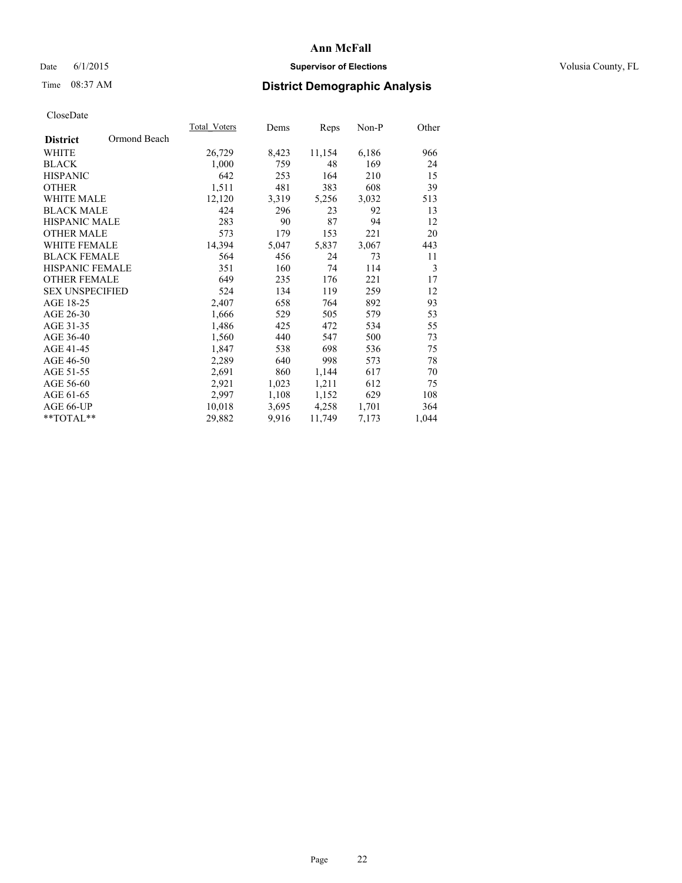# Ann McFall

Date 6/1/2015 **Supervisor of Elections** Volusia County, FL

Time 08:37 AM **District Demographic Analysis**

CloseDate

| **District** Ormond Beach | Total_Voters | Dems | Reps | Non-P | Other |
|---|---|---|---|---|---|
| WHITE | 26,729 | 8,423 | 11,154 | 6,186 | 966 |
| BLACK | 1,000 | 759 | 48 | 169 | 24 |
| HISPANIC | 642 | 253 | 164 | 210 | 15 |
| OTHER | 1,511 | 481 | 383 | 608 | 39 |
| WHITE MALE | 12,120 | 3,319 | 5,256 | 3,032 | 513 |
| BLACK MALE | 424 | 296 | 23 | 92 | 13 |
| HISPANIC MALE | 283 | 90 | 87 | 94 | 12 |
| OTHER MALE | 573 | 179 | 153 | 221 | 20 |
| WHITE FEMALE | 14,394 | 5,047 | 5,837 | 3,067 | 443 |
| BLACK FEMALE | 564 | 456 | 24 | 73 | 11 |
| HISPANIC FEMALE | 351 | 160 | 74 | 114 | 3 |
| OTHER FEMALE | 649 | 235 | 176 | 221 | 17 |
| SEX UNSPECIFIED | 524 | 134 | 119 | 259 | 12 |
| AGE 18-25 | 2,407 | 658 | 764 | 892 | 93 |
| AGE 26-30 | 1,666 | 529 | 505 | 579 | 53 |
| AGE 31-35 | 1,486 | 425 | 472 | 534 | 55 |
| AGE 36-40 | 1,560 | 440 | 547 | 500 | 73 |
| AGE 41-45 | 1,847 | 538 | 698 | 536 | 75 |
| AGE 46-50 | 2,289 | 640 | 998 | 573 | 78 |
| AGE 51-55 | 2,691 | 860 | 1,144 | 617 | 70 |
| AGE 56-60 | 2,921 | 1,023 | 1,211 | 612 | 75 |
| AGE 61-65 | 2,997 | 1,108 | 1,152 | 629 | 108 |
| AGE 66-UP | 10,018 | 3,695 | 4,258 | 1,701 | 364 |
| **TOTAL** | 29,882 | 9,916 | 11,749 | 7,173 | 1,044 |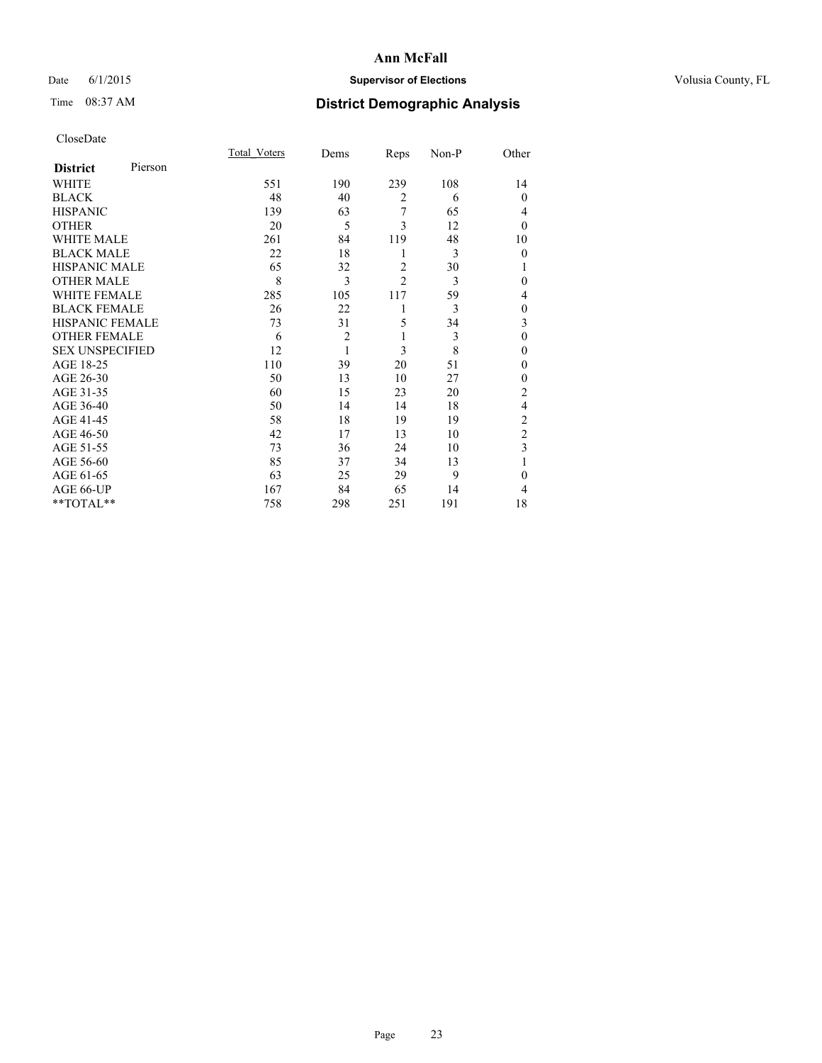# Ann McFall

Date 6/1/2015 **Supervisor of Elections** Volusia County, FL

Time 08:37 AM **District Demographic Analysis**

CloseDate

| **District** Pierson | Total_Voters | Dems | Reps | Non-P | Other |
|---|---|---|---|---|---|
| WHITE | 551 | 190 | 239 | 108 | 14 |
| BLACK | 48 | 40 | 2 | 6 | 0 |
| HISPANIC | 139 | 63 | 7 | 65 | 4 |
| OTHER | 20 | 5 | 3 | 12 | 0 |
| WHITE MALE | 261 | 84 | 119 | 48 | 10 |
| BLACK MALE | 22 | 18 | 1 | 3 | 0 |
| HISPANIC MALE | 65 | 32 | 2 | 30 | 1 |
| OTHER MALE | 8 | 3 | 2 | 3 | 0 |
| WHITE FEMALE | 285 | 105 | 117 | 59 | 4 |
| BLACK FEMALE | 26 | 22 | 1 | 3 | 0 |
| HISPANIC FEMALE | 73 | 31 | 5 | 34 | 3 |
| OTHER FEMALE | 6 | 2 | 1 | 3 | 0 |
| SEX UNSPECIFIED | 12 | 1 | 3 | 8 | 0 |
| AGE 18-25 | 110 | 39 | 20 | 51 | 0 |
| AGE 26-30 | 50 | 13 | 10 | 27 | 0 |
| AGE 31-35 | 60 | 15 | 23 | 20 | 2 |
| AGE 36-40 | 50 | 14 | 14 | 18 | 4 |
| AGE 41-45 | 58 | 18 | 19 | 19 | 2 |
| AGE 46-50 | 42 | 17 | 13 | 10 | 2 |
| AGE 51-55 | 73 | 36 | 24 | 10 | 3 |
| AGE 56-60 | 85 | 37 | 34 | 13 | 1 |
| AGE 61-65 | 63 | 25 | 29 | 9 | 0 |
| AGE 66-UP | 167 | 84 | 65 | 14 | 4 |
| **TOTAL** | 758 | 298 | 251 | 191 | 18 |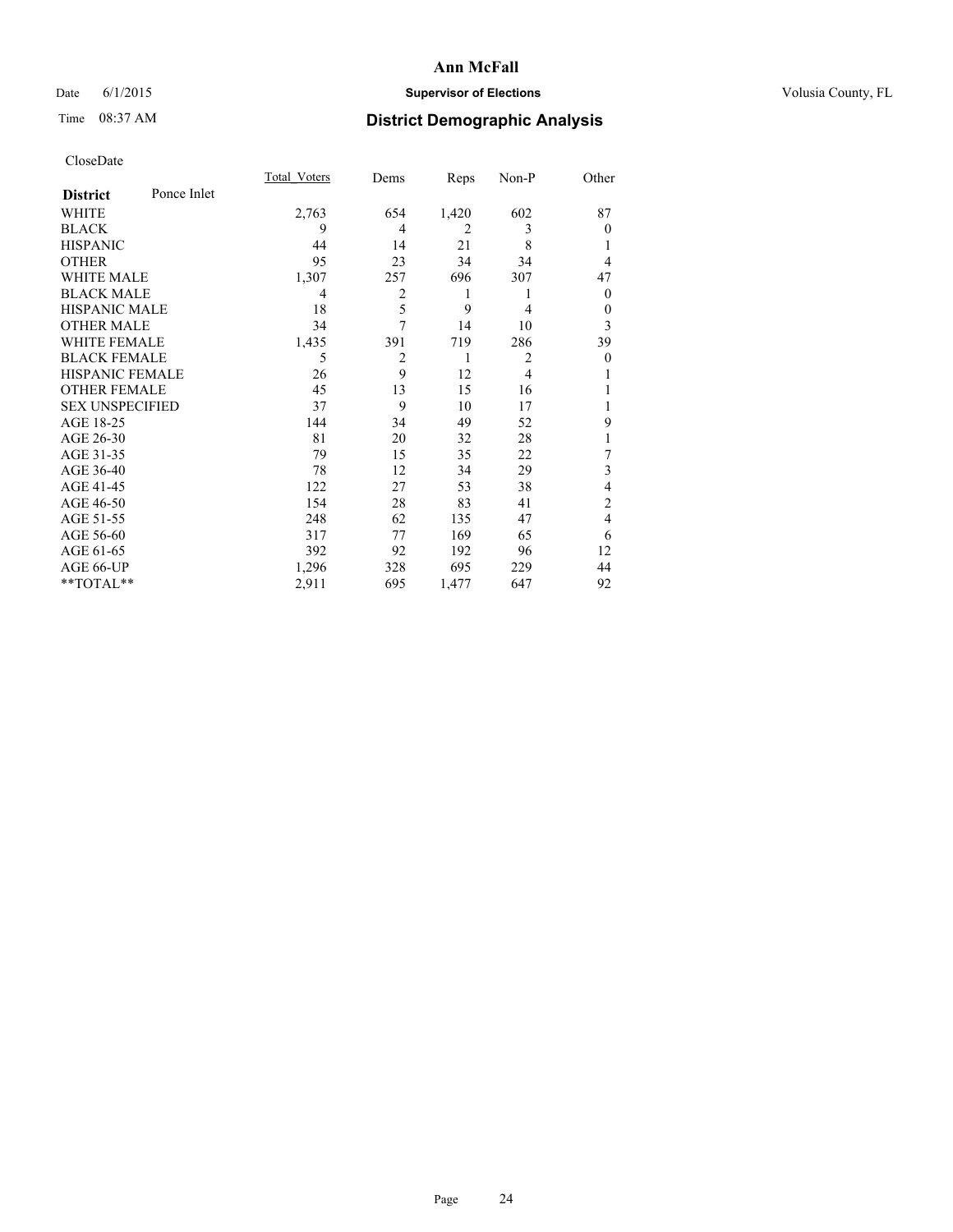# Ann McFall

Date 6/1/2015 **Supervisor of Elections** Volusia County, FL

Time 08:37 AM **District Demographic Analysis**

CloseDate

| **District** Ponce Inlet | Total_Voters | Dems | Reps | Non-P | Other |
|---|---|---|---|---|---|
| WHITE | 2,763 | 654 | 1,420 | 602 | 87 |
| BLACK | 9 | 4 | 2 | 3 | 0 |
| HISPANIC | 44 | 14 | 21 | 8 | 1 |
| OTHER | 95 | 23 | 34 | 34 | 4 |
| WHITE MALE | 1,307 | 257 | 696 | 307 | 47 |
| BLACK MALE | 4 | 2 | 1 | 1 | 0 |
| HISPANIC MALE | 18 | 5 | 9 | 4 | 0 |
| OTHER MALE | 34 | 7 | 14 | 10 | 3 |
| WHITE FEMALE | 1,435 | 391 | 719 | 286 | 39 |
| BLACK FEMALE | 5 | 2 | 1 | 2 | 0 |
| HISPANIC FEMALE | 26 | 9 | 12 | 4 | 1 |
| OTHER FEMALE | 45 | 13 | 15 | 16 | 1 |
| SEX UNSPECIFIED | 37 | 9 | 10 | 17 | 1 |
| AGE 18-25 | 144 | 34 | 49 | 52 | 9 |
| AGE 26-30 | 81 | 20 | 32 | 28 | 1 |
| AGE 31-35 | 79 | 15 | 35 | 22 | 7 |
| AGE 36-40 | 78 | 12 | 34 | 29 | 3 |
| AGE 41-45 | 122 | 27 | 53 | 38 | 4 |
| AGE 46-50 | 154 | 28 | 83 | 41 | 2 |
| AGE 51-55 | 248 | 62 | 135 | 47 | 4 |
| AGE 56-60 | 317 | 77 | 169 | 65 | 6 |
| AGE 61-65 | 392 | 92 | 192 | 96 | 12 |
| AGE 66-UP | 1,296 | 328 | 695 | 229 | 44 |
| **TOTAL** | 2,911 | 695 | 1,477 | 647 | 92 |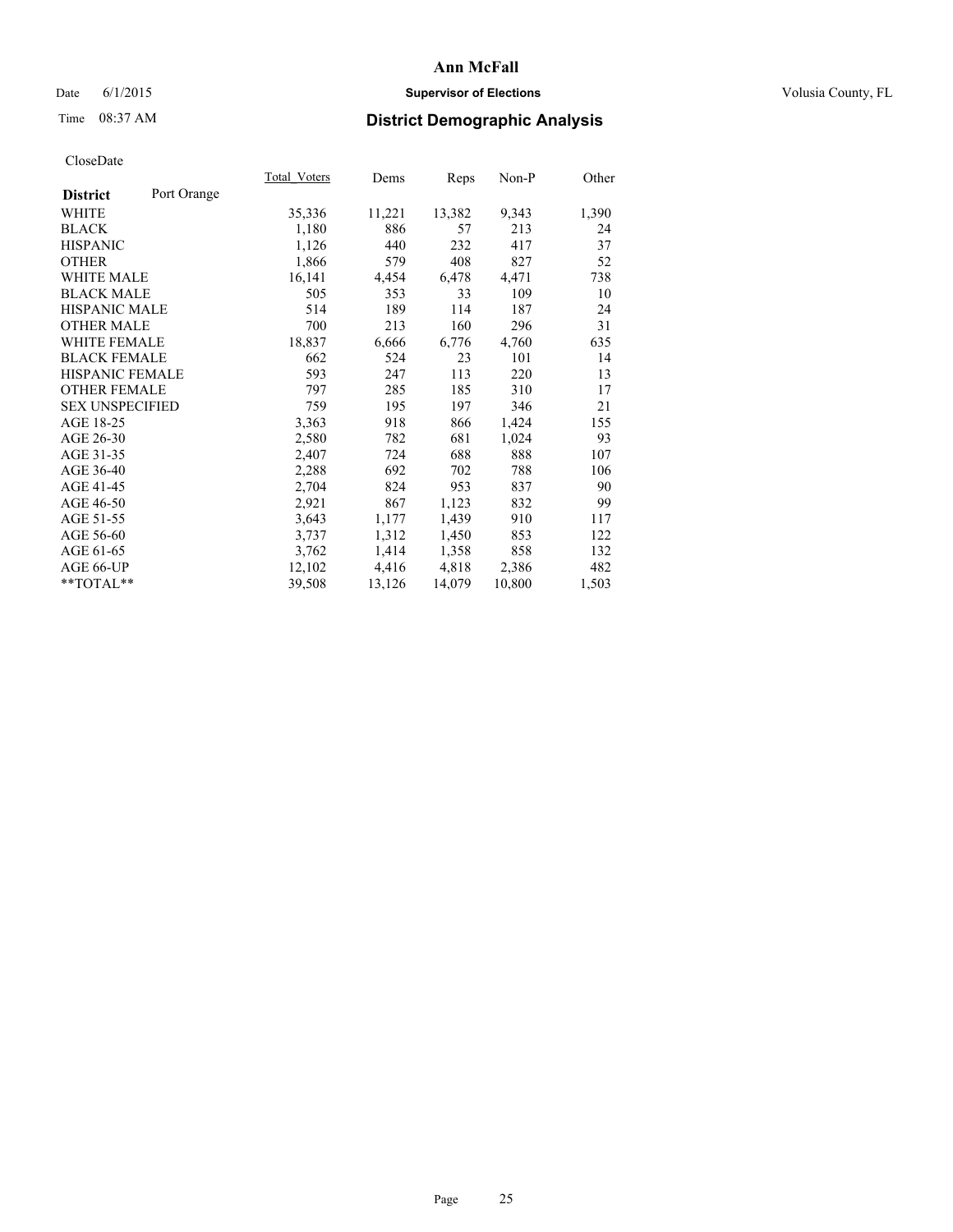# Ann McFall

Date 6/1/2015 **Supervisor of Elections** Volusia County, FL

Time 08:37 AM **District Demographic Analysis**

CloseDate

| District | Port Orange | Total_Voters | Dems | Reps | Non-P | Other |
|---|---|---|---|---|---|---|
| WHITE | | 35,336 | 11,221 | 13,382 | 9,343 | 1,390 |
| BLACK | | 1,180 | 886 | 57 | 213 | 24 |
| HISPANIC | | 1,126 | 440 | 232 | 417 | 37 |
| OTHER | | 1,866 | 579 | 408 | 827 | 52 |
| WHITE MALE | | 16,141 | 4,454 | 6,478 | 4,471 | 738 |
| BLACK MALE | | 505 | 353 | 33 | 109 | 10 |
| HISPANIC MALE | | 514 | 189 | 114 | 187 | 24 |
| OTHER MALE | | 700 | 213 | 160 | 296 | 31 |
| WHITE FEMALE | | 18,837 | 6,666 | 6,776 | 4,760 | 635 |
| BLACK FEMALE | | 662 | 524 | 23 | 101 | 14 |
| HISPANIC FEMALE | | 593 | 247 | 113 | 220 | 13 |
| OTHER FEMALE | | 797 | 285 | 185 | 310 | 17 |
| SEX UNSPECIFIED | | 759 | 195 | 197 | 346 | 21 |
| AGE 18-25 | | 3,363 | 918 | 866 | 1,424 | 155 |
| AGE 26-30 | | 2,580 | 782 | 681 | 1,024 | 93 |
| AGE 31-35 | | 2,407 | 724 | 688 | 888 | 107 |
| AGE 36-40 | | 2,288 | 692 | 702 | 788 | 106 |
| AGE 41-45 | | 2,704 | 824 | 953 | 837 | 90 |
| AGE 46-50 | | 2,921 | 867 | 1,123 | 832 | 99 |
| AGE 51-55 | | 3,643 | 1,177 | 1,439 | 910 | 117 |
| AGE 56-60 | | 3,737 | 1,312 | 1,450 | 853 | 122 |
| AGE 61-65 | | 3,762 | 1,414 | 1,358 | 858 | 132 |
| AGE 66-UP | | 12,102 | 4,416 | 4,818 | 2,386 | 482 |
| **TOTAL** | | 39,508 | 13,126 | 14,079 | 10,800 | 1,503 |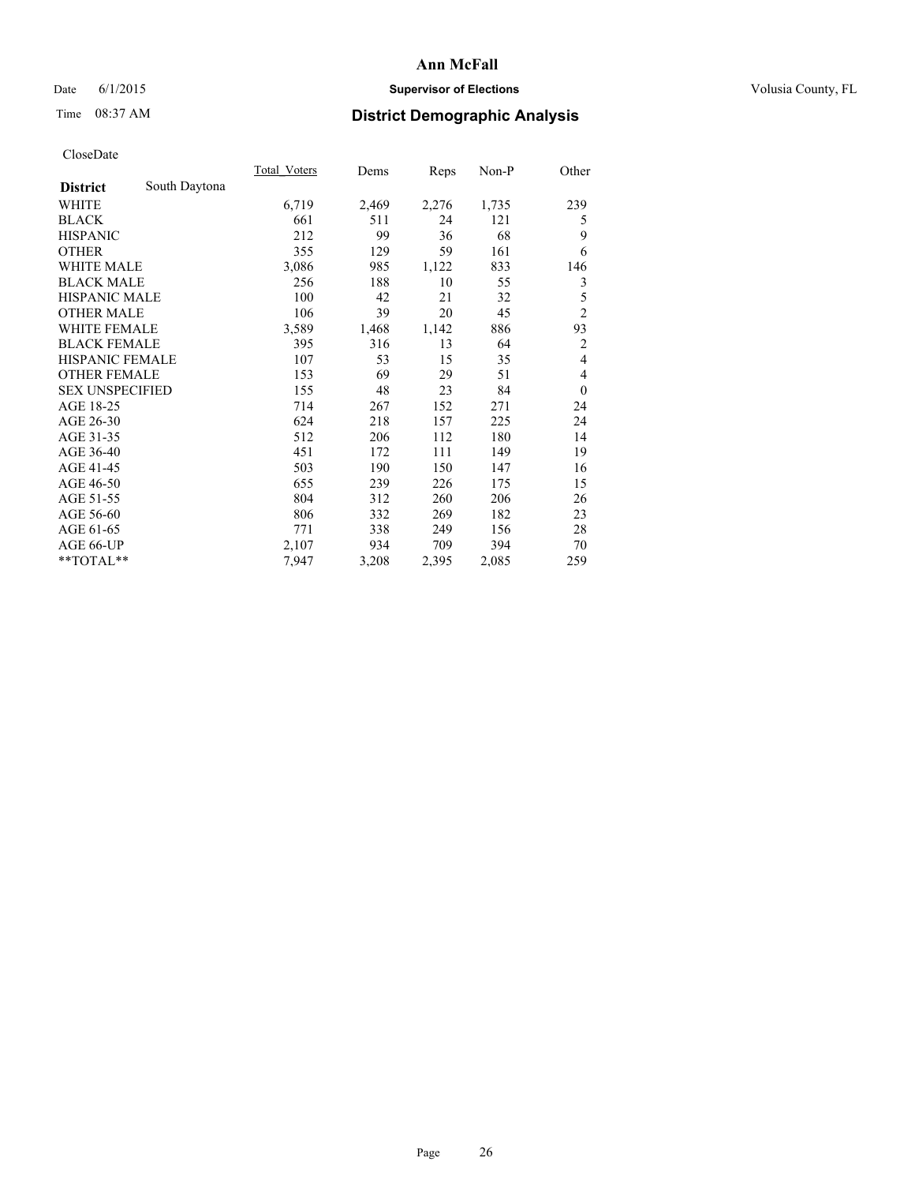# Ann McFall

Date 6/1/2015 **Supervisor of Elections** Volusia County, FL

Time 08:37 AM **District Demographic Analysis**

CloseDate

| District | South Daytona | Total_Voters | Dems | Reps | Non-P | Other |
|---|---|---|---|---|---|---|
| WHITE | | 6,719 | 2,469 | 2,276 | 1,735 | 239 |
| BLACK | | 661 | 511 | 24 | 121 | 5 |
| HISPANIC | | 212 | 99 | 36 | 68 | 9 |
| OTHER | | 355 | 129 | 59 | 161 | 6 |
| WHITE MALE | | 3,086 | 985 | 1,122 | 833 | 146 |
| BLACK MALE | | 256 | 188 | 10 | 55 | 3 |
| HISPANIC MALE | | 100 | 42 | 21 | 32 | 5 |
| OTHER MALE | | 106 | 39 | 20 | 45 | 2 |
| WHITE FEMALE | | 3,589 | 1,468 | 1,142 | 886 | 93 |
| BLACK FEMALE | | 395 | 316 | 13 | 64 | 2 |
| HISPANIC FEMALE | | 107 | 53 | 15 | 35 | 4 |
| OTHER FEMALE | | 153 | 69 | 29 | 51 | 4 |
| SEX UNSPECIFIED | | 155 | 48 | 23 | 84 | 0 |
| AGE 18-25 | | 714 | 267 | 152 | 271 | 24 |
| AGE 26-30 | | 624 | 218 | 157 | 225 | 24 |
| AGE 31-35 | | 512 | 206 | 112 | 180 | 14 |
| AGE 36-40 | | 451 | 172 | 111 | 149 | 19 |
| AGE 41-45 | | 503 | 190 | 150 | 147 | 16 |
| AGE 46-50 | | 655 | 239 | 226 | 175 | 15 |
| AGE 51-55 | | 804 | 312 | 260 | 206 | 26 |
| AGE 56-60 | | 806 | 332 | 269 | 182 | 23 |
| AGE 61-65 | | 771 | 338 | 249 | 156 | 28 |
| AGE 66-UP | | 2,107 | 934 | 709 | 394 | 70 |
| **TOTAL** | | 7,947 | 3,208 | 2,395 | 2,085 | 259 |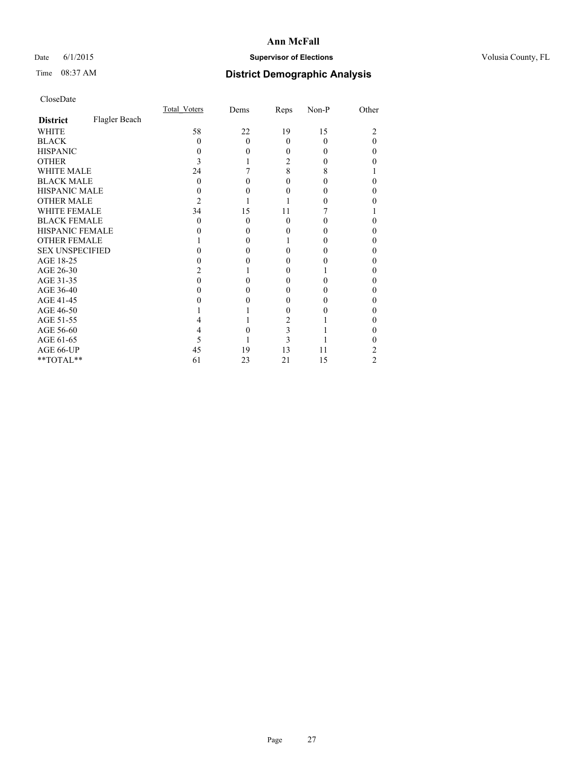# Ann McFall

Date 6/1/2015 **Supervisor of Elections** Volusia County, FL

Time 08:37 AM **District Demographic Analysis**

CloseDate

| **District** Flagler Beach | Total_Voters | Dems | Reps | Non-P | Other |
|---|---|---|---|---|---|
| WHITE | 58 | 22 | 19 | 15 | 2 |
| BLACK | 0 | 0 | 0 | 0 | 0 |
| HISPANIC | 0 | 0 | 0 | 0 | 0 |
| OTHER | 3 | 1 | 2 | 0 | 0 |
| WHITE MALE | 24 | 7 | 8 | 8 | 1 |
| BLACK MALE | 0 | 0 | 0 | 0 | 0 |
| HISPANIC MALE | 0 | 0 | 0 | 0 | 0 |
| OTHER MALE | 2 | 1 | 1 | 0 | 0 |
| WHITE FEMALE | 34 | 15 | 11 | 7 | 1 |
| BLACK FEMALE | 0 | 0 | 0 | 0 | 0 |
| HISPANIC FEMALE | 0 | 0 | 0 | 0 | 0 |
| OTHER FEMALE | 1 | 0 | 1 | 0 | 0 |
| SEX UNSPECIFIED | 0 | 0 | 0 | 0 | 0 |
| AGE 18-25 | 0 | 0 | 0 | 0 | 0 |
| AGE 26-30 | 2 | 1 | 0 | 1 | 0 |
| AGE 31-35 | 0 | 0 | 0 | 0 | 0 |
| AGE 36-40 | 0 | 0 | 0 | 0 | 0 |
| AGE 41-45 | 0 | 0 | 0 | 0 | 0 |
| AGE 46-50 | 1 | 1 | 0 | 0 | 0 |
| AGE 51-55 | 4 | 1 | 2 | 1 | 0 |
| AGE 56-60 | 4 | 0 | 3 | 1 | 0 |
| AGE 61-65 | 5 | 1 | 3 | 1 | 0 |
| AGE 66-UP | 45 | 19 | 13 | 11 | 2 |
| **TOTAL** | 61 | 23 | 21 | 15 | 2 |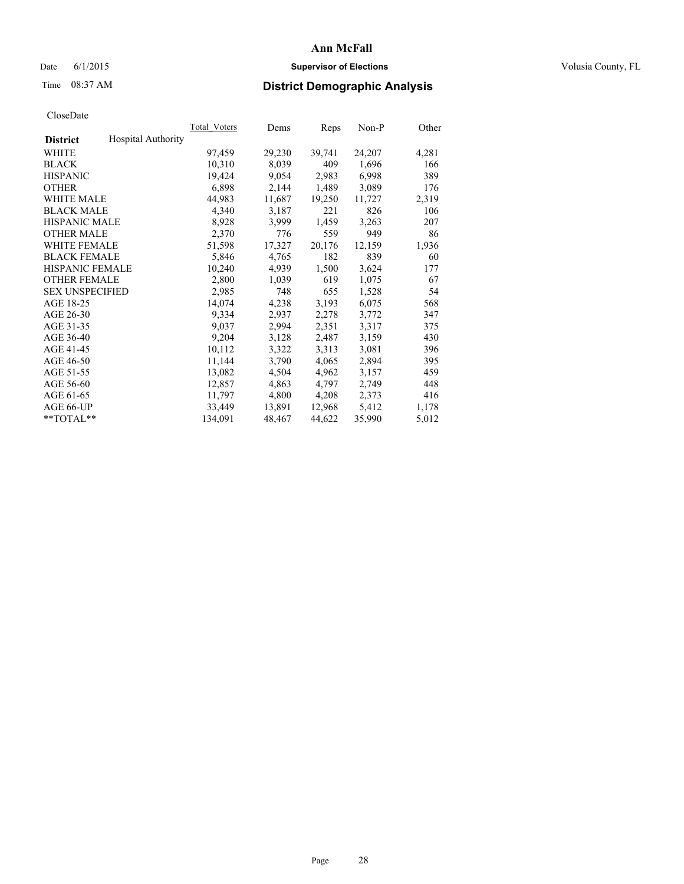# Ann McFall

Date 6/1/2015 **Supervisor of Elections** Volusia County, FL

Time 08:37 AM **District Demographic Analysis**

CloseDate

| District | Hospital Authority | Total_Voters | Dems | Reps | Non-P | Other |
|---|---|---|---|---|---|---|
| WHITE | | 97,459 | 29,230 | 39,741 | 24,207 | 4,281 |
| BLACK | | 10,310 | 8,039 | 409 | 1,696 | 166 |
| HISPANIC | | 19,424 | 9,054 | 2,983 | 6,998 | 389 |
| OTHER | | 6,898 | 2,144 | 1,489 | 3,089 | 176 |
| WHITE MALE | | 44,983 | 11,687 | 19,250 | 11,727 | 2,319 |
| BLACK MALE | | 4,340 | 3,187 | 221 | 826 | 106 |
| HISPANIC MALE | | 8,928 | 3,999 | 1,459 | 3,263 | 207 |
| OTHER MALE | | 2,370 | 776 | 559 | 949 | 86 |
| WHITE FEMALE | | 51,598 | 17,327 | 20,176 | 12,159 | 1,936 |
| BLACK FEMALE | | 5,846 | 4,765 | 182 | 839 | 60 |
| HISPANIC FEMALE | | 10,240 | 4,939 | 1,500 | 3,624 | 177 |
| OTHER FEMALE | | 2,800 | 1,039 | 619 | 1,075 | 67 |
| SEX UNSPECIFIED | | 2,985 | 748 | 655 | 1,528 | 54 |
| AGE 18-25 | | 14,074 | 4,238 | 3,193 | 6,075 | 568 |
| AGE 26-30 | | 9,334 | 2,937 | 2,278 | 3,772 | 347 |
| AGE 31-35 | | 9,037 | 2,994 | 2,351 | 3,317 | 375 |
| AGE 36-40 | | 9,204 | 3,128 | 2,487 | 3,159 | 430 |
| AGE 41-45 | | 10,112 | 3,322 | 3,313 | 3,081 | 396 |
| AGE 46-50 | | 11,144 | 3,790 | 4,065 | 2,894 | 395 |
| AGE 51-55 | | 13,082 | 4,504 | 4,962 | 3,157 | 459 |
| AGE 56-60 | | 12,857 | 4,863 | 4,797 | 2,749 | 448 |
| AGE 61-65 | | 11,797 | 4,800 | 4,208 | 2,373 | 416 |
| AGE 66-UP | | 33,449 | 13,891 | 12,968 | 5,412 | 1,178 |
| **TOTAL** | | 134,091 | 48,467 | 44,622 | 35,990 | 5,012 |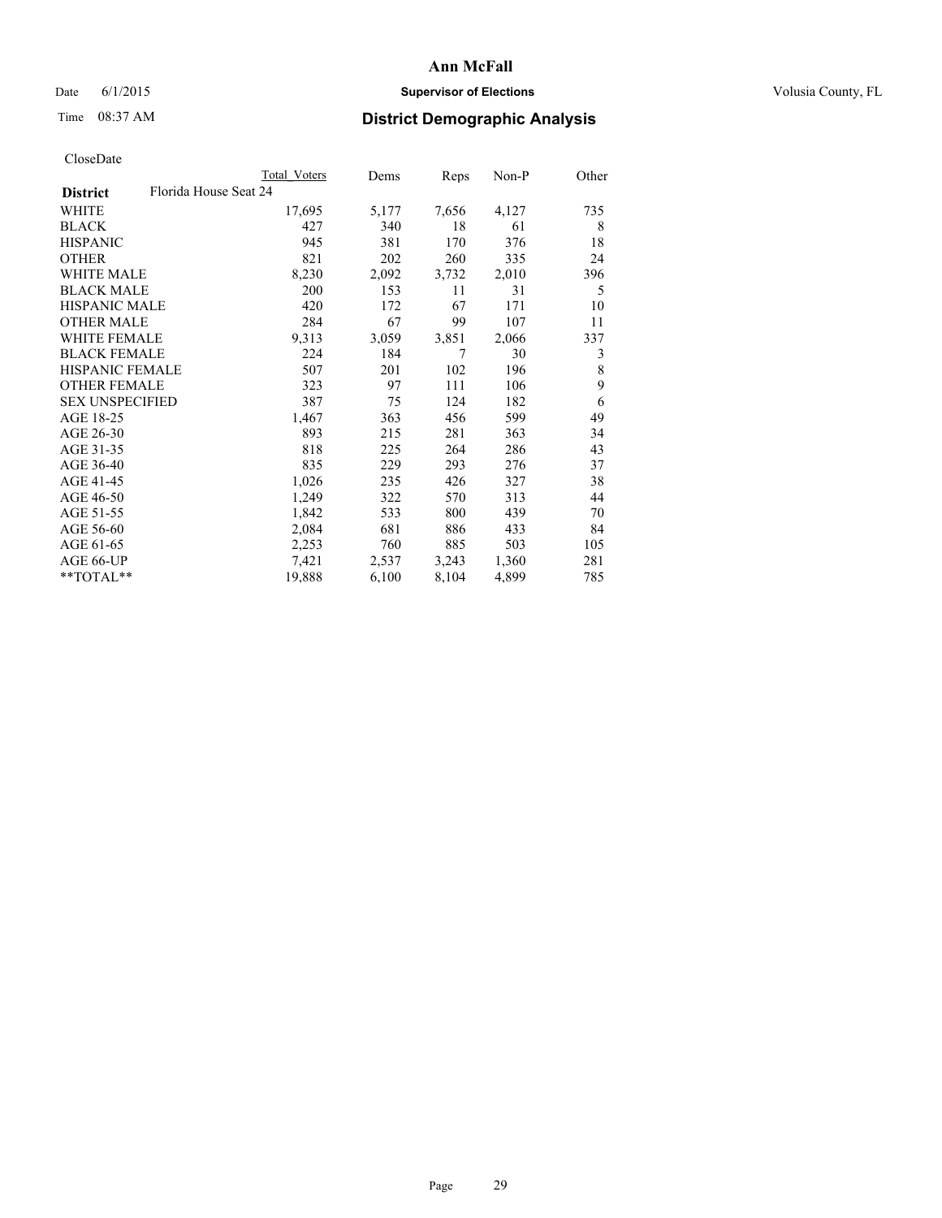# Ann McFall

Date 6/1/2015 **Supervisor of Elections** Volusia County, FL

Time 08:37 AM **District Demographic Analysis**

CloseDate

| | Total Voters | Dems | Reps | Non-P | Other |
|---|---|---|---|---|---|
| **District** Florida House Seat 24 | | | | | |
| WHITE | 17,695 | 5,177 | 7,656 | 4,127 | 735 |
| BLACK | 427 | 340 | 18 | 61 | 8 |
| HISPANIC | 945 | 381 | 170 | 376 | 18 |
| OTHER | 821 | 202 | 260 | 335 | 24 |
| WHITE MALE | 8,230 | 2,092 | 3,732 | 2,010 | 396 |
| BLACK MALE | 200 | 153 | 11 | 31 | 5 |
| HISPANIC MALE | 420 | 172 | 67 | 171 | 10 |
| OTHER MALE | 284 | 67 | 99 | 107 | 11 |
| WHITE FEMALE | 9,313 | 3,059 | 3,851 | 2,066 | 337 |
| BLACK FEMALE | 224 | 184 | 7 | 30 | 3 |
| HISPANIC FEMALE | 507 | 201 | 102 | 196 | 8 |
| OTHER FEMALE | 323 | 97 | 111 | 106 | 9 |
| SEX UNSPECIFIED | 387 | 75 | 124 | 182 | 6 |
| AGE 18-25 | 1,467 | 363 | 456 | 599 | 49 |
| AGE 26-30 | 893 | 215 | 281 | 363 | 34 |
| AGE 31-35 | 818 | 225 | 264 | 286 | 43 |
| AGE 36-40 | 835 | 229 | 293 | 276 | 37 |
| AGE 41-45 | 1,026 | 235 | 426 | 327 | 38 |
| AGE 46-50 | 1,249 | 322 | 570 | 313 | 44 |
| AGE 51-55 | 1,842 | 533 | 800 | 439 | 70 |
| AGE 56-60 | 2,084 | 681 | 886 | 433 | 84 |
| AGE 61-65 | 2,253 | 760 | 885 | 503 | 105 |
| AGE 66-UP | 7,421 | 2,537 | 3,243 | 1,360 | 281 |
| **TOTAL** | 19,888 | 6,100 | 8,104 | 4,899 | 785 |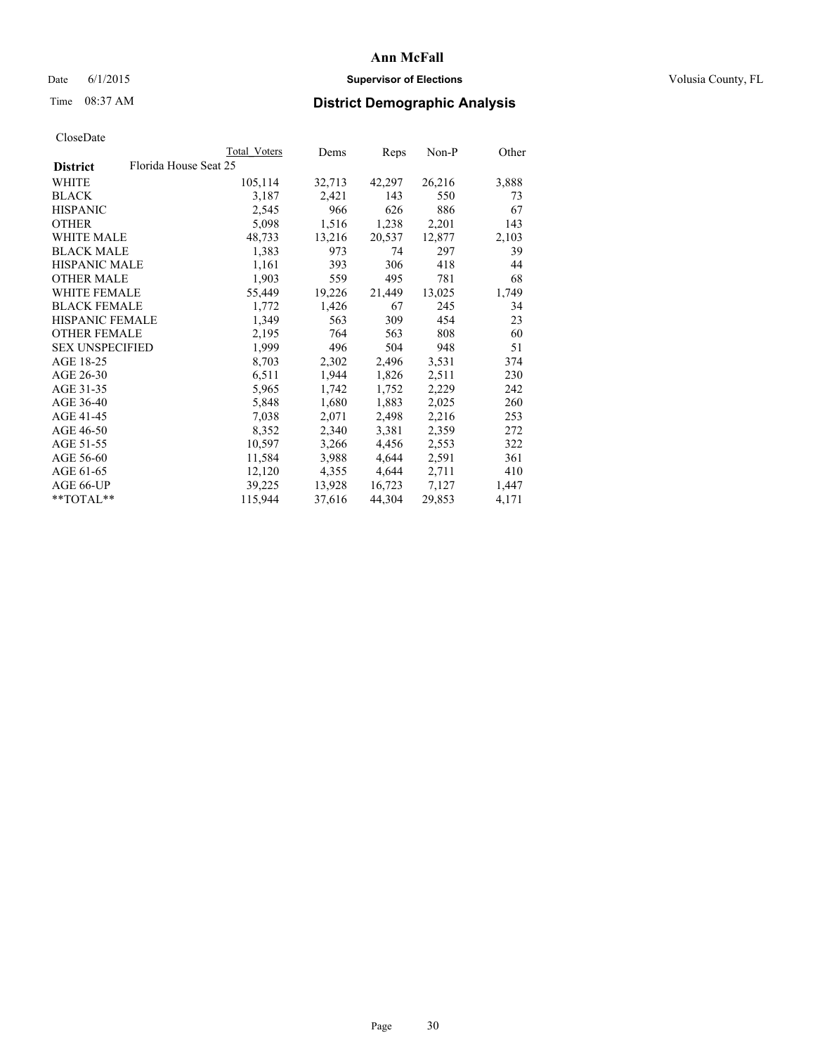**Ann McFall**

Date 6/1/2015 **Supervisor of Elections** Volusia County, FL

Time 08:37 AM **District Demographic Analysis**

CloseDate

| | Total Voters | Dems | Reps | Non-P | Other |
|---|---|---|---|---|---|
| **District** Florida House Seat 25 | | | | | |
| WHITE | 105,114 | 32,713 | 42,297 | 26,216 | 3,888 |
| BLACK | 3,187 | 2,421 | 143 | 550 | 73 |
| HISPANIC | 2,545 | 966 | 626 | 886 | 67 |
| OTHER | 5,098 | 1,516 | 1,238 | 2,201 | 143 |
| WHITE MALE | 48,733 | 13,216 | 20,537 | 12,877 | 2,103 |
| BLACK MALE | 1,383 | 973 | 74 | 297 | 39 |
| HISPANIC MALE | 1,161 | 393 | 306 | 418 | 44 |
| OTHER MALE | 1,903 | 559 | 495 | 781 | 68 |
| WHITE FEMALE | 55,449 | 19,226 | 21,449 | 13,025 | 1,749 |
| BLACK FEMALE | 1,772 | 1,426 | 67 | 245 | 34 |
| HISPANIC FEMALE | 1,349 | 563 | 309 | 454 | 23 |
| OTHER FEMALE | 2,195 | 764 | 563 | 808 | 60 |
| SEX UNSPECIFIED | 1,999 | 496 | 504 | 948 | 51 |
| AGE 18-25 | 8,703 | 2,302 | 2,496 | 3,531 | 374 |
| AGE 26-30 | 6,511 | 1,944 | 1,826 | 2,511 | 230 |
| AGE 31-35 | 5,965 | 1,742 | 1,752 | 2,229 | 242 |
| AGE 36-40 | 5,848 | 1,680 | 1,883 | 2,025 | 260 |
| AGE 41-45 | 7,038 | 2,071 | 2,498 | 2,216 | 253 |
| AGE 46-50 | 8,352 | 2,340 | 3,381 | 2,359 | 272 |
| AGE 51-55 | 10,597 | 3,266 | 4,456 | 2,553 | 322 |
| AGE 56-60 | 11,584 | 3,988 | 4,644 | 2,591 | 361 |
| AGE 61-65 | 12,120 | 4,355 | 4,644 | 2,711 | 410 |
| AGE 66-UP | 39,225 | 13,928 | 16,723 | 7,127 | 1,447 |
| **TOTAL** | 115,944 | 37,616 | 44,304 | 29,853 | 4,171 |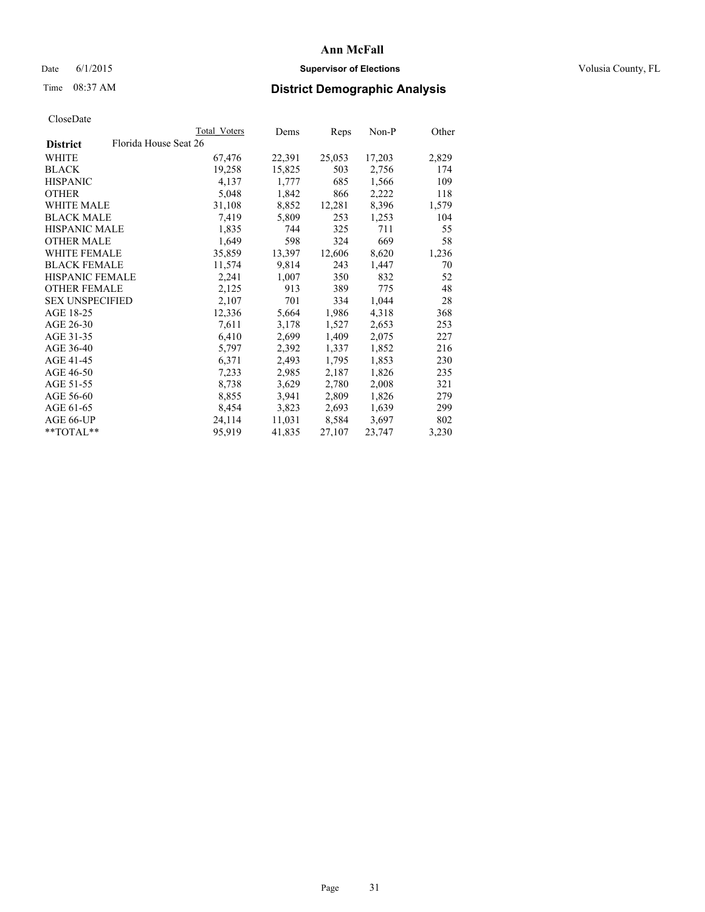# Ann McFall

Date 6/1/2015 **Supervisor of Elections** Volusia County, FL

Time 08:37 AM **District Demographic Analysis**

CloseDate

| District | Florida House Seat 26 | Total Voters | Dems | Reps | Non-P | Other |
|---|---|---|---|---|---|---|
| WHITE | | 67,476 | 22,391 | 25,053 | 17,203 | 2,829 |
| BLACK | | 19,258 | 15,825 | 503 | 2,756 | 174 |
| HISPANIC | | 4,137 | 1,777 | 685 | 1,566 | 109 |
| OTHER | | 5,048 | 1,842 | 866 | 2,222 | 118 |
| WHITE MALE | | 31,108 | 8,852 | 12,281 | 8,396 | 1,579 |
| BLACK MALE | | 7,419 | 5,809 | 253 | 1,253 | 104 |
| HISPANIC MALE | | 1,835 | 744 | 325 | 711 | 55 |
| OTHER MALE | | 1,649 | 598 | 324 | 669 | 58 |
| WHITE FEMALE | | 35,859 | 13,397 | 12,606 | 8,620 | 1,236 |
| BLACK FEMALE | | 11,574 | 9,814 | 243 | 1,447 | 70 |
| HISPANIC FEMALE | | 2,241 | 1,007 | 350 | 832 | 52 |
| OTHER FEMALE | | 2,125 | 913 | 389 | 775 | 48 |
| SEX UNSPECIFIED | | 2,107 | 701 | 334 | 1,044 | 28 |
| AGE 18-25 | | 12,336 | 5,664 | 1,986 | 4,318 | 368 |
| AGE 26-30 | | 7,611 | 3,178 | 1,527 | 2,653 | 253 |
| AGE 31-35 | | 6,410 | 2,699 | 1,409 | 2,075 | 227 |
| AGE 36-40 | | 5,797 | 2,392 | 1,337 | 1,852 | 216 |
| AGE 41-45 | | 6,371 | 2,493 | 1,795 | 1,853 | 230 |
| AGE 46-50 | | 7,233 | 2,985 | 2,187 | 1,826 | 235 |
| AGE 51-55 | | 8,738 | 3,629 | 2,780 | 2,008 | 321 |
| AGE 56-60 | | 8,855 | 3,941 | 2,809 | 1,826 | 279 |
| AGE 61-65 | | 8,454 | 3,823 | 2,693 | 1,639 | 299 |
| AGE 66-UP | | 24,114 | 11,031 | 8,584 | 3,697 | 802 |
| **TOTAL** | | 95,919 | 41,835 | 27,107 | 23,747 | 3,230 |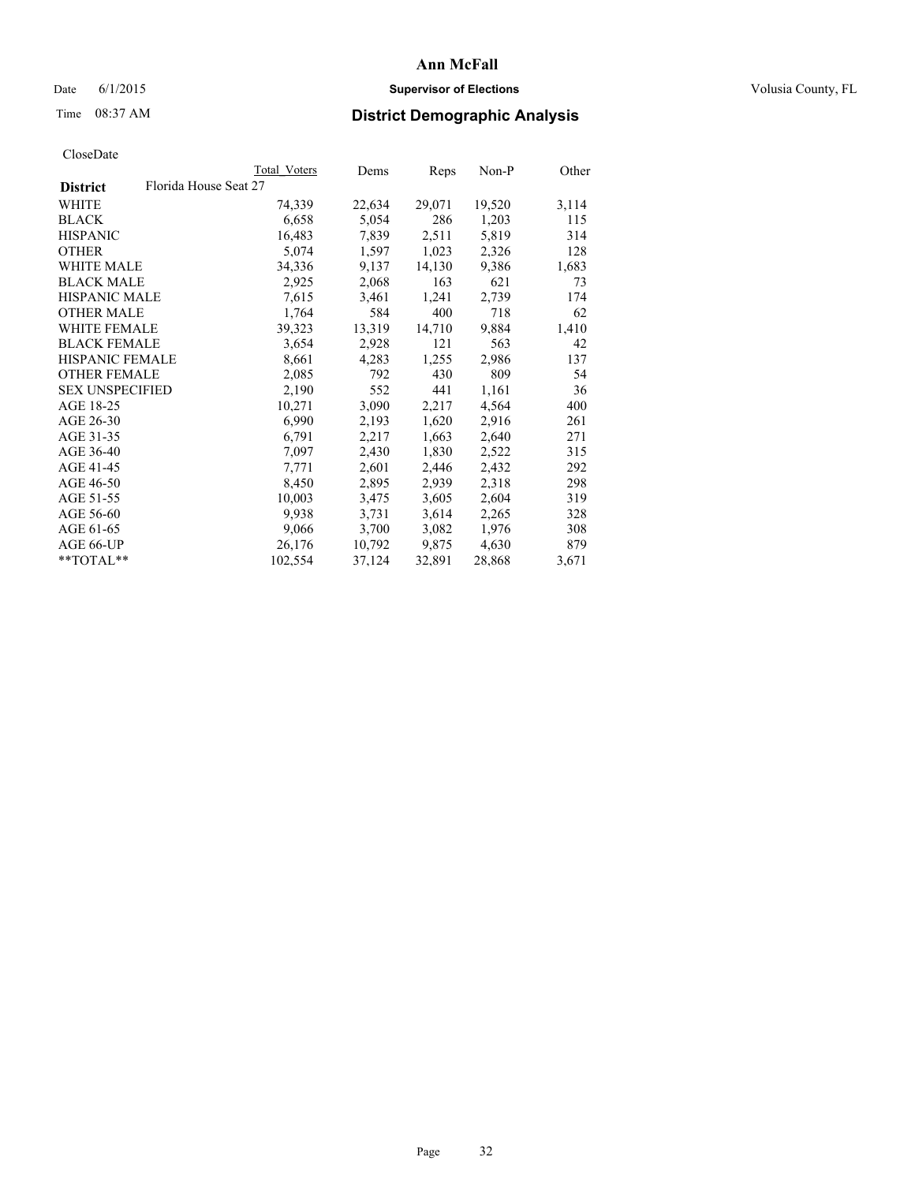# Ann McFall

Date 6/1/2015 **Supervisor of Elections** Volusia County, FL

Time 08:37 AM **District Demographic Analysis**

CloseDate

| | Total Voters | Dems | Reps | Non-P | Other |
|---|---|---|---|---|---|
| **District** Florida House Seat 27 | | | | | |
| WHITE | 74,339 | 22,634 | 29,071 | 19,520 | 3,114 |
| BLACK | 6,658 | 5,054 | 286 | 1,203 | 115 |
| HISPANIC | 16,483 | 7,839 | 2,511 | 5,819 | 314 |
| OTHER | 5,074 | 1,597 | 1,023 | 2,326 | 128 |
| WHITE MALE | 34,336 | 9,137 | 14,130 | 9,386 | 1,683 |
| BLACK MALE | 2,925 | 2,068 | 163 | 621 | 73 |
| HISPANIC MALE | 7,615 | 3,461 | 1,241 | 2,739 | 174 |
| OTHER MALE | 1,764 | 584 | 400 | 718 | 62 |
| WHITE FEMALE | 39,323 | 13,319 | 14,710 | 9,884 | 1,410 |
| BLACK FEMALE | 3,654 | 2,928 | 121 | 563 | 42 |
| HISPANIC FEMALE | 8,661 | 4,283 | 1,255 | 2,986 | 137 |
| OTHER FEMALE | 2,085 | 792 | 430 | 809 | 54 |
| SEX UNSPECIFIED | 2,190 | 552 | 441 | 1,161 | 36 |
| AGE 18-25 | 10,271 | 3,090 | 2,217 | 4,564 | 400 |
| AGE 26-30 | 6,990 | 2,193 | 1,620 | 2,916 | 261 |
| AGE 31-35 | 6,791 | 2,217 | 1,663 | 2,640 | 271 |
| AGE 36-40 | 7,097 | 2,430 | 1,830 | 2,522 | 315 |
| AGE 41-45 | 7,771 | 2,601 | 2,446 | 2,432 | 292 |
| AGE 46-50 | 8,450 | 2,895 | 2,939 | 2,318 | 298 |
| AGE 51-55 | 10,003 | 3,475 | 3,605 | 2,604 | 319 |
| AGE 56-60 | 9,938 | 3,731 | 3,614 | 2,265 | 328 |
| AGE 61-65 | 9,066 | 3,700 | 3,082 | 1,976 | 308 |
| AGE 66-UP | 26,176 | 10,792 | 9,875 | 4,630 | 879 |
| **TOTAL** | 102,554 | 37,124 | 32,891 | 28,868 | 3,671 |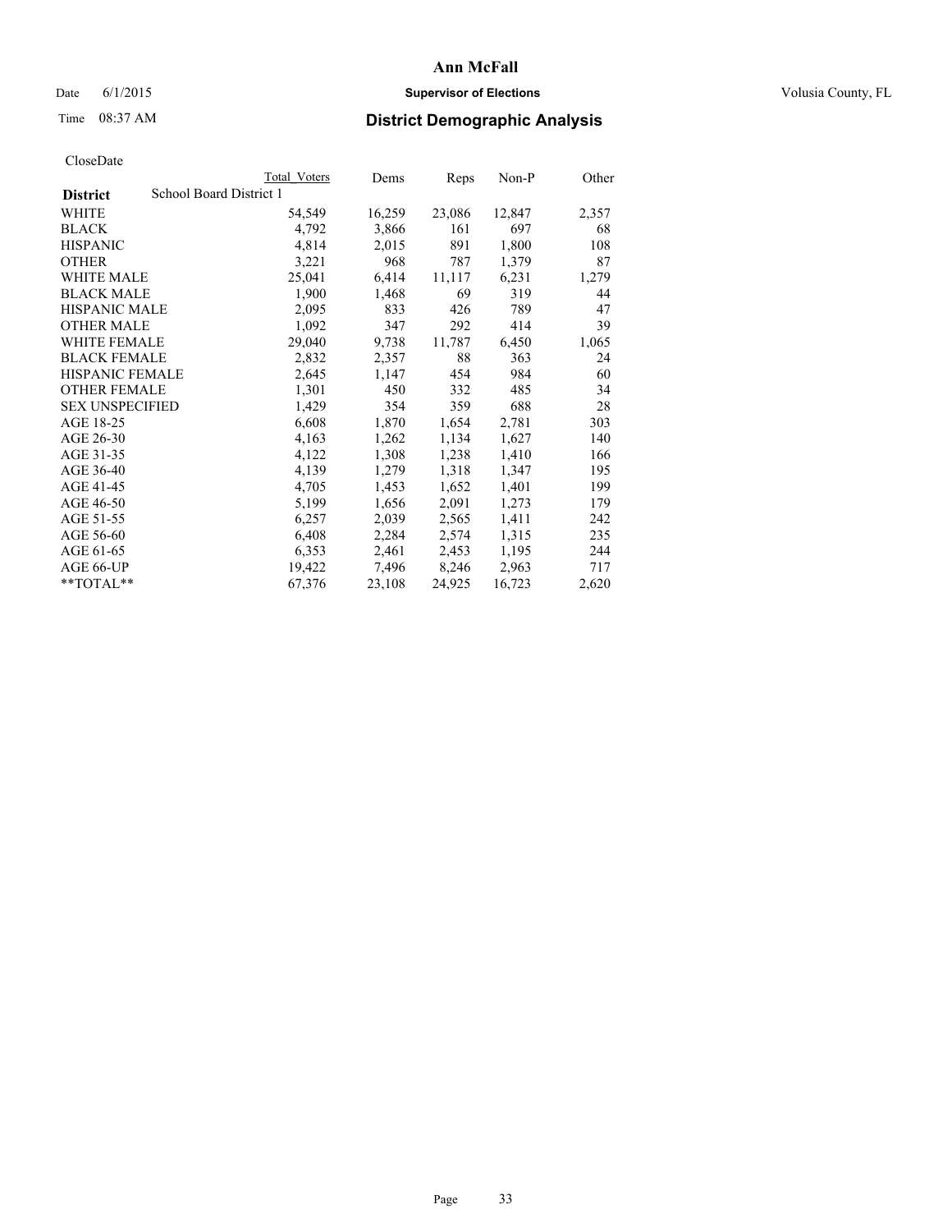# Ann McFall

Date 6/1/2015 **Supervisor of Elections** Volusia County, FL

Time 08:37 AM **District Demographic Analysis**

CloseDate

| District | Total Voters | Dems | Reps | Non-P | Other |
|---|---|---|---|---|---|
| **School Board District 1** | | | | | |
| WHITE | 54,549 | 16,259 | 23,086 | 12,847 | 2,357 |
| BLACK | 4,792 | 3,866 | 161 | 697 | 68 |
| HISPANIC | 4,814 | 2,015 | 891 | 1,800 | 108 |
| OTHER | 3,221 | 968 | 787 | 1,379 | 87 |
| WHITE MALE | 25,041 | 6,414 | 11,117 | 6,231 | 1,279 |
| BLACK MALE | 1,900 | 1,468 | 69 | 319 | 44 |
| HISPANIC MALE | 2,095 | 833 | 426 | 789 | 47 |
| OTHER MALE | 1,092 | 347 | 292 | 414 | 39 |
| WHITE FEMALE | 29,040 | 9,738 | 11,787 | 6,450 | 1,065 |
| BLACK FEMALE | 2,832 | 2,357 | 88 | 363 | 24 |
| HISPANIC FEMALE | 2,645 | 1,147 | 454 | 984 | 60 |
| OTHER FEMALE | 1,301 | 450 | 332 | 485 | 34 |
| SEX UNSPECIFIED | 1,429 | 354 | 359 | 688 | 28 |
| AGE 18-25 | 6,608 | 1,870 | 1,654 | 2,781 | 303 |
| AGE 26-30 | 4,163 | 1,262 | 1,134 | 1,627 | 140 |
| AGE 31-35 | 4,122 | 1,308 | 1,238 | 1,410 | 166 |
| AGE 36-40 | 4,139 | 1,279 | 1,318 | 1,347 | 195 |
| AGE 41-45 | 4,705 | 1,453 | 1,652 | 1,401 | 199 |
| AGE 46-50 | 5,199 | 1,656 | 2,091 | 1,273 | 179 |
| AGE 51-55 | 6,257 | 2,039 | 2,565 | 1,411 | 242 |
| AGE 56-60 | 6,408 | 2,284 | 2,574 | 1,315 | 235 |
| AGE 61-65 | 6,353 | 2,461 | 2,453 | 1,195 | 244 |
| AGE 66-UP | 19,422 | 7,496 | 8,246 | 2,963 | 717 |
| **TOTAL** | 67,376 | 23,108 | 24,925 | 16,723 | 2,620 |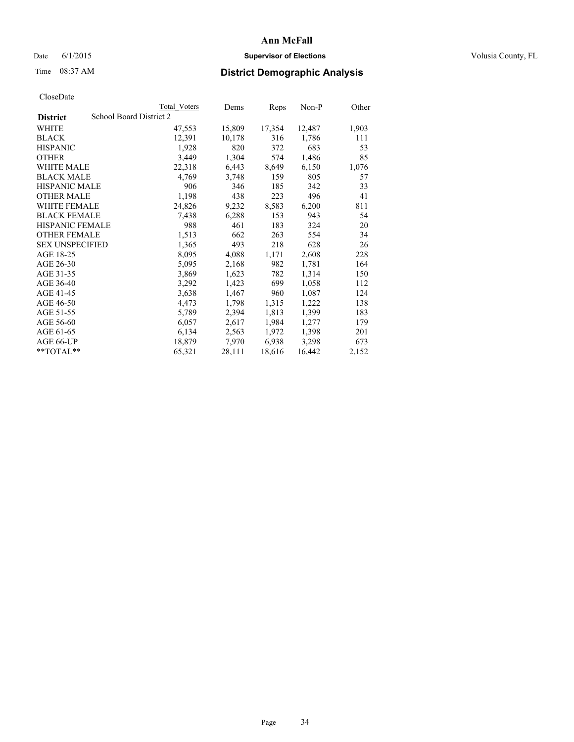# Ann McFall

Date 6/1/2015 **Supervisor of Elections** Volusia County, FL

Time 08:37 AM **District Demographic Analysis**

CloseDate

| District | Total Voters | Dems | Reps | Non-P | Other |
|---|---|---|---|---|---|
| School Board District 2 | | | | | |
| WHITE | 47,553 | 15,809 | 17,354 | 12,487 | 1,903 |
| BLACK | 12,391 | 10,178 | 316 | 1,786 | 111 |
| HISPANIC | 1,928 | 820 | 372 | 683 | 53 |
| OTHER | 3,449 | 1,304 | 574 | 1,486 | 85 |
| WHITE MALE | 22,318 | 6,443 | 8,649 | 6,150 | 1,076 |
| BLACK MALE | 4,769 | 3,748 | 159 | 805 | 57 |
| HISPANIC MALE | 906 | 346 | 185 | 342 | 33 |
| OTHER MALE | 1,198 | 438 | 223 | 496 | 41 |
| WHITE FEMALE | 24,826 | 9,232 | 8,583 | 6,200 | 811 |
| BLACK FEMALE | 7,438 | 6,288 | 153 | 943 | 54 |
| HISPANIC FEMALE | 988 | 461 | 183 | 324 | 20 |
| OTHER FEMALE | 1,513 | 662 | 263 | 554 | 34 |
| SEX UNSPECIFIED | 1,365 | 493 | 218 | 628 | 26 |
| AGE 18-25 | 8,095 | 4,088 | 1,171 | 2,608 | 228 |
| AGE 26-30 | 5,095 | 2,168 | 982 | 1,781 | 164 |
| AGE 31-35 | 3,869 | 1,623 | 782 | 1,314 | 150 |
| AGE 36-40 | 3,292 | 1,423 | 699 | 1,058 | 112 |
| AGE 41-45 | 3,638 | 1,467 | 960 | 1,087 | 124 |
| AGE 46-50 | 4,473 | 1,798 | 1,315 | 1,222 | 138 |
| AGE 51-55 | 5,789 | 2,394 | 1,813 | 1,399 | 183 |
| AGE 56-60 | 6,057 | 2,617 | 1,984 | 1,277 | 179 |
| AGE 61-65 | 6,134 | 2,563 | 1,972 | 1,398 | 201 |
| AGE 66-UP | 18,879 | 7,970 | 6,938 | 3,298 | 673 |
| **TOTAL** | 65,321 | 28,111 | 18,616 | 16,442 | 2,152 |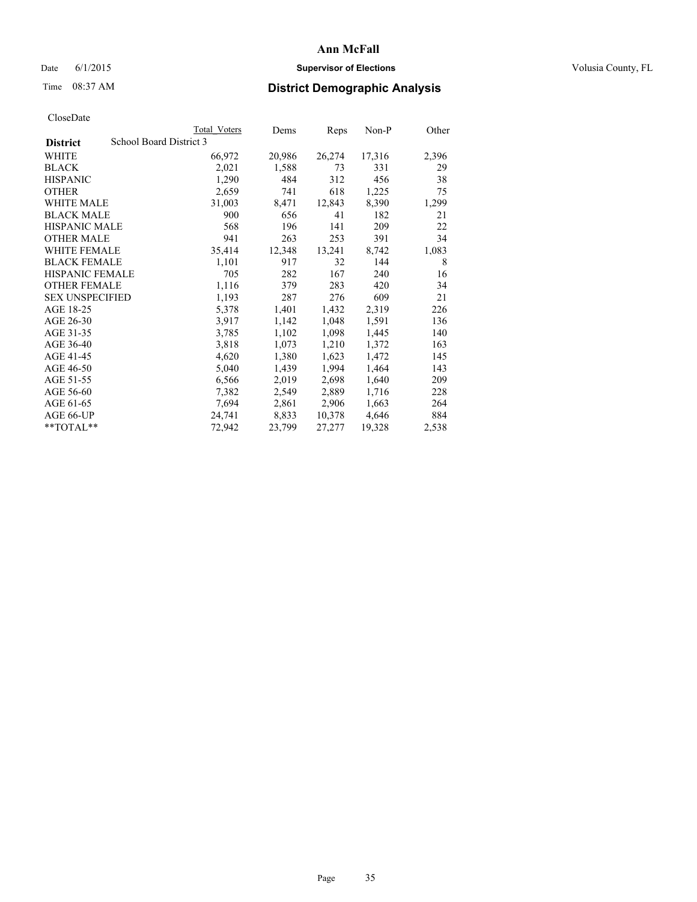# Ann McFall

Date 6/1/2015 **Supervisor of Elections** Volusia County, FL

Time 08:37 AM **District Demographic Analysis**

CloseDate

| District | Total Voters | Dems | Reps | Non-P | Other |
|---|---|---|---|---|---|
| School Board District 3 | | | | | |
| WHITE | 66,972 | 20,986 | 26,274 | 17,316 | 2,396 |
| BLACK | 2,021 | 1,588 | 73 | 331 | 29 |
| HISPANIC | 1,290 | 484 | 312 | 456 | 38 |
| OTHER | 2,659 | 741 | 618 | 1,225 | 75 |
| WHITE MALE | 31,003 | 8,471 | 12,843 | 8,390 | 1,299 |
| BLACK MALE | 900 | 656 | 41 | 182 | 21 |
| HISPANIC MALE | 568 | 196 | 141 | 209 | 22 |
| OTHER MALE | 941 | 263 | 253 | 391 | 34 |
| WHITE FEMALE | 35,414 | 12,348 | 13,241 | 8,742 | 1,083 |
| BLACK FEMALE | 1,101 | 917 | 32 | 144 | 8 |
| HISPANIC FEMALE | 705 | 282 | 167 | 240 | 16 |
| OTHER FEMALE | 1,116 | 379 | 283 | 420 | 34 |
| SEX UNSPECIFIED | 1,193 | 287 | 276 | 609 | 21 |
| AGE 18-25 | 5,378 | 1,401 | 1,432 | 2,319 | 226 |
| AGE 26-30 | 3,917 | 1,142 | 1,048 | 1,591 | 136 |
| AGE 31-35 | 3,785 | 1,102 | 1,098 | 1,445 | 140 |
| AGE 36-40 | 3,818 | 1,073 | 1,210 | 1,372 | 163 |
| AGE 41-45 | 4,620 | 1,380 | 1,623 | 1,472 | 145 |
| AGE 46-50 | 5,040 | 1,439 | 1,994 | 1,464 | 143 |
| AGE 51-55 | 6,566 | 2,019 | 2,698 | 1,640 | 209 |
| AGE 56-60 | 7,382 | 2,549 | 2,889 | 1,716 | 228 |
| AGE 61-65 | 7,694 | 2,861 | 2,906 | 1,663 | 264 |
| AGE 66-UP | 24,741 | 8,833 | 10,378 | 4,646 | 884 |
| **TOTAL** | 72,942 | 23,799 | 27,277 | 19,328 | 2,538 |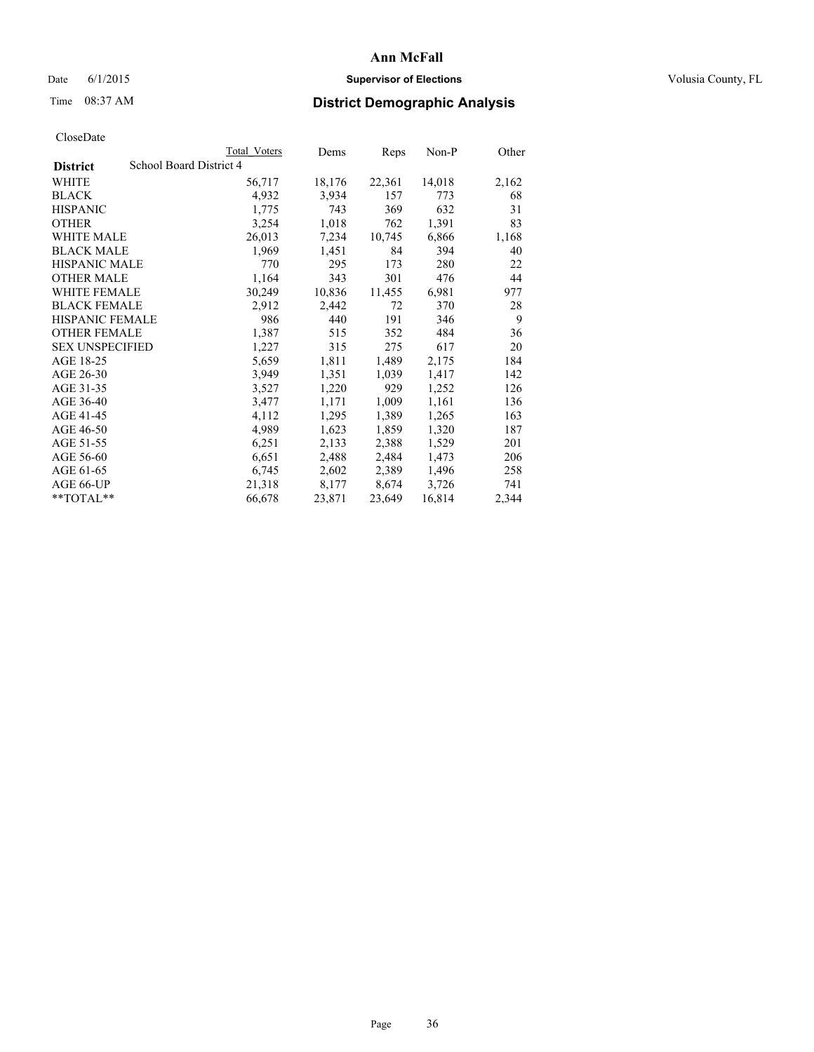# Ann McFall

Date 6/1/2015 **Supervisor of Elections** Volusia County, FL

Time 08:37 AM **District Demographic Analysis**

CloseDate

| **District** | School Board District 4 | Total Voters | Dems | Reps | Non-P | Other |
|---|---|---|---|---|---|---|
| WHITE | | 56,717 | 18,176 | 22,361 | 14,018 | 2,162 |
| BLACK | | 4,932 | 3,934 | 157 | 773 | 68 |
| HISPANIC | | 1,775 | 743 | 369 | 632 | 31 |
| OTHER | | 3,254 | 1,018 | 762 | 1,391 | 83 |
| WHITE MALE | | 26,013 | 7,234 | 10,745 | 6,866 | 1,168 |
| BLACK MALE | | 1,969 | 1,451 | 84 | 394 | 40 |
| HISPANIC MALE | | 770 | 295 | 173 | 280 | 22 |
| OTHER MALE | | 1,164 | 343 | 301 | 476 | 44 |
| WHITE FEMALE | | 30,249 | 10,836 | 11,455 | 6,981 | 977 |
| BLACK FEMALE | | 2,912 | 2,442 | 72 | 370 | 28 |
| HISPANIC FEMALE | | 986 | 440 | 191 | 346 | 9 |
| OTHER FEMALE | | 1,387 | 515 | 352 | 484 | 36 |
| SEX UNSPECIFIED | | 1,227 | 315 | 275 | 617 | 20 |
| AGE 18-25 | | 5,659 | 1,811 | 1,489 | 2,175 | 184 |
| AGE 26-30 | | 3,949 | 1,351 | 1,039 | 1,417 | 142 |
| AGE 31-35 | | 3,527 | 1,220 | 929 | 1,252 | 126 |
| AGE 36-40 | | 3,477 | 1,171 | 1,009 | 1,161 | 136 |
| AGE 41-45 | | 4,112 | 1,295 | 1,389 | 1,265 | 163 |
| AGE 46-50 | | 4,989 | 1,623 | 1,859 | 1,320 | 187 |
| AGE 51-55 | | 6,251 | 2,133 | 2,388 | 1,529 | 201 |
| AGE 56-60 | | 6,651 | 2,488 | 2,484 | 1,473 | 206 |
| AGE 61-65 | | 6,745 | 2,602 | 2,389 | 1,496 | 258 |
| AGE 66-UP | | 21,318 | 8,177 | 8,674 | 3,726 | 741 |
| **TOTAL** | | 66,678 | 23,871 | 23,649 | 16,814 | 2,344 |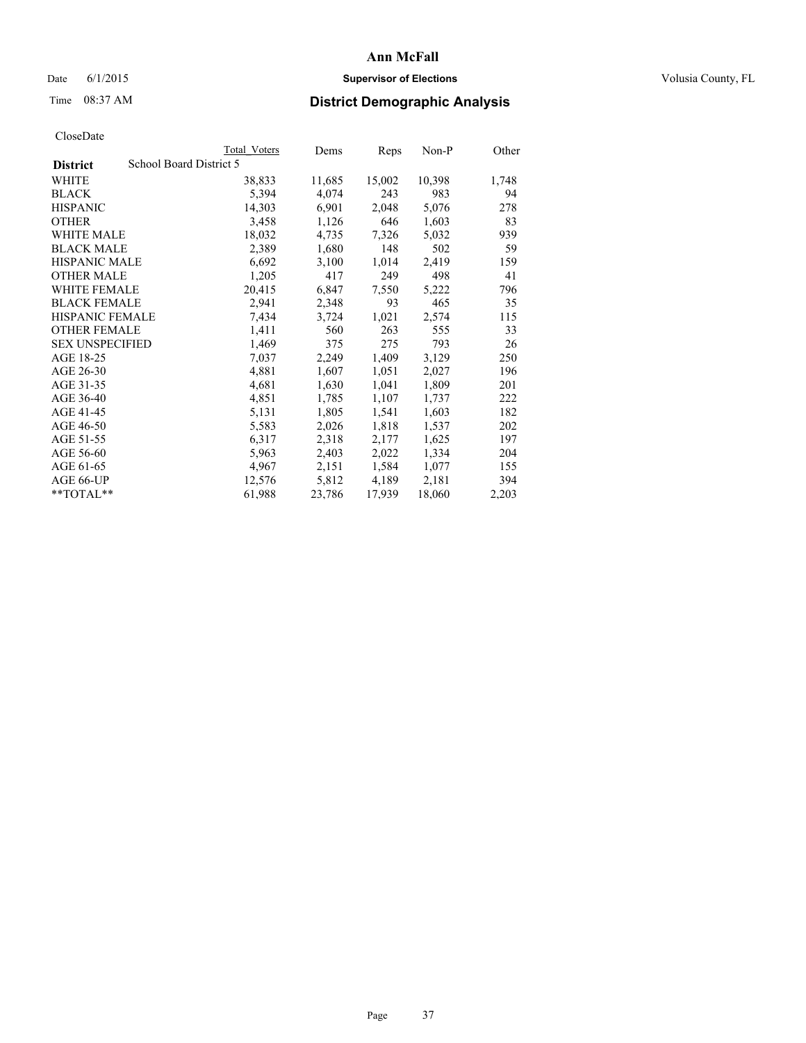**Ann McFall**

Date 6/1/2015 — **Supervisor of Elections** — Volusia County, FL

Time 08:37 AM — **District Demographic Analysis**

CloseDate

| District | School Board District 5 | Total Voters | Dems | Reps | Non-P | Other |
|---|---|---|---|---|---|---|
| WHITE | | 38,833 | 11,685 | 15,002 | 10,398 | 1,748 |
| BLACK | | 5,394 | 4,074 | 243 | 983 | 94 |
| HISPANIC | | 14,303 | 6,901 | 2,048 | 5,076 | 278 |
| OTHER | | 3,458 | 1,126 | 646 | 1,603 | 83 |
| WHITE MALE | | 18,032 | 4,735 | 7,326 | 5,032 | 939 |
| BLACK MALE | | 2,389 | 1,680 | 148 | 502 | 59 |
| HISPANIC MALE | | 6,692 | 3,100 | 1,014 | 2,419 | 159 |
| OTHER MALE | | 1,205 | 417 | 249 | 498 | 41 |
| WHITE FEMALE | | 20,415 | 6,847 | 7,550 | 5,222 | 796 |
| BLACK FEMALE | | 2,941 | 2,348 | 93 | 465 | 35 |
| HISPANIC FEMALE | | 7,434 | 3,724 | 1,021 | 2,574 | 115 |
| OTHER FEMALE | | 1,411 | 560 | 263 | 555 | 33 |
| SEX UNSPECIFIED | | 1,469 | 375 | 275 | 793 | 26 |
| AGE 18-25 | | 7,037 | 2,249 | 1,409 | 3,129 | 250 |
| AGE 26-30 | | 4,881 | 1,607 | 1,051 | 2,027 | 196 |
| AGE 31-35 | | 4,681 | 1,630 | 1,041 | 1,809 | 201 |
| AGE 36-40 | | 4,851 | 1,785 | 1,107 | 1,737 | 222 |
| AGE 41-45 | | 5,131 | 1,805 | 1,541 | 1,603 | 182 |
| AGE 46-50 | | 5,583 | 2,026 | 1,818 | 1,537 | 202 |
| AGE 51-55 | | 6,317 | 2,318 | 2,177 | 1,625 | 197 |
| AGE 56-60 | | 5,963 | 2,403 | 2,022 | 1,334 | 204 |
| AGE 61-65 | | 4,967 | 2,151 | 1,584 | 1,077 | 155 |
| AGE 66-UP | | 12,576 | 5,812 | 4,189 | 2,181 | 394 |
| **TOTAL** | | 61,988 | 23,786 | 17,939 | 18,060 | 2,203 |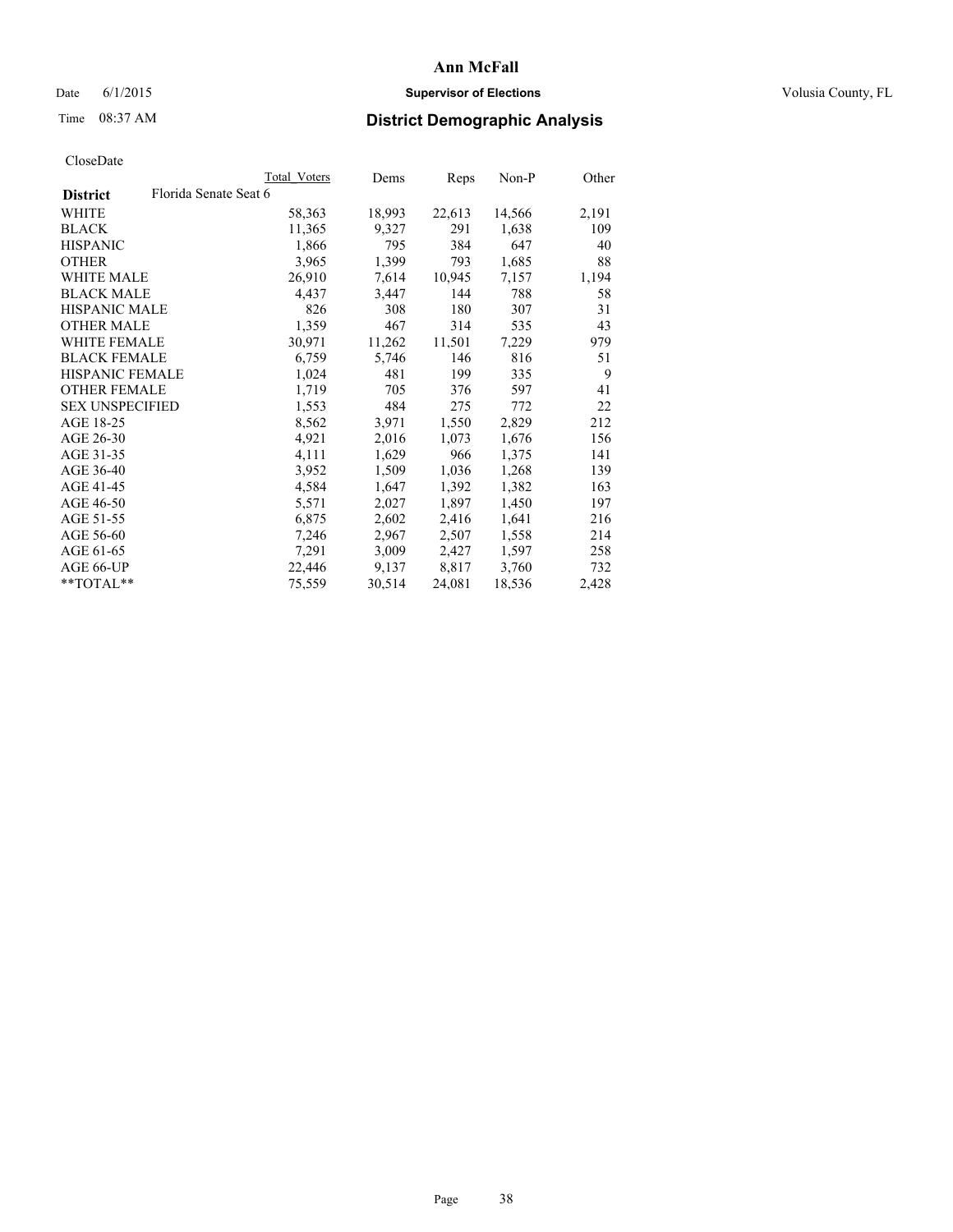**Ann McFall**

Date 6/1/2015 **Supervisor of Elections** Volusia County, FL

Time 08:37 AM **District Demographic Analysis**

CloseDate

| | Total Voters | Dems | Reps | Non-P | Other |
|---|---|---|---|---|---|
| **District** Florida Senate Seat 6 | | | | | |
| WHITE | 58,363 | 18,993 | 22,613 | 14,566 | 2,191 |
| BLACK | 11,365 | 9,327 | 291 | 1,638 | 109 |
| HISPANIC | 1,866 | 795 | 384 | 647 | 40 |
| OTHER | 3,965 | 1,399 | 793 | 1,685 | 88 |
| WHITE MALE | 26,910 | 7,614 | 10,945 | 7,157 | 1,194 |
| BLACK MALE | 4,437 | 3,447 | 144 | 788 | 58 |
| HISPANIC MALE | 826 | 308 | 180 | 307 | 31 |
| OTHER MALE | 1,359 | 467 | 314 | 535 | 43 |
| WHITE FEMALE | 30,971 | 11,262 | 11,501 | 7,229 | 979 |
| BLACK FEMALE | 6,759 | 5,746 | 146 | 816 | 51 |
| HISPANIC FEMALE | 1,024 | 481 | 199 | 335 | 9 |
| OTHER FEMALE | 1,719 | 705 | 376 | 597 | 41 |
| SEX UNSPECIFIED | 1,553 | 484 | 275 | 772 | 22 |
| AGE 18-25 | 8,562 | 3,971 | 1,550 | 2,829 | 212 |
| AGE 26-30 | 4,921 | 2,016 | 1,073 | 1,676 | 156 |
| AGE 31-35 | 4,111 | 1,629 | 966 | 1,375 | 141 |
| AGE 36-40 | 3,952 | 1,509 | 1,036 | 1,268 | 139 |
| AGE 41-45 | 4,584 | 1,647 | 1,392 | 1,382 | 163 |
| AGE 46-50 | 5,571 | 2,027 | 1,897 | 1,450 | 197 |
| AGE 51-55 | 6,875 | 2,602 | 2,416 | 1,641 | 216 |
| AGE 56-60 | 7,246 | 2,967 | 2,507 | 1,558 | 214 |
| AGE 61-65 | 7,291 | 3,009 | 2,427 | 1,597 | 258 |
| AGE 66-UP | 22,446 | 9,137 | 8,817 | 3,760 | 732 |
| **TOTAL** | 75,559 | 30,514 | 24,081 | 18,536 | 2,428 |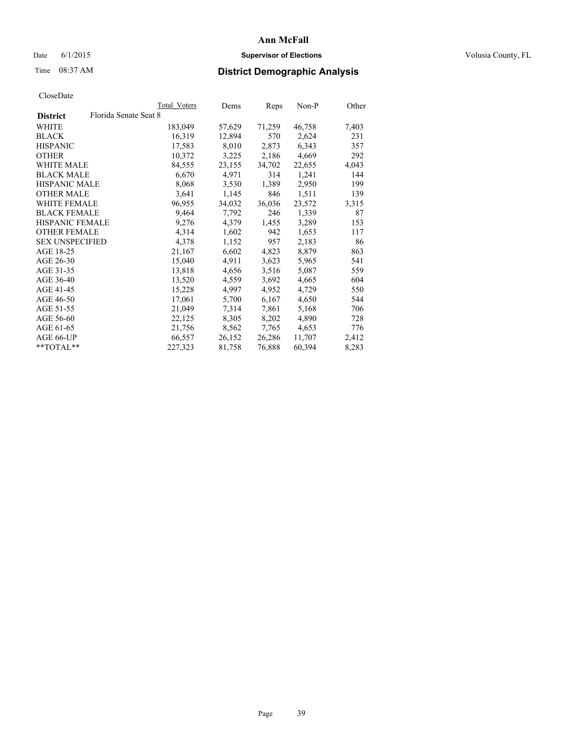# Ann McFall

Date 6/1/2015 **Supervisor of Elections** Volusia County, FL

Time 08:37 AM

## District Demographic Analysis

CloseDate

| District | Florida Senate Seat 8 | Total Voters | Dems | Reps | Non-P | Other |
|---|---|---|---|---|---|---|
| WHITE | | 183,049 | 57,629 | 71,259 | 46,758 | 7,403 |
| BLACK | | 16,319 | 12,894 | 570 | 2,624 | 231 |
| HISPANIC | | 17,583 | 8,010 | 2,873 | 6,343 | 357 |
| OTHER | | 10,372 | 3,225 | 2,186 | 4,669 | 292 |
| WHITE MALE | | 84,555 | 23,155 | 34,702 | 22,655 | 4,043 |
| BLACK MALE | | 6,670 | 4,971 | 314 | 1,241 | 144 |
| HISPANIC MALE | | 8,068 | 3,530 | 1,389 | 2,950 | 199 |
| OTHER MALE | | 3,641 | 1,145 | 846 | 1,511 | 139 |
| WHITE FEMALE | | 96,955 | 34,032 | 36,036 | 23,572 | 3,315 |
| BLACK FEMALE | | 9,464 | 7,792 | 246 | 1,339 | 87 |
| HISPANIC FEMALE | | 9,276 | 4,379 | 1,455 | 3,289 | 153 |
| OTHER FEMALE | | 4,314 | 1,602 | 942 | 1,653 | 117 |
| SEX UNSPECIFIED | | 4,378 | 1,152 | 957 | 2,183 | 86 |
| AGE 18-25 | | 21,167 | 6,602 | 4,823 | 8,879 | 863 |
| AGE 26-30 | | 15,040 | 4,911 | 3,623 | 5,965 | 541 |
| AGE 31-35 | | 13,818 | 4,656 | 3,516 | 5,087 | 559 |
| AGE 36-40 | | 13,520 | 4,559 | 3,692 | 4,665 | 604 |
| AGE 41-45 | | 15,228 | 4,997 | 4,952 | 4,729 | 550 |
| AGE 46-50 | | 17,061 | 5,700 | 6,167 | 4,650 | 544 |
| AGE 51-55 | | 21,049 | 7,314 | 7,861 | 5,168 | 706 |
| AGE 56-60 | | 22,125 | 8,305 | 8,202 | 4,890 | 728 |
| AGE 61-65 | | 21,756 | 8,562 | 7,765 | 4,653 | 776 |
| AGE 66-UP | | 66,557 | 26,152 | 26,286 | 11,707 | 2,412 |
| **TOTAL** | | 227,323 | 81,758 | 76,888 | 60,394 | 8,283 |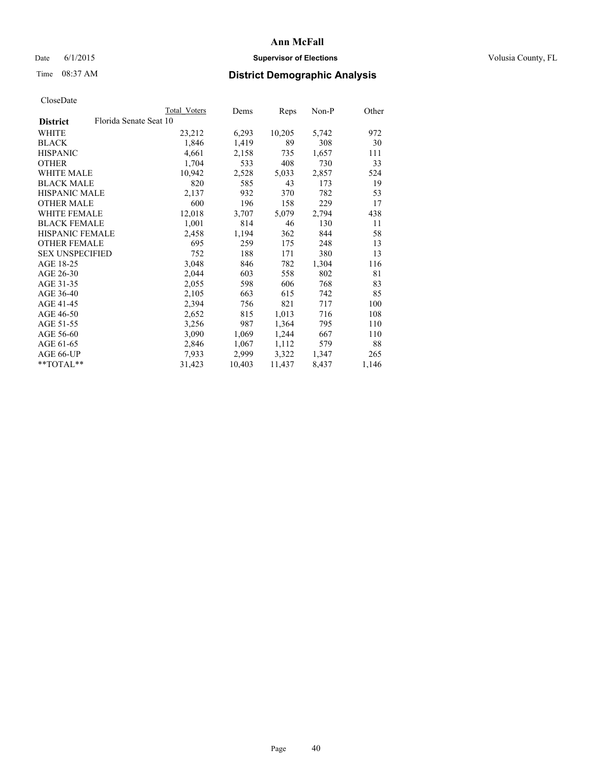**Ann McFall**

Date 6/1/2015 **Supervisor of Elections** Volusia County, FL

Time 08:37 AM **District Demographic Analysis**

CloseDate

| **District** | Florida Senate Seat 10 | Total Voters | Dems | Reps | Non-P | Other |
|---|---|---|---|---|---|---|
| WHITE | | 23,212 | 6,293 | 10,205 | 5,742 | 972 |
| BLACK | | 1,846 | 1,419 | 89 | 308 | 30 |
| HISPANIC | | 4,661 | 2,158 | 735 | 1,657 | 111 |
| OTHER | | 1,704 | 533 | 408 | 730 | 33 |
| WHITE MALE | | 10,942 | 2,528 | 5,033 | 2,857 | 524 |
| BLACK MALE | | 820 | 585 | 43 | 173 | 19 |
| HISPANIC MALE | | 2,137 | 932 | 370 | 782 | 53 |
| OTHER MALE | | 600 | 196 | 158 | 229 | 17 |
| WHITE FEMALE | | 12,018 | 3,707 | 5,079 | 2,794 | 438 |
| BLACK FEMALE | | 1,001 | 814 | 46 | 130 | 11 |
| HISPANIC FEMALE | | 2,458 | 1,194 | 362 | 844 | 58 |
| OTHER FEMALE | | 695 | 259 | 175 | 248 | 13 |
| SEX UNSPECIFIED | | 752 | 188 | 171 | 380 | 13 |
| AGE 18-25 | | 3,048 | 846 | 782 | 1,304 | 116 |
| AGE 26-30 | | 2,044 | 603 | 558 | 802 | 81 |
| AGE 31-35 | | 2,055 | 598 | 606 | 768 | 83 |
| AGE 36-40 | | 2,105 | 663 | 615 | 742 | 85 |
| AGE 41-45 | | 2,394 | 756 | 821 | 717 | 100 |
| AGE 46-50 | | 2,652 | 815 | 1,013 | 716 | 108 |
| AGE 51-55 | | 3,256 | 987 | 1,364 | 795 | 110 |
| AGE 56-60 | | 3,090 | 1,069 | 1,244 | 667 | 110 |
| AGE 61-65 | | 2,846 | 1,067 | 1,112 | 579 | 88 |
| AGE 66-UP | | 7,933 | 2,999 | 3,322 | 1,347 | 265 |
| **TOTAL** | | 31,423 | 10,403 | 11,437 | 8,437 | 1,146 |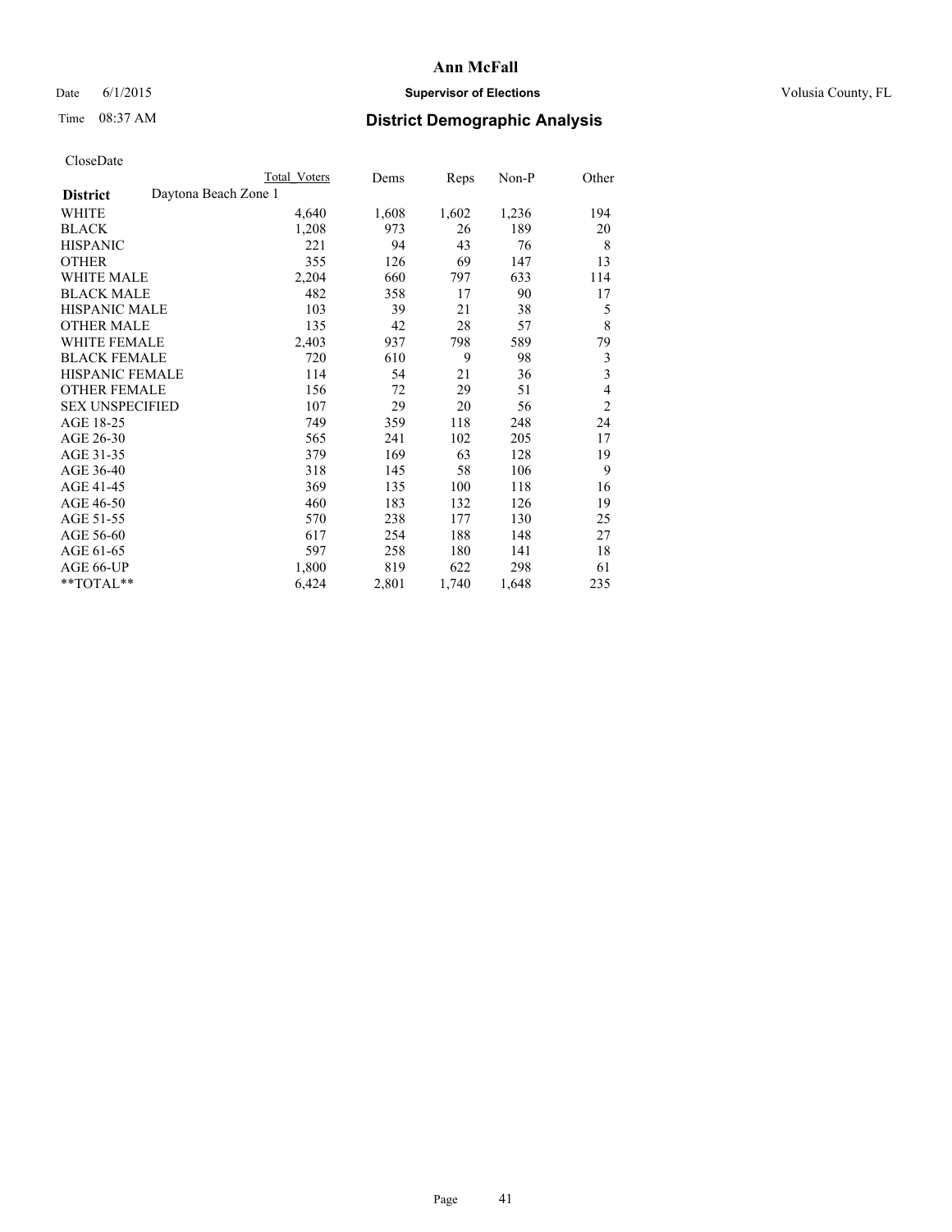**Ann McFall**

Date 6/1/2015 **Supervisor of Elections** Volusia County, FL

Time 08:37 AM **District Demographic Analysis**

CloseDate

| District | Daytona Beach Zone 1 | Total Voters | Dems | Reps | Non-P | Other |
|---|---|---|---|---|---|---|
| WHITE | | 4,640 | 1,608 | 1,602 | 1,236 | 194 |
| BLACK | | 1,208 | 973 | 26 | 189 | 20 |
| HISPANIC | | 221 | 94 | 43 | 76 | 8 |
| OTHER | | 355 | 126 | 69 | 147 | 13 |
| WHITE MALE | | 2,204 | 660 | 797 | 633 | 114 |
| BLACK MALE | | 482 | 358 | 17 | 90 | 17 |
| HISPANIC MALE | | 103 | 39 | 21 | 38 | 5 |
| OTHER MALE | | 135 | 42 | 28 | 57 | 8 |
| WHITE FEMALE | | 2,403 | 937 | 798 | 589 | 79 |
| BLACK FEMALE | | 720 | 610 | 9 | 98 | 3 |
| HISPANIC FEMALE | | 114 | 54 | 21 | 36 | 3 |
| OTHER FEMALE | | 156 | 72 | 29 | 51 | 4 |
| SEX UNSPECIFIED | | 107 | 29 | 20 | 56 | 2 |
| AGE 18-25 | | 749 | 359 | 118 | 248 | 24 |
| AGE 26-30 | | 565 | 241 | 102 | 205 | 17 |
| AGE 31-35 | | 379 | 169 | 63 | 128 | 19 |
| AGE 36-40 | | 318 | 145 | 58 | 106 | 9 |
| AGE 41-45 | | 369 | 135 | 100 | 118 | 16 |
| AGE 46-50 | | 460 | 183 | 132 | 126 | 19 |
| AGE 51-55 | | 570 | 238 | 177 | 130 | 25 |
| AGE 56-60 | | 617 | 254 | 188 | 148 | 27 |
| AGE 61-65 | | 597 | 258 | 180 | 141 | 18 |
| AGE 66-UP | | 1,800 | 819 | 622 | 298 | 61 |
| **TOTAL** | | 6,424 | 2,801 | 1,740 | 1,648 | 235 |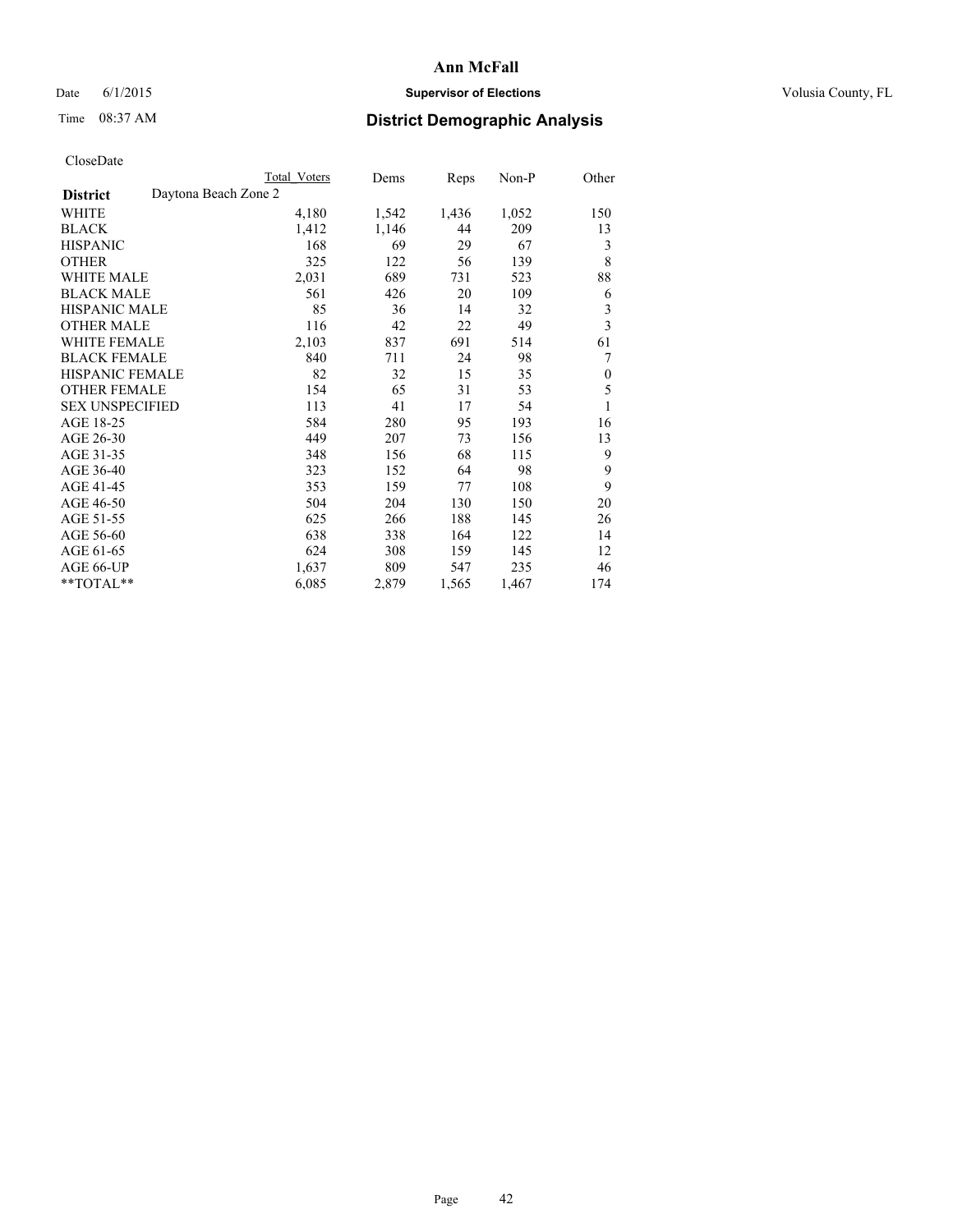# Ann McFall

Date 6/1/2015 **Supervisor of Elections** Volusia County, FL

Time 08:37 AM **District Demographic Analysis**

CloseDate

| | Total Voters | Dems | Reps | Non-P | Other |
|---|---|---|---|---|---|
| **District** Daytona Beach Zone 2 | | | | | |
| WHITE | 4,180 | 1,542 | 1,436 | 1,052 | 150 |
| BLACK | 1,412 | 1,146 | 44 | 209 | 13 |
| HISPANIC | 168 | 69 | 29 | 67 | 3 |
| OTHER | 325 | 122 | 56 | 139 | 8 |
| WHITE MALE | 2,031 | 689 | 731 | 523 | 88 |
| BLACK MALE | 561 | 426 | 20 | 109 | 6 |
| HISPANIC MALE | 85 | 36 | 14 | 32 | 3 |
| OTHER MALE | 116 | 42 | 22 | 49 | 3 |
| WHITE FEMALE | 2,103 | 837 | 691 | 514 | 61 |
| BLACK FEMALE | 840 | 711 | 24 | 98 | 7 |
| HISPANIC FEMALE | 82 | 32 | 15 | 35 | 0 |
| OTHER FEMALE | 154 | 65 | 31 | 53 | 5 |
| SEX UNSPECIFIED | 113 | 41 | 17 | 54 | 1 |
| AGE 18-25 | 584 | 280 | 95 | 193 | 16 |
| AGE 26-30 | 449 | 207 | 73 | 156 | 13 |
| AGE 31-35 | 348 | 156 | 68 | 115 | 9 |
| AGE 36-40 | 323 | 152 | 64 | 98 | 9 |
| AGE 41-45 | 353 | 159 | 77 | 108 | 9 |
| AGE 46-50 | 504 | 204 | 130 | 150 | 20 |
| AGE 51-55 | 625 | 266 | 188 | 145 | 26 |
| AGE 56-60 | 638 | 338 | 164 | 122 | 14 |
| AGE 61-65 | 624 | 308 | 159 | 145 | 12 |
| AGE 66-UP | 1,637 | 809 | 547 | 235 | 46 |
| **TOTAL** | 6,085 | 2,879 | 1,565 | 1,467 | 174 |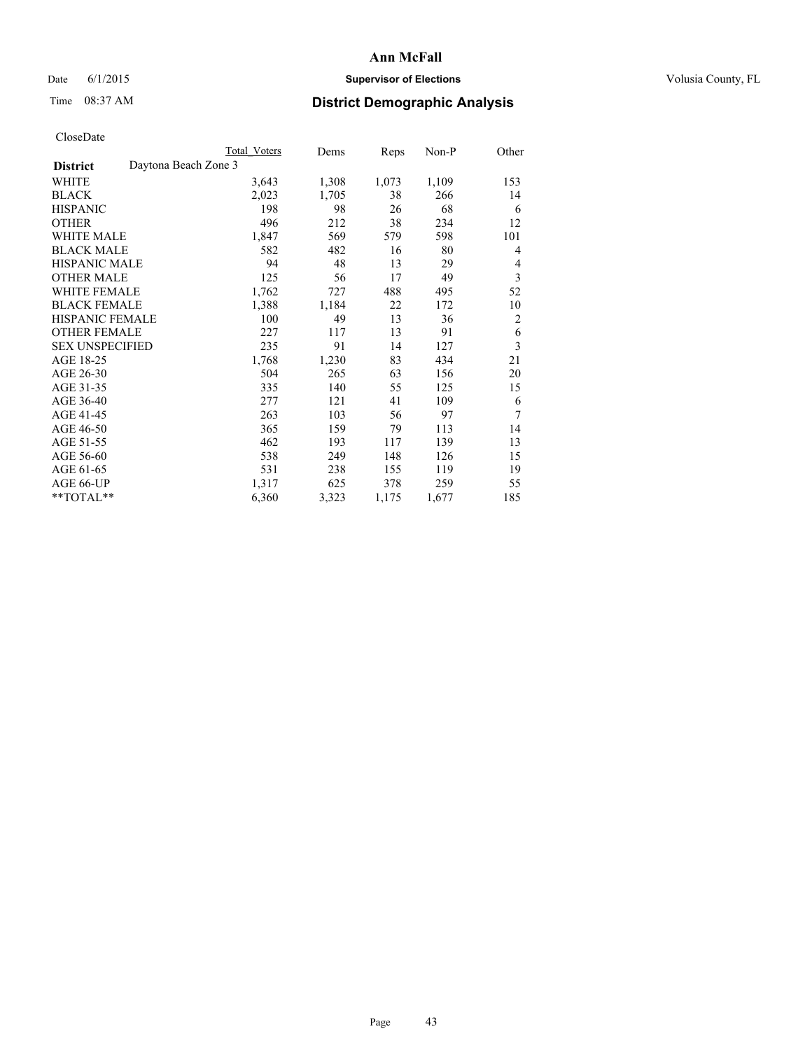# Ann McFall

Date 6/1/2015 **Supervisor of Elections** Volusia County, FL

Time 08:37 AM **District Demographic Analysis**

CloseDate

| | Total Voters | Dems | Reps | Non-P | Other |
|---|---|---|---|---|---|
| **District** Daytona Beach Zone 3 | | | | | |
| WHITE | 3,643 | 1,308 | 1,073 | 1,109 | 153 |
| BLACK | 2,023 | 1,705 | 38 | 266 | 14 |
| HISPANIC | 198 | 98 | 26 | 68 | 6 |
| OTHER | 496 | 212 | 38 | 234 | 12 |
| WHITE MALE | 1,847 | 569 | 579 | 598 | 101 |
| BLACK MALE | 582 | 482 | 16 | 80 | 4 |
| HISPANIC MALE | 94 | 48 | 13 | 29 | 4 |
| OTHER MALE | 125 | 56 | 17 | 49 | 3 |
| WHITE FEMALE | 1,762 | 727 | 488 | 495 | 52 |
| BLACK FEMALE | 1,388 | 1,184 | 22 | 172 | 10 |
| HISPANIC FEMALE | 100 | 49 | 13 | 36 | 2 |
| OTHER FEMALE | 227 | 117 | 13 | 91 | 6 |
| SEX UNSPECIFIED | 235 | 91 | 14 | 127 | 3 |
| AGE 18-25 | 1,768 | 1,230 | 83 | 434 | 21 |
| AGE 26-30 | 504 | 265 | 63 | 156 | 20 |
| AGE 31-35 | 335 | 140 | 55 | 125 | 15 |
| AGE 36-40 | 277 | 121 | 41 | 109 | 6 |
| AGE 41-45 | 263 | 103 | 56 | 97 | 7 |
| AGE 46-50 | 365 | 159 | 79 | 113 | 14 |
| AGE 51-55 | 462 | 193 | 117 | 139 | 13 |
| AGE 56-60 | 538 | 249 | 148 | 126 | 15 |
| AGE 61-65 | 531 | 238 | 155 | 119 | 19 |
| AGE 66-UP | 1,317 | 625 | 378 | 259 | 55 |
| **TOTAL** | 6,360 | 3,323 | 1,175 | 1,677 | 185 |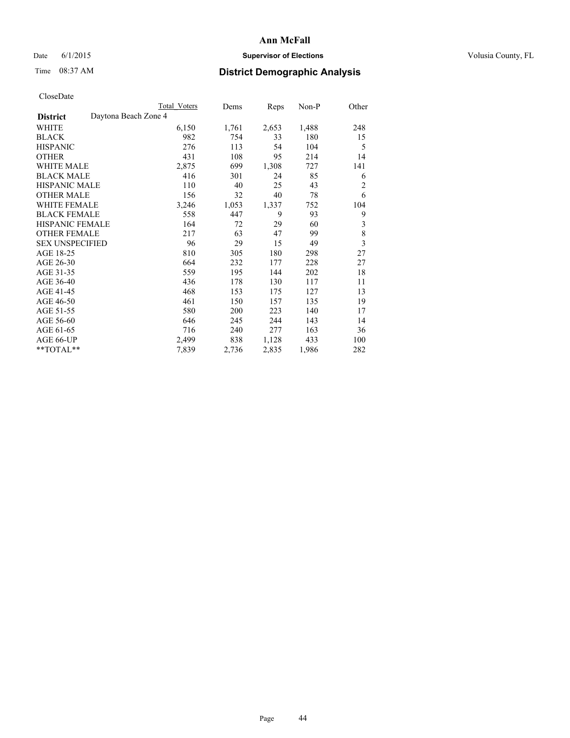# Ann McFall

Date 6/1/2015 **Supervisor of Elections** Volusia County, FL

Time 08:37 AM **District Demographic Analysis**

CloseDate

| | Total Voters | Dems | Reps | Non-P | Other |
|---|---|---|---|---|---|
| **District** Daytona Beach Zone 4 | | | | | |
| WHITE | 6,150 | 1,761 | 2,653 | 1,488 | 248 |
| BLACK | 982 | 754 | 33 | 180 | 15 |
| HISPANIC | 276 | 113 | 54 | 104 | 5 |
| OTHER | 431 | 108 | 95 | 214 | 14 |
| WHITE MALE | 2,875 | 699 | 1,308 | 727 | 141 |
| BLACK MALE | 416 | 301 | 24 | 85 | 6 |
| HISPANIC MALE | 110 | 40 | 25 | 43 | 2 |
| OTHER MALE | 156 | 32 | 40 | 78 | 6 |
| WHITE FEMALE | 3,246 | 1,053 | 1,337 | 752 | 104 |
| BLACK FEMALE | 558 | 447 | 9 | 93 | 9 |
| HISPANIC FEMALE | 164 | 72 | 29 | 60 | 3 |
| OTHER FEMALE | 217 | 63 | 47 | 99 | 8 |
| SEX UNSPECIFIED | 96 | 29 | 15 | 49 | 3 |
| AGE 18-25 | 810 | 305 | 180 | 298 | 27 |
| AGE 26-30 | 664 | 232 | 177 | 228 | 27 |
| AGE 31-35 | 559 | 195 | 144 | 202 | 18 |
| AGE 36-40 | 436 | 178 | 130 | 117 | 11 |
| AGE 41-45 | 468 | 153 | 175 | 127 | 13 |
| AGE 46-50 | 461 | 150 | 157 | 135 | 19 |
| AGE 51-55 | 580 | 200 | 223 | 140 | 17 |
| AGE 56-60 | 646 | 245 | 244 | 143 | 14 |
| AGE 61-65 | 716 | 240 | 277 | 163 | 36 |
| AGE 66-UP | 2,499 | 838 | 1,128 | 433 | 100 |
| **TOTAL** | 7,839 | 2,736 | 2,835 | 1,986 | 282 |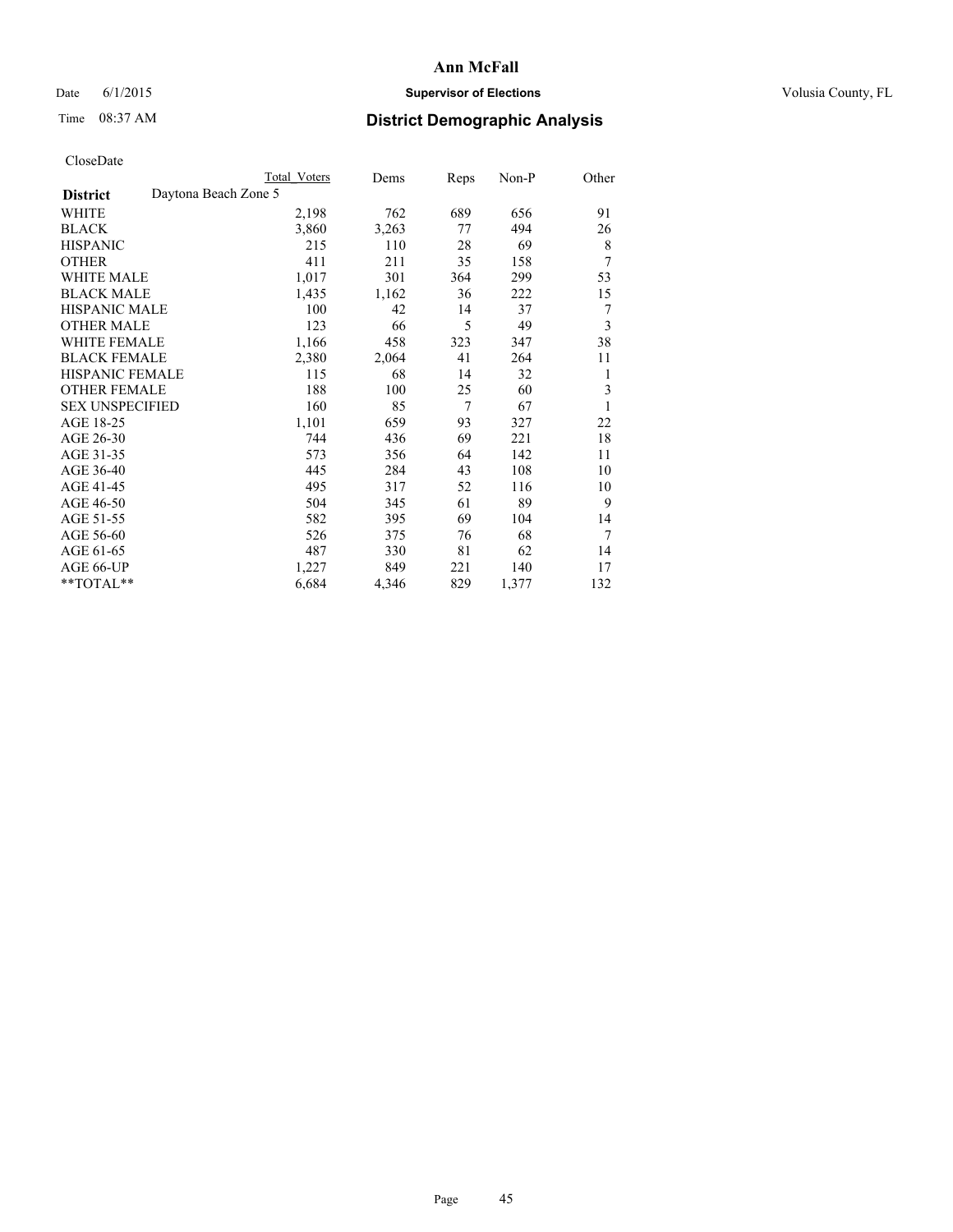# Ann McFall

Date 6/1/2015 **Supervisor of Elections** Volusia County, FL

Time 08:37 AM **District Demographic Analysis**

CloseDate

| District | Daytona Beach Zone 5 | Total Voters | Dems | Reps | Non-P | Other |
|---|---|---|---|---|---|---|
| WHITE | | 2,198 | 762 | 689 | 656 | 91 |
| BLACK | | 3,860 | 3,263 | 77 | 494 | 26 |
| HISPANIC | | 215 | 110 | 28 | 69 | 8 |
| OTHER | | 411 | 211 | 35 | 158 | 7 |
| WHITE MALE | | 1,017 | 301 | 364 | 299 | 53 |
| BLACK MALE | | 1,435 | 1,162 | 36 | 222 | 15 |
| HISPANIC MALE | | 100 | 42 | 14 | 37 | 7 |
| OTHER MALE | | 123 | 66 | 5 | 49 | 3 |
| WHITE FEMALE | | 1,166 | 458 | 323 | 347 | 38 |
| BLACK FEMALE | | 2,380 | 2,064 | 41 | 264 | 11 |
| HISPANIC FEMALE | | 115 | 68 | 14 | 32 | 1 |
| OTHER FEMALE | | 188 | 100 | 25 | 60 | 3 |
| SEX UNSPECIFIED | | 160 | 85 | 7 | 67 | 1 |
| AGE 18-25 | | 1,101 | 659 | 93 | 327 | 22 |
| AGE 26-30 | | 744 | 436 | 69 | 221 | 18 |
| AGE 31-35 | | 573 | 356 | 64 | 142 | 11 |
| AGE 36-40 | | 445 | 284 | 43 | 108 | 10 |
| AGE 41-45 | | 495 | 317 | 52 | 116 | 10 |
| AGE 46-50 | | 504 | 345 | 61 | 89 | 9 |
| AGE 51-55 | | 582 | 395 | 69 | 104 | 14 |
| AGE 56-60 | | 526 | 375 | 76 | 68 | 7 |
| AGE 61-65 | | 487 | 330 | 81 | 62 | 14 |
| AGE 66-UP | | 1,227 | 849 | 221 | 140 | 17 |
| **TOTAL** | | 6,684 | 4,346 | 829 | 1,377 | 132 |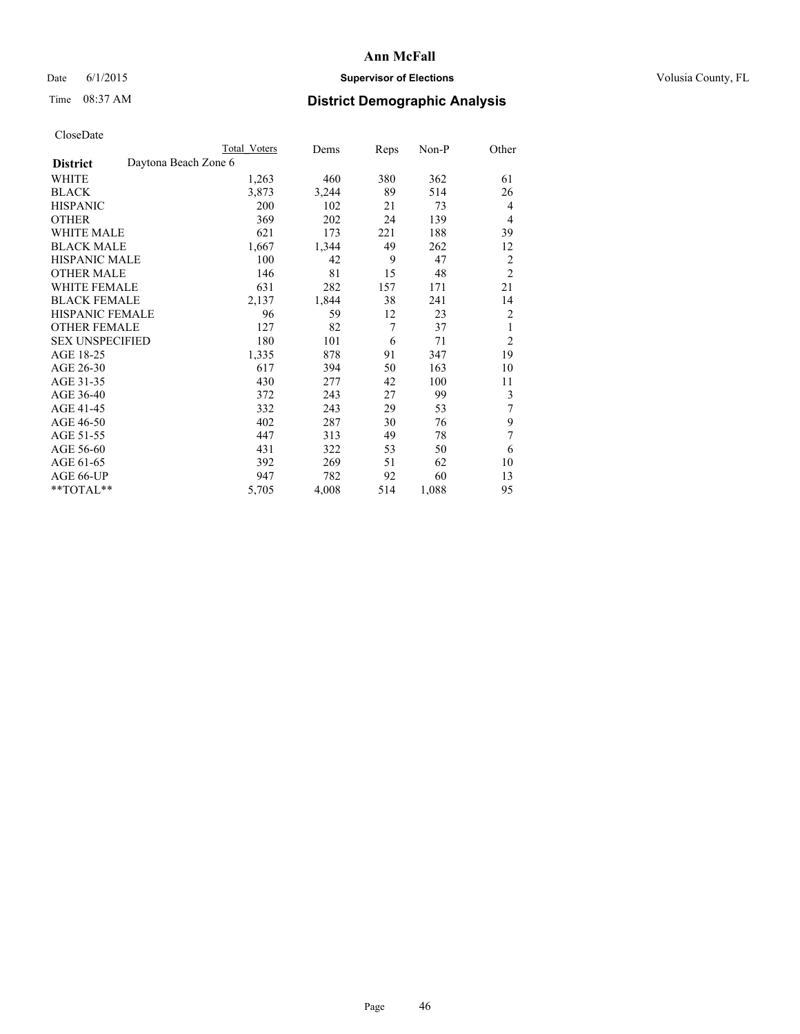Ann McFall

Date 6/1/2015 **Supervisor of Elections** Volusia County, FL

Time 08:37 AM **District Demographic Analysis**

CloseDate

| | Total Voters | Dems | Reps | Non-P | Other |
|---|---|---|---|---|---|
| **District** Daytona Beach Zone 6 | | | | | |
| WHITE | 1,263 | 460 | 380 | 362 | 61 |
| BLACK | 3,873 | 3,244 | 89 | 514 | 26 |
| HISPANIC | 200 | 102 | 21 | 73 | 4 |
| OTHER | 369 | 202 | 24 | 139 | 4 |
| WHITE MALE | 621 | 173 | 221 | 188 | 39 |
| BLACK MALE | 1,667 | 1,344 | 49 | 262 | 12 |
| HISPANIC MALE | 100 | 42 | 9 | 47 | 2 |
| OTHER MALE | 146 | 81 | 15 | 48 | 2 |
| WHITE FEMALE | 631 | 282 | 157 | 171 | 21 |
| BLACK FEMALE | 2,137 | 1,844 | 38 | 241 | 14 |
| HISPANIC FEMALE | 96 | 59 | 12 | 23 | 2 |
| OTHER FEMALE | 127 | 82 | 7 | 37 | 1 |
| SEX UNSPECIFIED | 180 | 101 | 6 | 71 | 2 |
| AGE 18-25 | 1,335 | 878 | 91 | 347 | 19 |
| AGE 26-30 | 617 | 394 | 50 | 163 | 10 |
| AGE 31-35 | 430 | 277 | 42 | 100 | 11 |
| AGE 36-40 | 372 | 243 | 27 | 99 | 3 |
| AGE 41-45 | 332 | 243 | 29 | 53 | 7 |
| AGE 46-50 | 402 | 287 | 30 | 76 | 9 |
| AGE 51-55 | 447 | 313 | 49 | 78 | 7 |
| AGE 56-60 | 431 | 322 | 53 | 50 | 6 |
| AGE 61-65 | 392 | 269 | 51 | 62 | 10 |
| AGE 66-UP | 947 | 782 | 92 | 60 | 13 |
| **TOTAL** | 5,705 | 4,008 | 514 | 1,088 | 95 |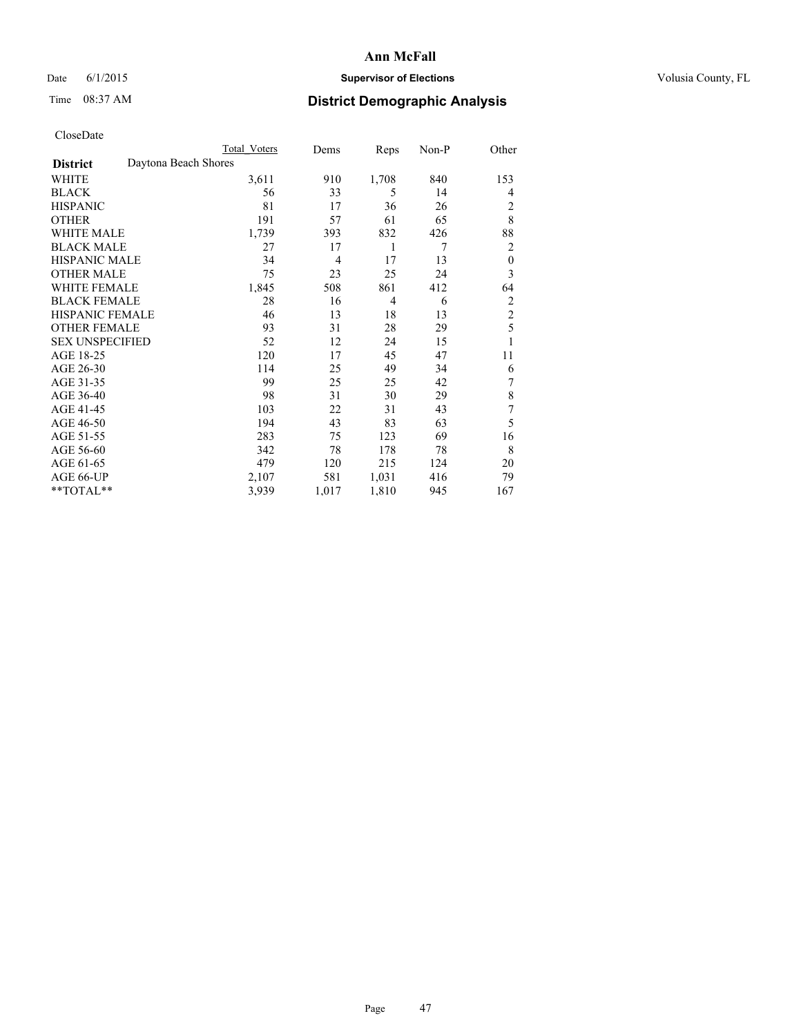# Ann McFall

Date 6/1/2015 **Supervisor of Elections** Volusia County, FL

Time 08:37 AM **District Demographic Analysis**

CloseDate

| District | Total Voters | Dems | Reps | Non-P | Other |
|---|---|---|---|---|---|
| Daytona Beach Shores | | | | | |
| WHITE | 3,611 | 910 | 1,708 | 840 | 153 |
| BLACK | 56 | 33 | 5 | 14 | 4 |
| HISPANIC | 81 | 17 | 36 | 26 | 2 |
| OTHER | 191 | 57 | 61 | 65 | 8 |
| WHITE MALE | 1,739 | 393 | 832 | 426 | 88 |
| BLACK MALE | 27 | 17 | 1 | 7 | 2 |
| HISPANIC MALE | 34 | 4 | 17 | 13 | 0 |
| OTHER MALE | 75 | 23 | 25 | 24 | 3 |
| WHITE FEMALE | 1,845 | 508 | 861 | 412 | 64 |
| BLACK FEMALE | 28 | 16 | 4 | 6 | 2 |
| HISPANIC FEMALE | 46 | 13 | 18 | 13 | 2 |
| OTHER FEMALE | 93 | 31 | 28 | 29 | 5 |
| SEX UNSPECIFIED | 52 | 12 | 24 | 15 | 1 |
| AGE 18-25 | 120 | 17 | 45 | 47 | 11 |
| AGE 26-30 | 114 | 25 | 49 | 34 | 6 |
| AGE 31-35 | 99 | 25 | 25 | 42 | 7 |
| AGE 36-40 | 98 | 31 | 30 | 29 | 8 |
| AGE 41-45 | 103 | 22 | 31 | 43 | 7 |
| AGE 46-50 | 194 | 43 | 83 | 63 | 5 |
| AGE 51-55 | 283 | 75 | 123 | 69 | 16 |
| AGE 56-60 | 342 | 78 | 178 | 78 | 8 |
| AGE 61-65 | 479 | 120 | 215 | 124 | 20 |
| AGE 66-UP | 2,107 | 581 | 1,031 | 416 | 79 |
| **TOTAL** | 3,939 | 1,017 | 1,810 | 945 | 167 |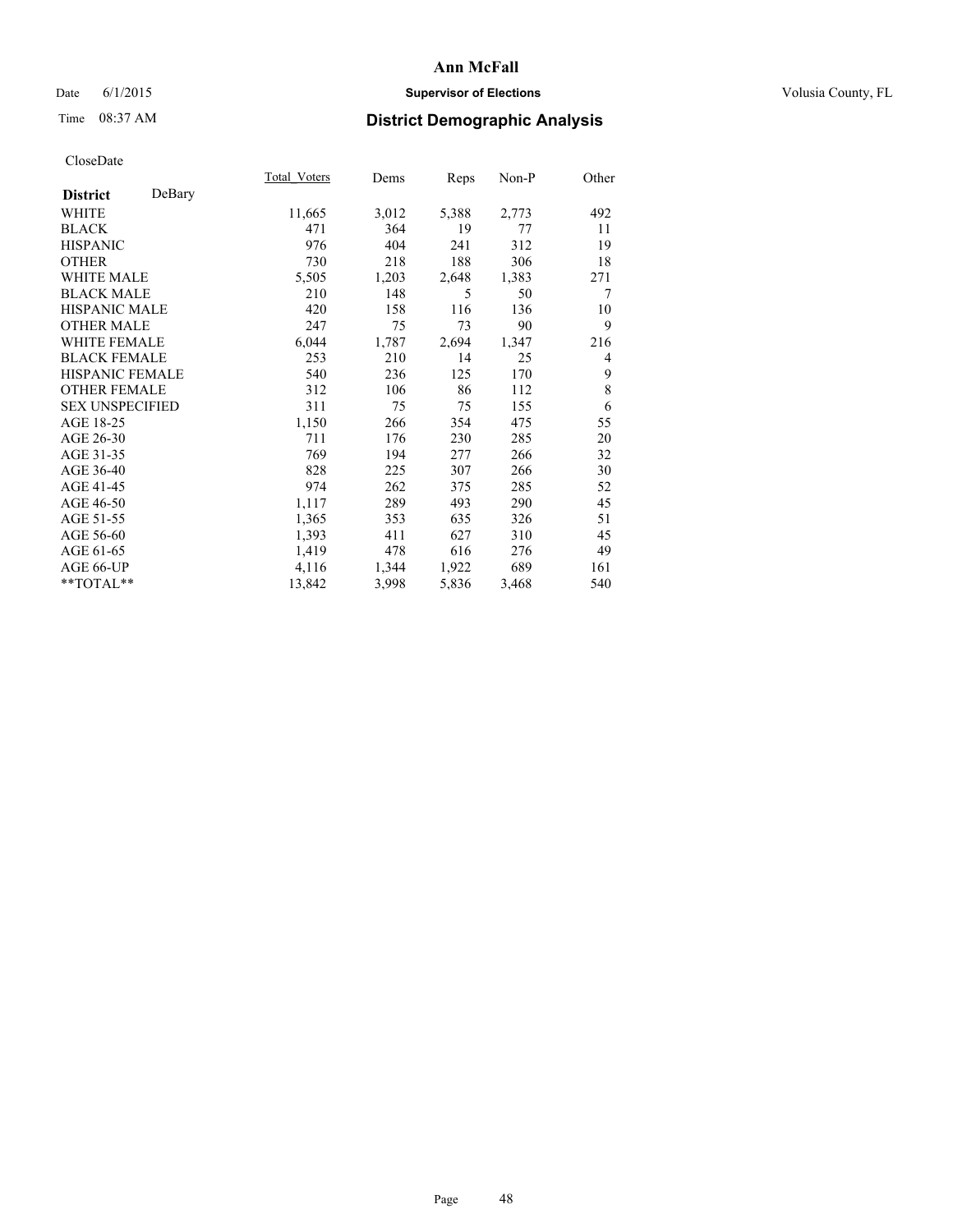# Ann McFall

Date 6/1/2015 **Supervisor of Elections** Volusia County, FL

Time 08:37 AM **District Demographic Analysis**

CloseDate

| | Total_Voters | Dems | Reps | Non-P | Other |
|---|---|---|---|---|---|
| **District** DeBary | | | | | |
| WHITE | 11,665 | 3,012 | 5,388 | 2,773 | 492 |
| BLACK | 471 | 364 | 19 | 77 | 11 |
| HISPANIC | 976 | 404 | 241 | 312 | 19 |
| OTHER | 730 | 218 | 188 | 306 | 18 |
| WHITE MALE | 5,505 | 1,203 | 2,648 | 1,383 | 271 |
| BLACK MALE | 210 | 148 | 5 | 50 | 7 |
| HISPANIC MALE | 420 | 158 | 116 | 136 | 10 |
| OTHER MALE | 247 | 75 | 73 | 90 | 9 |
| WHITE FEMALE | 6,044 | 1,787 | 2,694 | 1,347 | 216 |
| BLACK FEMALE | 253 | 210 | 14 | 25 | 4 |
| HISPANIC FEMALE | 540 | 236 | 125 | 170 | 9 |
| OTHER FEMALE | 312 | 106 | 86 | 112 | 8 |
| SEX UNSPECIFIED | 311 | 75 | 75 | 155 | 6 |
| AGE 18-25 | 1,150 | 266 | 354 | 475 | 55 |
| AGE 26-30 | 711 | 176 | 230 | 285 | 20 |
| AGE 31-35 | 769 | 194 | 277 | 266 | 32 |
| AGE 36-40 | 828 | 225 | 307 | 266 | 30 |
| AGE 41-45 | 974 | 262 | 375 | 285 | 52 |
| AGE 46-50 | 1,117 | 289 | 493 | 290 | 45 |
| AGE 51-55 | 1,365 | 353 | 635 | 326 | 51 |
| AGE 56-60 | 1,393 | 411 | 627 | 310 | 45 |
| AGE 61-65 | 1,419 | 478 | 616 | 276 | 49 |
| AGE 66-UP | 4,116 | 1,344 | 1,922 | 689 | 161 |
| **TOTAL** | 13,842 | 3,998 | 5,836 | 3,468 | 540 |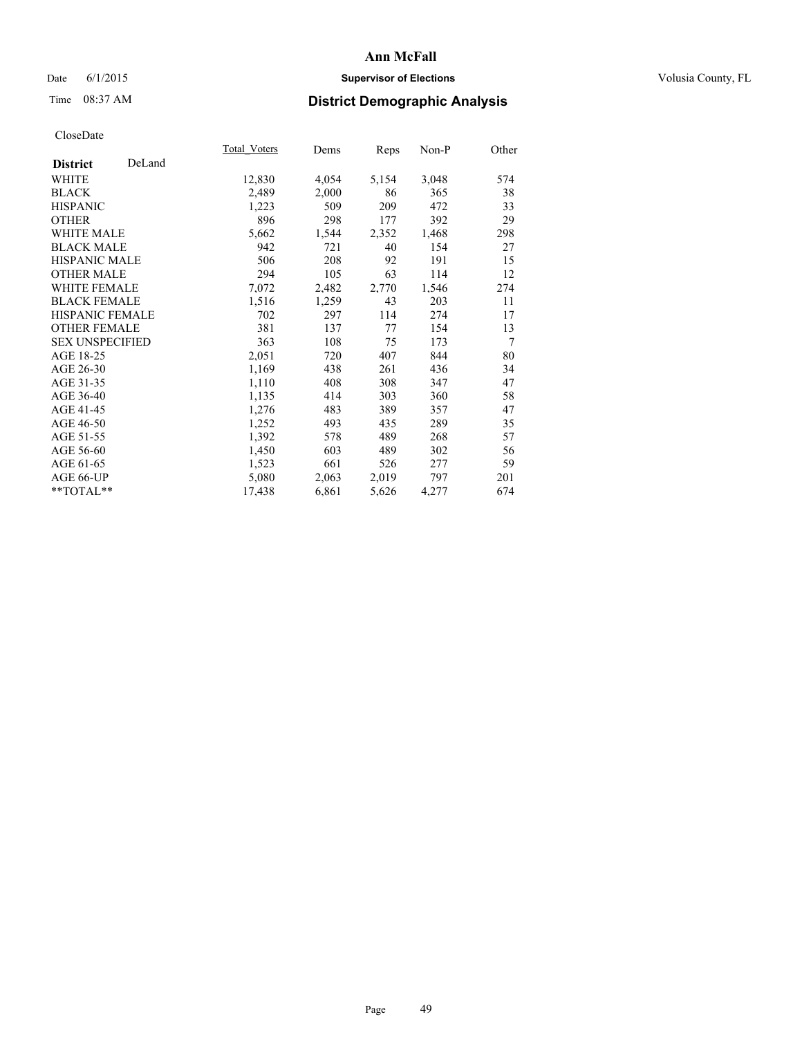# Ann McFall

Date 6/1/2015 **Supervisor of Elections** Volusia County, FL

Time 08:37 AM **District Demographic Analysis**

CloseDate

| **District** DeLand | Total_Voters | Dems | Reps | Non-P | Other |
|---|---|---|---|---|---|
| WHITE | 12,830 | 4,054 | 5,154 | 3,048 | 574 |
| BLACK | 2,489 | 2,000 | 86 | 365 | 38 |
| HISPANIC | 1,223 | 509 | 209 | 472 | 33 |
| OTHER | 896 | 298 | 177 | 392 | 29 |
| WHITE MALE | 5,662 | 1,544 | 2,352 | 1,468 | 298 |
| BLACK MALE | 942 | 721 | 40 | 154 | 27 |
| HISPANIC MALE | 506 | 208 | 92 | 191 | 15 |
| OTHER MALE | 294 | 105 | 63 | 114 | 12 |
| WHITE FEMALE | 7,072 | 2,482 | 2,770 | 1,546 | 274 |
| BLACK FEMALE | 1,516 | 1,259 | 43 | 203 | 11 |
| HISPANIC FEMALE | 702 | 297 | 114 | 274 | 17 |
| OTHER FEMALE | 381 | 137 | 77 | 154 | 13 |
| SEX UNSPECIFIED | 363 | 108 | 75 | 173 | 7 |
| AGE 18-25 | 2,051 | 720 | 407 | 844 | 80 |
| AGE 26-30 | 1,169 | 438 | 261 | 436 | 34 |
| AGE 31-35 | 1,110 | 408 | 308 | 347 | 47 |
| AGE 36-40 | 1,135 | 414 | 303 | 360 | 58 |
| AGE 41-45 | 1,276 | 483 | 389 | 357 | 47 |
| AGE 46-50 | 1,252 | 493 | 435 | 289 | 35 |
| AGE 51-55 | 1,392 | 578 | 489 | 268 | 57 |
| AGE 56-60 | 1,450 | 603 | 489 | 302 | 56 |
| AGE 61-65 | 1,523 | 661 | 526 | 277 | 59 |
| AGE 66-UP | 5,080 | 2,063 | 2,019 | 797 | 201 |
| **TOTAL** | 17,438 | 6,861 | 5,626 | 4,277 | 674 |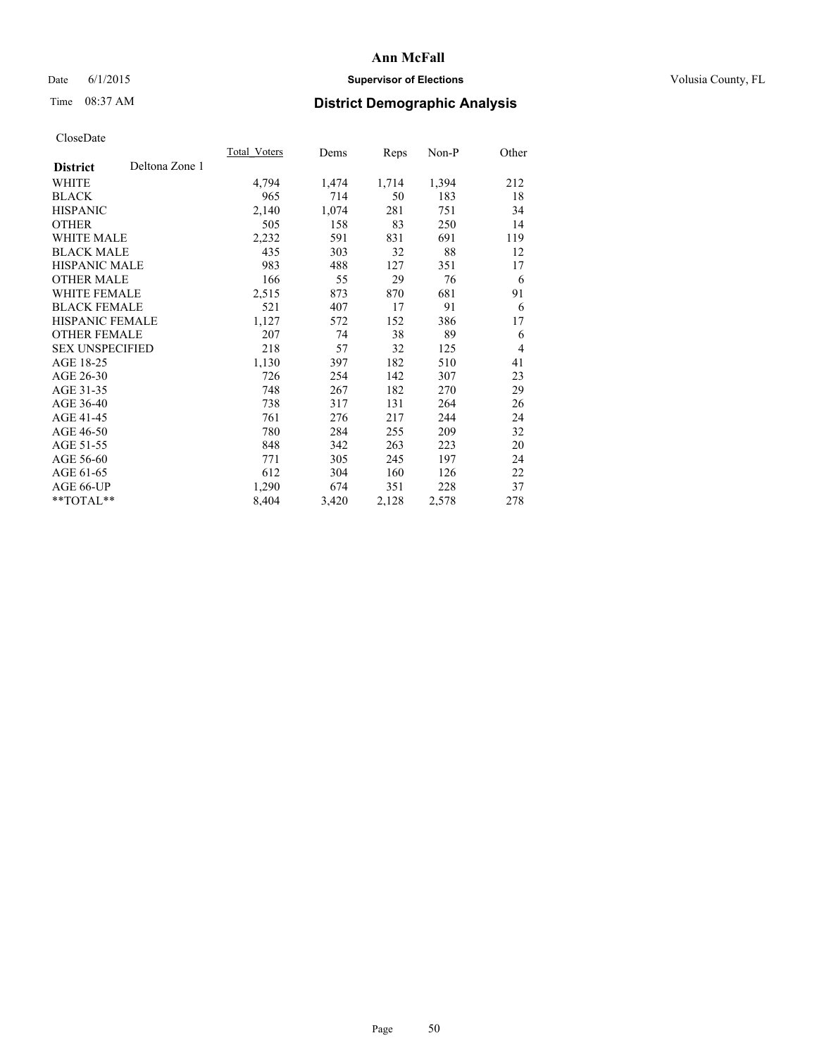**Ann McFall**

Date 6/1/2015 **Supervisor of Elections** Volusia County, FL

Time 08:37 AM **District Demographic Analysis**

CloseDate

| **District** | Deltona Zone 1 | Total_Voters | Dems | Reps | Non-P | Other |
|---|---|---|---|---|---|---|
| WHITE | | 4,794 | 1,474 | 1,714 | 1,394 | 212 |
| BLACK | | 965 | 714 | 50 | 183 | 18 |
| HISPANIC | | 2,140 | 1,074 | 281 | 751 | 34 |
| OTHER | | 505 | 158 | 83 | 250 | 14 |
| WHITE MALE | | 2,232 | 591 | 831 | 691 | 119 |
| BLACK MALE | | 435 | 303 | 32 | 88 | 12 |
| HISPANIC MALE | | 983 | 488 | 127 | 351 | 17 |
| OTHER MALE | | 166 | 55 | 29 | 76 | 6 |
| WHITE FEMALE | | 2,515 | 873 | 870 | 681 | 91 |
| BLACK FEMALE | | 521 | 407 | 17 | 91 | 6 |
| HISPANIC FEMALE | | 1,127 | 572 | 152 | 386 | 17 |
| OTHER FEMALE | | 207 | 74 | 38 | 89 | 6 |
| SEX UNSPECIFIED | | 218 | 57 | 32 | 125 | 4 |
| AGE 18-25 | | 1,130 | 397 | 182 | 510 | 41 |
| AGE 26-30 | | 726 | 254 | 142 | 307 | 23 |
| AGE 31-35 | | 748 | 267 | 182 | 270 | 29 |
| AGE 36-40 | | 738 | 317 | 131 | 264 | 26 |
| AGE 41-45 | | 761 | 276 | 217 | 244 | 24 |
| AGE 46-50 | | 780 | 284 | 255 | 209 | 32 |
| AGE 51-55 | | 848 | 342 | 263 | 223 | 20 |
| AGE 56-60 | | 771 | 305 | 245 | 197 | 24 |
| AGE 61-65 | | 612 | 304 | 160 | 126 | 22 |
| AGE 66-UP | | 1,290 | 674 | 351 | 228 | 37 |
| **TOTAL** | | 8,404 | 3,420 | 2,128 | 2,578 | 278 |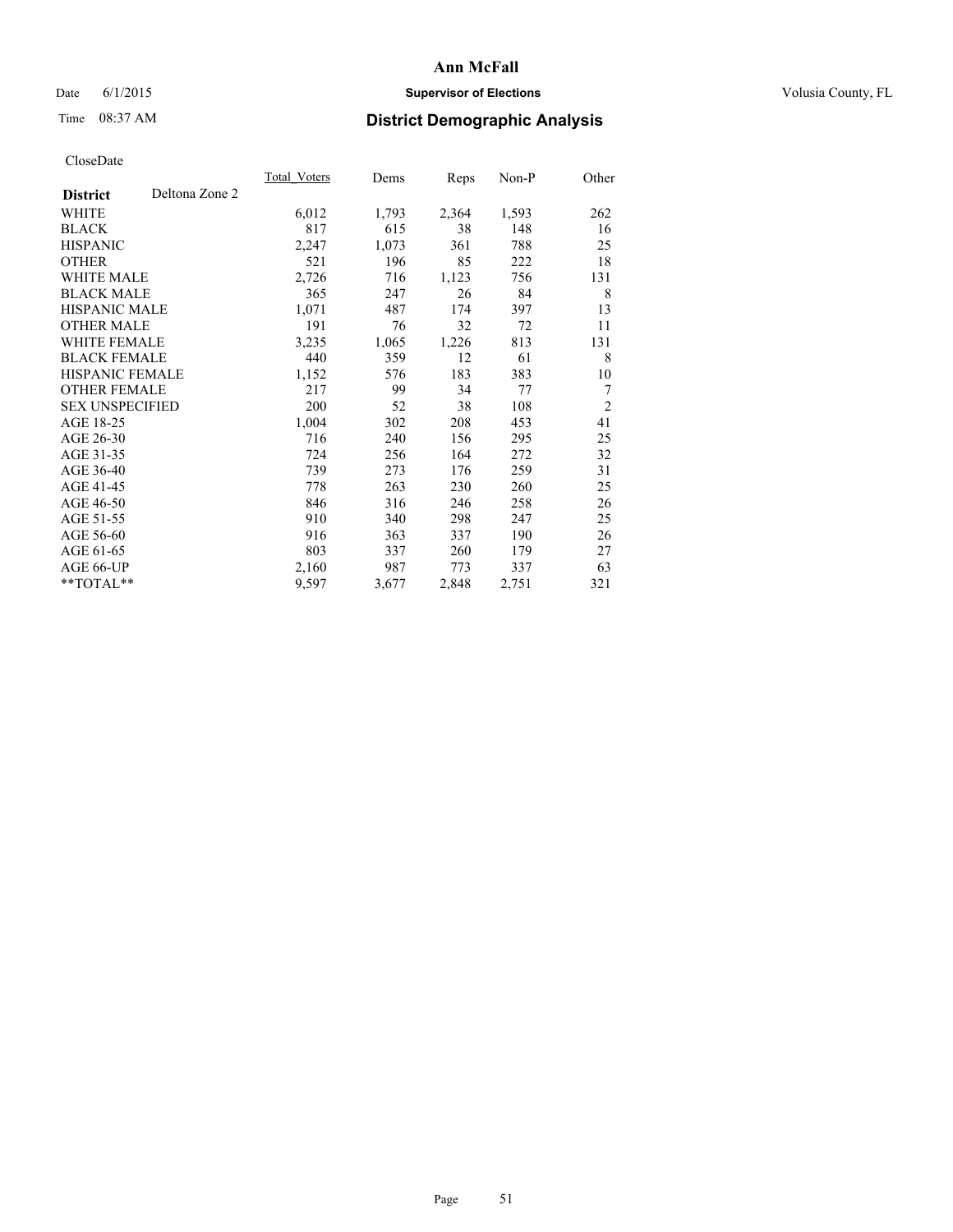# Ann McFall

Date 6/1/2015 **Supervisor of Elections** Volusia County, FL

Time 08:37 AM **District Demographic Analysis**

CloseDate

| District | Deltona Zone 2 | Total_Voters | Dems | Reps | Non-P | Other |
|---|---|---|---|---|---|---|
| WHITE | | 6,012 | 1,793 | 2,364 | 1,593 | 262 |
| BLACK | | 817 | 615 | 38 | 148 | 16 |
| HISPANIC | | 2,247 | 1,073 | 361 | 788 | 25 |
| OTHER | | 521 | 196 | 85 | 222 | 18 |
| WHITE MALE | | 2,726 | 716 | 1,123 | 756 | 131 |
| BLACK MALE | | 365 | 247 | 26 | 84 | 8 |
| HISPANIC MALE | | 1,071 | 487 | 174 | 397 | 13 |
| OTHER MALE | | 191 | 76 | 32 | 72 | 11 |
| WHITE FEMALE | | 3,235 | 1,065 | 1,226 | 813 | 131 |
| BLACK FEMALE | | 440 | 359 | 12 | 61 | 8 |
| HISPANIC FEMALE | | 1,152 | 576 | 183 | 383 | 10 |
| OTHER FEMALE | | 217 | 99 | 34 | 77 | 7 |
| SEX UNSPECIFIED | | 200 | 52 | 38 | 108 | 2 |
| AGE 18-25 | | 1,004 | 302 | 208 | 453 | 41 |
| AGE 26-30 | | 716 | 240 | 156 | 295 | 25 |
| AGE 31-35 | | 724 | 256 | 164 | 272 | 32 |
| AGE 36-40 | | 739 | 273 | 176 | 259 | 31 |
| AGE 41-45 | | 778 | 263 | 230 | 260 | 25 |
| AGE 46-50 | | 846 | 316 | 246 | 258 | 26 |
| AGE 51-55 | | 910 | 340 | 298 | 247 | 25 |
| AGE 56-60 | | 916 | 363 | 337 | 190 | 26 |
| AGE 61-65 | | 803 | 337 | 260 | 179 | 27 |
| AGE 66-UP | | 2,160 | 987 | 773 | 337 | 63 |
| **TOTAL** | | 9,597 | 3,677 | 2,848 | 2,751 | 321 |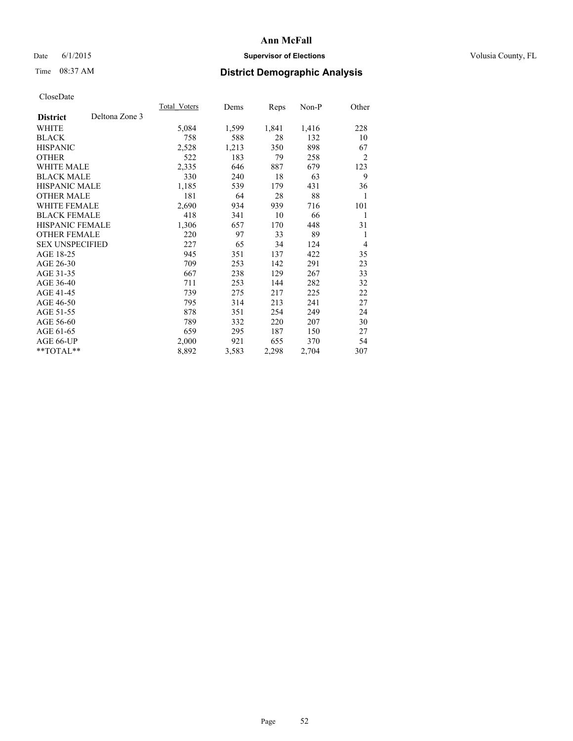# Ann McFall

Date 6/1/2015

**Supervisor of Elections**

Volusia County, FL

Time 08:37 AM

## District Demographic Analysis

CloseDate

| **District** Deltona Zone 3 | Total_Voters | Dems | Reps | Non-P | Other |
|---|---|---|---|---|---|
| WHITE | 5,084 | 1,599 | 1,841 | 1,416 | 228 |
| BLACK | 758 | 588 | 28 | 132 | 10 |
| HISPANIC | 2,528 | 1,213 | 350 | 898 | 67 |
| OTHER | 522 | 183 | 79 | 258 | 2 |
| WHITE MALE | 2,335 | 646 | 887 | 679 | 123 |
| BLACK MALE | 330 | 240 | 18 | 63 | 9 |
| HISPANIC MALE | 1,185 | 539 | 179 | 431 | 36 |
| OTHER MALE | 181 | 64 | 28 | 88 | 1 |
| WHITE FEMALE | 2,690 | 934 | 939 | 716 | 101 |
| BLACK FEMALE | 418 | 341 | 10 | 66 | 1 |
| HISPANIC FEMALE | 1,306 | 657 | 170 | 448 | 31 |
| OTHER FEMALE | 220 | 97 | 33 | 89 | 1 |
| SEX UNSPECIFIED | 227 | 65 | 34 | 124 | 4 |
| AGE 18-25 | 945 | 351 | 137 | 422 | 35 |
| AGE 26-30 | 709 | 253 | 142 | 291 | 23 |
| AGE 31-35 | 667 | 238 | 129 | 267 | 33 |
| AGE 36-40 | 711 | 253 | 144 | 282 | 32 |
| AGE 41-45 | 739 | 275 | 217 | 225 | 22 |
| AGE 46-50 | 795 | 314 | 213 | 241 | 27 |
| AGE 51-55 | 878 | 351 | 254 | 249 | 24 |
| AGE 56-60 | 789 | 332 | 220 | 207 | 30 |
| AGE 61-65 | 659 | 295 | 187 | 150 | 27 |
| AGE 66-UP | 2,000 | 921 | 655 | 370 | 54 |
| **TOTAL** | 8,892 | 3,583 | 2,298 | 2,704 | 307 |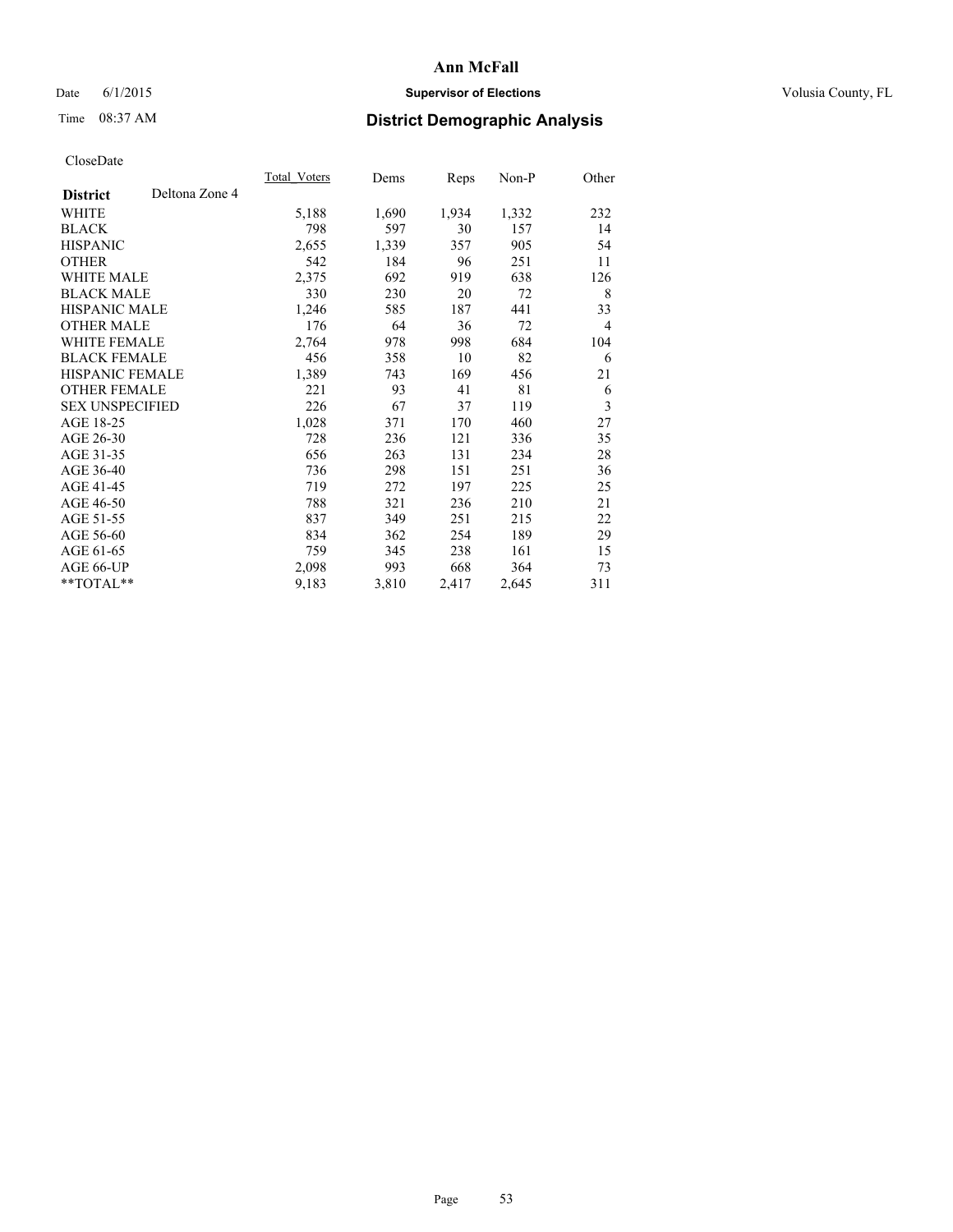# Ann McFall

Date 6/1/2015 **Supervisor of Elections** Volusia County, FL

Time 08:37 AM **District Demographic Analysis**

CloseDate

| **District** Deltona Zone 4 | Total_Voters | Dems | Reps | Non-P | Other |
|---|---|---|---|---|---|
| WHITE | 5,188 | 1,690 | 1,934 | 1,332 | 232 |
| BLACK | 798 | 597 | 30 | 157 | 14 |
| HISPANIC | 2,655 | 1,339 | 357 | 905 | 54 |
| OTHER | 542 | 184 | 96 | 251 | 11 |
| WHITE MALE | 2,375 | 692 | 919 | 638 | 126 |
| BLACK MALE | 330 | 230 | 20 | 72 | 8 |
| HISPANIC MALE | 1,246 | 585 | 187 | 441 | 33 |
| OTHER MALE | 176 | 64 | 36 | 72 | 4 |
| WHITE FEMALE | 2,764 | 978 | 998 | 684 | 104 |
| BLACK FEMALE | 456 | 358 | 10 | 82 | 6 |
| HISPANIC FEMALE | 1,389 | 743 | 169 | 456 | 21 |
| OTHER FEMALE | 221 | 93 | 41 | 81 | 6 |
| SEX UNSPECIFIED | 226 | 67 | 37 | 119 | 3 |
| AGE 18-25 | 1,028 | 371 | 170 | 460 | 27 |
| AGE 26-30 | 728 | 236 | 121 | 336 | 35 |
| AGE 31-35 | 656 | 263 | 131 | 234 | 28 |
| AGE 36-40 | 736 | 298 | 151 | 251 | 36 |
| AGE 41-45 | 719 | 272 | 197 | 225 | 25 |
| AGE 46-50 | 788 | 321 | 236 | 210 | 21 |
| AGE 51-55 | 837 | 349 | 251 | 215 | 22 |
| AGE 56-60 | 834 | 362 | 254 | 189 | 29 |
| AGE 61-65 | 759 | 345 | 238 | 161 | 15 |
| AGE 66-UP | 2,098 | 993 | 668 | 364 | 73 |
| **TOTAL** | 9,183 | 3,810 | 2,417 | 2,645 | 311 |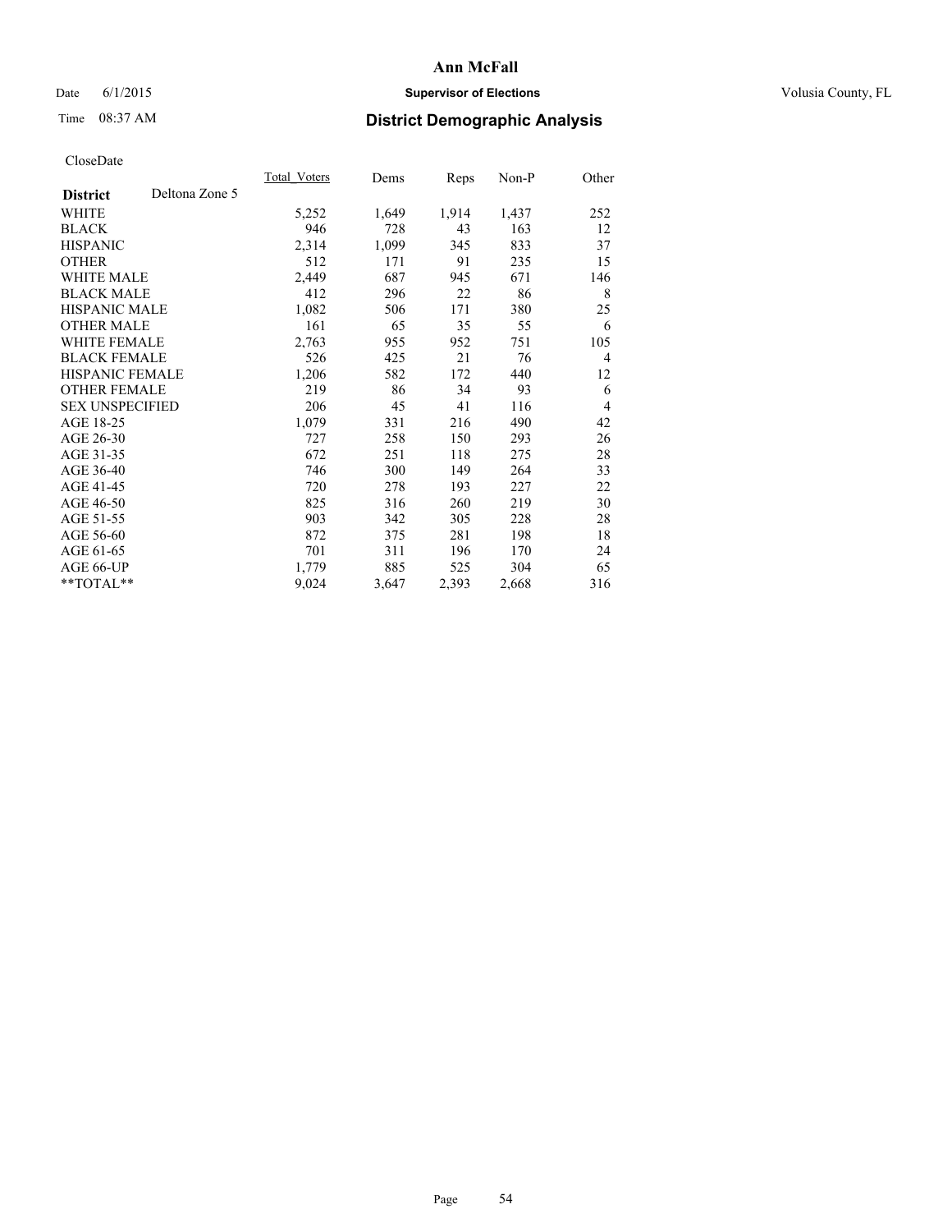# Ann McFall

Date 6/1/2015 **Supervisor of Elections** Volusia County, FL

Time 08:37 AM **District Demographic Analysis**

CloseDate

| District | Deltona Zone 5 | Total_Voters | Dems | Reps | Non-P | Other |
|---|---|---|---|---|---|---|
| WHITE | | 5,252 | 1,649 | 1,914 | 1,437 | 252 |
| BLACK | | 946 | 728 | 43 | 163 | 12 |
| HISPANIC | | 2,314 | 1,099 | 345 | 833 | 37 |
| OTHER | | 512 | 171 | 91 | 235 | 15 |
| WHITE MALE | | 2,449 | 687 | 945 | 671 | 146 |
| BLACK MALE | | 412 | 296 | 22 | 86 | 8 |
| HISPANIC MALE | | 1,082 | 506 | 171 | 380 | 25 |
| OTHER MALE | | 161 | 65 | 35 | 55 | 6 |
| WHITE FEMALE | | 2,763 | 955 | 952 | 751 | 105 |
| BLACK FEMALE | | 526 | 425 | 21 | 76 | 4 |
| HISPANIC FEMALE | | 1,206 | 582 | 172 | 440 | 12 |
| OTHER FEMALE | | 219 | 86 | 34 | 93 | 6 |
| SEX UNSPECIFIED | | 206 | 45 | 41 | 116 | 4 |
| AGE 18-25 | | 1,079 | 331 | 216 | 490 | 42 |
| AGE 26-30 | | 727 | 258 | 150 | 293 | 26 |
| AGE 31-35 | | 672 | 251 | 118 | 275 | 28 |
| AGE 36-40 | | 746 | 300 | 149 | 264 | 33 |
| AGE 41-45 | | 720 | 278 | 193 | 227 | 22 |
| AGE 46-50 | | 825 | 316 | 260 | 219 | 30 |
| AGE 51-55 | | 903 | 342 | 305 | 228 | 28 |
| AGE 56-60 | | 872 | 375 | 281 | 198 | 18 |
| AGE 61-65 | | 701 | 311 | 196 | 170 | 24 |
| AGE 66-UP | | 1,779 | 885 | 525 | 304 | 65 |
| **TOTAL** | | 9,024 | 3,647 | 2,393 | 2,668 | 316 |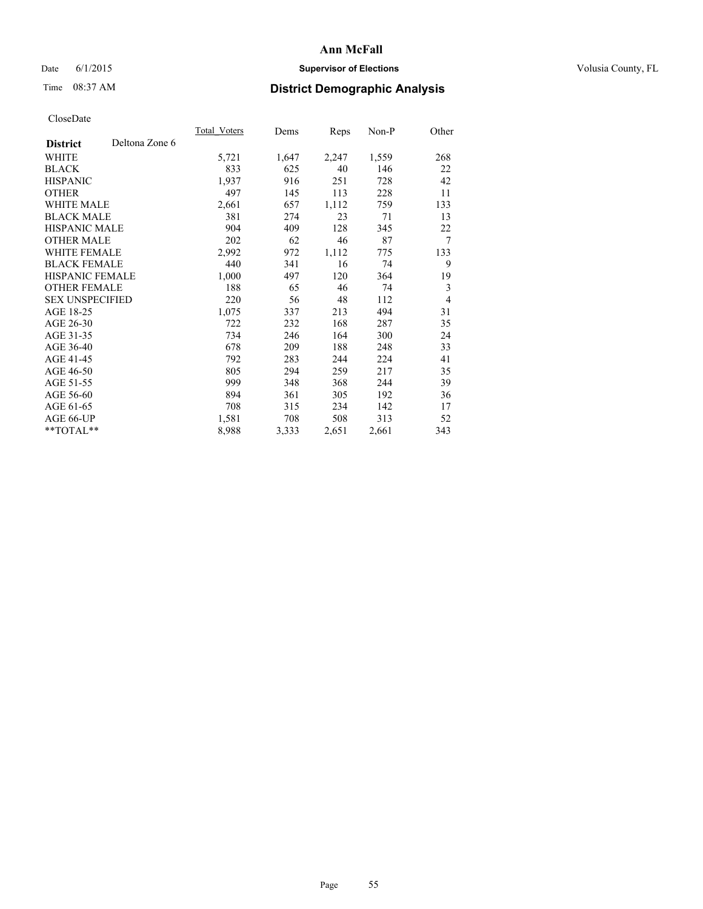Ann McFall

Date 6/1/2015 **Supervisor of Elections** Volusia County, FL

Time 08:37 AM **District Demographic Analysis**

CloseDate

| **District** Deltona Zone 6 | Total_Voters | Dems | Reps | Non-P | Other |
|---|---|---|---|---|---|
| WHITE | 5,721 | 1,647 | 2,247 | 1,559 | 268 |
| BLACK | 833 | 625 | 40 | 146 | 22 |
| HISPANIC | 1,937 | 916 | 251 | 728 | 42 |
| OTHER | 497 | 145 | 113 | 228 | 11 |
| WHITE MALE | 2,661 | 657 | 1,112 | 759 | 133 |
| BLACK MALE | 381 | 274 | 23 | 71 | 13 |
| HISPANIC MALE | 904 | 409 | 128 | 345 | 22 |
| OTHER MALE | 202 | 62 | 46 | 87 | 7 |
| WHITE FEMALE | 2,992 | 972 | 1,112 | 775 | 133 |
| BLACK FEMALE | 440 | 341 | 16 | 74 | 9 |
| HISPANIC FEMALE | 1,000 | 497 | 120 | 364 | 19 |
| OTHER FEMALE | 188 | 65 | 46 | 74 | 3 |
| SEX UNSPECIFIED | 220 | 56 | 48 | 112 | 4 |
| AGE 18-25 | 1,075 | 337 | 213 | 494 | 31 |
| AGE 26-30 | 722 | 232 | 168 | 287 | 35 |
| AGE 31-35 | 734 | 246 | 164 | 300 | 24 |
| AGE 36-40 | 678 | 209 | 188 | 248 | 33 |
| AGE 41-45 | 792 | 283 | 244 | 224 | 41 |
| AGE 46-50 | 805 | 294 | 259 | 217 | 35 |
| AGE 51-55 | 999 | 348 | 368 | 244 | 39 |
| AGE 56-60 | 894 | 361 | 305 | 192 | 36 |
| AGE 61-65 | 708 | 315 | 234 | 142 | 17 |
| AGE 66-UP | 1,581 | 708 | 508 | 313 | 52 |
| **TOTAL** | 8,988 | 3,333 | 2,651 | 2,661 | 343 |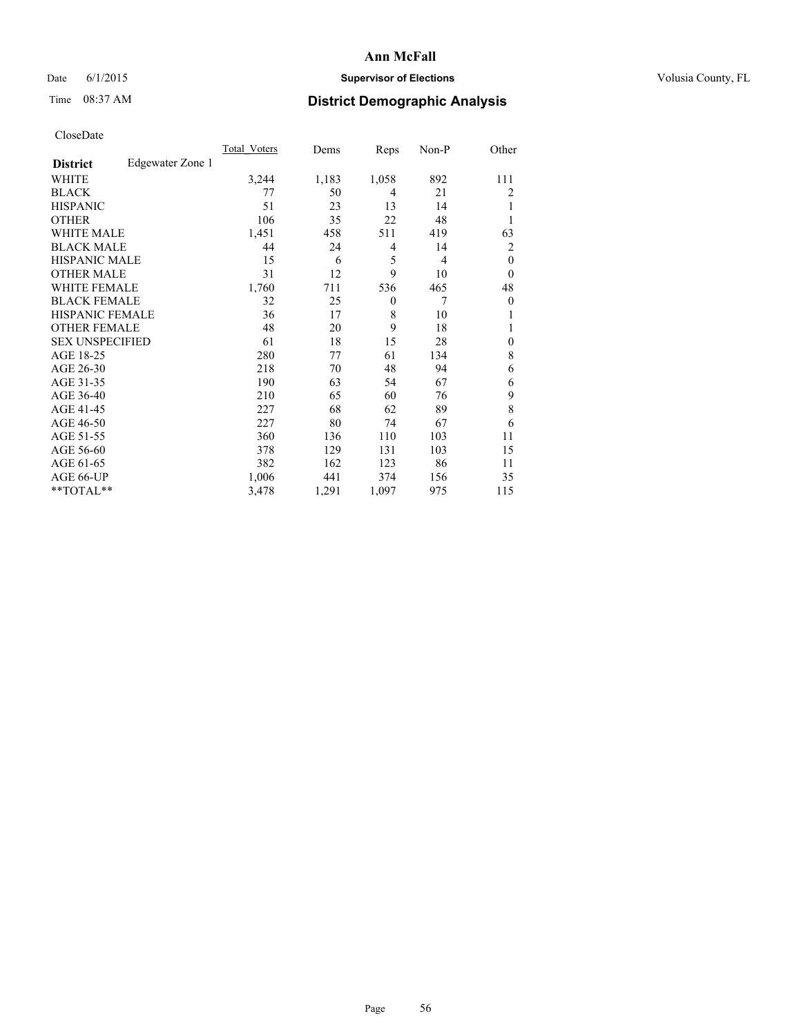# Ann McFall

Date 6/1/2015 **Supervisor of Elections** Volusia County, FL

Time 08:37 AM **District Demographic Analysis**

CloseDate

| **District** Edgewater Zone 1 | Total_Voters | Dems | Reps | Non-P | Other |
|---|---|---|---|---|---|
| WHITE | 3,244 | 1,183 | 1,058 | 892 | 111 |
| BLACK | 77 | 50 | 4 | 21 | 2 |
| HISPANIC | 51 | 23 | 13 | 14 | 1 |
| OTHER | 106 | 35 | 22 | 48 | 1 |
| WHITE MALE | 1,451 | 458 | 511 | 419 | 63 |
| BLACK MALE | 44 | 24 | 4 | 14 | 2 |
| HISPANIC MALE | 15 | 6 | 5 | 4 | 0 |
| OTHER MALE | 31 | 12 | 9 | 10 | 0 |
| WHITE FEMALE | 1,760 | 711 | 536 | 465 | 48 |
| BLACK FEMALE | 32 | 25 | 0 | 7 | 0 |
| HISPANIC FEMALE | 36 | 17 | 8 | 10 | 1 |
| OTHER FEMALE | 48 | 20 | 9 | 18 | 1 |
| SEX UNSPECIFIED | 61 | 18 | 15 | 28 | 0 |
| AGE 18-25 | 280 | 77 | 61 | 134 | 8 |
| AGE 26-30 | 218 | 70 | 48 | 94 | 6 |
| AGE 31-35 | 190 | 63 | 54 | 67 | 6 |
| AGE 36-40 | 210 | 65 | 60 | 76 | 9 |
| AGE 41-45 | 227 | 68 | 62 | 89 | 8 |
| AGE 46-50 | 227 | 80 | 74 | 67 | 6 |
| AGE 51-55 | 360 | 136 | 110 | 103 | 11 |
| AGE 56-60 | 378 | 129 | 131 | 103 | 15 |
| AGE 61-65 | 382 | 162 | 123 | 86 | 11 |
| AGE 66-UP | 1,006 | 441 | 374 | 156 | 35 |
| **TOTAL** | 3,478 | 1,291 | 1,097 | 975 | 115 |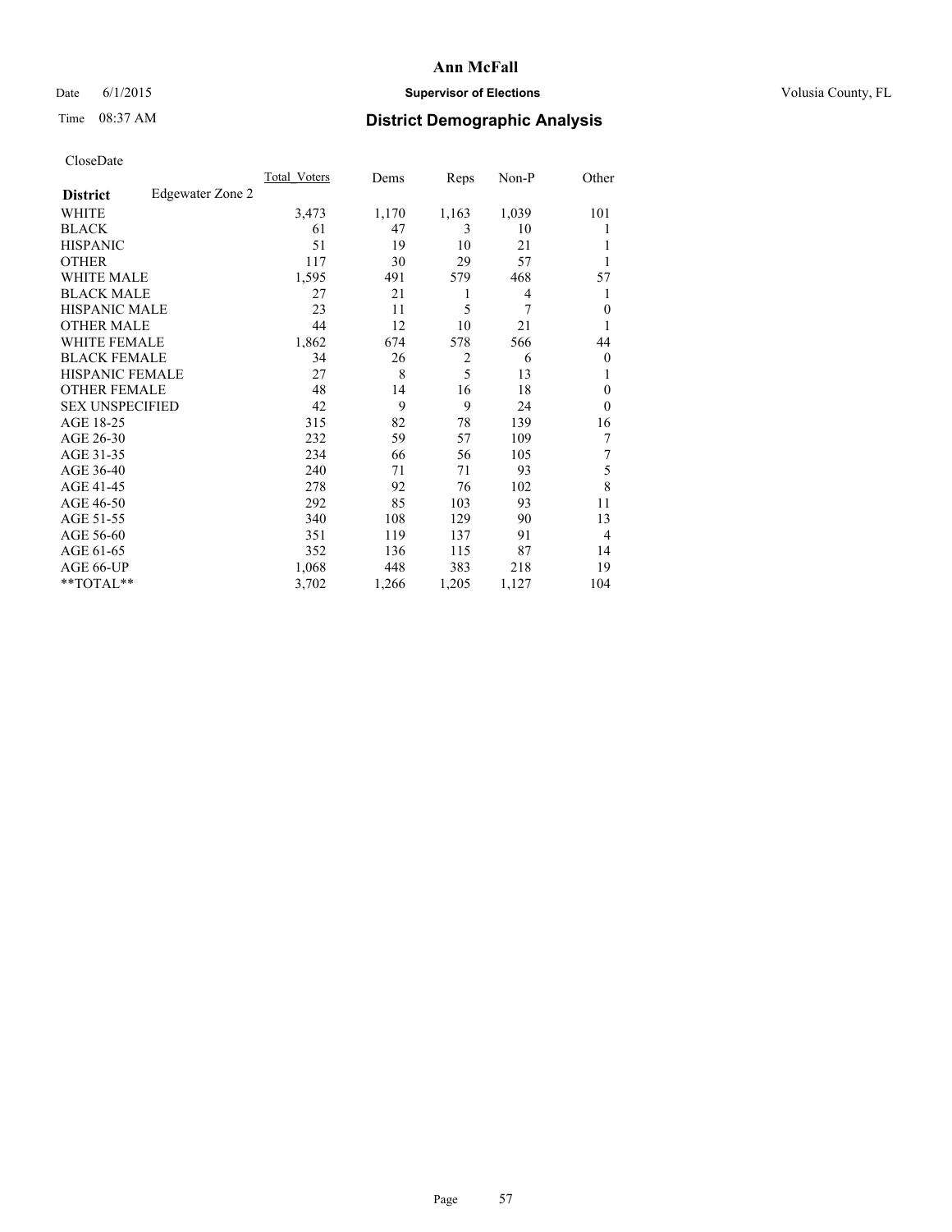# Ann McFall

Date 6/1/2015 **Supervisor of Elections** Volusia County, FL

Time 08:37 AM **District Demographic Analysis**

CloseDate

| **District** Edgewater Zone 2 | Total_Voters | Dems | Reps | Non-P | Other |
|---|---|---|---|---|---|
| WHITE | 3,473 | 1,170 | 1,163 | 1,039 | 101 |
| BLACK | 61 | 47 | 3 | 10 | 1 |
| HISPANIC | 51 | 19 | 10 | 21 | 1 |
| OTHER | 117 | 30 | 29 | 57 | 1 |
| WHITE MALE | 1,595 | 491 | 579 | 468 | 57 |
| BLACK MALE | 27 | 21 | 1 | 4 | 1 |
| HISPANIC MALE | 23 | 11 | 5 | 7 | 0 |
| OTHER MALE | 44 | 12 | 10 | 21 | 1 |
| WHITE FEMALE | 1,862 | 674 | 578 | 566 | 44 |
| BLACK FEMALE | 34 | 26 | 2 | 6 | 0 |
| HISPANIC FEMALE | 27 | 8 | 5 | 13 | 1 |
| OTHER FEMALE | 48 | 14 | 16 | 18 | 0 |
| SEX UNSPECIFIED | 42 | 9 | 9 | 24 | 0 |
| AGE 18-25 | 315 | 82 | 78 | 139 | 16 |
| AGE 26-30 | 232 | 59 | 57 | 109 | 7 |
| AGE 31-35 | 234 | 66 | 56 | 105 | 7 |
| AGE 36-40 | 240 | 71 | 71 | 93 | 5 |
| AGE 41-45 | 278 | 92 | 76 | 102 | 8 |
| AGE 46-50 | 292 | 85 | 103 | 93 | 11 |
| AGE 51-55 | 340 | 108 | 129 | 90 | 13 |
| AGE 56-60 | 351 | 119 | 137 | 91 | 4 |
| AGE 61-65 | 352 | 136 | 115 | 87 | 14 |
| AGE 66-UP | 1,068 | 448 | 383 | 218 | 19 |
| **TOTAL** | 3,702 | 1,266 | 1,205 | 1,127 | 104 |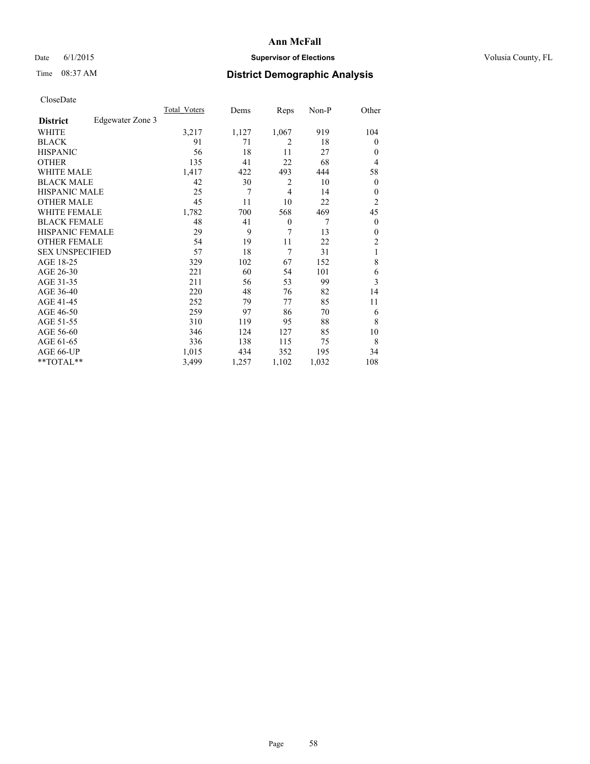**Ann McFall**

Date 6/1/2015 **Supervisor of Elections** Volusia County, FL

Time 08:37 AM **District Demographic Analysis**

CloseDate

| **District** Edgewater Zone 3 | Total_Voters | Dems | Reps | Non-P | Other |
|---|---|---|---|---|---|
| WHITE | 3,217 | 1,127 | 1,067 | 919 | 104 |
| BLACK | 91 | 71 | 2 | 18 | 0 |
| HISPANIC | 56 | 18 | 11 | 27 | 0 |
| OTHER | 135 | 41 | 22 | 68 | 4 |
| WHITE MALE | 1,417 | 422 | 493 | 444 | 58 |
| BLACK MALE | 42 | 30 | 2 | 10 | 0 |
| HISPANIC MALE | 25 | 7 | 4 | 14 | 0 |
| OTHER MALE | 45 | 11 | 10 | 22 | 2 |
| WHITE FEMALE | 1,782 | 700 | 568 | 469 | 45 |
| BLACK FEMALE | 48 | 41 | 0 | 7 | 0 |
| HISPANIC FEMALE | 29 | 9 | 7 | 13 | 0 |
| OTHER FEMALE | 54 | 19 | 11 | 22 | 2 |
| SEX UNSPECIFIED | 57 | 18 | 7 | 31 | 1 |
| AGE 18-25 | 329 | 102 | 67 | 152 | 8 |
| AGE 26-30 | 221 | 60 | 54 | 101 | 6 |
| AGE 31-35 | 211 | 56 | 53 | 99 | 3 |
| AGE 36-40 | 220 | 48 | 76 | 82 | 14 |
| AGE 41-45 | 252 | 79 | 77 | 85 | 11 |
| AGE 46-50 | 259 | 97 | 86 | 70 | 6 |
| AGE 51-55 | 310 | 119 | 95 | 88 | 8 |
| AGE 56-60 | 346 | 124 | 127 | 85 | 10 |
| AGE 61-65 | 336 | 138 | 115 | 75 | 8 |
| AGE 66-UP | 1,015 | 434 | 352 | 195 | 34 |
| **TOTAL** | 3,499 | 1,257 | 1,102 | 1,032 | 108 |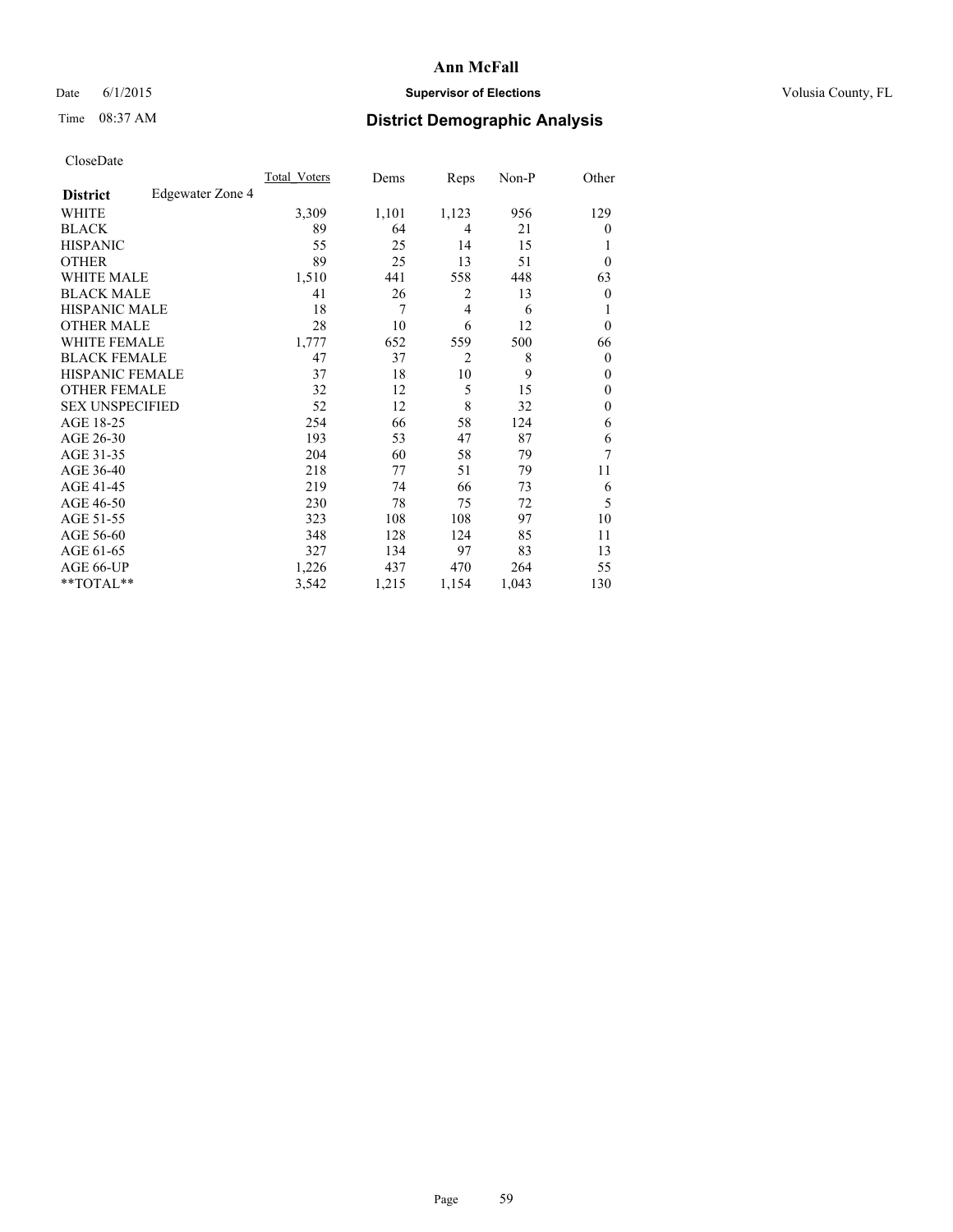# Ann McFall

Date 6/1/2015 **Supervisor of Elections** Volusia County, FL

Time 08:37 AM **District Demographic Analysis**

CloseDate

| **District** Edgewater Zone 4 | Total_Voters | Dems | Reps | Non-P | Other |
|---|---|---|---|---|---|
| WHITE | 3,309 | 1,101 | 1,123 | 956 | 129 |
| BLACK | 89 | 64 | 4 | 21 | 0 |
| HISPANIC | 55 | 25 | 14 | 15 | 1 |
| OTHER | 89 | 25 | 13 | 51 | 0 |
| WHITE MALE | 1,510 | 441 | 558 | 448 | 63 |
| BLACK MALE | 41 | 26 | 2 | 13 | 0 |
| HISPANIC MALE | 18 | 7 | 4 | 6 | 1 |
| OTHER MALE | 28 | 10 | 6 | 12 | 0 |
| WHITE FEMALE | 1,777 | 652 | 559 | 500 | 66 |
| BLACK FEMALE | 47 | 37 | 2 | 8 | 0 |
| HISPANIC FEMALE | 37 | 18 | 10 | 9 | 0 |
| OTHER FEMALE | 32 | 12 | 5 | 15 | 0 |
| SEX UNSPECIFIED | 52 | 12 | 8 | 32 | 0 |
| AGE 18-25 | 254 | 66 | 58 | 124 | 6 |
| AGE 26-30 | 193 | 53 | 47 | 87 | 6 |
| AGE 31-35 | 204 | 60 | 58 | 79 | 7 |
| AGE 36-40 | 218 | 77 | 51 | 79 | 11 |
| AGE 41-45 | 219 | 74 | 66 | 73 | 6 |
| AGE 46-50 | 230 | 78 | 75 | 72 | 5 |
| AGE 51-55 | 323 | 108 | 108 | 97 | 10 |
| AGE 56-60 | 348 | 128 | 124 | 85 | 11 |
| AGE 61-65 | 327 | 134 | 97 | 83 | 13 |
| AGE 66-UP | 1,226 | 437 | 470 | 264 | 55 |
| **TOTAL** | 3,542 | 1,215 | 1,154 | 1,043 | 130 |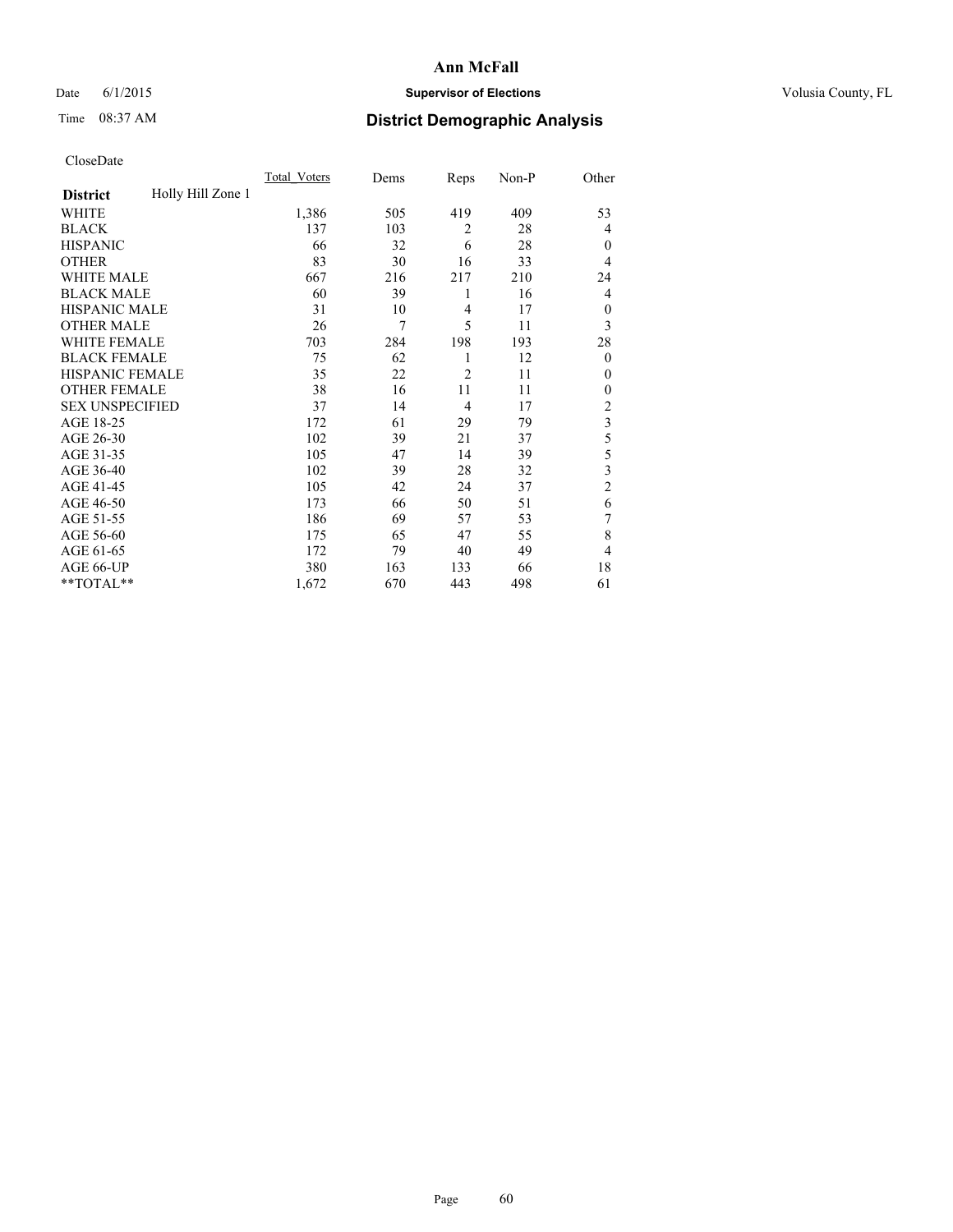# Ann McFall

Date 6/1/2015 **Supervisor of Elections** Volusia County, FL

Time 08:37 AM **District Demographic Analysis**

CloseDate

| District | Holly Hill Zone 1 | Total_Voters | Dems | Reps | Non-P | Other |
|---|---|---|---|---|---|---|
| WHITE | | 1,386 | 505 | 419 | 409 | 53 |
| BLACK | | 137 | 103 | 2 | 28 | 4 |
| HISPANIC | | 66 | 32 | 6 | 28 | 0 |
| OTHER | | 83 | 30 | 16 | 33 | 4 |
| WHITE MALE | | 667 | 216 | 217 | 210 | 24 |
| BLACK MALE | | 60 | 39 | 1 | 16 | 4 |
| HISPANIC MALE | | 31 | 10 | 4 | 17 | 0 |
| OTHER MALE | | 26 | 7 | 5 | 11 | 3 |
| WHITE FEMALE | | 703 | 284 | 198 | 193 | 28 |
| BLACK FEMALE | | 75 | 62 | 1 | 12 | 0 |
| HISPANIC FEMALE | | 35 | 22 | 2 | 11 | 0 |
| OTHER FEMALE | | 38 | 16 | 11 | 11 | 0 |
| SEX UNSPECIFIED | | 37 | 14 | 4 | 17 | 2 |
| AGE 18-25 | | 172 | 61 | 29 | 79 | 3 |
| AGE 26-30 | | 102 | 39 | 21 | 37 | 5 |
| AGE 31-35 | | 105 | 47 | 14 | 39 | 5 |
| AGE 36-40 | | 102 | 39 | 28 | 32 | 3 |
| AGE 41-45 | | 105 | 42 | 24 | 37 | 2 |
| AGE 46-50 | | 173 | 66 | 50 | 51 | 6 |
| AGE 51-55 | | 186 | 69 | 57 | 53 | 7 |
| AGE 56-60 | | 175 | 65 | 47 | 55 | 8 |
| AGE 61-65 | | 172 | 79 | 40 | 49 | 4 |
| AGE 66-UP | | 380 | 163 | 133 | 66 | 18 |
| **TOTAL** | | 1,672 | 670 | 443 | 498 | 61 |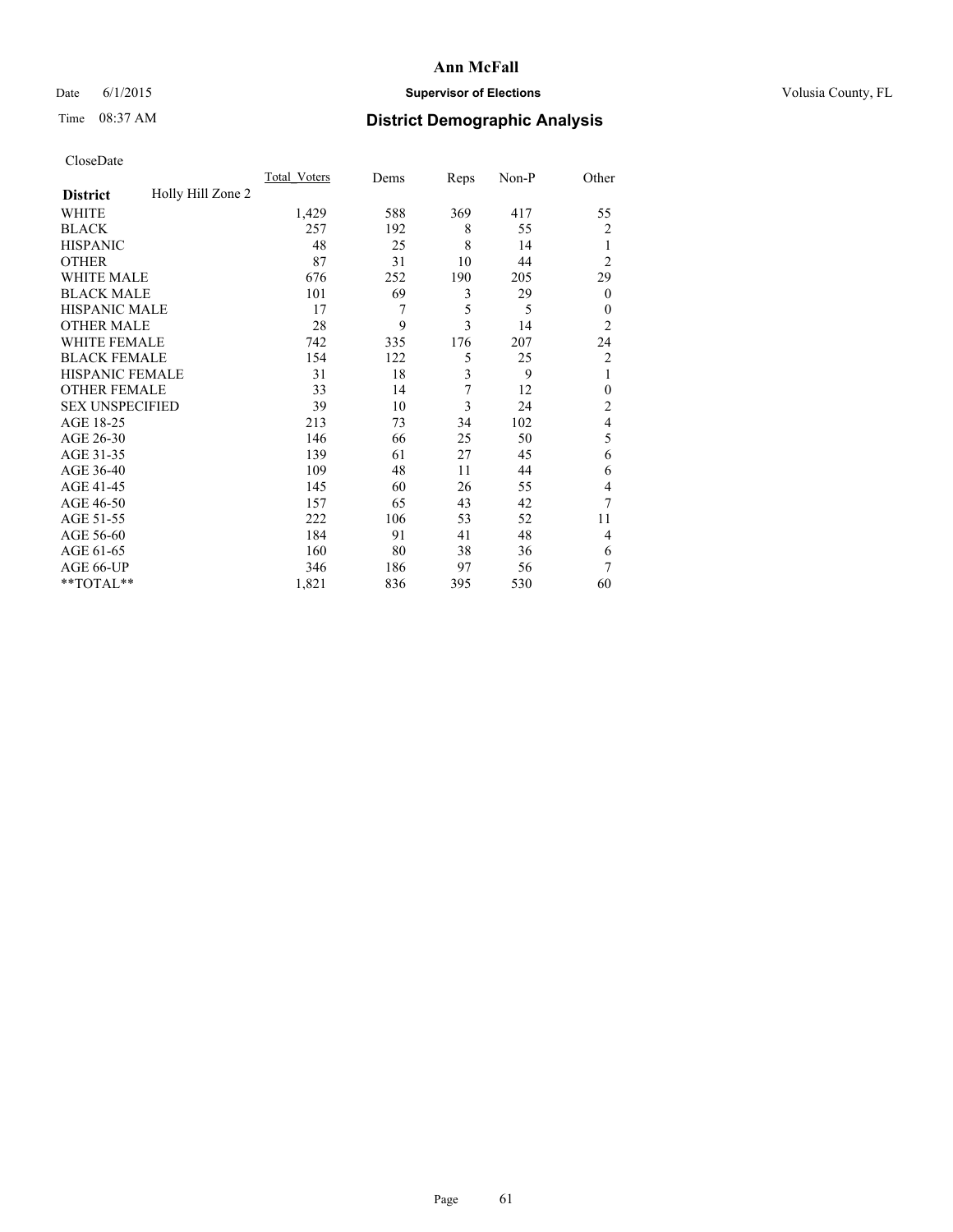# Ann McFall

Date 6/1/2015 **Supervisor of Elections** Volusia County, FL

Time 08:37 AM **District Demographic Analysis**

CloseDate

| **District** Holly Hill Zone 2 | Total_Voters | Dems | Reps | Non-P | Other |
|---|---|---|---|---|---|
| WHITE | 1,429 | 588 | 369 | 417 | 55 |
| BLACK | 257 | 192 | 8 | 55 | 2 |
| HISPANIC | 48 | 25 | 8 | 14 | 1 |
| OTHER | 87 | 31 | 10 | 44 | 2 |
| WHITE MALE | 676 | 252 | 190 | 205 | 29 |
| BLACK MALE | 101 | 69 | 3 | 29 | 0 |
| HISPANIC MALE | 17 | 7 | 5 | 5 | 0 |
| OTHER MALE | 28 | 9 | 3 | 14 | 2 |
| WHITE FEMALE | 742 | 335 | 176 | 207 | 24 |
| BLACK FEMALE | 154 | 122 | 5 | 25 | 2 |
| HISPANIC FEMALE | 31 | 18 | 3 | 9 | 1 |
| OTHER FEMALE | 33 | 14 | 7 | 12 | 0 |
| SEX UNSPECIFIED | 39 | 10 | 3 | 24 | 2 |
| AGE 18-25 | 213 | 73 | 34 | 102 | 4 |
| AGE 26-30 | 146 | 66 | 25 | 50 | 5 |
| AGE 31-35 | 139 | 61 | 27 | 45 | 6 |
| AGE 36-40 | 109 | 48 | 11 | 44 | 6 |
| AGE 41-45 | 145 | 60 | 26 | 55 | 4 |
| AGE 46-50 | 157 | 65 | 43 | 42 | 7 |
| AGE 51-55 | 222 | 106 | 53 | 52 | 11 |
| AGE 56-60 | 184 | 91 | 41 | 48 | 4 |
| AGE 61-65 | 160 | 80 | 38 | 36 | 6 |
| AGE 66-UP | 346 | 186 | 97 | 56 | 7 |
| **TOTAL** | 1,821 | 836 | 395 | 530 | 60 |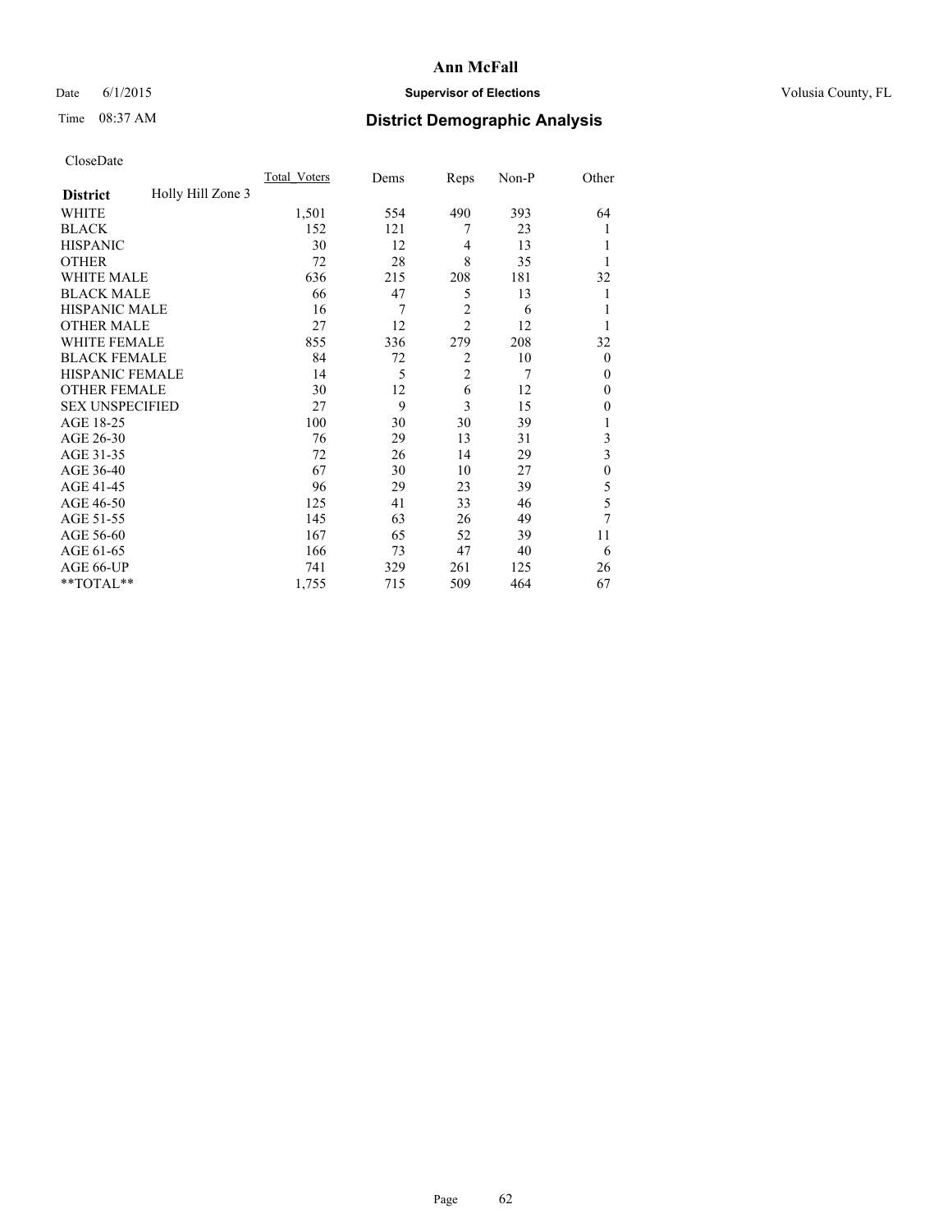# Ann McFall

Date 6/1/2015 **Supervisor of Elections** Volusia County, FL

Time 08:37 AM **District Demographic Analysis**

CloseDate

| **District** Holly Hill Zone 3 | Total_Voters | Dems | Reps | Non-P | Other |
|---|---|---|---|---|---|
| WHITE | 1,501 | 554 | 490 | 393 | 64 |
| BLACK | 152 | 121 | 7 | 23 | 1 |
| HISPANIC | 30 | 12 | 4 | 13 | 1 |
| OTHER | 72 | 28 | 8 | 35 | 1 |
| WHITE MALE | 636 | 215 | 208 | 181 | 32 |
| BLACK MALE | 66 | 47 | 5 | 13 | 1 |
| HISPANIC MALE | 16 | 7 | 2 | 6 | 1 |
| OTHER MALE | 27 | 12 | 2 | 12 | 1 |
| WHITE FEMALE | 855 | 336 | 279 | 208 | 32 |
| BLACK FEMALE | 84 | 72 | 2 | 10 | 0 |
| HISPANIC FEMALE | 14 | 5 | 2 | 7 | 0 |
| OTHER FEMALE | 30 | 12 | 6 | 12 | 0 |
| SEX UNSPECIFIED | 27 | 9 | 3 | 15 | 0 |
| AGE 18-25 | 100 | 30 | 30 | 39 | 1 |
| AGE 26-30 | 76 | 29 | 13 | 31 | 3 |
| AGE 31-35 | 72 | 26 | 14 | 29 | 3 |
| AGE 36-40 | 67 | 30 | 10 | 27 | 0 |
| AGE 41-45 | 96 | 29 | 23 | 39 | 5 |
| AGE 46-50 | 125 | 41 | 33 | 46 | 5 |
| AGE 51-55 | 145 | 63 | 26 | 49 | 7 |
| AGE 56-60 | 167 | 65 | 52 | 39 | 11 |
| AGE 61-65 | 166 | 73 | 47 | 40 | 6 |
| AGE 66-UP | 741 | 329 | 261 | 125 | 26 |
| **TOTAL** | 1,755 | 715 | 509 | 464 | 67 |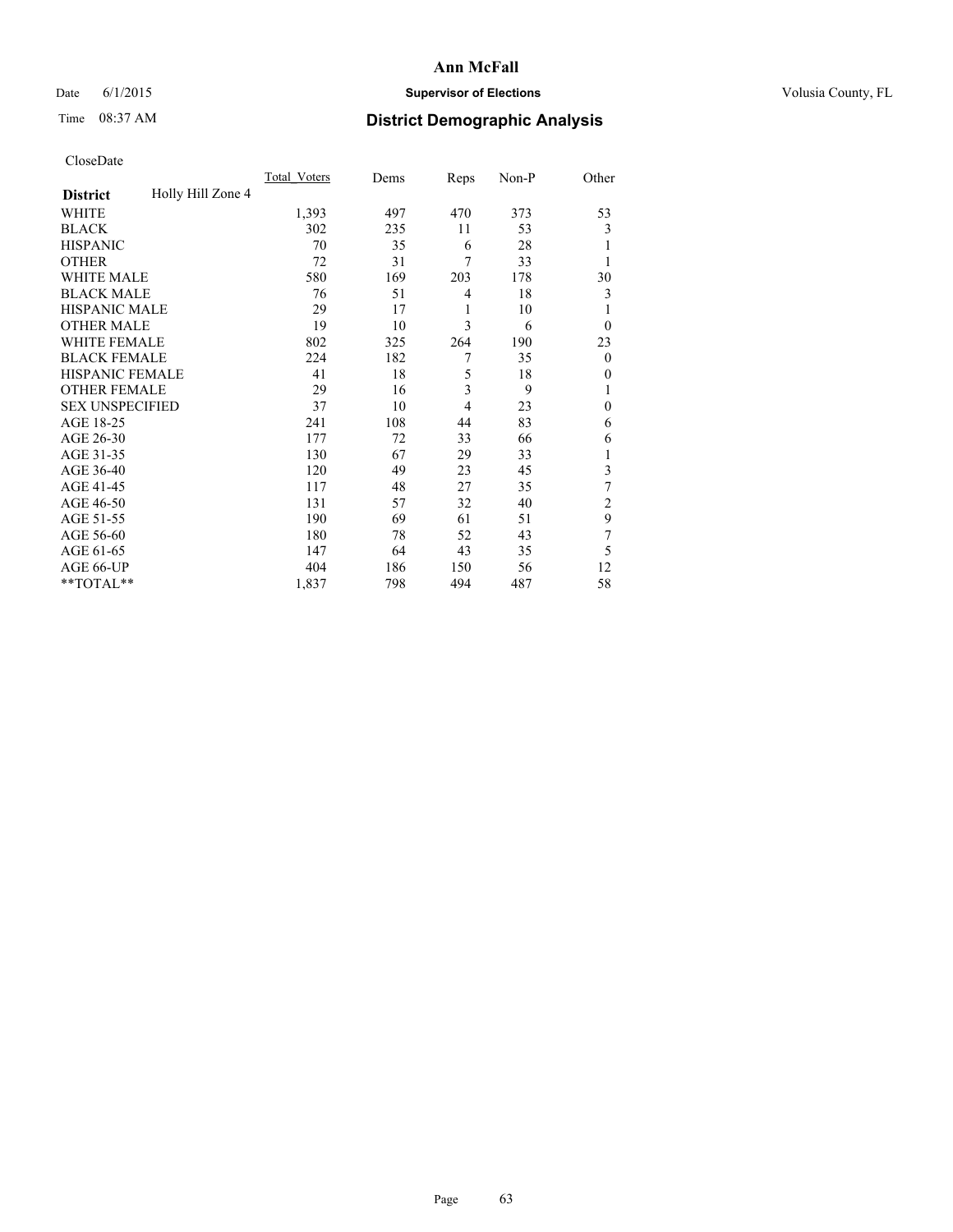# Ann McFall

Date 6/1/2015 **Supervisor of Elections** Volusia County, FL

Time 08:37 AM **District Demographic Analysis**

CloseDate

| **District** Holly Hill Zone 4 | Total_Voters | Dems | Reps | Non-P | Other |
|---|---|---|---|---|---|
| WHITE | 1,393 | 497 | 470 | 373 | 53 |
| BLACK | 302 | 235 | 11 | 53 | 3 |
| HISPANIC | 70 | 35 | 6 | 28 | 1 |
| OTHER | 72 | 31 | 7 | 33 | 1 |
| WHITE MALE | 580 | 169 | 203 | 178 | 30 |
| BLACK MALE | 76 | 51 | 4 | 18 | 3 |
| HISPANIC MALE | 29 | 17 | 1 | 10 | 1 |
| OTHER MALE | 19 | 10 | 3 | 6 | 0 |
| WHITE FEMALE | 802 | 325 | 264 | 190 | 23 |
| BLACK FEMALE | 224 | 182 | 7 | 35 | 0 |
| HISPANIC FEMALE | 41 | 18 | 5 | 18 | 0 |
| OTHER FEMALE | 29 | 16 | 3 | 9 | 1 |
| SEX UNSPECIFIED | 37 | 10 | 4 | 23 | 0 |
| AGE 18-25 | 241 | 108 | 44 | 83 | 6 |
| AGE 26-30 | 177 | 72 | 33 | 66 | 6 |
| AGE 31-35 | 130 | 67 | 29 | 33 | 1 |
| AGE 36-40 | 120 | 49 | 23 | 45 | 3 |
| AGE 41-45 | 117 | 48 | 27 | 35 | 7 |
| AGE 46-50 | 131 | 57 | 32 | 40 | 2 |
| AGE 51-55 | 190 | 69 | 61 | 51 | 9 |
| AGE 56-60 | 180 | 78 | 52 | 43 | 7 |
| AGE 61-65 | 147 | 64 | 43 | 35 | 5 |
| AGE 66-UP | 404 | 186 | 150 | 56 | 12 |
| **TOTAL** | 1,837 | 798 | 494 | 487 | 58 |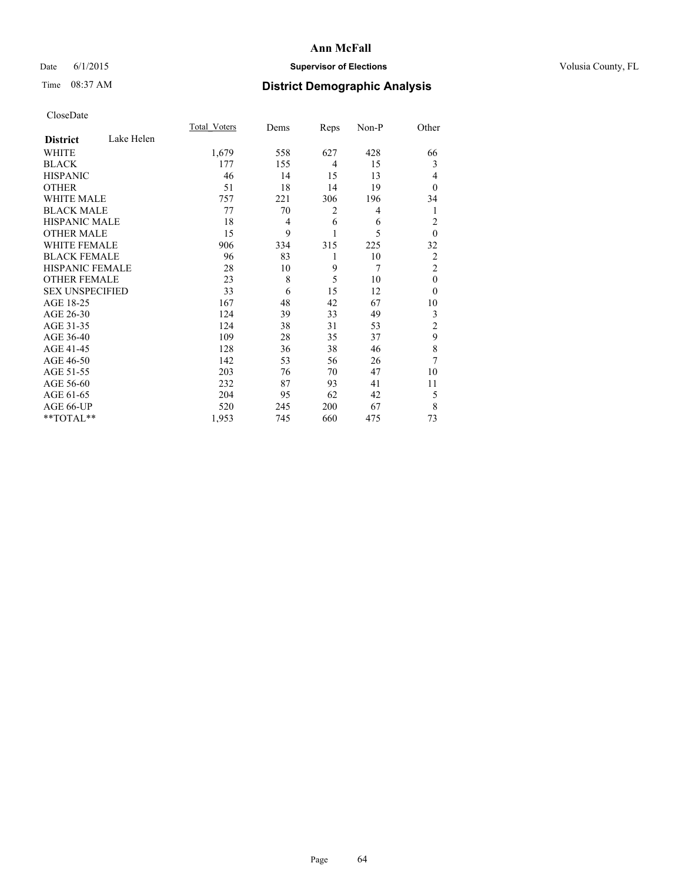# District Demographic Analysis

CloseDate

| District | Lake Helen | Total_Voters | Dems | Reps | Non-P | Other |
|---|---|---|---|---|---|---|
| WHITE | | 1,679 | 558 | 627 | 428 | 66 |
| BLACK | | 177 | 155 | 4 | 15 | 3 |
| HISPANIC | | 46 | 14 | 15 | 13 | 4 |
| OTHER | | 51 | 18 | 14 | 19 | 0 |
| WHITE MALE | | 757 | 221 | 306 | 196 | 34 |
| BLACK MALE | | 77 | 70 | 2 | 4 | 1 |
| HISPANIC MALE | | 18 | 4 | 6 | 6 | 2 |
| OTHER MALE | | 15 | 9 | 1 | 5 | 0 |
| WHITE FEMALE | | 906 | 334 | 315 | 225 | 32 |
| BLACK FEMALE | | 96 | 83 | 1 | 10 | 2 |
| HISPANIC FEMALE | | 28 | 10 | 9 | 7 | 2 |
| OTHER FEMALE | | 23 | 8 | 5 | 10 | 0 |
| SEX UNSPECIFIED | | 33 | 6 | 15 | 12 | 0 |
| AGE 18-25 | | 167 | 48 | 42 | 67 | 10 |
| AGE 26-30 | | 124 | 39 | 33 | 49 | 3 |
| AGE 31-35 | | 124 | 38 | 31 | 53 | 2 |
| AGE 36-40 | | 109 | 28 | 35 | 37 | 9 |
| AGE 41-45 | | 128 | 36 | 38 | 46 | 8 |
| AGE 46-50 | | 142 | 53 | 56 | 26 | 7 |
| AGE 51-55 | | 203 | 76 | 70 | 47 | 10 |
| AGE 56-60 | | 232 | 87 | 93 | 41 | 11 |
| AGE 61-65 | | 204 | 95 | 62 | 42 | 5 |
| AGE 66-UP | | 520 | 245 | 200 | 67 | 8 |
| **TOTAL** | | 1,953 | 745 | 660 | 475 | 73 |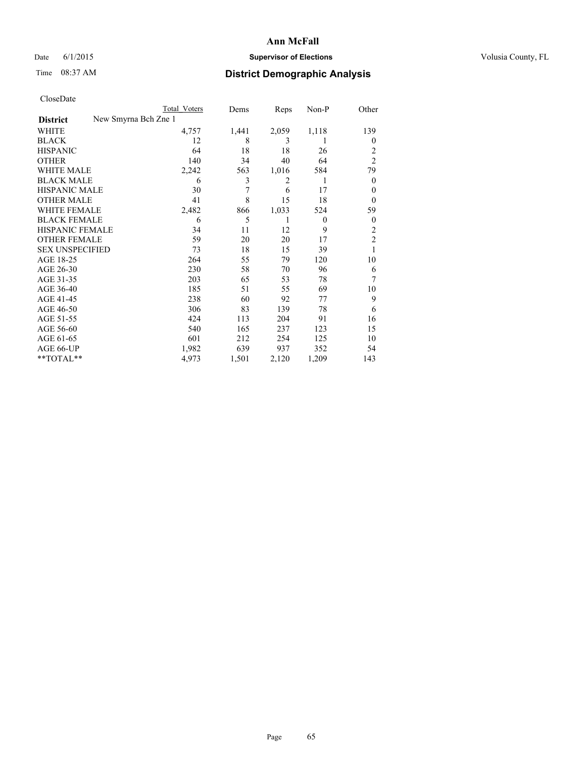# Ann McFall

Date 6/1/2015 **Supervisor of Elections** Volusia County, FL

Time 08:37 AM **District Demographic Analysis**

CloseDate

| District | New Smyrna Bch Zne 1 | Total Voters | Dems | Reps | Non-P | Other |
|---|---|---|---|---|---|---|
| WHITE | | 4,757 | 1,441 | 2,059 | 1,118 | 139 |
| BLACK | | 12 | 8 | 3 | 1 | 0 |
| HISPANIC | | 64 | 18 | 18 | 26 | 2 |
| OTHER | | 140 | 34 | 40 | 64 | 2 |
| WHITE MALE | | 2,242 | 563 | 1,016 | 584 | 79 |
| BLACK MALE | | 6 | 3 | 2 | 1 | 0 |
| HISPANIC MALE | | 30 | 7 | 6 | 17 | 0 |
| OTHER MALE | | 41 | 8 | 15 | 18 | 0 |
| WHITE FEMALE | | 2,482 | 866 | 1,033 | 524 | 59 |
| BLACK FEMALE | | 6 | 5 | 1 | 0 | 0 |
| HISPANIC FEMALE | | 34 | 11 | 12 | 9 | 2 |
| OTHER FEMALE | | 59 | 20 | 20 | 17 | 2 |
| SEX UNSPECIFIED | | 73 | 18 | 15 | 39 | 1 |
| AGE 18-25 | | 264 | 55 | 79 | 120 | 10 |
| AGE 26-30 | | 230 | 58 | 70 | 96 | 6 |
| AGE 31-35 | | 203 | 65 | 53 | 78 | 7 |
| AGE 36-40 | | 185 | 51 | 55 | 69 | 10 |
| AGE 41-45 | | 238 | 60 | 92 | 77 | 9 |
| AGE 46-50 | | 306 | 83 | 139 | 78 | 6 |
| AGE 51-55 | | 424 | 113 | 204 | 91 | 16 |
| AGE 56-60 | | 540 | 165 | 237 | 123 | 15 |
| AGE 61-65 | | 601 | 212 | 254 | 125 | 10 |
| AGE 66-UP | | 1,982 | 639 | 937 | 352 | 54 |
| **TOTAL** | | 4,973 | 1,501 | 2,120 | 1,209 | 143 |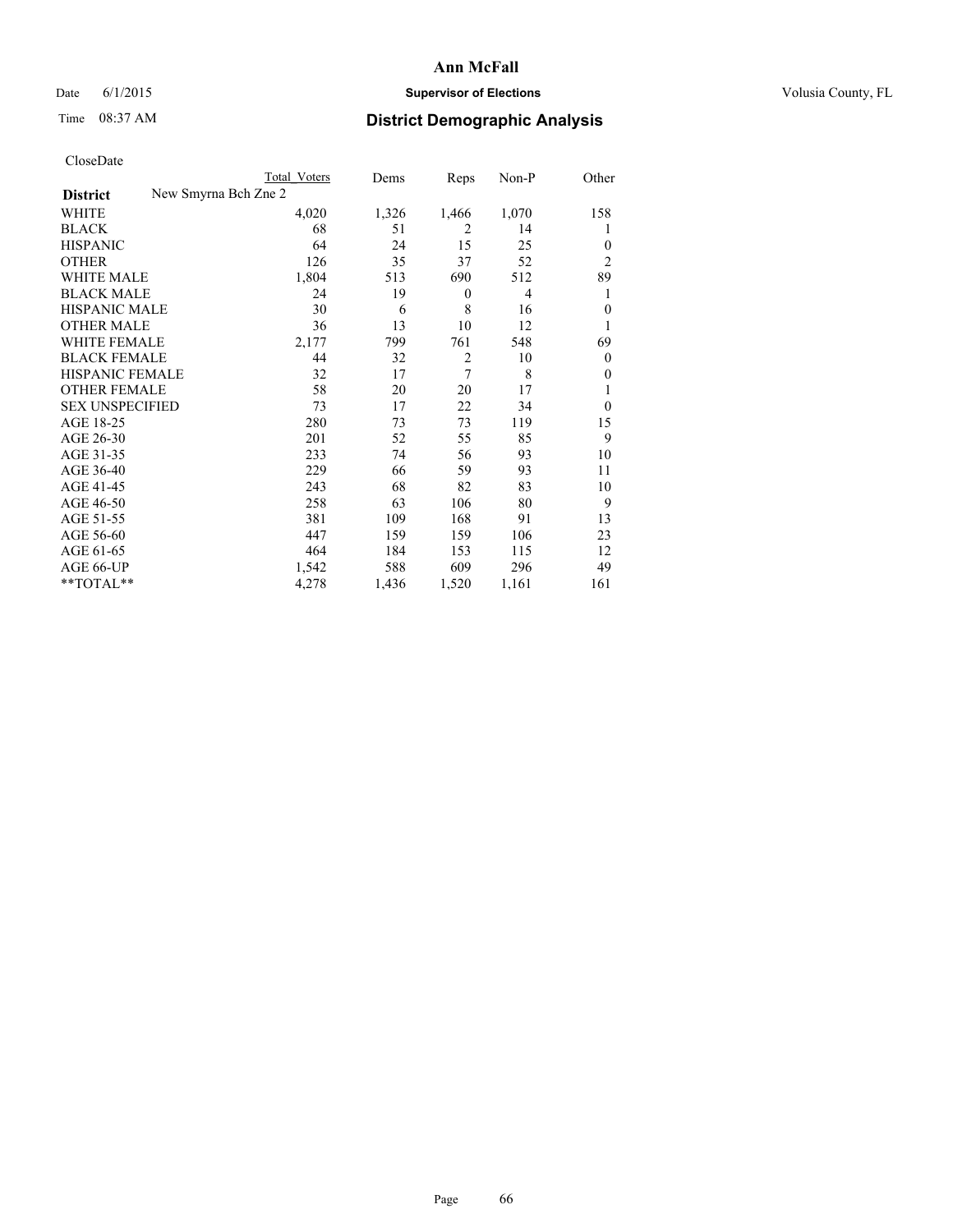# Ann McFall

Date 6/1/2015 **Supervisor of Elections** Volusia County, FL

Time 08:37 AM **District Demographic Analysis**

CloseDate

| District | New Smyrna Bch Zne 2 | Total Voters | Dems | Reps | Non-P | Other |
|---|---|---|---|---|---|---|
| WHITE | | 4,020 | 1,326 | 1,466 | 1,070 | 158 |
| BLACK | | 68 | 51 | 2 | 14 | 1 |
| HISPANIC | | 64 | 24 | 15 | 25 | 0 |
| OTHER | | 126 | 35 | 37 | 52 | 2 |
| WHITE MALE | | 1,804 | 513 | 690 | 512 | 89 |
| BLACK MALE | | 24 | 19 | 0 | 4 | 1 |
| HISPANIC MALE | | 30 | 6 | 8 | 16 | 0 |
| OTHER MALE | | 36 | 13 | 10 | 12 | 1 |
| WHITE FEMALE | | 2,177 | 799 | 761 | 548 | 69 |
| BLACK FEMALE | | 44 | 32 | 2 | 10 | 0 |
| HISPANIC FEMALE | | 32 | 17 | 7 | 8 | 0 |
| OTHER FEMALE | | 58 | 20 | 20 | 17 | 1 |
| SEX UNSPECIFIED | | 73 | 17 | 22 | 34 | 0 |
| AGE 18-25 | | 280 | 73 | 73 | 119 | 15 |
| AGE 26-30 | | 201 | 52 | 55 | 85 | 9 |
| AGE 31-35 | | 233 | 74 | 56 | 93 | 10 |
| AGE 36-40 | | 229 | 66 | 59 | 93 | 11 |
| AGE 41-45 | | 243 | 68 | 82 | 83 | 10 |
| AGE 46-50 | | 258 | 63 | 106 | 80 | 9 |
| AGE 51-55 | | 381 | 109 | 168 | 91 | 13 |
| AGE 56-60 | | 447 | 159 | 159 | 106 | 23 |
| AGE 61-65 | | 464 | 184 | 153 | 115 | 12 |
| AGE 66-UP | | 1,542 | 588 | 609 | 296 | 49 |
| **TOTAL** | | 4,278 | 1,436 | 1,520 | 1,161 | 161 |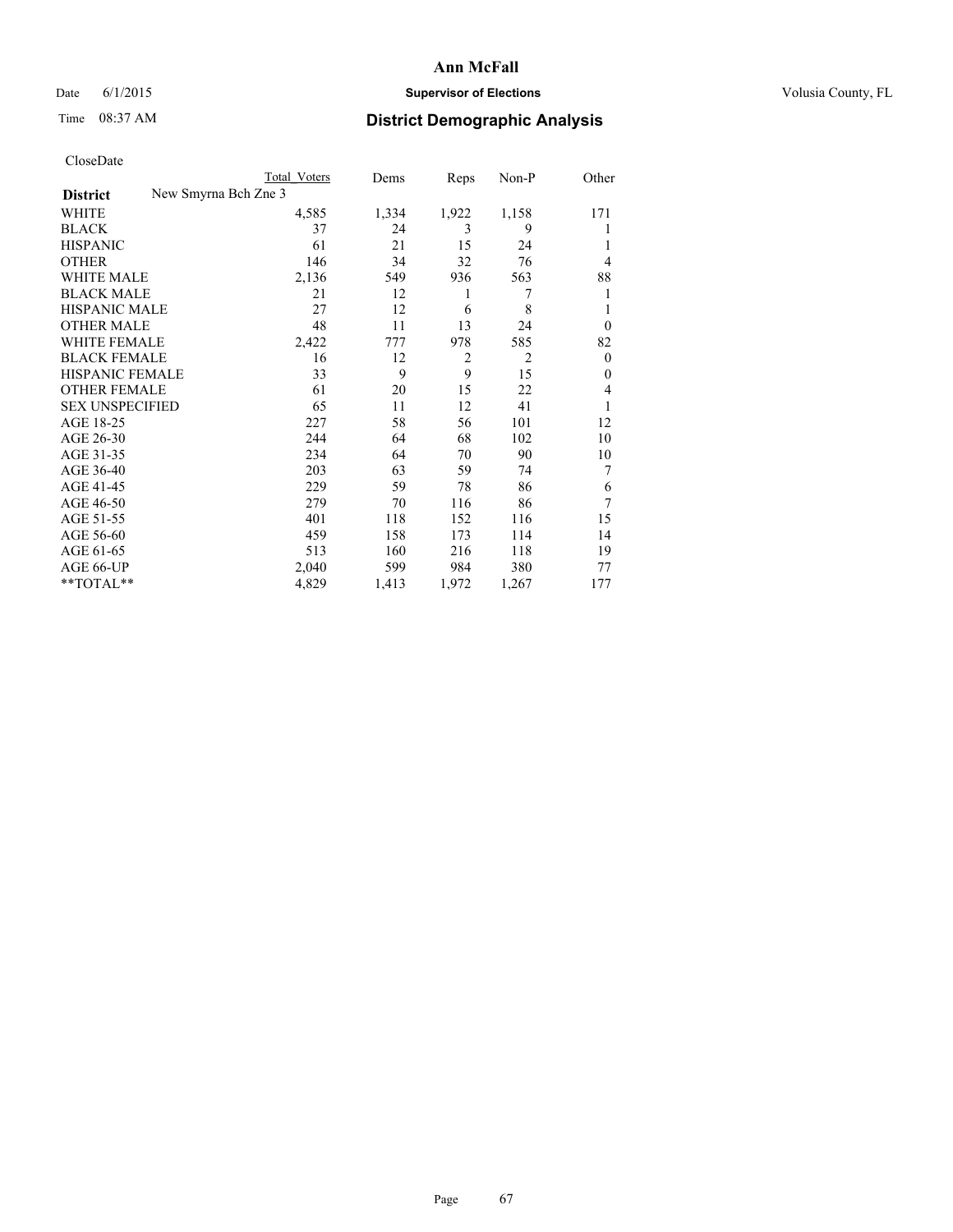# Ann McFall

Date 6/1/2015 **Supervisor of Elections** Volusia County, FL

Time 08:37 AM **District Demographic Analysis**

CloseDate

| | Total Voters | Dems | Reps | Non-P | Other |
|---|---|---|---|---|---|
| **District** New Smyrna Bch Zne 3 | | | | | |
| WHITE | 4,585 | 1,334 | 1,922 | 1,158 | 171 |
| BLACK | 37 | 24 | 3 | 9 | 1 |
| HISPANIC | 61 | 21 | 15 | 24 | 1 |
| OTHER | 146 | 34 | 32 | 76 | 4 |
| WHITE MALE | 2,136 | 549 | 936 | 563 | 88 |
| BLACK MALE | 21 | 12 | 1 | 7 | 1 |
| HISPANIC MALE | 27 | 12 | 6 | 8 | 1 |
| OTHER MALE | 48 | 11 | 13 | 24 | 0 |
| WHITE FEMALE | 2,422 | 777 | 978 | 585 | 82 |
| BLACK FEMALE | 16 | 12 | 2 | 2 | 0 |
| HISPANIC FEMALE | 33 | 9 | 9 | 15 | 0 |
| OTHER FEMALE | 61 | 20 | 15 | 22 | 4 |
| SEX UNSPECIFIED | 65 | 11 | 12 | 41 | 1 |
| AGE 18-25 | 227 | 58 | 56 | 101 | 12 |
| AGE 26-30 | 244 | 64 | 68 | 102 | 10 |
| AGE 31-35 | 234 | 64 | 70 | 90 | 10 |
| AGE 36-40 | 203 | 63 | 59 | 74 | 7 |
| AGE 41-45 | 229 | 59 | 78 | 86 | 6 |
| AGE 46-50 | 279 | 70 | 116 | 86 | 7 |
| AGE 51-55 | 401 | 118 | 152 | 116 | 15 |
| AGE 56-60 | 459 | 158 | 173 | 114 | 14 |
| AGE 61-65 | 513 | 160 | 216 | 118 | 19 |
| AGE 66-UP | 2,040 | 599 | 984 | 380 | 77 |
| **TOTAL** | 4,829 | 1,413 | 1,972 | 1,267 | 177 |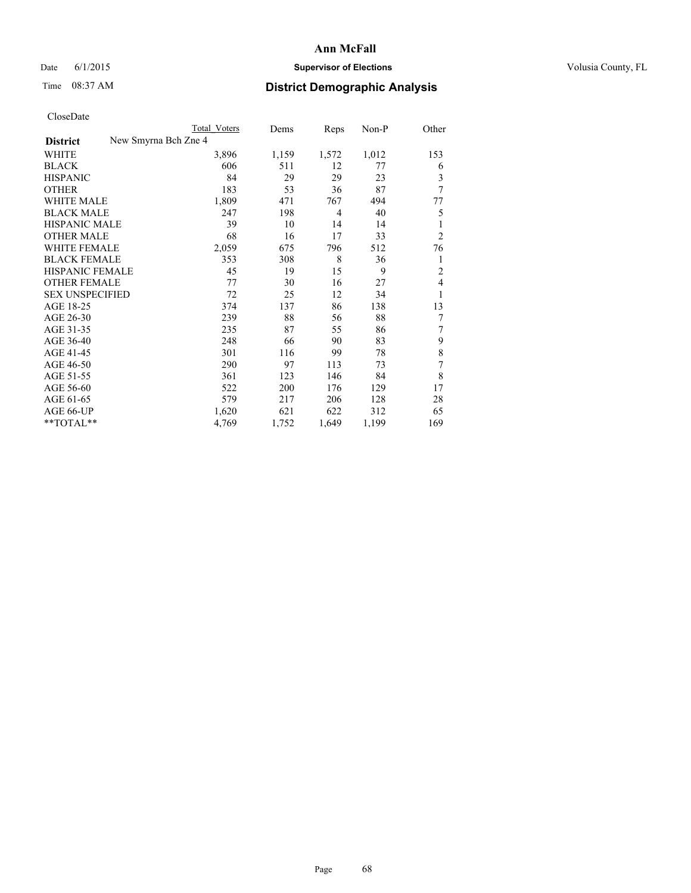# Ann McFall

Date 6/1/2015 **Supervisor of Elections** Volusia County, FL

Time 08:37 AM **District Demographic Analysis**

CloseDate

| | Total Voters | Dems | Reps | Non-P | Other |
|---|---|---|---|---|---|
| **District** New Smyrna Bch Zne 4 | | | | | |
| WHITE | 3,896 | 1,159 | 1,572 | 1,012 | 153 |
| BLACK | 606 | 511 | 12 | 77 | 6 |
| HISPANIC | 84 | 29 | 29 | 23 | 3 |
| OTHER | 183 | 53 | 36 | 87 | 7 |
| WHITE MALE | 1,809 | 471 | 767 | 494 | 77 |
| BLACK MALE | 247 | 198 | 4 | 40 | 5 |
| HISPANIC MALE | 39 | 10 | 14 | 14 | 1 |
| OTHER MALE | 68 | 16 | 17 | 33 | 2 |
| WHITE FEMALE | 2,059 | 675 | 796 | 512 | 76 |
| BLACK FEMALE | 353 | 308 | 8 | 36 | 1 |
| HISPANIC FEMALE | 45 | 19 | 15 | 9 | 2 |
| OTHER FEMALE | 77 | 30 | 16 | 27 | 4 |
| SEX UNSPECIFIED | 72 | 25 | 12 | 34 | 1 |
| AGE 18-25 | 374 | 137 | 86 | 138 | 13 |
| AGE 26-30 | 239 | 88 | 56 | 88 | 7 |
| AGE 31-35 | 235 | 87 | 55 | 86 | 7 |
| AGE 36-40 | 248 | 66 | 90 | 83 | 9 |
| AGE 41-45 | 301 | 116 | 99 | 78 | 8 |
| AGE 46-50 | 290 | 97 | 113 | 73 | 7 |
| AGE 51-55 | 361 | 123 | 146 | 84 | 8 |
| AGE 56-60 | 522 | 200 | 176 | 129 | 17 |
| AGE 61-65 | 579 | 217 | 206 | 128 | 28 |
| AGE 66-UP | 1,620 | 621 | 622 | 312 | 65 |
| **TOTAL** | 4,769 | 1,752 | 1,649 | 1,199 | 169 |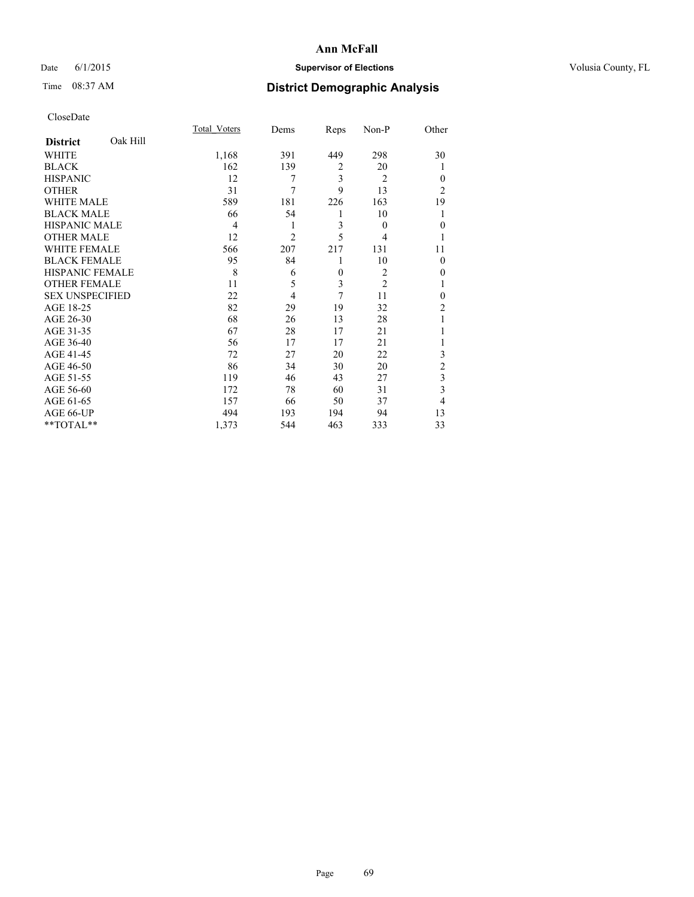Date 6/1/2015

Time 08:37 AM

# Ann McFall

## Supervisor of Elections

Volusia County, FL

## District Demographic Analysis

CloseDate

| District Oak Hill | Total_Voters | Dems | Reps | Non-P | Other |
|---|---|---|---|---|---|
| WHITE | 1,168 | 391 | 449 | 298 | 30 |
| BLACK | 162 | 139 | 2 | 20 | 1 |
| HISPANIC | 12 | 7 | 3 | 2 | 0 |
| OTHER | 31 | 7 | 9 | 13 | 2 |
| WHITE MALE | 589 | 181 | 226 | 163 | 19 |
| BLACK MALE | 66 | 54 | 1 | 10 | 1 |
| HISPANIC MALE | 4 | 1 | 3 | 0 | 0 |
| OTHER MALE | 12 | 2 | 5 | 4 | 1 |
| WHITE FEMALE | 566 | 207 | 217 | 131 | 11 |
| BLACK FEMALE | 95 | 84 | 1 | 10 | 0 |
| HISPANIC FEMALE | 8 | 6 | 0 | 2 | 0 |
| OTHER FEMALE | 11 | 5 | 3 | 2 | 1 |
| SEX UNSPECIFIED | 22 | 4 | 7 | 11 | 0 |
| AGE 18-25 | 82 | 29 | 19 | 32 | 2 |
| AGE 26-30 | 68 | 26 | 13 | 28 | 1 |
| AGE 31-35 | 67 | 28 | 17 | 21 | 1 |
| AGE 36-40 | 56 | 17 | 17 | 21 | 1 |
| AGE 41-45 | 72 | 27 | 20 | 22 | 3 |
| AGE 46-50 | 86 | 34 | 30 | 20 | 2 |
| AGE 51-55 | 119 | 46 | 43 | 27 | 3 |
| AGE 56-60 | 172 | 78 | 60 | 31 | 3 |
| AGE 61-65 | 157 | 66 | 50 | 37 | 4 |
| AGE 66-UP | 494 | 193 | 194 | 94 | 13 |
| **TOTAL** | 1,373 | 544 | 463 | 333 | 33 |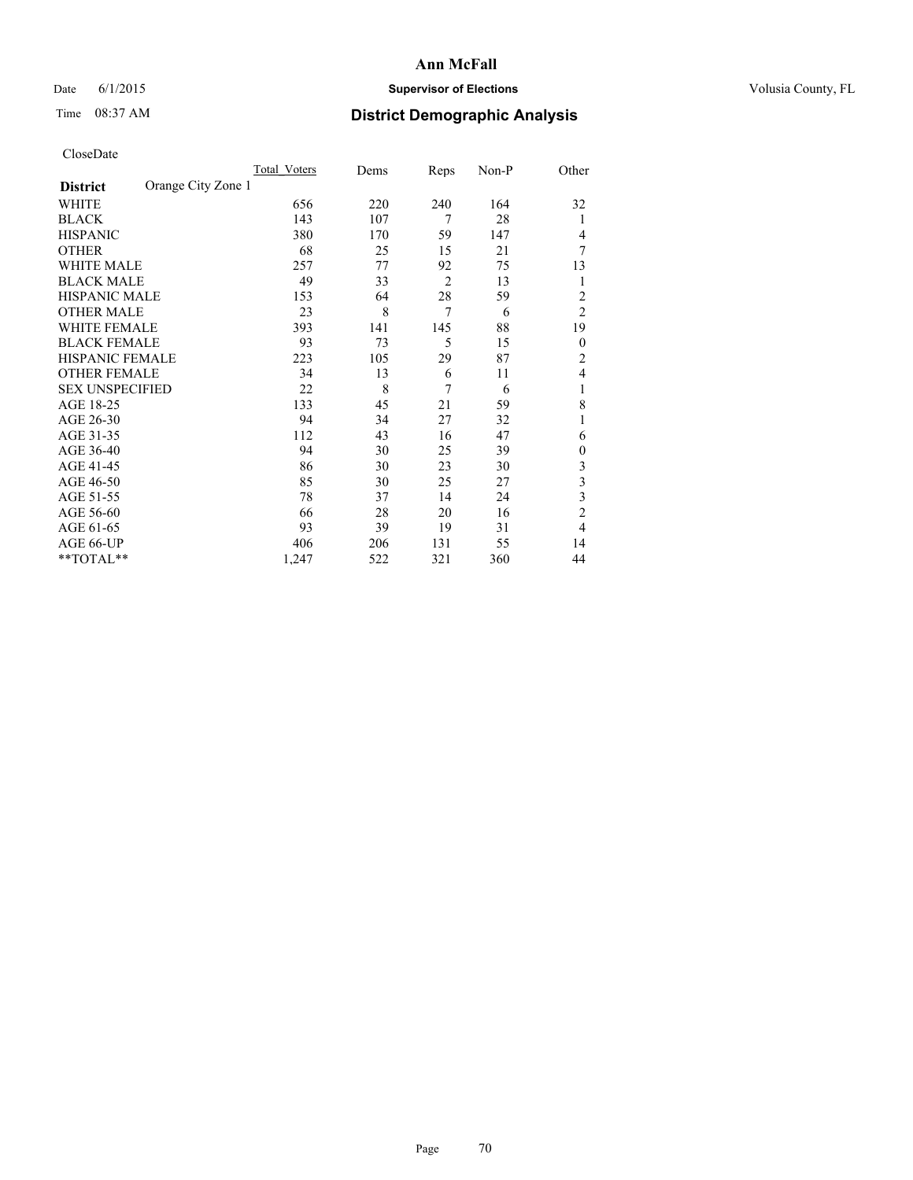# Ann McFall

Date 6/1/2015 **Supervisor of Elections** Volusia County, FL

Time 08:37 AM **District Demographic Analysis**

CloseDate

| | Total_Voters | Dems | Reps | Non-P | Other |
|---|---|---|---|---|---|
| **District** Orange City Zone 1 | | | | | |
| WHITE | 656 | 220 | 240 | 164 | 32 |
| BLACK | 143 | 107 | 7 | 28 | 1 |
| HISPANIC | 380 | 170 | 59 | 147 | 4 |
| OTHER | 68 | 25 | 15 | 21 | 7 |
| WHITE MALE | 257 | 77 | 92 | 75 | 13 |
| BLACK MALE | 49 | 33 | 2 | 13 | 1 |
| HISPANIC MALE | 153 | 64 | 28 | 59 | 2 |
| OTHER MALE | 23 | 8 | 7 | 6 | 2 |
| WHITE FEMALE | 393 | 141 | 145 | 88 | 19 |
| BLACK FEMALE | 93 | 73 | 5 | 15 | 0 |
| HISPANIC FEMALE | 223 | 105 | 29 | 87 | 2 |
| OTHER FEMALE | 34 | 13 | 6 | 11 | 4 |
| SEX UNSPECIFIED | 22 | 8 | 7 | 6 | 1 |
| AGE 18-25 | 133 | 45 | 21 | 59 | 8 |
| AGE 26-30 | 94 | 34 | 27 | 32 | 1 |
| AGE 31-35 | 112 | 43 | 16 | 47 | 6 |
| AGE 36-40 | 94 | 30 | 25 | 39 | 0 |
| AGE 41-45 | 86 | 30 | 23 | 30 | 3 |
| AGE 46-50 | 85 | 30 | 25 | 27 | 3 |
| AGE 51-55 | 78 | 37 | 14 | 24 | 3 |
| AGE 56-60 | 66 | 28 | 20 | 16 | 2 |
| AGE 61-65 | 93 | 39 | 19 | 31 | 4 |
| AGE 66-UP | 406 | 206 | 131 | 55 | 14 |
| **TOTAL** | 1,247 | 522 | 321 | 360 | 44 |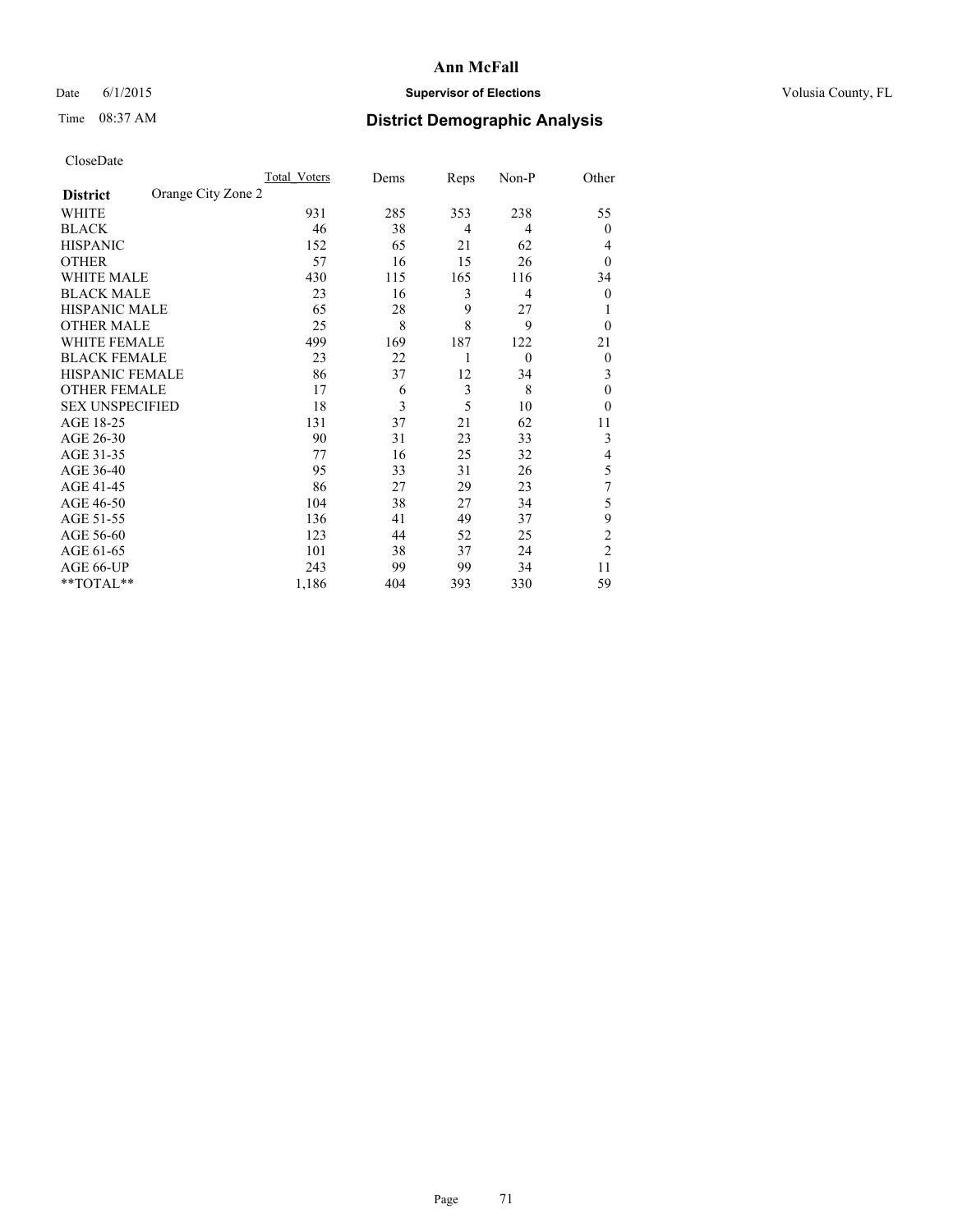# Ann McFall

Date 6/1/2015 **Supervisor of Elections** Volusia County, FL

Time 08:37 AM **District Demographic Analysis**

CloseDate

| **District** Orange City Zone 2 | Total_Voters | Dems | Reps | Non-P | Other |
|---|---|---|---|---|---|
| WHITE | 931 | 285 | 353 | 238 | 55 |
| BLACK | 46 | 38 | 4 | 4 | 0 |
| HISPANIC | 152 | 65 | 21 | 62 | 4 |
| OTHER | 57 | 16 | 15 | 26 | 0 |
| WHITE MALE | 430 | 115 | 165 | 116 | 34 |
| BLACK MALE | 23 | 16 | 3 | 4 | 0 |
| HISPANIC MALE | 65 | 28 | 9 | 27 | 1 |
| OTHER MALE | 25 | 8 | 8 | 9 | 0 |
| WHITE FEMALE | 499 | 169 | 187 | 122 | 21 |
| BLACK FEMALE | 23 | 22 | 1 | 0 | 0 |
| HISPANIC FEMALE | 86 | 37 | 12 | 34 | 3 |
| OTHER FEMALE | 17 | 6 | 3 | 8 | 0 |
| SEX UNSPECIFIED | 18 | 3 | 5 | 10 | 0 |
| AGE 18-25 | 131 | 37 | 21 | 62 | 11 |
| AGE 26-30 | 90 | 31 | 23 | 33 | 3 |
| AGE 31-35 | 77 | 16 | 25 | 32 | 4 |
| AGE 36-40 | 95 | 33 | 31 | 26 | 5 |
| AGE 41-45 | 86 | 27 | 29 | 23 | 7 |
| AGE 46-50 | 104 | 38 | 27 | 34 | 5 |
| AGE 51-55 | 136 | 41 | 49 | 37 | 9 |
| AGE 56-60 | 123 | 44 | 52 | 25 | 2 |
| AGE 61-65 | 101 | 38 | 37 | 24 | 2 |
| AGE 66-UP | 243 | 99 | 99 | 34 | 11 |
| **TOTAL** | 1,186 | 404 | 393 | 330 | 59 |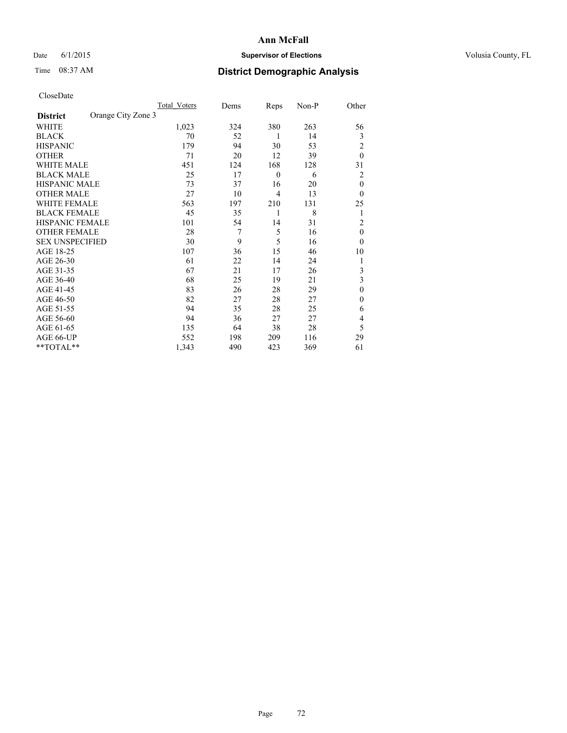# Ann McFall

Date 6/1/2015 **Supervisor of Elections** Volusia County, FL

Time 08:37 AM **District Demographic Analysis**

CloseDate

| **District** Orange City Zone 3 | Total_Voters | Dems | Reps | Non-P | Other |
|---|---|---|---|---|---|
| WHITE | 1,023 | 324 | 380 | 263 | 56 |
| BLACK | 70 | 52 | 1 | 14 | 3 |
| HISPANIC | 179 | 94 | 30 | 53 | 2 |
| OTHER | 71 | 20 | 12 | 39 | 0 |
| WHITE MALE | 451 | 124 | 168 | 128 | 31 |
| BLACK MALE | 25 | 17 | 0 | 6 | 2 |
| HISPANIC MALE | 73 | 37 | 16 | 20 | 0 |
| OTHER MALE | 27 | 10 | 4 | 13 | 0 |
| WHITE FEMALE | 563 | 197 | 210 | 131 | 25 |
| BLACK FEMALE | 45 | 35 | 1 | 8 | 1 |
| HISPANIC FEMALE | 101 | 54 | 14 | 31 | 2 |
| OTHER FEMALE | 28 | 7 | 5 | 16 | 0 |
| SEX UNSPECIFIED | 30 | 9 | 5 | 16 | 0 |
| AGE 18-25 | 107 | 36 | 15 | 46 | 10 |
| AGE 26-30 | 61 | 22 | 14 | 24 | 1 |
| AGE 31-35 | 67 | 21 | 17 | 26 | 3 |
| AGE 36-40 | 68 | 25 | 19 | 21 | 3 |
| AGE 41-45 | 83 | 26 | 28 | 29 | 0 |
| AGE 46-50 | 82 | 27 | 28 | 27 | 0 |
| AGE 51-55 | 94 | 35 | 28 | 25 | 6 |
| AGE 56-60 | 94 | 36 | 27 | 27 | 4 |
| AGE 61-65 | 135 | 64 | 38 | 28 | 5 |
| AGE 66-UP | 552 | 198 | 209 | 116 | 29 |
| **TOTAL** | 1,343 | 490 | 423 | 369 | 61 |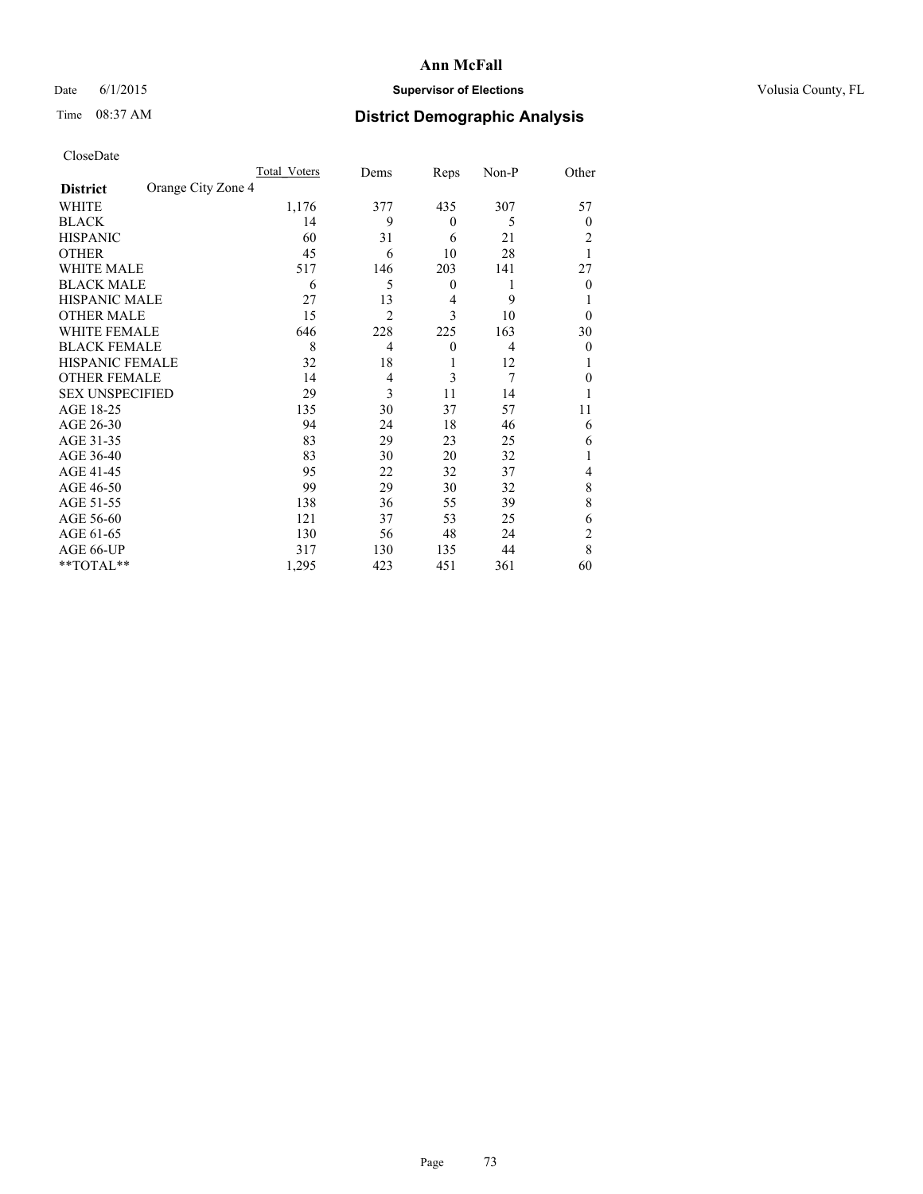# Ann McFall

Date 6/1/2015 **Supervisor of Elections** Volusia County, FL

Time 08:37 AM **District Demographic Analysis**

CloseDate

| **District** Orange City Zone 4 | Total Voters | Dems | Reps | Non-P | Other |
|---|---|---|---|---|---|
| WHITE | 1,176 | 377 | 435 | 307 | 57 |
| BLACK | 14 | 9 | 0 | 5 | 0 |
| HISPANIC | 60 | 31 | 6 | 21 | 2 |
| OTHER | 45 | 6 | 10 | 28 | 1 |
| WHITE MALE | 517 | 146 | 203 | 141 | 27 |
| BLACK MALE | 6 | 5 | 0 | 1 | 0 |
| HISPANIC MALE | 27 | 13 | 4 | 9 | 1 |
| OTHER MALE | 15 | 2 | 3 | 10 | 0 |
| WHITE FEMALE | 646 | 228 | 225 | 163 | 30 |
| BLACK FEMALE | 8 | 4 | 0 | 4 | 0 |
| HISPANIC FEMALE | 32 | 18 | 1 | 12 | 1 |
| OTHER FEMALE | 14 | 4 | 3 | 7 | 0 |
| SEX UNSPECIFIED | 29 | 3 | 11 | 14 | 1 |
| AGE 18-25 | 135 | 30 | 37 | 57 | 11 |
| AGE 26-30 | 94 | 24 | 18 | 46 | 6 |
| AGE 31-35 | 83 | 29 | 23 | 25 | 6 |
| AGE 36-40 | 83 | 30 | 20 | 32 | 1 |
| AGE 41-45 | 95 | 22 | 32 | 37 | 4 |
| AGE 46-50 | 99 | 29 | 30 | 32 | 8 |
| AGE 51-55 | 138 | 36 | 55 | 39 | 8 |
| AGE 56-60 | 121 | 37 | 53 | 25 | 6 |
| AGE 61-65 | 130 | 56 | 48 | 24 | 2 |
| AGE 66-UP | 317 | 130 | 135 | 44 | 8 |
| **TOTAL** | 1,295 | 423 | 451 | 361 | 60 |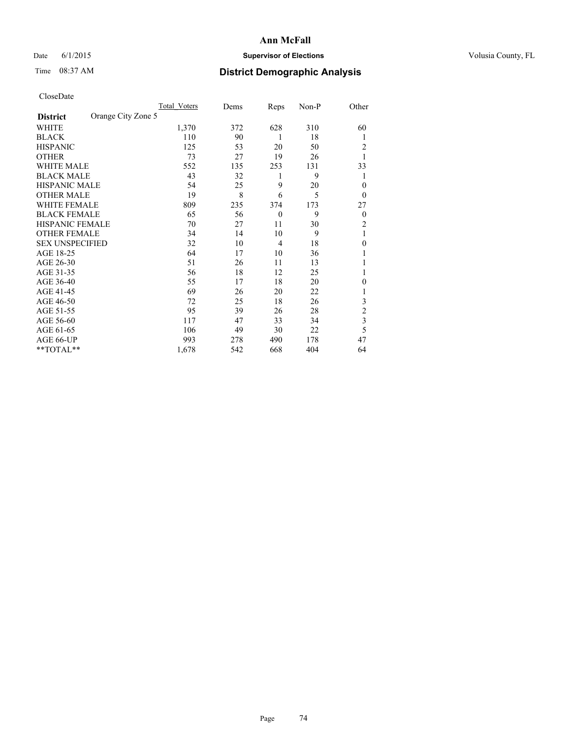# Ann McFall

Date 6/1/2015 **Supervisor of Elections** Volusia County, FL

Time 08:37 AM **District Demographic Analysis**

CloseDate

| District | Orange City Zone 5 | Total_Voters | Dems | Reps | Non-P | Other |
|---|---|---|---|---|---|---|
| WHITE | | 1,370 | 372 | 628 | 310 | 60 |
| BLACK | | 110 | 90 | 1 | 18 | 1 |
| HISPANIC | | 125 | 53 | 20 | 50 | 2 |
| OTHER | | 73 | 27 | 19 | 26 | 1 |
| WHITE MALE | | 552 | 135 | 253 | 131 | 33 |
| BLACK MALE | | 43 | 32 | 1 | 9 | 1 |
| HISPANIC MALE | | 54 | 25 | 9 | 20 | 0 |
| OTHER MALE | | 19 | 8 | 6 | 5 | 0 |
| WHITE FEMALE | | 809 | 235 | 374 | 173 | 27 |
| BLACK FEMALE | | 65 | 56 | 0 | 9 | 0 |
| HISPANIC FEMALE | | 70 | 27 | 11 | 30 | 2 |
| OTHER FEMALE | | 34 | 14 | 10 | 9 | 1 |
| SEX UNSPECIFIED | | 32 | 10 | 4 | 18 | 0 |
| AGE 18-25 | | 64 | 17 | 10 | 36 | 1 |
| AGE 26-30 | | 51 | 26 | 11 | 13 | 1 |
| AGE 31-35 | | 56 | 18 | 12 | 25 | 1 |
| AGE 36-40 | | 55 | 17 | 18 | 20 | 0 |
| AGE 41-45 | | 69 | 26 | 20 | 22 | 1 |
| AGE 46-50 | | 72 | 25 | 18 | 26 | 3 |
| AGE 51-55 | | 95 | 39 | 26 | 28 | 2 |
| AGE 56-60 | | 117 | 47 | 33 | 34 | 3 |
| AGE 61-65 | | 106 | 49 | 30 | 22 | 5 |
| AGE 66-UP | | 993 | 278 | 490 | 178 | 47 |
| **TOTAL** | | 1,678 | 542 | 668 | 404 | 64 |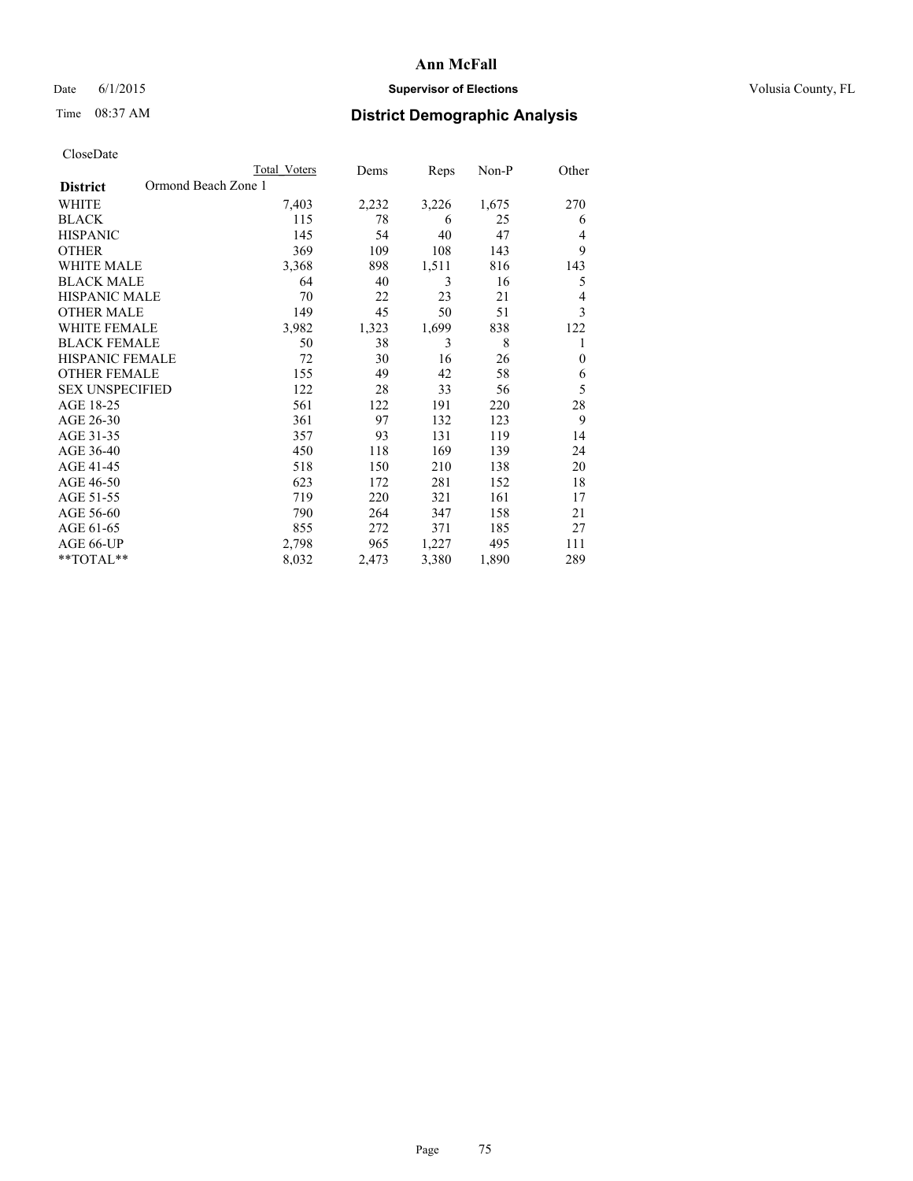# Ann McFall

Date 6/1/2015 **Supervisor of Elections** Volusia County, FL

Time 08:37 AM **District Demographic Analysis**

CloseDate

| **District** Ormond Beach Zone 1 | Total Voters | Dems | Reps | Non-P | Other |
|---|---|---|---|---|---|
| WHITE | 7,403 | 2,232 | 3,226 | 1,675 | 270 |
| BLACK | 115 | 78 | 6 | 25 | 6 |
| HISPANIC | 145 | 54 | 40 | 47 | 4 |
| OTHER | 369 | 109 | 108 | 143 | 9 |
| WHITE MALE | 3,368 | 898 | 1,511 | 816 | 143 |
| BLACK MALE | 64 | 40 | 3 | 16 | 5 |
| HISPANIC MALE | 70 | 22 | 23 | 21 | 4 |
| OTHER MALE | 149 | 45 | 50 | 51 | 3 |
| WHITE FEMALE | 3,982 | 1,323 | 1,699 | 838 | 122 |
| BLACK FEMALE | 50 | 38 | 3 | 8 | 1 |
| HISPANIC FEMALE | 72 | 30 | 16 | 26 | 0 |
| OTHER FEMALE | 155 | 49 | 42 | 58 | 6 |
| SEX UNSPECIFIED | 122 | 28 | 33 | 56 | 5 |
| AGE 18-25 | 561 | 122 | 191 | 220 | 28 |
| AGE 26-30 | 361 | 97 | 132 | 123 | 9 |
| AGE 31-35 | 357 | 93 | 131 | 119 | 14 |
| AGE 36-40 | 450 | 118 | 169 | 139 | 24 |
| AGE 41-45 | 518 | 150 | 210 | 138 | 20 |
| AGE 46-50 | 623 | 172 | 281 | 152 | 18 |
| AGE 51-55 | 719 | 220 | 321 | 161 | 17 |
| AGE 56-60 | 790 | 264 | 347 | 158 | 21 |
| AGE 61-65 | 855 | 272 | 371 | 185 | 27 |
| AGE 66-UP | 2,798 | 965 | 1,227 | 495 | 111 |
| **TOTAL** | 8,032 | 2,473 | 3,380 | 1,890 | 289 |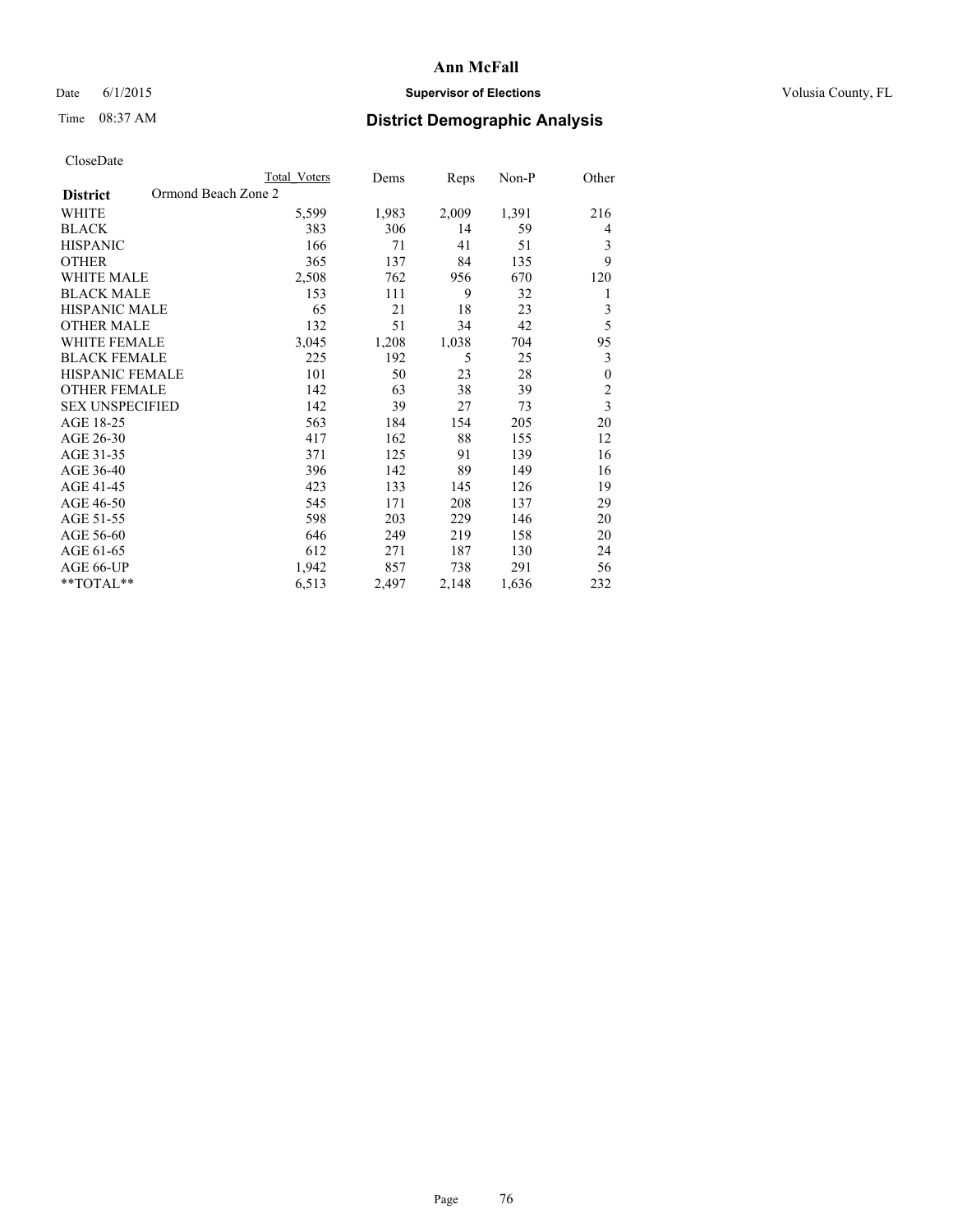Date 6/1/2015

Time 08:37 AM

# Ann McFall

## Supervisor of Elections

Volusia County, FL

## District Demographic Analysis

CloseDate

| District | Ormond Beach Zone 2 | Total Voters | Dems | Reps | Non-P | Other |
|---|---|---|---|---|---|---|
| WHITE | | 5,599 | 1,983 | 2,009 | 1,391 | 216 |
| BLACK | | 383 | 306 | 14 | 59 | 4 |
| HISPANIC | | 166 | 71 | 41 | 51 | 3 |
| OTHER | | 365 | 137 | 84 | 135 | 9 |
| WHITE MALE | | 2,508 | 762 | 956 | 670 | 120 |
| BLACK MALE | | 153 | 111 | 9 | 32 | 1 |
| HISPANIC MALE | | 65 | 21 | 18 | 23 | 3 |
| OTHER MALE | | 132 | 51 | 34 | 42 | 5 |
| WHITE FEMALE | | 3,045 | 1,208 | 1,038 | 704 | 95 |
| BLACK FEMALE | | 225 | 192 | 5 | 25 | 3 |
| HISPANIC FEMALE | | 101 | 50 | 23 | 28 | 0 |
| OTHER FEMALE | | 142 | 63 | 38 | 39 | 2 |
| SEX UNSPECIFIED | | 142 | 39 | 27 | 73 | 3 |
| AGE 18-25 | | 563 | 184 | 154 | 205 | 20 |
| AGE 26-30 | | 417 | 162 | 88 | 155 | 12 |
| AGE 31-35 | | 371 | 125 | 91 | 139 | 16 |
| AGE 36-40 | | 396 | 142 | 89 | 149 | 16 |
| AGE 41-45 | | 423 | 133 | 145 | 126 | 19 |
| AGE 46-50 | | 545 | 171 | 208 | 137 | 29 |
| AGE 51-55 | | 598 | 203 | 229 | 146 | 20 |
| AGE 56-60 | | 646 | 249 | 219 | 158 | 20 |
| AGE 61-65 | | 612 | 271 | 187 | 130 | 24 |
| AGE 66-UP | | 1,942 | 857 | 738 | 291 | 56 |
| **TOTAL** | | 6,513 | 2,497 | 2,148 | 1,636 | 232 |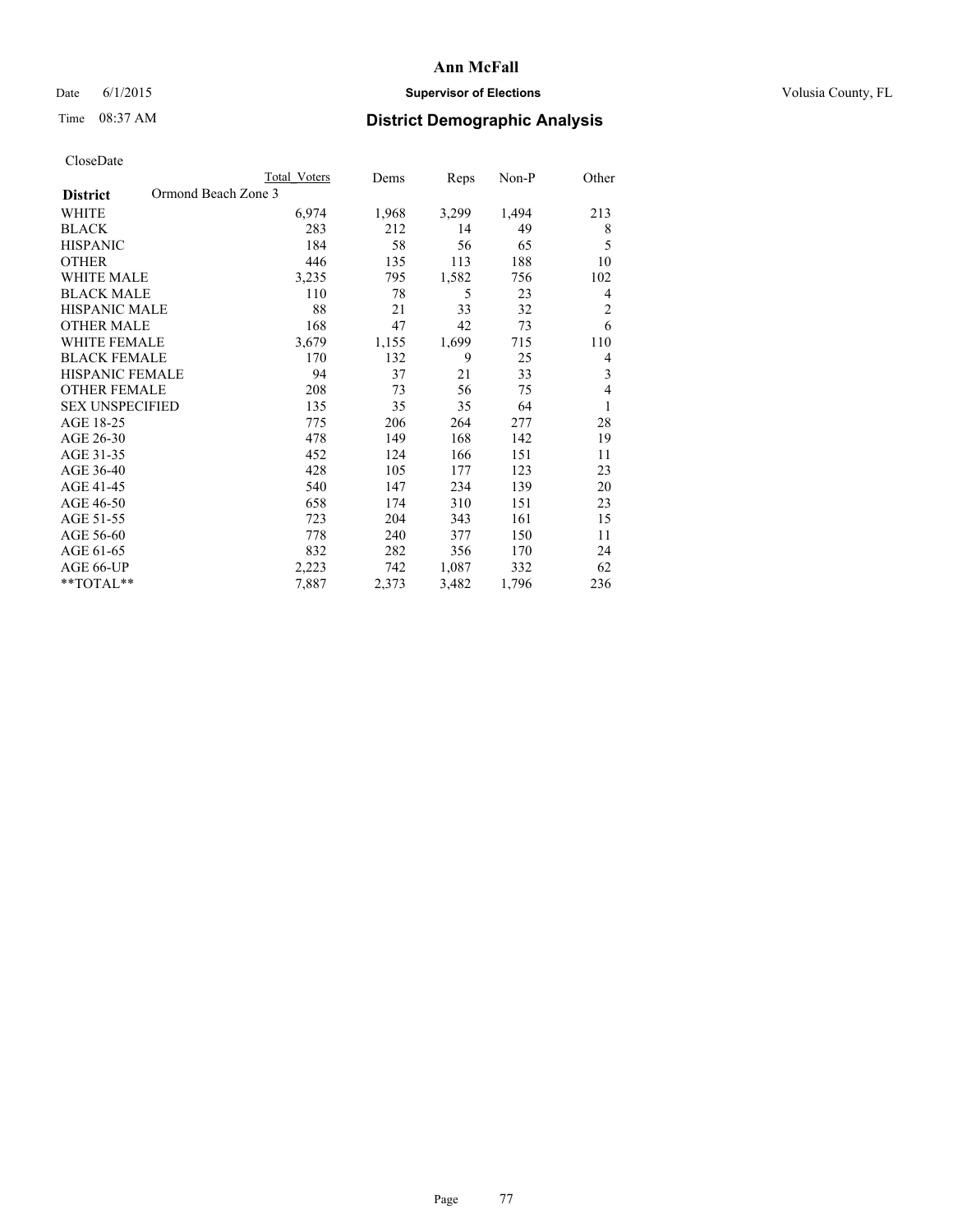# Ann McFall

Date 6/1/2015 **Supervisor of Elections** Volusia County, FL

Time 08:37 AM **District Demographic Analysis**

CloseDate

| **District** Ormond Beach Zone 3 | Total Voters | Dems | Reps | Non-P | Other |
|---|---|---|---|---|---|
| WHITE | 6,974 | 1,968 | 3,299 | 1,494 | 213 |
| BLACK | 283 | 212 | 14 | 49 | 8 |
| HISPANIC | 184 | 58 | 56 | 65 | 5 |
| OTHER | 446 | 135 | 113 | 188 | 10 |
| WHITE MALE | 3,235 | 795 | 1,582 | 756 | 102 |
| BLACK MALE | 110 | 78 | 5 | 23 | 4 |
| HISPANIC MALE | 88 | 21 | 33 | 32 | 2 |
| OTHER MALE | 168 | 47 | 42 | 73 | 6 |
| WHITE FEMALE | 3,679 | 1,155 | 1,699 | 715 | 110 |
| BLACK FEMALE | 170 | 132 | 9 | 25 | 4 |
| HISPANIC FEMALE | 94 | 37 | 21 | 33 | 3 |
| OTHER FEMALE | 208 | 73 | 56 | 75 | 4 |
| SEX UNSPECIFIED | 135 | 35 | 35 | 64 | 1 |
| AGE 18-25 | 775 | 206 | 264 | 277 | 28 |
| AGE 26-30 | 478 | 149 | 168 | 142 | 19 |
| AGE 31-35 | 452 | 124 | 166 | 151 | 11 |
| AGE 36-40 | 428 | 105 | 177 | 123 | 23 |
| AGE 41-45 | 540 | 147 | 234 | 139 | 20 |
| AGE 46-50 | 658 | 174 | 310 | 151 | 23 |
| AGE 51-55 | 723 | 204 | 343 | 161 | 15 |
| AGE 56-60 | 778 | 240 | 377 | 150 | 11 |
| AGE 61-65 | 832 | 282 | 356 | 170 | 24 |
| AGE 66-UP | 2,223 | 742 | 1,087 | 332 | 62 |
| **TOTAL** | 7,887 | 2,373 | 3,482 | 1,796 | 236 |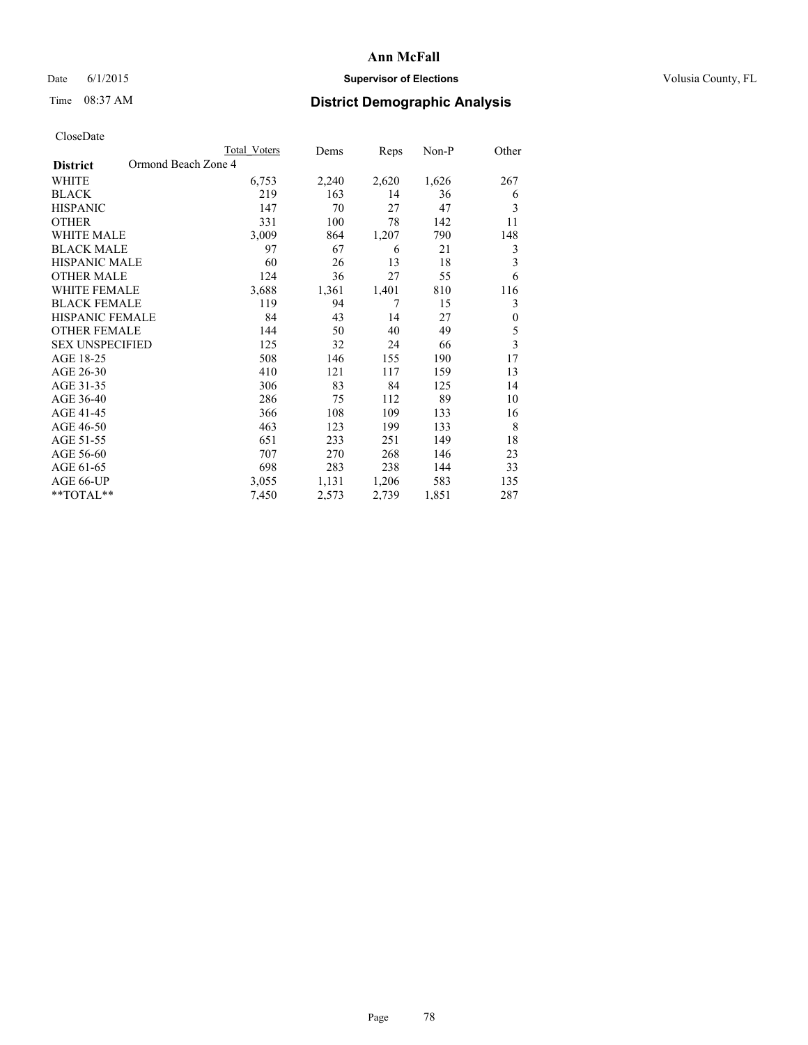# Ann McFall

Date 6/1/2015 **Supervisor of Elections** Volusia County, FL

Time 08:37 AM **District Demographic Analysis**

CloseDate

| **District** Ormond Beach Zone 4 | Total Voters | Dems | Reps | Non-P | Other |
|---|---|---|---|---|---|
| WHITE | 6,753 | 2,240 | 2,620 | 1,626 | 267 |
| BLACK | 219 | 163 | 14 | 36 | 6 |
| HISPANIC | 147 | 70 | 27 | 47 | 3 |
| OTHER | 331 | 100 | 78 | 142 | 11 |
| WHITE MALE | 3,009 | 864 | 1,207 | 790 | 148 |
| BLACK MALE | 97 | 67 | 6 | 21 | 3 |
| HISPANIC MALE | 60 | 26 | 13 | 18 | 3 |
| OTHER MALE | 124 | 36 | 27 | 55 | 6 |
| WHITE FEMALE | 3,688 | 1,361 | 1,401 | 810 | 116 |
| BLACK FEMALE | 119 | 94 | 7 | 15 | 3 |
| HISPANIC FEMALE | 84 | 43 | 14 | 27 | 0 |
| OTHER FEMALE | 144 | 50 | 40 | 49 | 5 |
| SEX UNSPECIFIED | 125 | 32 | 24 | 66 | 3 |
| AGE 18-25 | 508 | 146 | 155 | 190 | 17 |
| AGE 26-30 | 410 | 121 | 117 | 159 | 13 |
| AGE 31-35 | 306 | 83 | 84 | 125 | 14 |
| AGE 36-40 | 286 | 75 | 112 | 89 | 10 |
| AGE 41-45 | 366 | 108 | 109 | 133 | 16 |
| AGE 46-50 | 463 | 123 | 199 | 133 | 8 |
| AGE 51-55 | 651 | 233 | 251 | 149 | 18 |
| AGE 56-60 | 707 | 270 | 268 | 146 | 23 |
| AGE 61-65 | 698 | 283 | 238 | 144 | 33 |
| AGE 66-UP | 3,055 | 1,131 | 1,206 | 583 | 135 |
| **TOTAL** | 7,450 | 2,573 | 2,739 | 1,851 | 287 |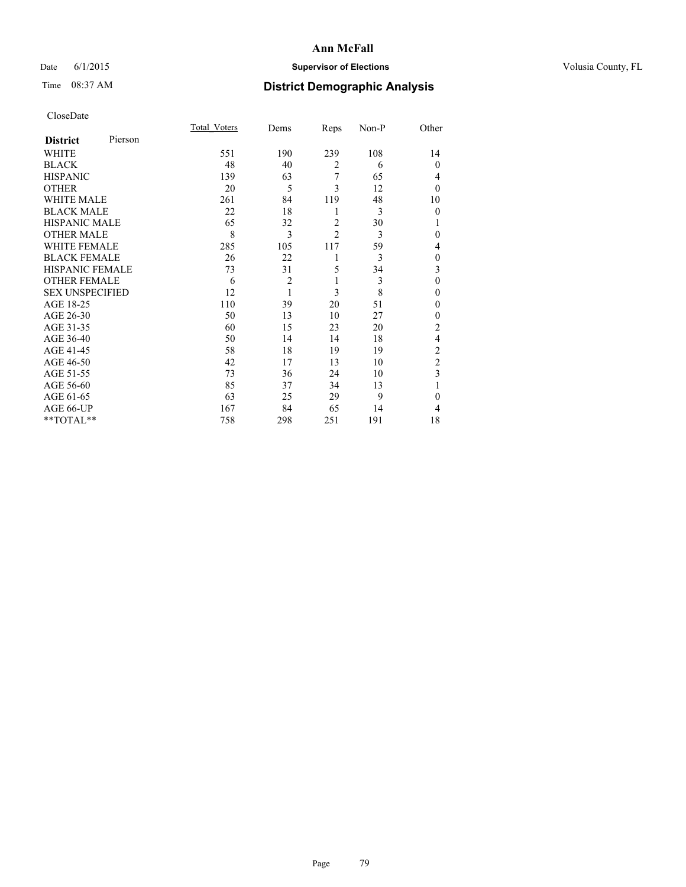# Ann McFall

Date 6/1/2015 **Supervisor of Elections** Volusia County, FL

Time 08:37 AM **District Demographic Analysis**

CloseDate

| **District** Pierson | Total_Voters | Dems | Reps | Non-P | Other |
|---|---|---|---|---|---|
| WHITE | 551 | 190 | 239 | 108 | 14 |
| BLACK | 48 | 40 | 2 | 6 | 0 |
| HISPANIC | 139 | 63 | 7 | 65 | 4 |
| OTHER | 20 | 5 | 3 | 12 | 0 |
| WHITE MALE | 261 | 84 | 119 | 48 | 10 |
| BLACK MALE | 22 | 18 | 1 | 3 | 0 |
| HISPANIC MALE | 65 | 32 | 2 | 30 | 1 |
| OTHER MALE | 8 | 3 | 2 | 3 | 0 |
| WHITE FEMALE | 285 | 105 | 117 | 59 | 4 |
| BLACK FEMALE | 26 | 22 | 1 | 3 | 0 |
| HISPANIC FEMALE | 73 | 31 | 5 | 34 | 3 |
| OTHER FEMALE | 6 | 2 | 1 | 3 | 0 |
| SEX UNSPECIFIED | 12 | 1 | 3 | 8 | 0 |
| AGE 18-25 | 110 | 39 | 20 | 51 | 0 |
| AGE 26-30 | 50 | 13 | 10 | 27 | 0 |
| AGE 31-35 | 60 | 15 | 23 | 20 | 2 |
| AGE 36-40 | 50 | 14 | 14 | 18 | 4 |
| AGE 41-45 | 58 | 18 | 19 | 19 | 2 |
| AGE 46-50 | 42 | 17 | 13 | 10 | 2 |
| AGE 51-55 | 73 | 36 | 24 | 10 | 3 |
| AGE 56-60 | 85 | 37 | 34 | 13 | 1 |
| AGE 61-65 | 63 | 25 | 29 | 9 | 0 |
| AGE 66-UP | 167 | 84 | 65 | 14 | 4 |
| **TOTAL** | 758 | 298 | 251 | 191 | 18 |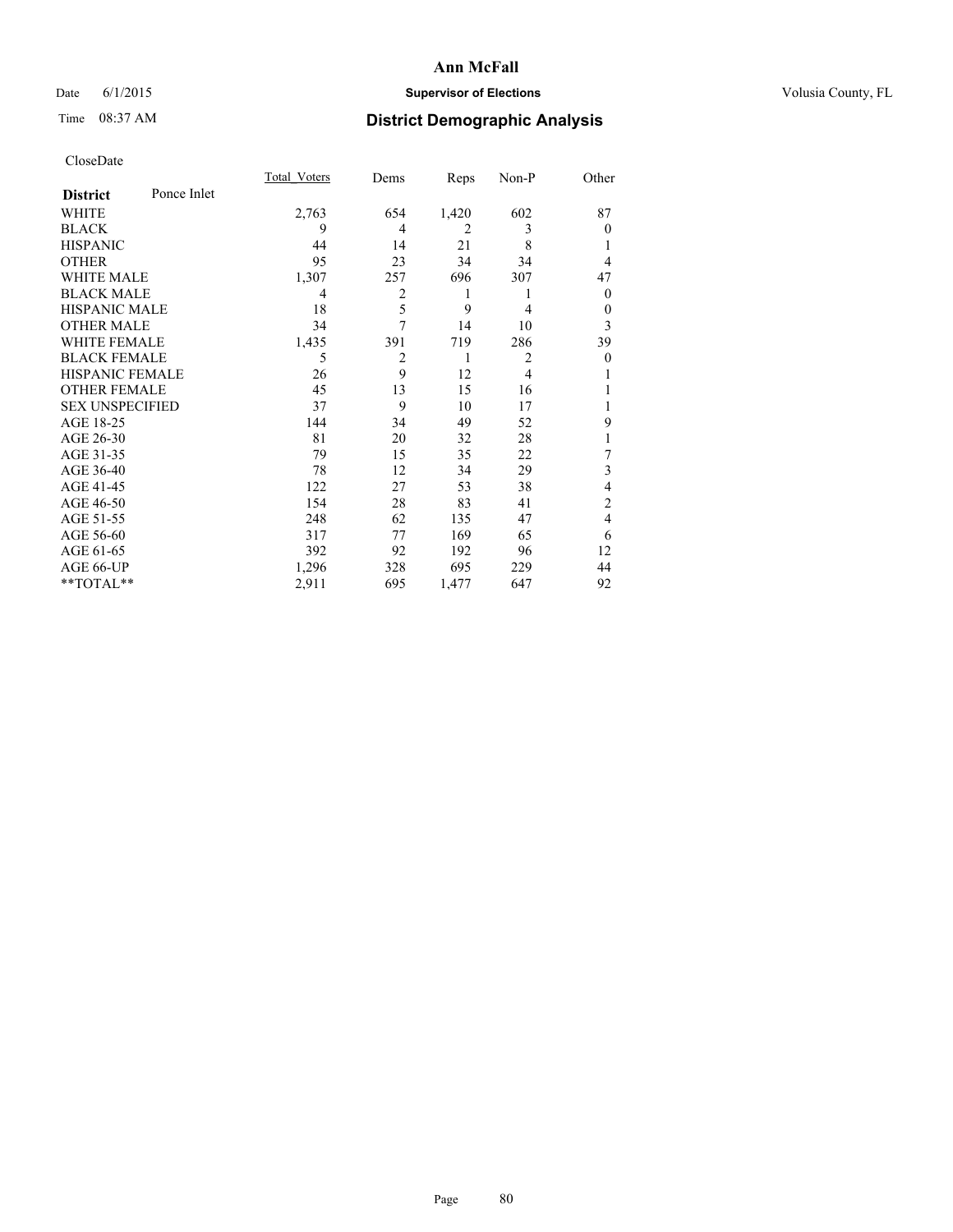# Ann McFall

Date 6/1/2015 **Supervisor of Elections** Volusia County, FL

Time 08:37 AM **District Demographic Analysis**

CloseDate

| **District** Ponce Inlet | Total_Voters | Dems | Reps | Non-P | Other |
|---|---|---|---|---|---|
| WHITE | 2,763 | 654 | 1,420 | 602 | 87 |
| BLACK | 9 | 4 | 2 | 3 | 0 |
| HISPANIC | 44 | 14 | 21 | 8 | 1 |
| OTHER | 95 | 23 | 34 | 34 | 4 |
| WHITE MALE | 1,307 | 257 | 696 | 307 | 47 |
| BLACK MALE | 4 | 2 | 1 | 1 | 0 |
| HISPANIC MALE | 18 | 5 | 9 | 4 | 0 |
| OTHER MALE | 34 | 7 | 14 | 10 | 3 |
| WHITE FEMALE | 1,435 | 391 | 719 | 286 | 39 |
| BLACK FEMALE | 5 | 2 | 1 | 2 | 0 |
| HISPANIC FEMALE | 26 | 9 | 12 | 4 | 1 |
| OTHER FEMALE | 45 | 13 | 15 | 16 | 1 |
| SEX UNSPECIFIED | 37 | 9 | 10 | 17 | 1 |
| AGE 18-25 | 144 | 34 | 49 | 52 | 9 |
| AGE 26-30 | 81 | 20 | 32 | 28 | 1 |
| AGE 31-35 | 79 | 15 | 35 | 22 | 7 |
| AGE 36-40 | 78 | 12 | 34 | 29 | 3 |
| AGE 41-45 | 122 | 27 | 53 | 38 | 4 |
| AGE 46-50 | 154 | 28 | 83 | 41 | 2 |
| AGE 51-55 | 248 | 62 | 135 | 47 | 4 |
| AGE 56-60 | 317 | 77 | 169 | 65 | 6 |
| AGE 61-65 | 392 | 92 | 192 | 96 | 12 |
| AGE 66-UP | 1,296 | 328 | 695 | 229 | 44 |
| **TOTAL** | 2,911 | 695 | 1,477 | 647 | 92 |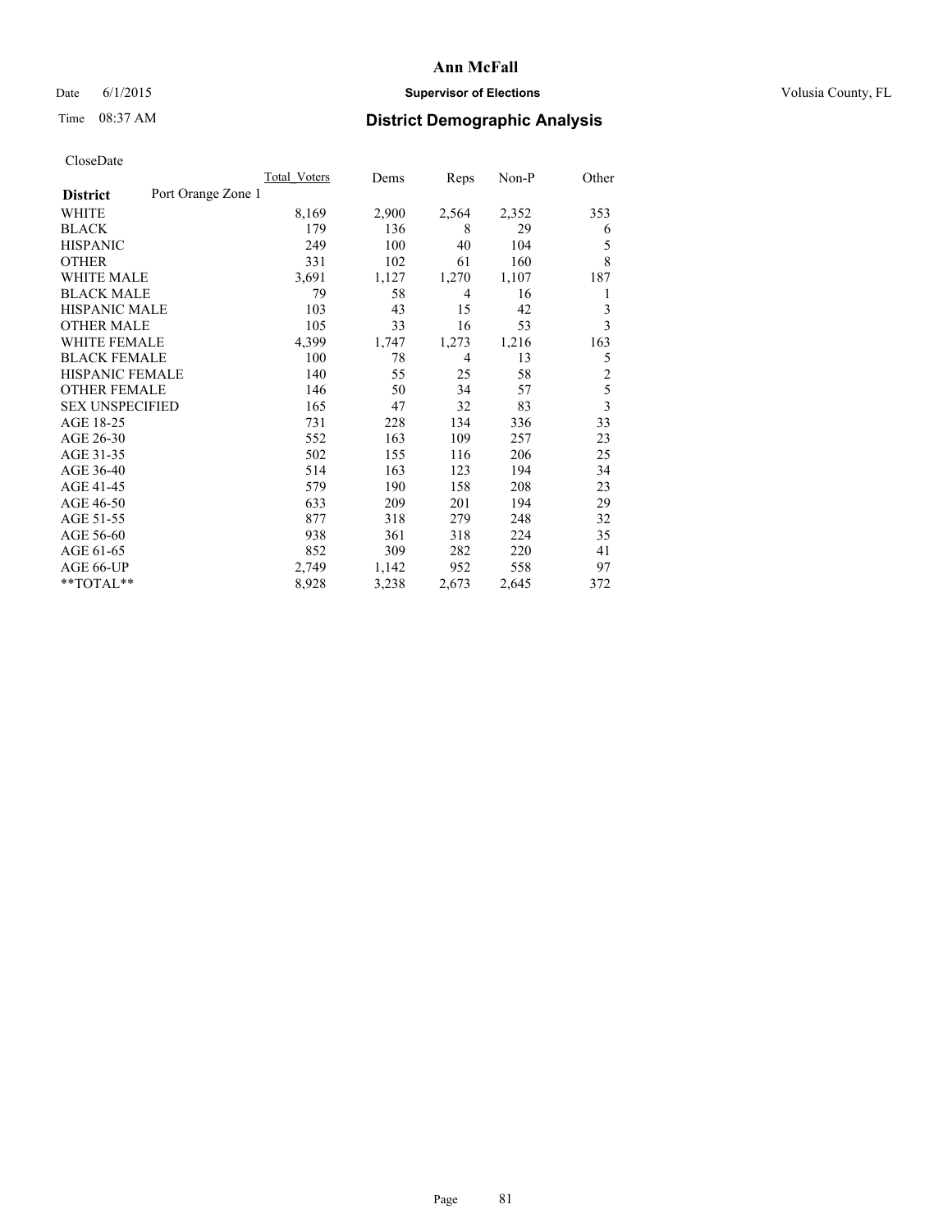# Ann McFall

Date 6/1/2015 **Supervisor of Elections** Volusia County, FL

Time 08:37 AM **District Demographic Analysis**

CloseDate

| | Total_Voters | Dems | Reps | Non-P | Other |
|---|---|---|---|---|---|
| **District** Port Orange Zone 1 | | | | | |
| WHITE | 8,169 | 2,900 | 2,564 | 2,352 | 353 |
| BLACK | 179 | 136 | 8 | 29 | 6 |
| HISPANIC | 249 | 100 | 40 | 104 | 5 |
| OTHER | 331 | 102 | 61 | 160 | 8 |
| WHITE MALE | 3,691 | 1,127 | 1,270 | 1,107 | 187 |
| BLACK MALE | 79 | 58 | 4 | 16 | 1 |
| HISPANIC MALE | 103 | 43 | 15 | 42 | 3 |
| OTHER MALE | 105 | 33 | 16 | 53 | 3 |
| WHITE FEMALE | 4,399 | 1,747 | 1,273 | 1,216 | 163 |
| BLACK FEMALE | 100 | 78 | 4 | 13 | 5 |
| HISPANIC FEMALE | 140 | 55 | 25 | 58 | 2 |
| OTHER FEMALE | 146 | 50 | 34 | 57 | 5 |
| SEX UNSPECIFIED | 165 | 47 | 32 | 83 | 3 |
| AGE 18-25 | 731 | 228 | 134 | 336 | 33 |
| AGE 26-30 | 552 | 163 | 109 | 257 | 23 |
| AGE 31-35 | 502 | 155 | 116 | 206 | 25 |
| AGE 36-40 | 514 | 163 | 123 | 194 | 34 |
| AGE 41-45 | 579 | 190 | 158 | 208 | 23 |
| AGE 46-50 | 633 | 209 | 201 | 194 | 29 |
| AGE 51-55 | 877 | 318 | 279 | 248 | 32 |
| AGE 56-60 | 938 | 361 | 318 | 224 | 35 |
| AGE 61-65 | 852 | 309 | 282 | 220 | 41 |
| AGE 66-UP | 2,749 | 1,142 | 952 | 558 | 97 |
| **TOTAL** | 8,928 | 3,238 | 2,673 | 2,645 | 372 |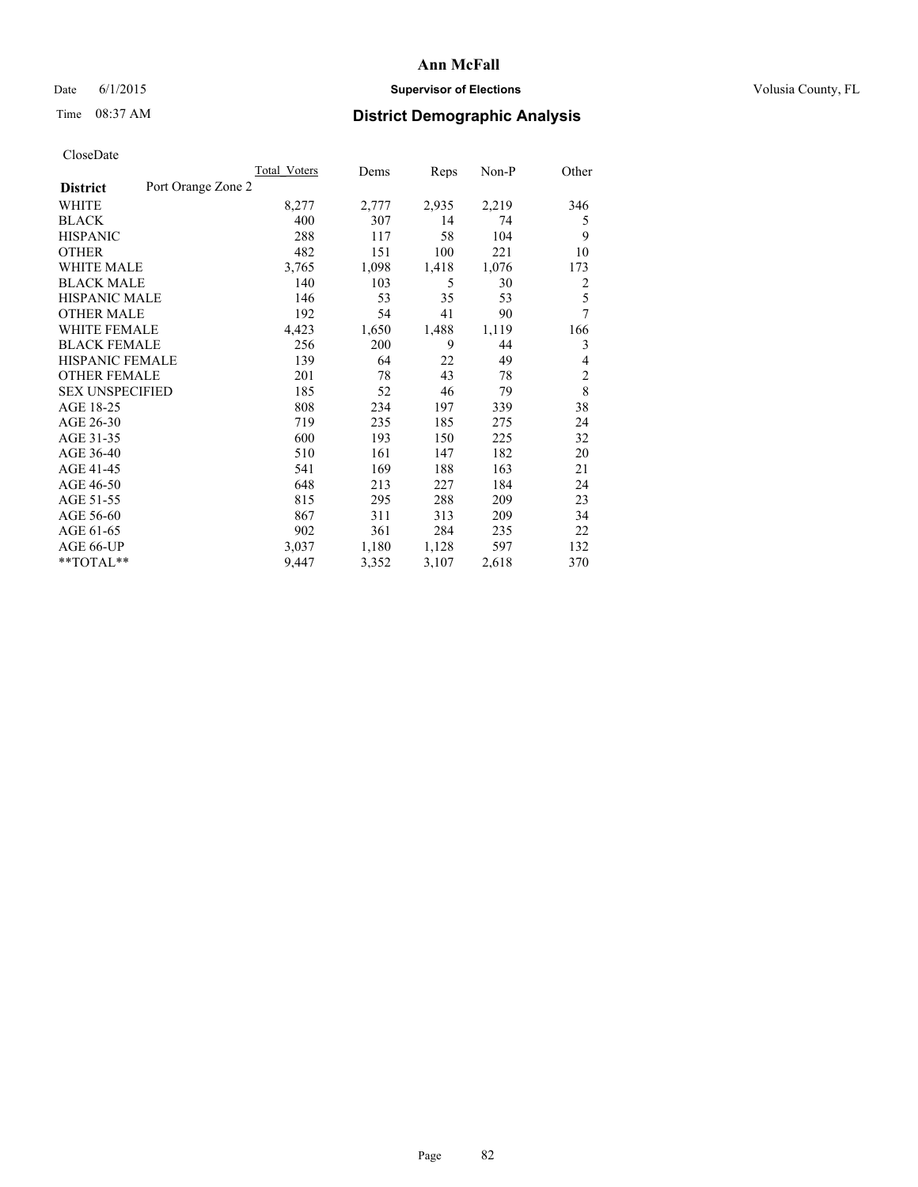# Ann McFall

Date 6/1/2015 **Supervisor of Elections** Volusia County, FL

Time 08:37 AM **District Demographic Analysis**

CloseDate

| District | Port Orange Zone 2 | Total_Voters | Dems | Reps | Non-P | Other |
|---|---|---|---|---|---|---|
| WHITE | | 8,277 | 2,777 | 2,935 | 2,219 | 346 |
| BLACK | | 400 | 307 | 14 | 74 | 5 |
| HISPANIC | | 288 | 117 | 58 | 104 | 9 |
| OTHER | | 482 | 151 | 100 | 221 | 10 |
| WHITE MALE | | 3,765 | 1,098 | 1,418 | 1,076 | 173 |
| BLACK MALE | | 140 | 103 | 5 | 30 | 2 |
| HISPANIC MALE | | 146 | 53 | 35 | 53 | 5 |
| OTHER MALE | | 192 | 54 | 41 | 90 | 7 |
| WHITE FEMALE | | 4,423 | 1,650 | 1,488 | 1,119 | 166 |
| BLACK FEMALE | | 256 | 200 | 9 | 44 | 3 |
| HISPANIC FEMALE | | 139 | 64 | 22 | 49 | 4 |
| OTHER FEMALE | | 201 | 78 | 43 | 78 | 2 |
| SEX UNSPECIFIED | | 185 | 52 | 46 | 79 | 8 |
| AGE 18-25 | | 808 | 234 | 197 | 339 | 38 |
| AGE 26-30 | | 719 | 235 | 185 | 275 | 24 |
| AGE 31-35 | | 600 | 193 | 150 | 225 | 32 |
| AGE 36-40 | | 510 | 161 | 147 | 182 | 20 |
| AGE 41-45 | | 541 | 169 | 188 | 163 | 21 |
| AGE 46-50 | | 648 | 213 | 227 | 184 | 24 |
| AGE 51-55 | | 815 | 295 | 288 | 209 | 23 |
| AGE 56-60 | | 867 | 311 | 313 | 209 | 34 |
| AGE 61-65 | | 902 | 361 | 284 | 235 | 22 |
| AGE 66-UP | | 3,037 | 1,180 | 1,128 | 597 | 132 |
| **TOTAL** | | 9,447 | 3,352 | 3,107 | 2,618 | 370 |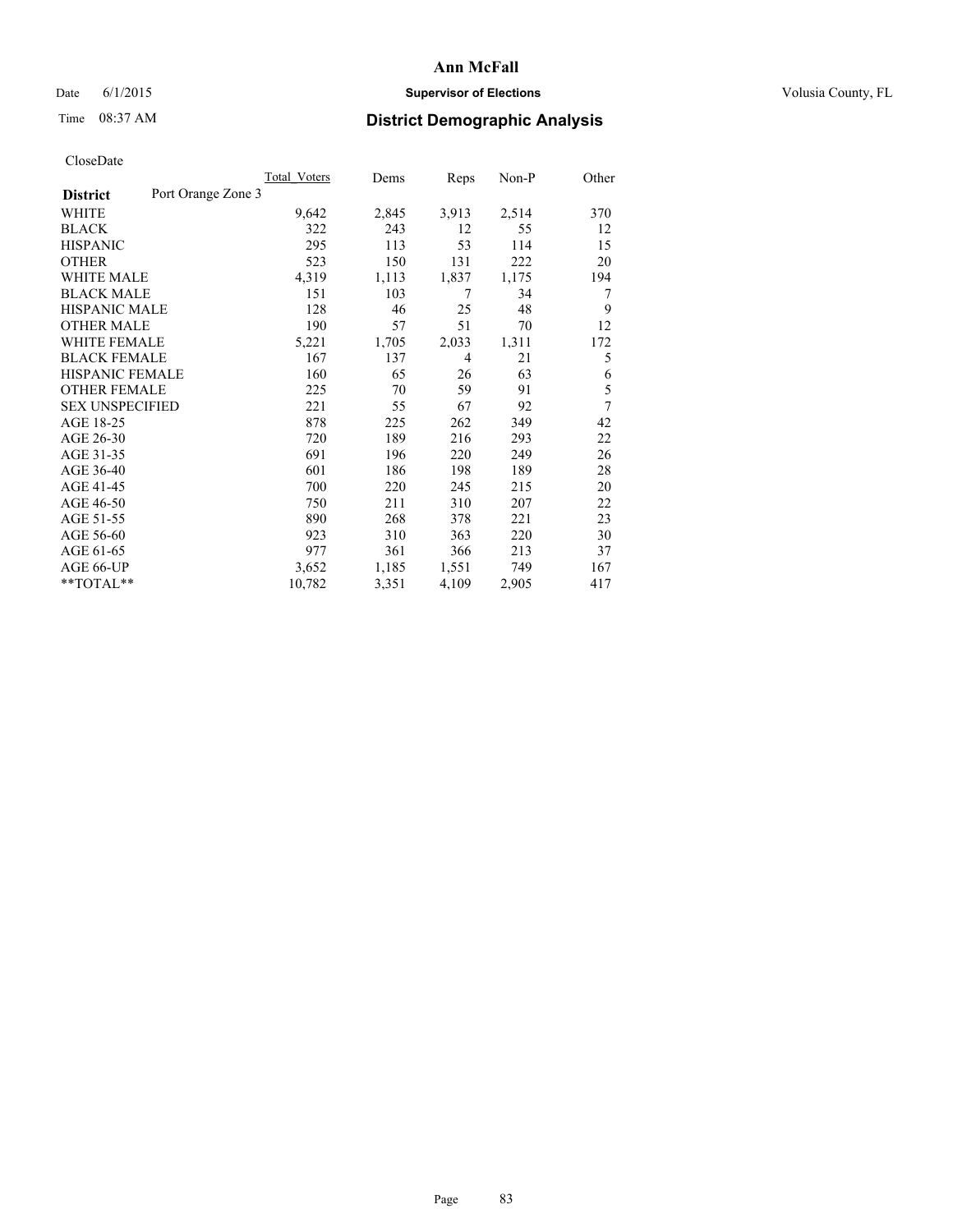# Ann McFall

Date 6/1/2015 **Supervisor of Elections** Volusia County, FL

Time 08:37 AM **District Demographic Analysis**

CloseDate

| **District** Port Orange Zone 3 | Total_Voters | Dems | Reps | Non-P | Other |
|---|---|---|---|---|---|
| WHITE | 9,642 | 2,845 | 3,913 | 2,514 | 370 |
| BLACK | 322 | 243 | 12 | 55 | 12 |
| HISPANIC | 295 | 113 | 53 | 114 | 15 |
| OTHER | 523 | 150 | 131 | 222 | 20 |
| WHITE MALE | 4,319 | 1,113 | 1,837 | 1,175 | 194 |
| BLACK MALE | 151 | 103 | 7 | 34 | 7 |
| HISPANIC MALE | 128 | 46 | 25 | 48 | 9 |
| OTHER MALE | 190 | 57 | 51 | 70 | 12 |
| WHITE FEMALE | 5,221 | 1,705 | 2,033 | 1,311 | 172 |
| BLACK FEMALE | 167 | 137 | 4 | 21 | 5 |
| HISPANIC FEMALE | 160 | 65 | 26 | 63 | 6 |
| OTHER FEMALE | 225 | 70 | 59 | 91 | 5 |
| SEX UNSPECIFIED | 221 | 55 | 67 | 92 | 7 |
| AGE 18-25 | 878 | 225 | 262 | 349 | 42 |
| AGE 26-30 | 720 | 189 | 216 | 293 | 22 |
| AGE 31-35 | 691 | 196 | 220 | 249 | 26 |
| AGE 36-40 | 601 | 186 | 198 | 189 | 28 |
| AGE 41-45 | 700 | 220 | 245 | 215 | 20 |
| AGE 46-50 | 750 | 211 | 310 | 207 | 22 |
| AGE 51-55 | 890 | 268 | 378 | 221 | 23 |
| AGE 56-60 | 923 | 310 | 363 | 220 | 30 |
| AGE 61-65 | 977 | 361 | 366 | 213 | 37 |
| AGE 66-UP | 3,652 | 1,185 | 1,551 | 749 | 167 |
| **TOTAL** | 10,782 | 3,351 | 4,109 | 2,905 | 417 |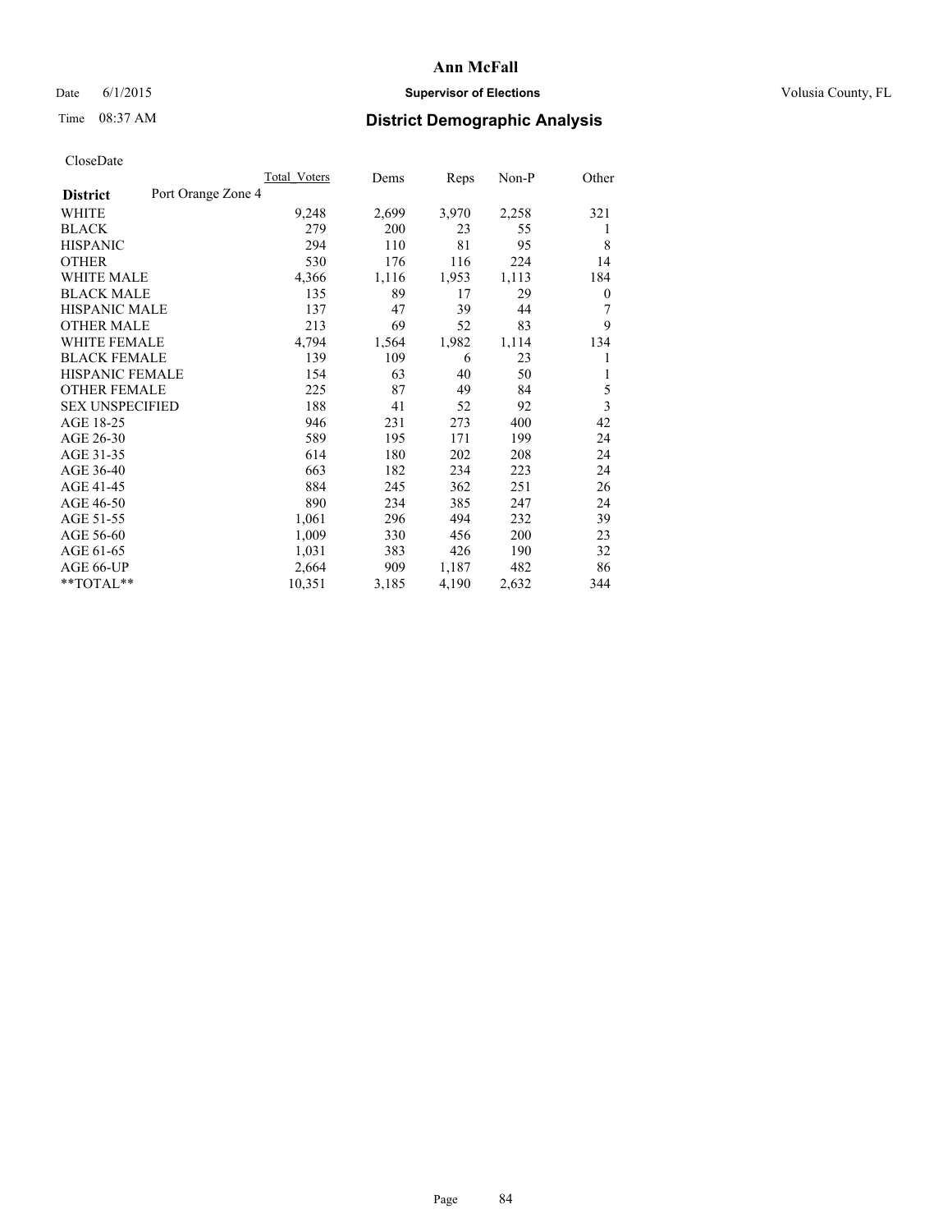# Ann McFall

Date 6/1/2015 **Supervisor of Elections** Volusia County, FL

Time 08:37 AM **District Demographic Analysis**

CloseDate

| | Total_Voters | Dems | Reps | Non-P | Other |
|---|---|---|---|---|---|
| **District** Port Orange Zone 4 | | | | | |
| WHITE | 9,248 | 2,699 | 3,970 | 2,258 | 321 |
| BLACK | 279 | 200 | 23 | 55 | 1 |
| HISPANIC | 294 | 110 | 81 | 95 | 8 |
| OTHER | 530 | 176 | 116 | 224 | 14 |
| WHITE MALE | 4,366 | 1,116 | 1,953 | 1,113 | 184 |
| BLACK MALE | 135 | 89 | 17 | 29 | 0 |
| HISPANIC MALE | 137 | 47 | 39 | 44 | 7 |
| OTHER MALE | 213 | 69 | 52 | 83 | 9 |
| WHITE FEMALE | 4,794 | 1,564 | 1,982 | 1,114 | 134 |
| BLACK FEMALE | 139 | 109 | 6 | 23 | 1 |
| HISPANIC FEMALE | 154 | 63 | 40 | 50 | 1 |
| OTHER FEMALE | 225 | 87 | 49 | 84 | 5 |
| SEX UNSPECIFIED | 188 | 41 | 52 | 92 | 3 |
| AGE 18-25 | 946 | 231 | 273 | 400 | 42 |
| AGE 26-30 | 589 | 195 | 171 | 199 | 24 |
| AGE 31-35 | 614 | 180 | 202 | 208 | 24 |
| AGE 36-40 | 663 | 182 | 234 | 223 | 24 |
| AGE 41-45 | 884 | 245 | 362 | 251 | 26 |
| AGE 46-50 | 890 | 234 | 385 | 247 | 24 |
| AGE 51-55 | 1,061 | 296 | 494 | 232 | 39 |
| AGE 56-60 | 1,009 | 330 | 456 | 200 | 23 |
| AGE 61-65 | 1,031 | 383 | 426 | 190 | 32 |
| AGE 66-UP | 2,664 | 909 | 1,187 | 482 | 86 |
| **TOTAL** | 10,351 | 3,185 | 4,190 | 2,632 | 344 |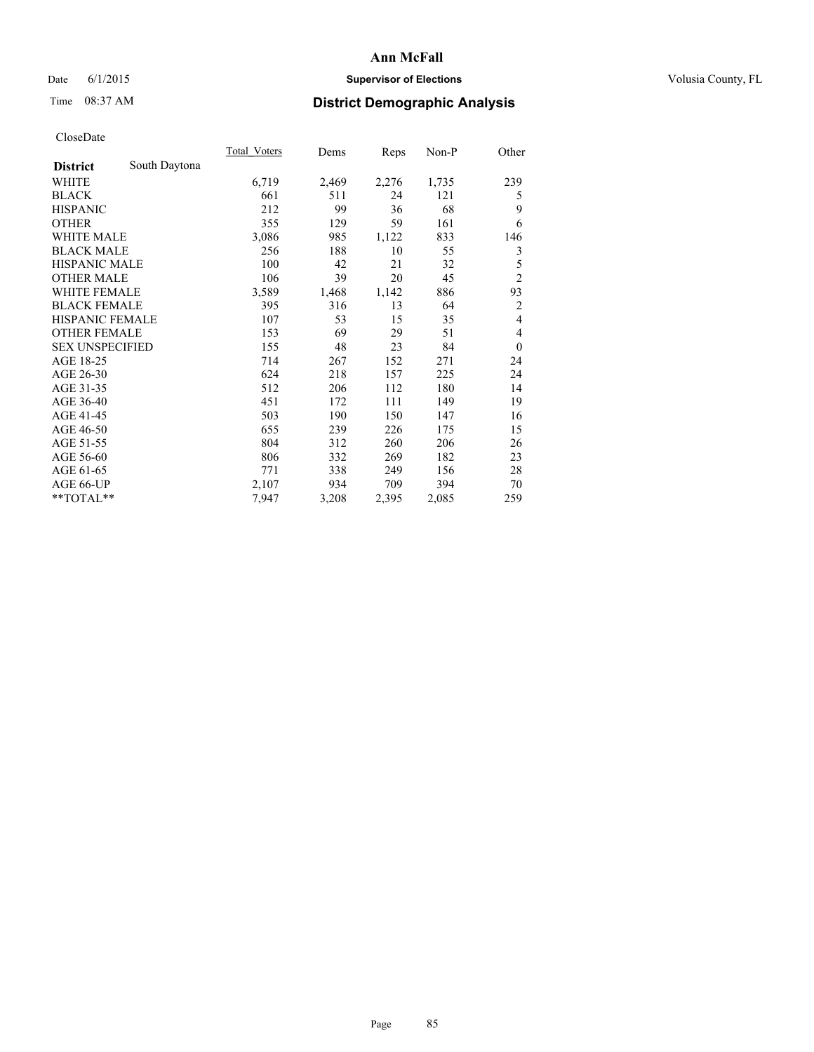# Ann McFall

Date 6/1/2015 **Supervisor of Elections** Volusia County, FL

Time 08:37 AM **District Demographic Analysis**

CloseDate

| | Total_Voters | Dems | Reps | Non-P | Other |
|---|---|---|---|---|---|
| **District** South Daytona | | | | | |
| WHITE | 6,719 | 2,469 | 2,276 | 1,735 | 239 |
| BLACK | 661 | 511 | 24 | 121 | 5 |
| HISPANIC | 212 | 99 | 36 | 68 | 9 |
| OTHER | 355 | 129 | 59 | 161 | 6 |
| WHITE MALE | 3,086 | 985 | 1,122 | 833 | 146 |
| BLACK MALE | 256 | 188 | 10 | 55 | 3 |
| HISPANIC MALE | 100 | 42 | 21 | 32 | 5 |
| OTHER MALE | 106 | 39 | 20 | 45 | 2 |
| WHITE FEMALE | 3,589 | 1,468 | 1,142 | 886 | 93 |
| BLACK FEMALE | 395 | 316 | 13 | 64 | 2 |
| HISPANIC FEMALE | 107 | 53 | 15 | 35 | 4 |
| OTHER FEMALE | 153 | 69 | 29 | 51 | 4 |
| SEX UNSPECIFIED | 155 | 48 | 23 | 84 | 0 |
| AGE 18-25 | 714 | 267 | 152 | 271 | 24 |
| AGE 26-30 | 624 | 218 | 157 | 225 | 24 |
| AGE 31-35 | 512 | 206 | 112 | 180 | 14 |
| AGE 36-40 | 451 | 172 | 111 | 149 | 19 |
| AGE 41-45 | 503 | 190 | 150 | 147 | 16 |
| AGE 46-50 | 655 | 239 | 226 | 175 | 15 |
| AGE 51-55 | 804 | 312 | 260 | 206 | 26 |
| AGE 56-60 | 806 | 332 | 269 | 182 | 23 |
| AGE 61-65 | 771 | 338 | 249 | 156 | 28 |
| AGE 66-UP | 2,107 | 934 | 709 | 394 | 70 |
| **TOTAL** | 7,947 | 3,208 | 2,395 | 2,085 | 259 |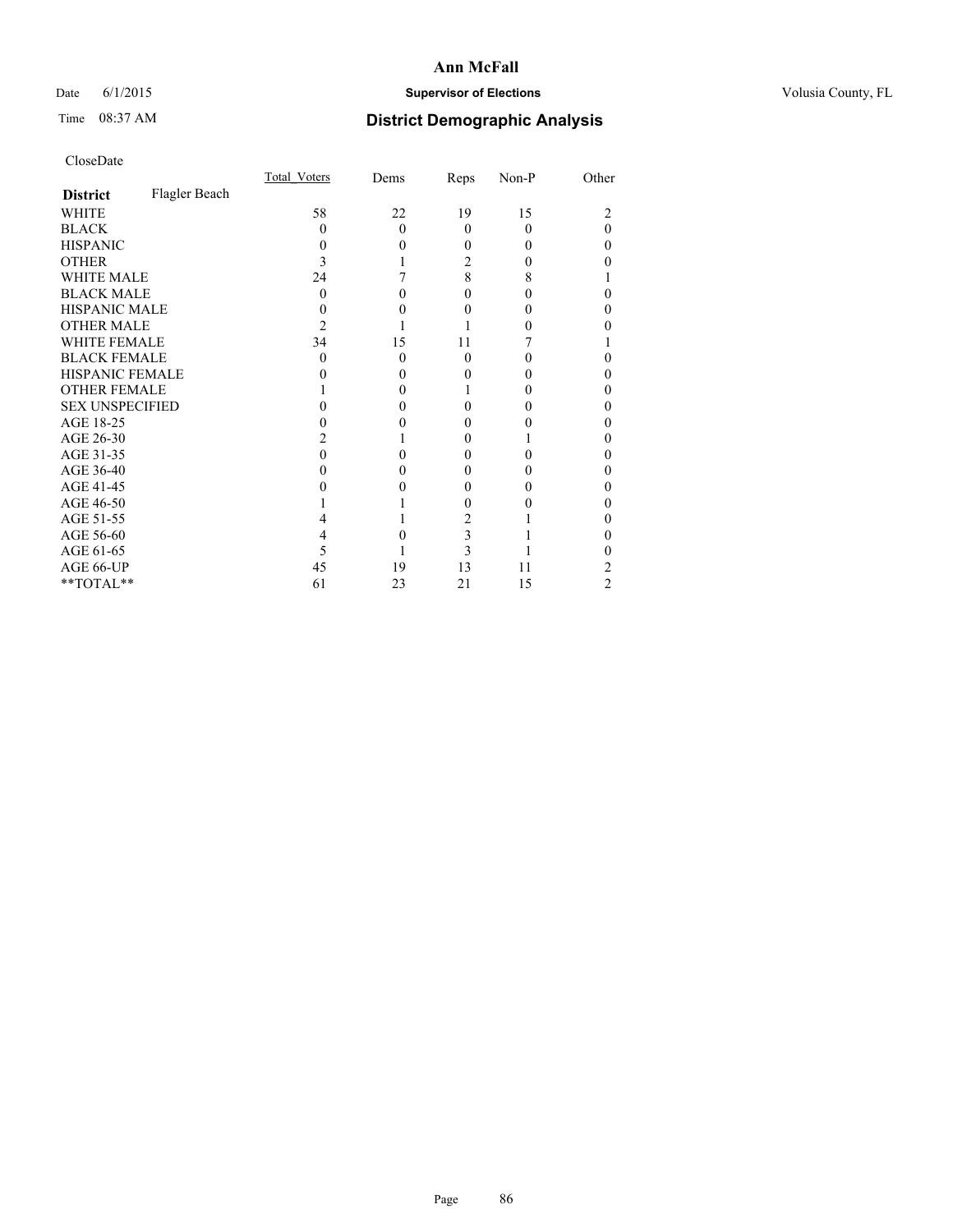# Ann McFall

Date 6/1/2015 **Supervisor of Elections** Volusia County, FL

Time 08:37 AM **District Demographic Analysis**

CloseDate

| | Total_Voters | Dems | Reps | Non-P | Other |
|---|---|---|---|---|---|
| **District** Flagler Beach | | | | | |
| WHITE | 58 | 22 | 19 | 15 | 2 |
| BLACK | 0 | 0 | 0 | 0 | 0 |
| HISPANIC | 0 | 0 | 0 | 0 | 0 |
| OTHER | 3 | 1 | 2 | 0 | 0 |
| WHITE MALE | 24 | 7 | 8 | 8 | 1 |
| BLACK MALE | 0 | 0 | 0 | 0 | 0 |
| HISPANIC MALE | 0 | 0 | 0 | 0 | 0 |
| OTHER MALE | 2 | 1 | 1 | 0 | 0 |
| WHITE FEMALE | 34 | 15 | 11 | 7 | 1 |
| BLACK FEMALE | 0 | 0 | 0 | 0 | 0 |
| HISPANIC FEMALE | 0 | 0 | 0 | 0 | 0 |
| OTHER FEMALE | 1 | 0 | 1 | 0 | 0 |
| SEX UNSPECIFIED | 0 | 0 | 0 | 0 | 0 |
| AGE 18-25 | 0 | 0 | 0 | 0 | 0 |
| AGE 26-30 | 2 | 1 | 0 | 1 | 0 |
| AGE 31-35 | 0 | 0 | 0 | 0 | 0 |
| AGE 36-40 | 0 | 0 | 0 | 0 | 0 |
| AGE 41-45 | 0 | 0 | 0 | 0 | 0 |
| AGE 46-50 | 1 | 1 | 0 | 0 | 0 |
| AGE 51-55 | 4 | 1 | 2 | 1 | 0 |
| AGE 56-60 | 4 | 0 | 3 | 1 | 0 |
| AGE 61-65 | 5 | 1 | 3 | 1 | 0 |
| AGE 66-UP | 45 | 19 | 13 | 11 | 2 |
| **TOTAL** | 61 | 23 | 21 | 15 | 2 |